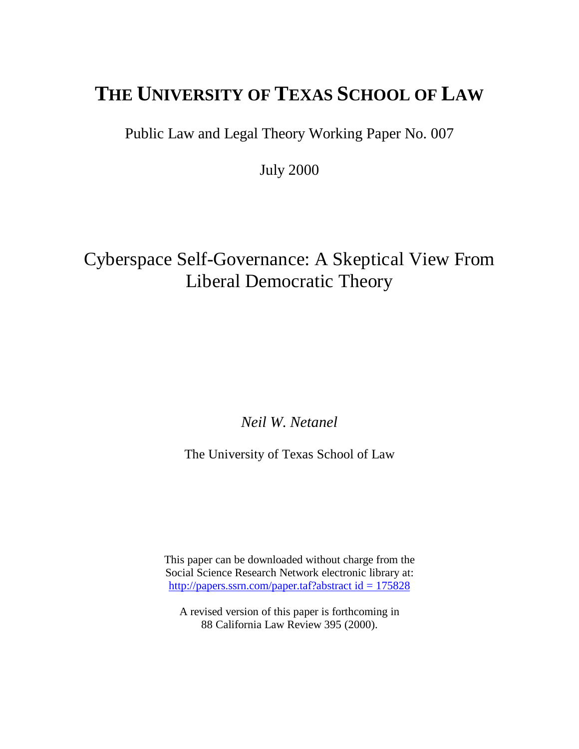# THE UNIVERSITY OF TEXAS SCHOOL OF LAW

Public Law and Legal Theory Working Paper No. 007

July 2000

## Cyberspace Self-Governance: A Skeptical View From Liberal Democratic Theory

*Neil W. Netanel*

The University of Texas School of Law

This paper can be downloaded without charge from the Social Science Research Network electronic library at:
http://papers.ssrn.com/paper.taf?abstract id = 175828

A revised version of this paper is forthcoming in 88 California Law Review 395 (2000).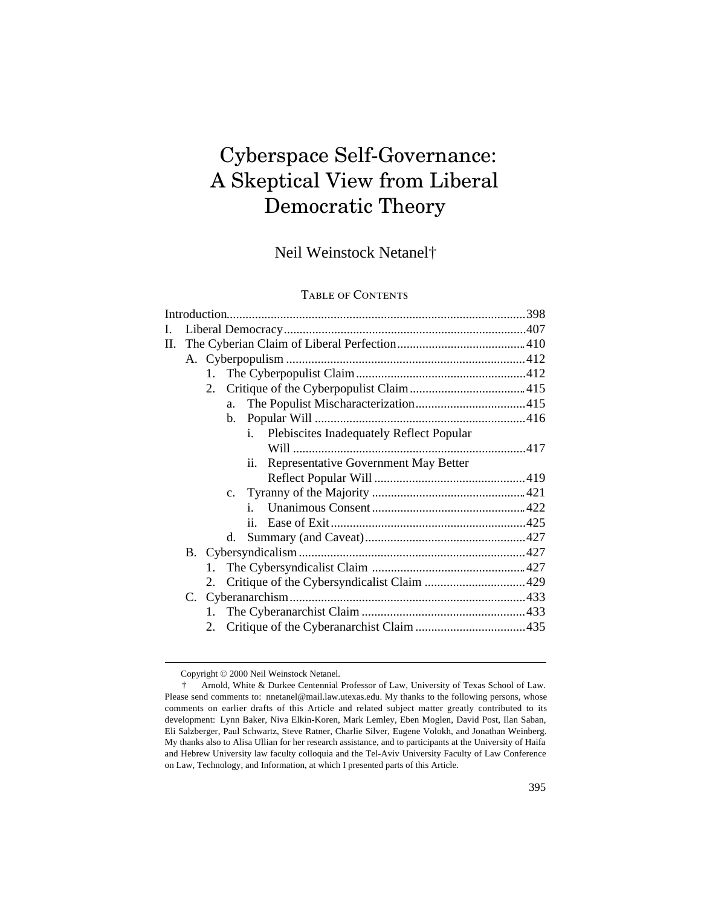# Cyberspace Self-Governance: A Skeptical View from Liberal Democratic Theory

Neil Weinstock Netanel†

## Table of Contents

- Introduction ... 398
- I. Liberal Democracy ... 407
- II. The Cyberian Claim of Liberal Perfection ... 410
  - A. Cyberpopulism ... 412
    - 1. The Cyberpopulist Claim ... 412
    - 2. Critique of the Cyberpopulist Claim ... 415
      - a. The Populist Mischaracterization ... 415
      - b. Popular Will ... 416
        - i. Plebiscites Inadequately Reflect Popular Will ... 417
        - ii. Representative Government May Better Reflect Popular Will ... 419
      - c. Tyranny of the Majority ... 421
        - i. Unanimous Consent ... 422
        - ii. Ease of Exit ... 425
      - d. Summary (and Caveat) ... 427
  - B. Cybersyndicalism ... 427
    - 1. The Cybersyndicalist Claim ... 427
    - 2. Critique of the Cybersyndicalist Claim ... 429
  - C. Cyberanarchism ... 433
    - 1. The Cyberanarchist Claim ... 433
    - 2. Critique of the Cyberanarchist Claim ... 435

---

Copyright © 2000 Neil Weinstock Netanel.

† Arnold, White & Durkee Centennial Professor of Law, University of Texas School of Law. Please send comments to: nnetanel@mail.law.utexas.edu. My thanks to the following persons, whose comments on earlier drafts of this Article and related subject matter greatly contributed to its development: Lynn Baker, Niva Elkin-Koren, Mark Lemley, Eben Moglen, David Post, Ilan Saban, Eli Salzberger, Paul Schwartz, Steve Ratner, Charlie Silver, Eugene Volokh, and Jonathan Weinberg. My thanks also to Alisa Ullian for her research assistance, and to participants at the University of Haifa and Hebrew University law faculty colloquia and the Tel-Aviv University Faculty of Law Conference on Law, Technology, and Information, at which I presented parts of this Article.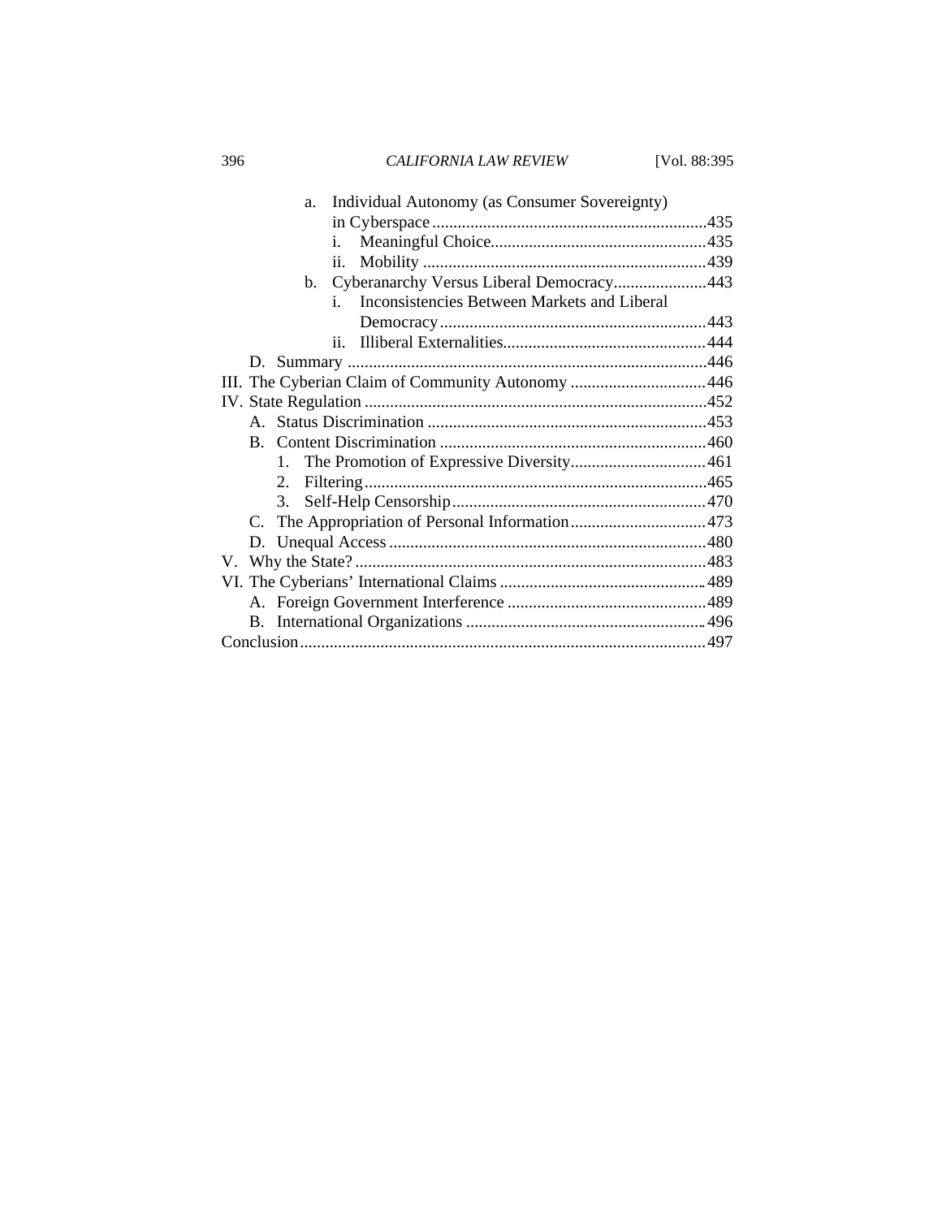a. Individual Autonomy (as Consumer Sovereignty) in Cyberspace ................................................................435
   - i. Meaningful Choice..................................................435
   - ii. Mobility ..................................................................439

b. Cyberanarchy Versus Liberal Democracy......................443
   - i. Inconsistencies Between Markets and Liberal Democracy...............................................................443
   - ii. Illiberal Externalities................................................444

D. Summary ....................................................................................446

III. The Cyberian Claim of Community Autonomy ................................446

IV. State Regulation ................................................................................452

- A. Status Discrimination .................................................................453
- B. Content Discrimination ...............................................................460
  1. The Promotion of Expressive Diversity................................461
  2. Filtering.................................................................................465
  3. Self-Help Censorship............................................................470
- C. The Appropriation of Personal Information................................473
- D. Unequal Access ...........................................................................480

V. Why the State? ...................................................................................483

VI. The Cyberians' International Claims .................................................489

- A. Foreign Government Interference ...............................................489
- B. International Organizations .........................................................496

Conclusion...............................................................................................497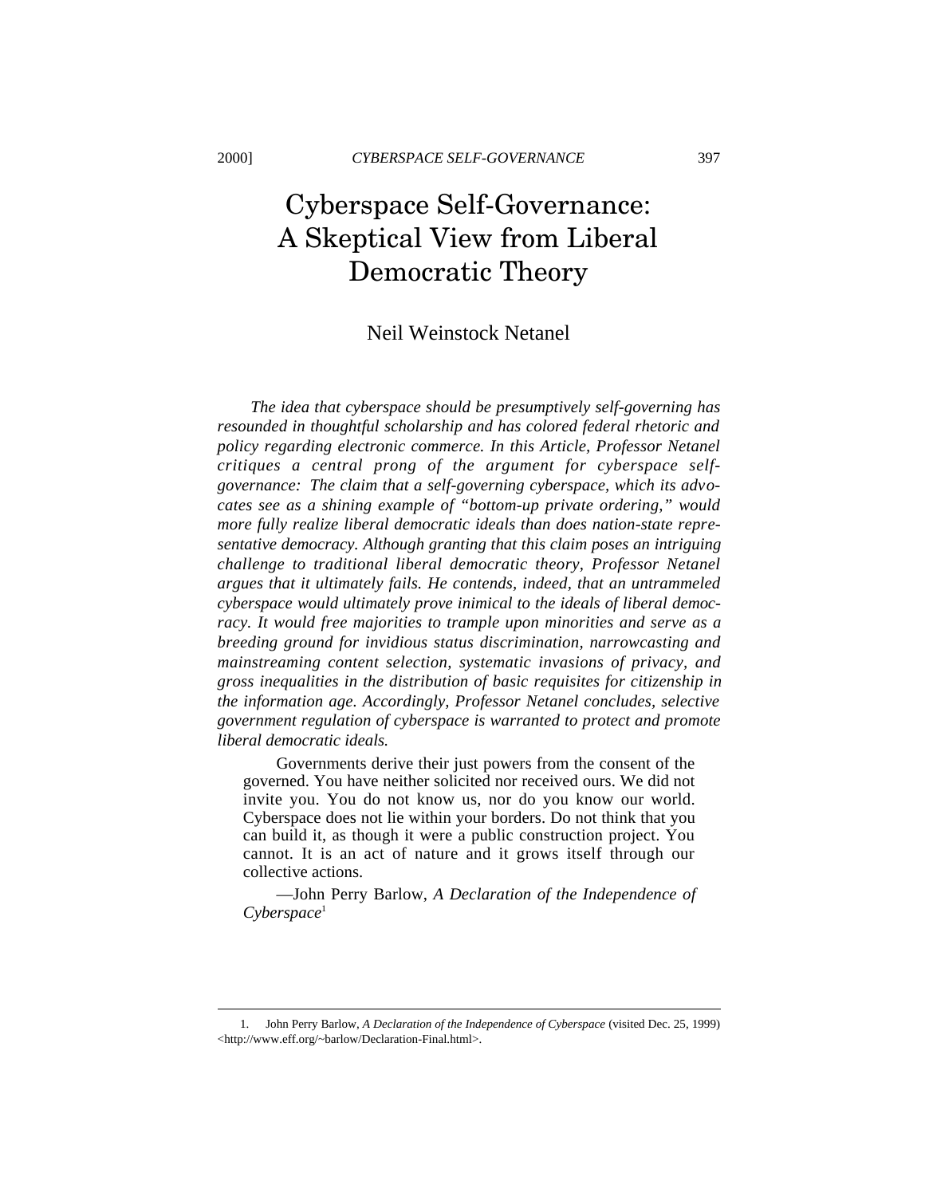# Cyberspace Self-Governance: A Skeptical View from Liberal Democratic Theory

Neil Weinstock Netanel

*The idea that cyberspace should be presumptively self-governing has resounded in thoughtful scholarship and has colored federal rhetoric and policy regarding electronic commerce. In this Article, Professor Netanel critiques a central prong of the argument for cyberspace self-governance: The claim that a self-governing cyberspace, which its advocates see as a shining example of "bottom-up private ordering," would more fully realize liberal democratic ideals than does nation-state representative democracy. Although granting that this claim poses an intriguing challenge to traditional liberal democratic theory, Professor Netanel argues that it ultimately fails. He contends, indeed, that an untrammeled cyberspace would ultimately prove inimical to the ideals of liberal democracy. It would free majorities to trample upon minorities and serve as a breeding ground for invidious status discrimination, narrowcasting and mainstreaming content selection, systematic invasions of privacy, and gross inequalities in the distribution of basic requisites for citizenship in the information age. Accordingly, Professor Netanel concludes, selective government regulation of cyberspace is warranted to protect and promote liberal democratic ideals.*

> Governments derive their just powers from the consent of the governed. You have neither solicited nor received ours. We did not invite you. You do not know us, nor do you know our world. Cyberspace does not lie within your borders. Do not think that you can build it, as though it were a public construction project. You cannot. It is an act of nature and it grows itself through our collective actions.
>
> —John Perry Barlow, *A Declaration of the Independence of Cyberspace*[1]

1. John Perry Barlow, *A Declaration of the Independence of Cyberspace* (visited Dec. 25, 1999) <http://www.eff.org/~barlow/Declaration-Final.html>.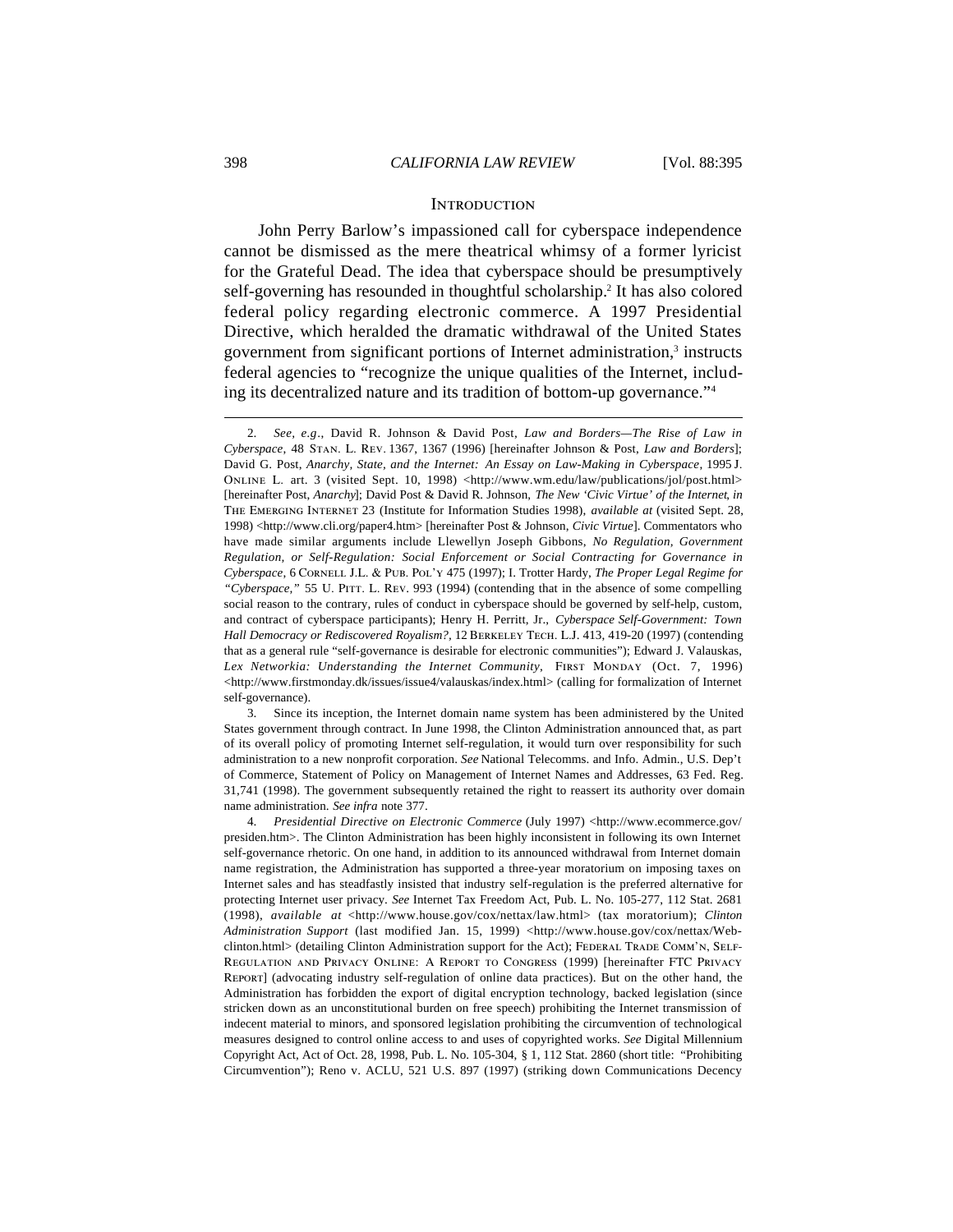## INTRODUCTION

John Perry Barlow's impassioned call for cyberspace independence cannot be dismissed as the mere theatrical whimsy of a former lyricist for the Grateful Dead. The idea that cyberspace should be presumptively self-governing has resounded in thoughtful scholarship.[2] It has also colored federal policy regarding electronic commerce. A 1997 Presidential Directive, which heralded the dramatic withdrawal of the United States government from significant portions of Internet administration,[3] instructs federal agencies to "recognize the unique qualities of the Internet, including its decentralized nature and its tradition of bottom-up governance."[4]

---

2. *See, e.g*., David R. Johnson & David Post, *Law and Borders—The Rise of Law in Cyberspace*, 48 STAN. L. REV. 1367, 1367 (1996) [hereinafter Johnson & Post, *Law and Borders*]; David G. Post, *Anarchy, State, and the Internet: An Essay on Law-Making in Cyberspace*, 1995 J. ONLINE L. art. 3 (visited Sept. 10, 1998) <http://www.wm.edu/law/publications/jol/post.html> [hereinafter Post, *Anarchy*]; David Post & David R. Johnson, *The New 'Civic Virtue' of the Internet*, *in* THE EMERGING INTERNET 23 (Institute for Information Studies 1998), *available at* (visited Sept. 28, 1998) <http://www.cli.org/paper4.htm> [hereinafter Post & Johnson, *Civic Virtue*]. Commentators who have made similar arguments include Llewellyn Joseph Gibbons, *No Regulation, Government Regulation, or Self-Regulation: Social Enforcement or Social Contracting for Governance in Cyberspace*, 6 CORNELL J.L. & PUB. POL'Y 475 (1997); I. Trotter Hardy, *The Proper Legal Regime for "Cyberspace*,*"* 55 U. PITT. L. REV. 993 (1994) (contending that in the absence of some compelling social reason to the contrary, rules of conduct in cyberspace should be governed by self-help, custom, and contract of cyberspace participants); Henry H. Perritt, Jr., *Cyberspace Self-Government: Town Hall Democracy or Rediscovered Royalism?*, 12 BERKELEY TECH. L.J. 413, 419-20 (1997) (contending that as a general rule "self-governance is desirable for electronic communities"); Edward J. Valauskas, *Lex Networkia: Understanding the Internet Community*, FIRST MONDAY (Oct. 7, 1996) <http://www.firstmonday.dk/issues/issue4/valauskas/index.html> (calling for formalization of Internet self-governance).

3. Since its inception, the Internet domain name system has been administered by the United States government through contract. In June 1998, the Clinton Administration announced that, as part of its overall policy of promoting Internet self-regulation, it would turn over responsibility for such administration to a new nonprofit corporation. *See* National Telecomms. and Info. Admin., U.S. Dep't of Commerce, Statement of Policy on Management of Internet Names and Addresses, 63 Fed. Reg. 31,741 (1998). The government subsequently retained the right to reassert its authority over domain name administration. *See infra* note 377.

4. *Presidential Directive on Electronic Commerce* (July 1997) <http://www.ecommerce.gov/presiden.htm>. The Clinton Administration has been highly inconsistent in following its own Internet self-governance rhetoric. On one hand, in addition to its announced withdrawal from Internet domain name registration, the Administration has supported a three-year moratorium on imposing taxes on Internet sales and has steadfastly insisted that industry self-regulation is the preferred alternative for protecting Internet user privacy. *See* Internet Tax Freedom Act, Pub. L. No. 105-277, 112 Stat. 2681 (1998), *available at* <http://www.house.gov/cox/nettax/law.html> (tax moratorium); *Clinton Administration Support* (last modified Jan. 15, 1999) <http://www.house.gov/cox/nettax/Web-clinton.html> (detailing Clinton Administration support for the Act); FEDERAL TRADE COMM'N, SELF-REGULATION AND PRIVACY ONLINE: A REPORT TO CONGRESS (1999) [hereinafter FTC PRIVACY REPORT] (advocating industry self-regulation of online data practices). But on the other hand, the Administration has forbidden the export of digital encryption technology, backed legislation (since stricken down as an unconstitutional burden on free speech) prohibiting the Internet transmission of indecent material to minors, and sponsored legislation prohibiting the circumvention of technological measures designed to control online access to and uses of copyrighted works. *See* Digital Millennium Copyright Act, Act of Oct. 28, 1998, Pub. L. No. 105-304, § 1, 112 Stat. 2860 (short title: "Prohibiting Circumvention"); Reno v. ACLU, 521 U.S. 897 (1997) (striking down Communications Decency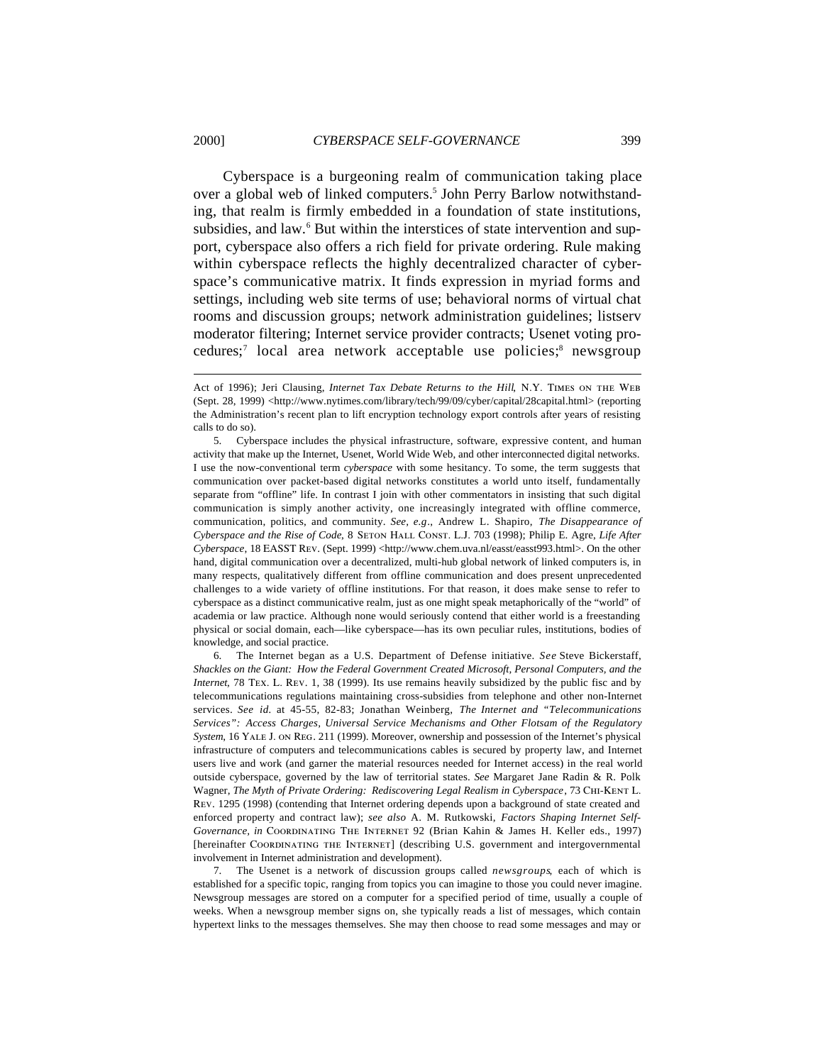Cyberspace is a burgeoning realm of communication taking place over a global web of linked computers.[5] John Perry Barlow notwithstanding, that realm is firmly embedded in a foundation of state institutions, subsidies, and law.[6] But within the interstices of state intervention and support, cyberspace also offers a rich field for private ordering. Rule making within cyberspace reflects the highly decentralized character of cyberspace's communicative matrix. It finds expression in myriad forms and settings, including web site terms of use; behavioral norms of virtual chat rooms and discussion groups; network administration guidelines; listserv moderator filtering; Internet service provider contracts; Usenet voting procedures;[7] local area network acceptable use policies;[8] newsgroup

---

Act of 1996); Jeri Clausing, *Internet Tax Debate Returns to the Hill*, N.Y. TIMES ON THE WEB (Sept. 28, 1999) <http://www.nytimes.com/library/tech/99/09/cyber/capital/28capital.html> (reporting the Administration's recent plan to lift encryption technology export controls after years of resisting calls to do so).

5. Cyberspace includes the physical infrastructure, software, expressive content, and human activity that make up the Internet, Usenet, World Wide Web, and other interconnected digital networks. I use the now-conventional term *cyberspace* with some hesitancy. To some, the term suggests that communication over packet-based digital networks constitutes a world unto itself, fundamentally separate from "offline" life. In contrast I join with other commentators in insisting that such digital communication is simply another activity, one increasingly integrated with offline commerce, communication, politics, and community. *See, e.g*., Andrew L. Shapiro, *The Disappearance of Cyberspace and the Rise of Code*, 8 SETON HALL CONST. L.J. 703 (1998); Philip E. Agre, *Life After Cyberspace*, 18 EASST REV. (Sept. 1999) <http://www.chem.uva.nl/easst/easst993.html>. On the other hand, digital communication over a decentralized, multi-hub global network of linked computers is, in many respects, qualitatively different from offline communication and does present unprecedented challenges to a wide variety of offline institutions. For that reason, it does make sense to refer to cyberspace as a distinct communicative realm, just as one might speak metaphorically of the "world" of academia or law practice. Although none would seriously contend that either world is a freestanding physical or social domain, each—like cyberspace—has its own peculiar rules, institutions, bodies of knowledge, and social practice.

6. The Internet began as a U.S. Department of Defense initiative. *See* Steve Bickerstaff, *Shackles on the Giant: How the Federal Government Created Microsoft, Personal Computers, and the Internet*, 78 TEX. L. REV. 1, 38 (1999). Its use remains heavily subsidized by the public fisc and by telecommunications regulations maintaining cross-subsidies from telephone and other non-Internet services. *See id.* at 45-55, 82-83; Jonathan Weinberg, *The Internet and "Telecommunications Services": Access Charges, Universal Service Mechanisms and Other Flotsam of the Regulatory System*, 16 YALE J. ON REG. 211 (1999). Moreover, ownership and possession of the Internet's physical infrastructure of computers and telecommunications cables is secured by property law, and Internet users live and work (and garner the material resources needed for Internet access) in the real world outside cyberspace, governed by the law of territorial states. *See* Margaret Jane Radin & R. Polk Wagner, *The Myth of Private Ordering: Rediscovering Legal Realism in Cyberspace*, 73 CHI-KENT L. REV. 1295 (1998) (contending that Internet ordering depends upon a background of state created and enforced property and contract law); *see also* A. M. Rutkowski, *Factors Shaping Internet Self-Governance*, *in* COORDINATING THE INTERNET 92 (Brian Kahin & James H. Keller eds., 1997) [hereinafter COORDINATING THE INTERNET] (describing U.S. government and intergovernmental involvement in Internet administration and development).

7. The Usenet is a network of discussion groups called *newsgroups*, each of which is established for a specific topic, ranging from topics you can imagine to those you could never imagine. Newsgroup messages are stored on a computer for a specified period of time, usually a couple of weeks. When a newsgroup member signs on, she typically reads a list of messages, which contain hypertext links to the messages themselves. She may then choose to read some messages and may or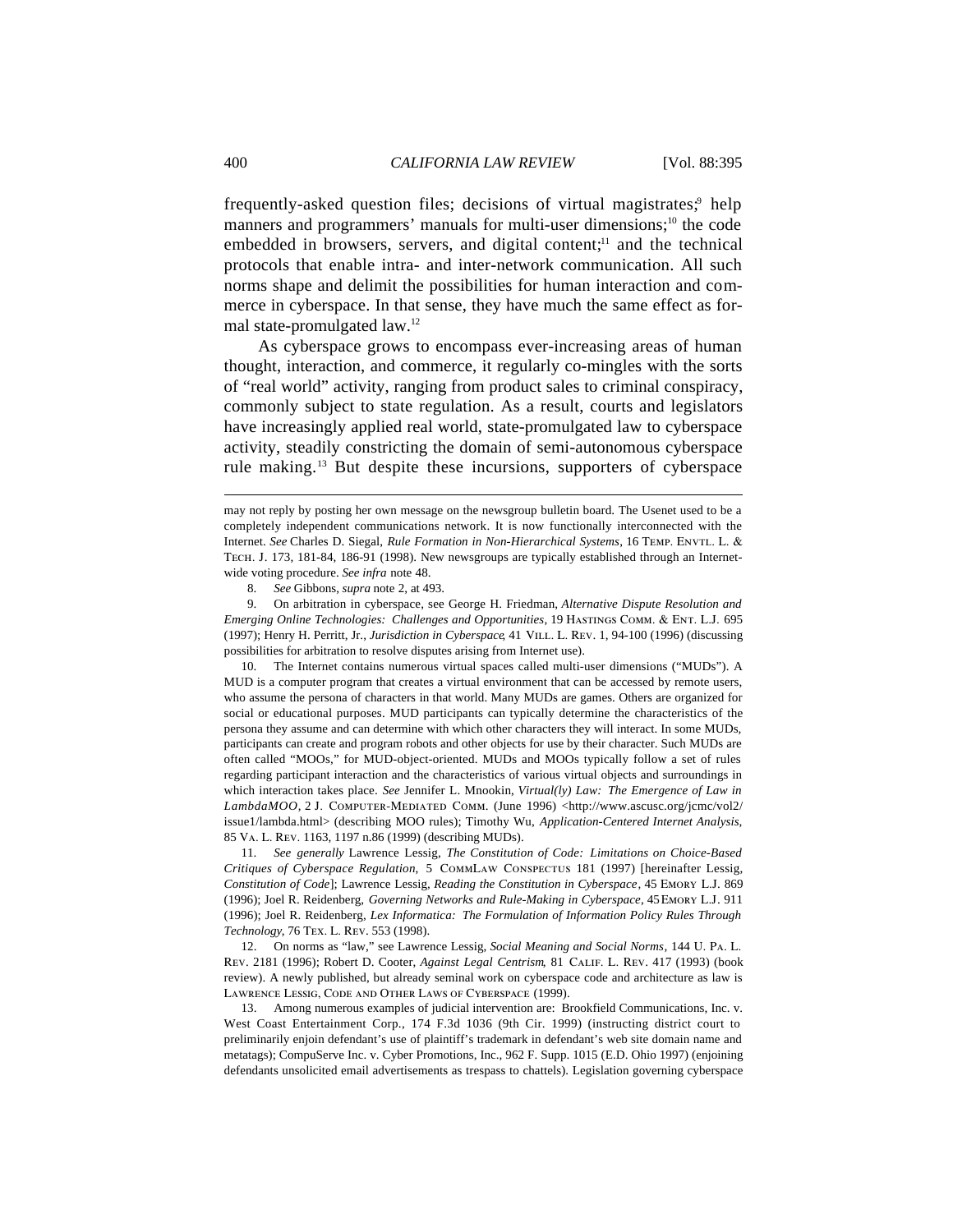frequently-asked question files; decisions of virtual magistrates;[9] help manners and programmers' manuals for multi-user dimensions;[10] the code embedded in browsers, servers, and digital content;[11] and the technical protocols that enable intra- and inter-network communication. All such norms shape and delimit the possibilities for human interaction and commerce in cyberspace. In that sense, they have much the same effect as formal state-promulgated law.[12]

As cyberspace grows to encompass ever-increasing areas of human thought, interaction, and commerce, it regularly co-mingles with the sorts of "real world" activity, ranging from product sales to criminal conspiracy, commonly subject to state regulation. As a result, courts and legislators have increasingly applied real world, state-promulgated law to cyberspace activity, steadily constricting the domain of semi-autonomous cyberspace rule making.[13] But despite these incursions, supporters of cyberspace

---

may not reply by posting her own message on the newsgroup bulletin board. The Usenet used to be a completely independent communications network. It is now functionally interconnected with the Internet. *See* Charles D. Siegal, *Rule Formation in Non-Hierarchical Systems*, 16 Temp. Envtl. L. & Tech. J. 173, 181-84, 186-91 (1998). New newsgroups are typically established through an Internet-wide voting procedure. *See infra* note 48.

8. *See* Gibbons, *supra* note 2, at 493.

9. On arbitration in cyberspace, see George H. Friedman, *Alternative Dispute Resolution and Emerging Online Technologies: Challenges and Opportunities*, 19 Hastings Comm. & Ent. L.J. 695 (1997); Henry H. Perritt, Jr., *Jurisdiction in Cyberspace*, 41 Vill. L. Rev. 1, 94-100 (1996) (discussing possibilities for arbitration to resolve disputes arising from Internet use).

10. The Internet contains numerous virtual spaces called multi-user dimensions ("MUDs"). A MUD is a computer program that creates a virtual environment that can be accessed by remote users, who assume the persona of characters in that world. Many MUDs are games. Others are organized for social or educational purposes. MUD participants can typically determine the characteristics of the persona they assume and can determine with which other characters they will interact. In some MUDs, participants can create and program robots and other objects for use by their character. Such MUDs are often called "MOOs," for MUD-object-oriented. MUDs and MOOs typically follow a set of rules regarding participant interaction and the characteristics of various virtual objects and surroundings in which interaction takes place. *See* Jennifer L. Mnookin, *Virtual(ly) Law: The Emergence of Law in LambdaMOO*, 2 J. Computer-Mediated Comm. (June 1996) <http://www.ascusc.org/jcmc/vol2/issue1/lambda.html> (describing MOO rules); Timothy Wu, *Application-Centered Internet Analysis*, 85 Va. L. Rev. 1163, 1197 n.86 (1999) (describing MUDs).

11. *See generally* Lawrence Lessig, *The Constitution of Code: Limitations on Choice-Based Critiques of Cyberspace Regulation*, 5 CommLaw Conspectus 181 (1997) [hereinafter Lessig, *Constitution of Code*]; Lawrence Lessig, *Reading the Constitution in Cyberspace*, 45 Emory L.J. 869 (1996); Joel R. Reidenberg, *Governing Networks and Rule-Making in Cyberspace*, 45 Emory L.J. 911 (1996); Joel R. Reidenberg, *Lex Informatica: The Formulation of Information Policy Rules Through Technology*, 76 Tex. L. Rev. 553 (1998).

12. On norms as "law," see Lawrence Lessig, *Social Meaning and Social Norms*, 144 U. Pa. L. Rev. 2181 (1996); Robert D. Cooter, *Against Legal Centrism*, 81 Calif. L. Rev. 417 (1993) (book review). A newly published, but already seminal work on cyberspace code and architecture as law is Lawrence Lessig, Code and Other Laws of Cyberspace (1999).

13. Among numerous examples of judicial intervention are: Brookfield Communications, Inc. v. West Coast Entertainment Corp., 174 F.3d 1036 (9th Cir. 1999) (instructing district court to preliminarily enjoin defendant's use of plaintiff's trademark in defendant's web site domain name and metatags); CompuServe Inc. v. Cyber Promotions, Inc., 962 F. Supp. 1015 (E.D. Ohio 1997) (enjoining defendants unsolicited email advertisements as trespass to chattels). Legislation governing cyberspace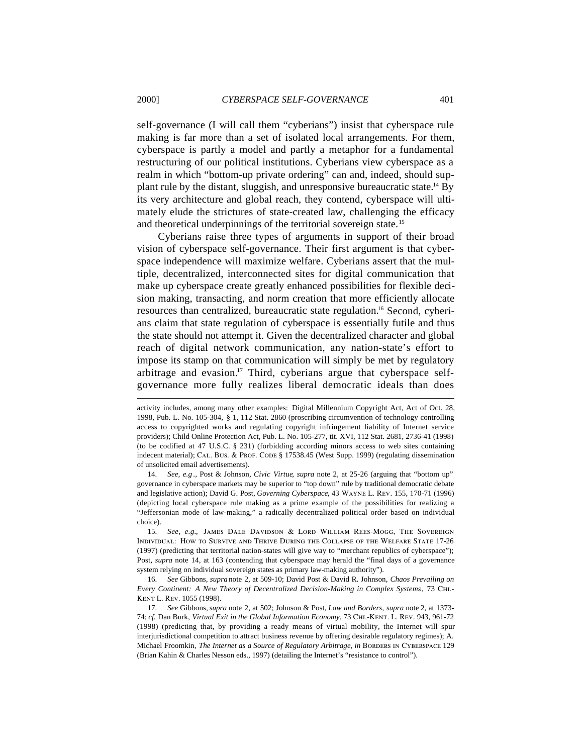self-governance (I will call them "cyberians") insist that cyberspace rule making is far more than a set of isolated local arrangements. For them, cyberspace is partly a model and partly a metaphor for a fundamental restructuring of our political institutions. Cyberians view cyberspace as a realm in which "bottom-up private ordering" can and, indeed, should supplant rule by the distant, sluggish, and unresponsive bureaucratic state.[14] By its very architecture and global reach, they contend, cyberspace will ultimately elude the strictures of state-created law, challenging the efficacy and theoretical underpinnings of the territorial sovereign state.[15]

Cyberians raise three types of arguments in support of their broad vision of cyberspace self-governance. Their first argument is that cyberspace independence will maximize welfare. Cyberians assert that the multiple, decentralized, interconnected sites for digital communication that make up cyberspace create greatly enhanced possibilities for flexible decision making, transacting, and norm creation that more efficiently allocate resources than centralized, bureaucratic state regulation.[16] Second, cyberians claim that state regulation of cyberspace is essentially futile and thus the state should not attempt it. Given the decentralized character and global reach of digital network communication, any nation-state's effort to impose its stamp on that communication will simply be met by regulatory arbitrage and evasion.[17] Third, cyberians argue that cyberspace self-governance more fully realizes liberal democratic ideals than does

---

activity includes, among many other examples: Digital Millennium Copyright Act, Act of Oct. 28, 1998, Pub. L. No. 105-304, § 1, 112 Stat. 2860 (proscribing circumvention of technology controlling access to copyrighted works and regulating copyright infringement liability of Internet service providers); Child Online Protection Act, Pub. L. No. 105-277, tit. XVI, 112 Stat. 2681, 2736-41 (1998) (to be codified at 47 U.S.C. § 231) (forbidding according minors access to web sites containing indecent material); CAL. BUS. & PROF. CODE § 17538.45 (West Supp. 1999) (regulating dissemination of unsolicited email advertisements).

14. *See, e.g.*, Post & Johnson, *Civic Virtue*, *supra* note 2, at 25-26 (arguing that "bottom up" governance in cyberspace markets may be superior to "top down" rule by traditional democratic debate and legislative action); David G. Post, *Governing Cyberspace*, 43 WAYNE L. REV. 155, 170-71 (1996) (depicting local cyberspace rule making as a prime example of the possibilities for realizing a "Jeffersonian mode of law-making," a radically decentralized political order based on individual choice).

15. *See, e.g.*, JAMES DALE DAVIDSON & LORD WILLIAM REES-MOGG, THE SOVEREIGN INDIVIDUAL: HOW TO SURVIVE AND THRIVE DURING THE COLLAPSE OF THE WELFARE STATE 17-26 (1997) (predicting that territorial nation-states will give way to "merchant republics of cyberspace"); Post, *supra* note 14, at 163 (contending that cyberspace may herald the "final days of a governance system relying on individual sovereign states as primary law-making authority").

16. *See* Gibbons, *supra* note 2, at 509-10; David Post & David R. Johnson, *Chaos Prevailing on Every Continent: A New Theory of Decentralized Decision-Making in Complex Systems*, 73 CHI.-KENT L. REV. 1055 (1998).

17. *See* Gibbons, *supra* note 2, at 502; Johnson & Post, *Law and Borders*, *supra* note 2, at 1373-74; *cf.* Dan Burk, *Virtual Exit in the Global Information Economy*, 73 CHI.-KENT. L. REV. 943, 961-72 (1998) (predicting that, by providing a ready means of virtual mobility, the Internet will spur interjurisdictional competition to attract business revenue by offering desirable regulatory regimes); A. Michael Froomkin, *The Internet as a Source of Regulatory Arbitrage*, *in* BORDERS IN CYBERSPACE 129 (Brian Kahin & Charles Nesson eds., 1997) (detailing the Internet's "resistance to control").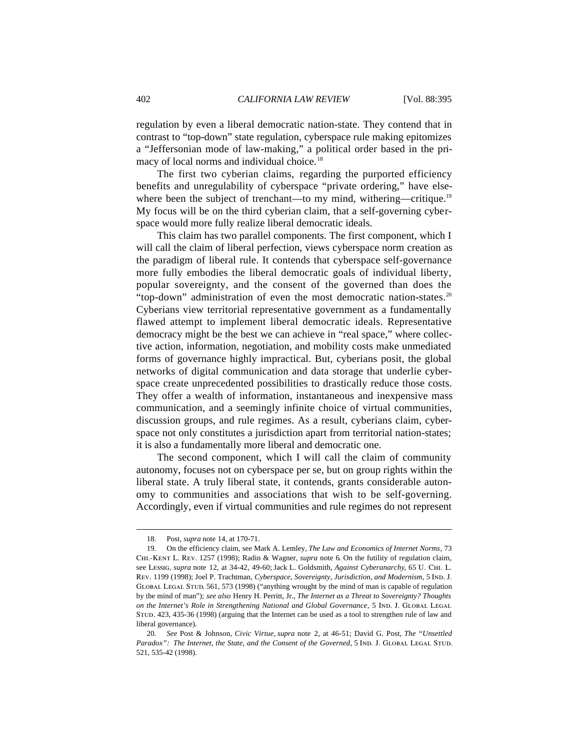regulation by even a liberal democratic nation-state. They contend that in contrast to "top-down" state regulation, cyberspace rule making epitomizes a "Jeffersonian mode of law-making," a political order based in the primacy of local norms and individual choice.[18]

The first two cyberian claims, regarding the purported efficiency benefits and unregulability of cyberspace "private ordering," have elsewhere been the subject of trenchant—to my mind, withering—critique.[19] My focus will be on the third cyberian claim, that a self-governing cyberspace would more fully realize liberal democratic ideals.

This claim has two parallel components. The first component, which I will call the claim of liberal perfection, views cyberspace norm creation as the paradigm of liberal rule. It contends that cyberspace self-governance more fully embodies the liberal democratic goals of individual liberty, popular sovereignty, and the consent of the governed than does the "top-down" administration of even the most democratic nation-states.[20] Cyberians view territorial representative government as a fundamentally flawed attempt to implement liberal democratic ideals. Representative democracy might be the best we can achieve in "real space," where collective action, information, negotiation, and mobility costs make unmediated forms of governance highly impractical. But, cyberians posit, the global networks of digital communication and data storage that underlie cyberspace create unprecedented possibilities to drastically reduce those costs. They offer a wealth of information, instantaneous and inexpensive mass communication, and a seemingly infinite choice of virtual communities, discussion groups, and rule regimes. As a result, cyberians claim, cyberspace not only constitutes a jurisdiction apart from territorial nation-states; it is also a fundamentally more liberal and democratic one.

The second component, which I will call the claim of community autonomy, focuses not on cyberspace per se, but on group rights within the liberal state. A truly liberal state, it contends, grants considerable autonomy to communities and associations that wish to be self-governing. Accordingly, even if virtual communities and rule regimes do not represent

---

18. Post, *supra* note 14, at 170-71.

19. On the efficiency claim, see Mark A. Lemley, *The Law and Economics of Internet Norms*, 73 CHI.-KENT L. REV. 1257 (1998); Radin & Wagner, *supra* note 6. On the futility of regulation claim, see LESSIG, *supra* note 12, at 34-42, 49-60; Jack L. Goldsmith, *Against Cyberanarchy*, 65 U. CHI. L. REV. 1199 (1998); Joel P. Trachtman, *Cyberspace, Sovereignty, Jurisdiction, and Modernism*, 5 IND. J. GLOBAL LEGAL STUD. 561, 573 (1998) ("anything wrought by the mind of man is capable of regulation by the mind of man"); *see also* Henry H. Perritt, Jr., *The Internet as a Threat to Sovereignty? Thoughts on the Internet's Role in Strengthening National and Global Governance*, 5 IND. J. GLOBAL LEGAL STUD. 423, 435-36 (1998) (arguing that the Internet can be used as a tool to strengthen rule of law and liberal governance).

20. *See* Post & Johnson, *Civic Virtue*, *supra* note 2, at 46-51; David G. Post, *The "Unsettled Paradox": The Internet, the State, and the Consent of the Governed*, 5 IND. J. GLOBAL LEGAL STUD. 521, 535-42 (1998).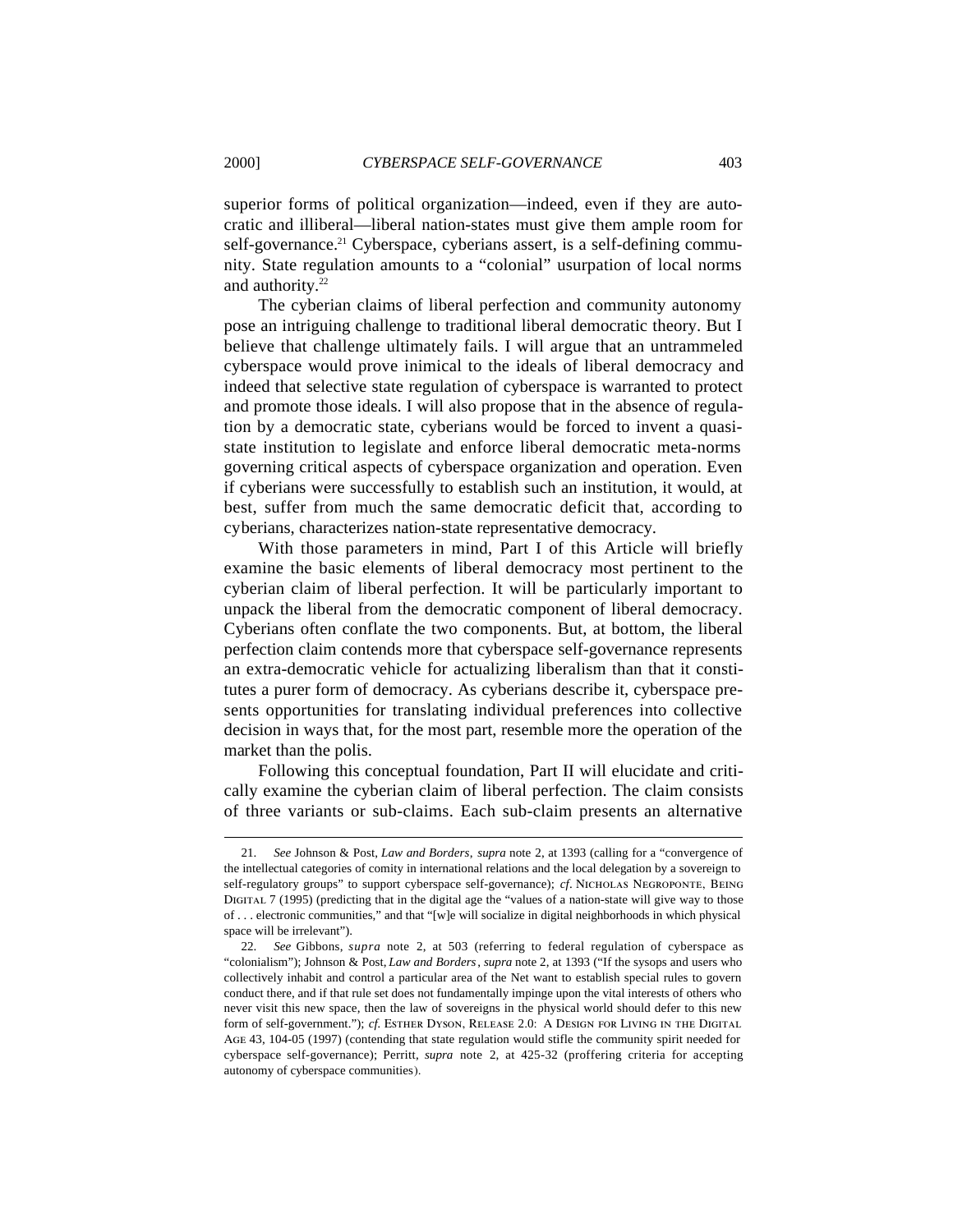superior forms of political organization—indeed, even if they are autocratic and illiberal—liberal nation-states must give them ample room for self-governance.[21] Cyberspace, cyberians assert, is a self-defining community. State regulation amounts to a "colonial" usurpation of local norms and authority.[22]

The cyberian claims of liberal perfection and community autonomy pose an intriguing challenge to traditional liberal democratic theory. But I believe that challenge ultimately fails. I will argue that an untrammeled cyberspace would prove inimical to the ideals of liberal democracy and indeed that selective state regulation of cyberspace is warranted to protect and promote those ideals. I will also propose that in the absence of regulation by a democratic state, cyberians would be forced to invent a quasi-state institution to legislate and enforce liberal democratic meta-norms governing critical aspects of cyberspace organization and operation. Even if cyberians were successfully to establish such an institution, it would, at best, suffer from much the same democratic deficit that, according to cyberians, characterizes nation-state representative democracy.

With those parameters in mind, Part I of this Article will briefly examine the basic elements of liberal democracy most pertinent to the cyberian claim of liberal perfection. It will be particularly important to unpack the liberal from the democratic component of liberal democracy. Cyberians often conflate the two components. But, at bottom, the liberal perfection claim contends more that cyberspace self-governance represents an extra-democratic vehicle for actualizing liberalism than that it constitutes a purer form of democracy. As cyberians describe it, cyberspace presents opportunities for translating individual preferences into collective decision in ways that, for the most part, resemble more the operation of the market than the polis.

Following this conceptual foundation, Part II will elucidate and critically examine the cyberian claim of liberal perfection. The claim consists of three variants or sub-claims. Each sub-claim presents an alternative

---

21. *See* Johnson & Post, *Law and Borders*, *supra* note 2, at 1393 (calling for a "convergence of the intellectual categories of comity in international relations and the local delegation by a sovereign to self-regulatory groups" to support cyberspace self-governance); *cf*. NICHOLAS NEGROPONTE, BEING DIGITAL 7 (1995) (predicting that in the digital age the "values of a nation-state will give way to those of . . . electronic communities," and that "[w]e will socialize in digital neighborhoods in which physical space will be irrelevant").

22. *See* Gibbons, *supra* note 2, at 503 (referring to federal regulation of cyberspace as "colonialism"); Johnson & Post, *Law and Borders*, *supra* note 2, at 1393 ("If the sysops and users who collectively inhabit and control a particular area of the Net want to establish special rules to govern conduct there, and if that rule set does not fundamentally impinge upon the vital interests of others who never visit this new space, then the law of sovereigns in the physical world should defer to this new form of self-government."); *cf.* ESTHER DYSON, RELEASE 2.0: A DESIGN FOR LIVING IN THE DIGITAL AGE 43, 104-05 (1997) (contending that state regulation would stifle the community spirit needed for cyberspace self-governance); Perritt, *supra* note 2, at 425-32 (proffering criteria for accepting autonomy of cyberspace communities).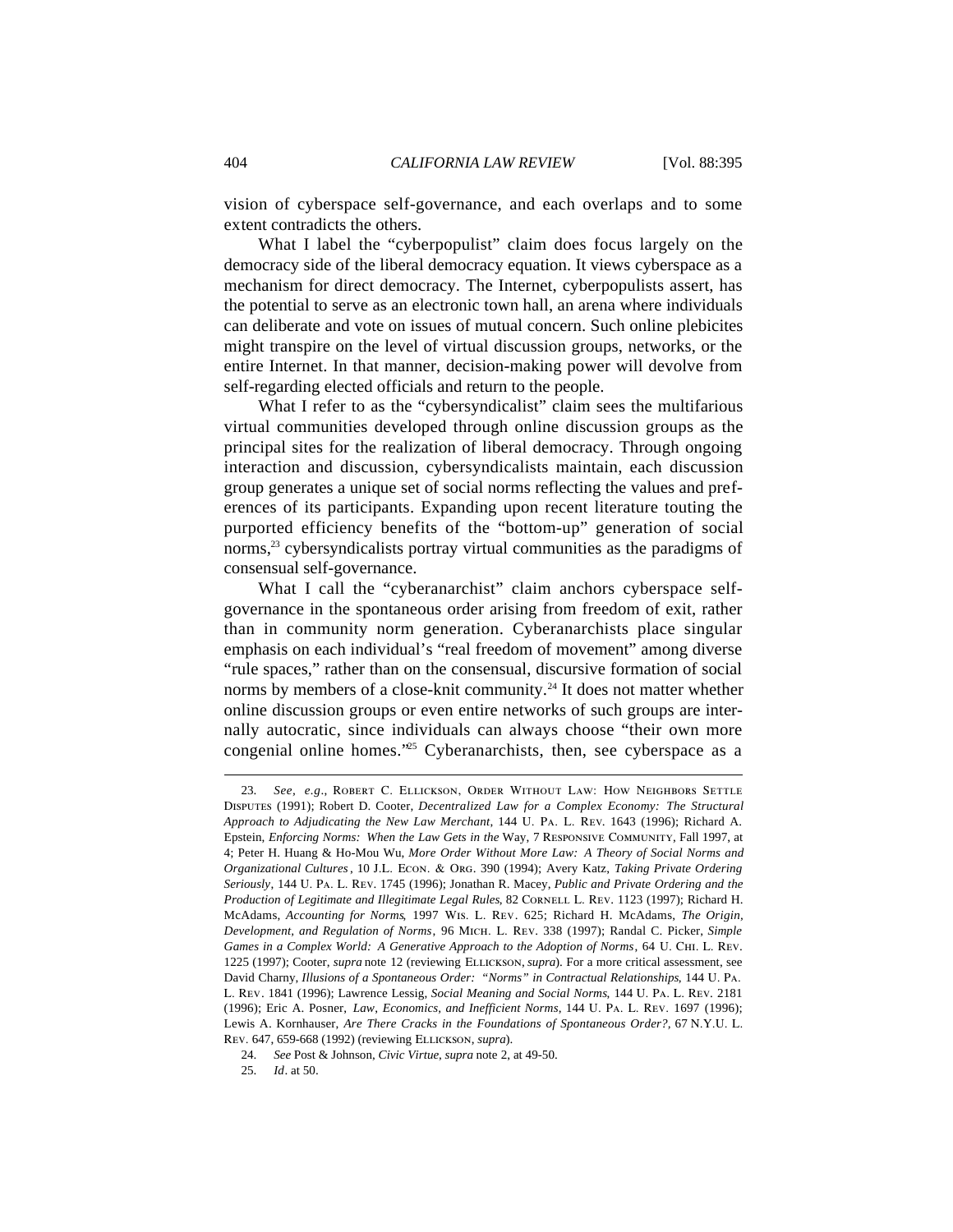vision of cyberspace self-governance, and each overlaps and to some extent contradicts the others.

What I label the "cyberpopulist" claim does focus largely on the democracy side of the liberal democracy equation. It views cyberspace as a mechanism for direct democracy. The Internet, cyberpopulists assert, has the potential to serve as an electronic town hall, an arena where individuals can deliberate and vote on issues of mutual concern. Such online plebicites might transpire on the level of virtual discussion groups, networks, or the entire Internet. In that manner, decision-making power will devolve from self-regarding elected officials and return to the people.

What I refer to as the "cybersyndicalist" claim sees the multifarious virtual communities developed through online discussion groups as the principal sites for the realization of liberal democracy. Through ongoing interaction and discussion, cybersyndicalists maintain, each discussion group generates a unique set of social norms reflecting the values and preferences of its participants. Expanding upon recent literature touting the purported efficiency benefits of the "bottom-up" generation of social norms,[23] cybersyndicalists portray virtual communities as the paradigms of consensual self-governance.

What I call the "cyberanarchist" claim anchors cyberspace self-governance in the spontaneous order arising from freedom of exit, rather than in community norm generation. Cyberanarchists place singular emphasis on each individual's "real freedom of movement" among diverse "rule spaces," rather than on the consensual, discursive formation of social norms by members of a close-knit community.[24] It does not matter whether online discussion groups or even entire networks of such groups are internally autocratic, since individuals can always choose "their own more congenial online homes."[25] Cyberanarchists, then, see cyberspace as a

---

23. *See, e.g.*, Robert C. Ellickson, Order Without Law: How Neighbors Settle Disputes (1991); Robert D. Cooter, *Decentralized Law for a Complex Economy: The Structural Approach to Adjudicating the New Law Merchant*, 144 U. Pa. L. Rev. 1643 (1996); Richard A. Epstein, *Enforcing Norms: When the Law Gets in the* Way, 7 Responsive Community, Fall 1997, at 4; Peter H. Huang & Ho-Mou Wu, *More Order Without More Law: A Theory of Social Norms and Organizational Cultures*, 10 J.L. Econ. & Org. 390 (1994); Avery Katz, *Taking Private Ordering Seriously*, 144 U. Pa. L. Rev. 1745 (1996); Jonathan R. Macey, *Public and Private Ordering and the Production of Legitimate and Illegitimate Legal Rules*, 82 Cornell L. Rev. 1123 (1997); Richard H. McAdams, *Accounting for Norms*, 1997 Wis. L. Rev. 625; Richard H. McAdams, *The Origin, Development, and Regulation of Norms*, 96 Mich. L. Rev. 338 (1997); Randal C. Picker, *Simple Games in a Complex World: A Generative Approach to the Adoption of Norms*, 64 U. Chi. L. Rev. 1225 (1997); Cooter, *supra* note 12 (reviewing Ellickson, *supra*). For a more critical assessment, see David Charny, *Illusions of a Spontaneous Order: "Norms" in Contractual Relationships*, 144 U. Pa. L. Rev. 1841 (1996); Lawrence Lessig, *Social Meaning and Social Norms*, 144 U. Pa. L. Rev. 2181 (1996); Eric A. Posner, *Law, Economics, and Inefficient Norms*, 144 U. Pa. L. Rev. 1697 (1996); Lewis A. Kornhauser, *Are There Cracks in the Foundations of Spontaneous Order?*, 67 N.Y.U. L. Rev. 647, 659-668 (1992) (reviewing Ellickson, *supra*).

24. *See* Post & Johnson, *Civic Virtue*, *supra* note 2, at 49-50.

25. *Id*. at 50.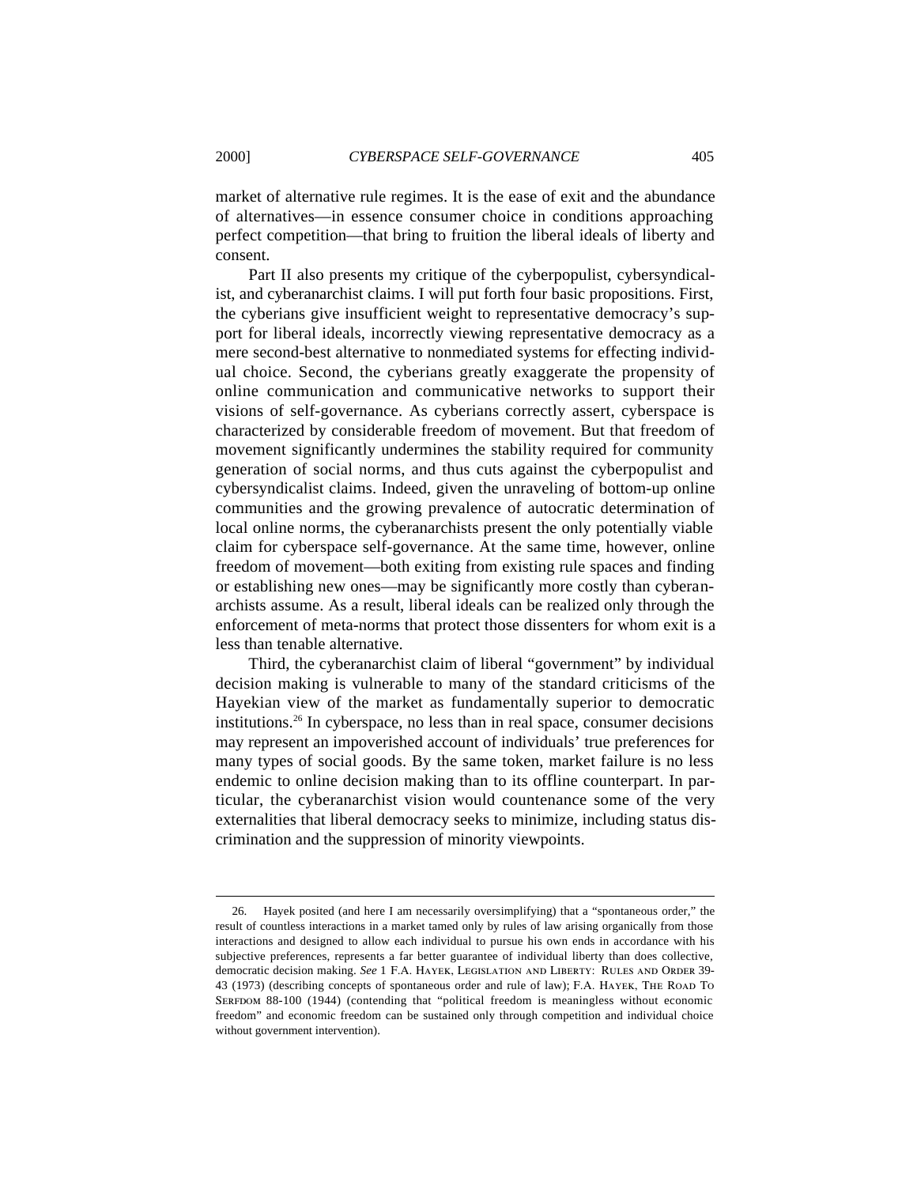market of alternative rule regimes. It is the ease of exit and the abundance of alternatives—in essence consumer choice in conditions approaching perfect competition—that bring to fruition the liberal ideals of liberty and consent.

Part II also presents my critique of the cyberpopulist, cybersyndicalist, and cyberanarchist claims. I will put forth four basic propositions. First, the cyberians give insufficient weight to representative democracy's support for liberal ideals, incorrectly viewing representative democracy as a mere second-best alternative to nonmediated systems for effecting individual choice. Second, the cyberians greatly exaggerate the propensity of online communication and communicative networks to support their visions of self-governance. As cyberians correctly assert, cyberspace is characterized by considerable freedom of movement. But that freedom of movement significantly undermines the stability required for community generation of social norms, and thus cuts against the cyberpopulist and cybersyndicalist claims. Indeed, given the unraveling of bottom-up online communities and the growing prevalence of autocratic determination of local online norms, the cyberanarchists present the only potentially viable claim for cyberspace self-governance. At the same time, however, online freedom of movement—both exiting from existing rule spaces and finding or establishing new ones—may be significantly more costly than cyberanarchists assume. As a result, liberal ideals can be realized only through the enforcement of meta-norms that protect those dissenters for whom exit is a less than tenable alternative.

Third, the cyberanarchist claim of liberal "government" by individual decision making is vulnerable to many of the standard criticisms of the Hayekian view of the market as fundamentally superior to democratic institutions.[26] In cyberspace, no less than in real space, consumer decisions may represent an impoverished account of individuals' true preferences for many types of social goods. By the same token, market failure is no less endemic to online decision making than to its offline counterpart. In particular, the cyberanarchist vision would countenance some of the very externalities that liberal democracy seeks to minimize, including status discrimination and the suppression of minority viewpoints.

---

26. Hayek posited (and here I am necessarily oversimplifying) that a "spontaneous order," the result of countless interactions in a market tamed only by rules of law arising organically from those interactions and designed to allow each individual to pursue his own ends in accordance with his subjective preferences, represents a far better guarantee of individual liberty than does collective, democratic decision making. *See* 1 F.A. HAYEK, LEGISLATION AND LIBERTY: RULES AND ORDER 39-43 (1973) (describing concepts of spontaneous order and rule of law); F.A. HAYEK, THE ROAD TO SERFDOM 88-100 (1944) (contending that "political freedom is meaningless without economic freedom" and economic freedom can be sustained only through competition and individual choice without government intervention).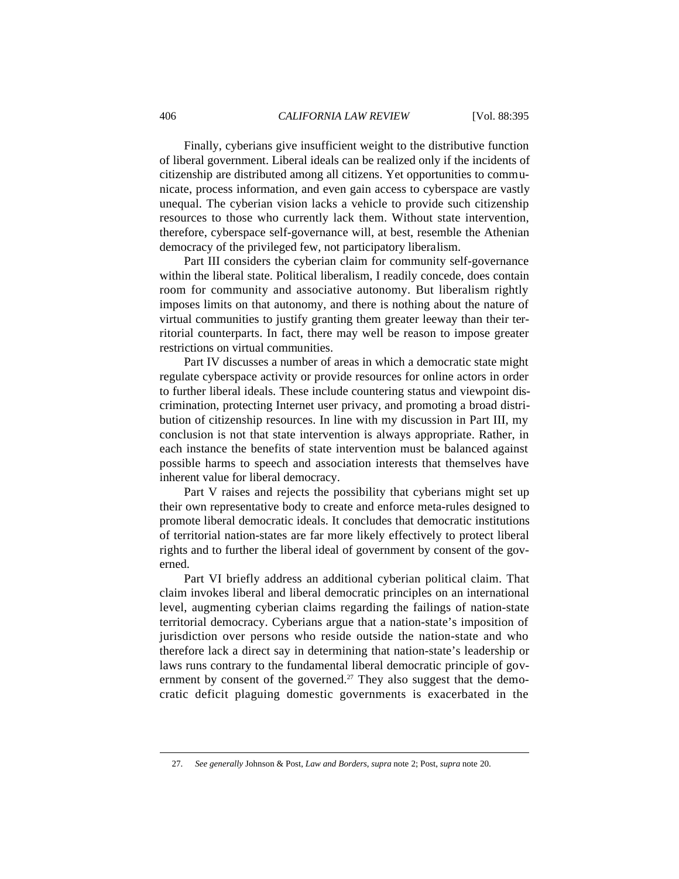Finally, cyberians give insufficient weight to the distributive function of liberal government. Liberal ideals can be realized only if the incidents of citizenship are distributed among all citizens. Yet opportunities to communicate, process information, and even gain access to cyberspace are vastly unequal. The cyberian vision lacks a vehicle to provide such citizenship resources to those who currently lack them. Without state intervention, therefore, cyberspace self-governance will, at best, resemble the Athenian democracy of the privileged few, not participatory liberalism.

Part III considers the cyberian claim for community self-governance within the liberal state. Political liberalism, I readily concede, does contain room for community and associative autonomy. But liberalism rightly imposes limits on that autonomy, and there is nothing about the nature of virtual communities to justify granting them greater leeway than their territorial counterparts. In fact, there may well be reason to impose greater restrictions on virtual communities.

Part IV discusses a number of areas in which a democratic state might regulate cyberspace activity or provide resources for online actors in order to further liberal ideals. These include countering status and viewpoint discrimination, protecting Internet user privacy, and promoting a broad distribution of citizenship resources. In line with my discussion in Part III, my conclusion is not that state intervention is always appropriate. Rather, in each instance the benefits of state intervention must be balanced against possible harms to speech and association interests that themselves have inherent value for liberal democracy.

Part V raises and rejects the possibility that cyberians might set up their own representative body to create and enforce meta-rules designed to promote liberal democratic ideals. It concludes that democratic institutions of territorial nation-states are far more likely effectively to protect liberal rights and to further the liberal ideal of government by consent of the governed.

Part VI briefly address an additional cyberian political claim. That claim invokes liberal and liberal democratic principles on an international level, augmenting cyberian claims regarding the failings of nation-state territorial democracy. Cyberians argue that a nation-state's imposition of jurisdiction over persons who reside outside the nation-state and who therefore lack a direct say in determining that nation-state's leadership or laws runs contrary to the fundamental liberal democratic principle of government by consent of the governed.[27] They also suggest that the democratic deficit plaguing domestic governments is exacerbated in the

27. *See generally* Johnson & Post, *Law and Borders*, *supra* note 2; Post, *supra* note 20.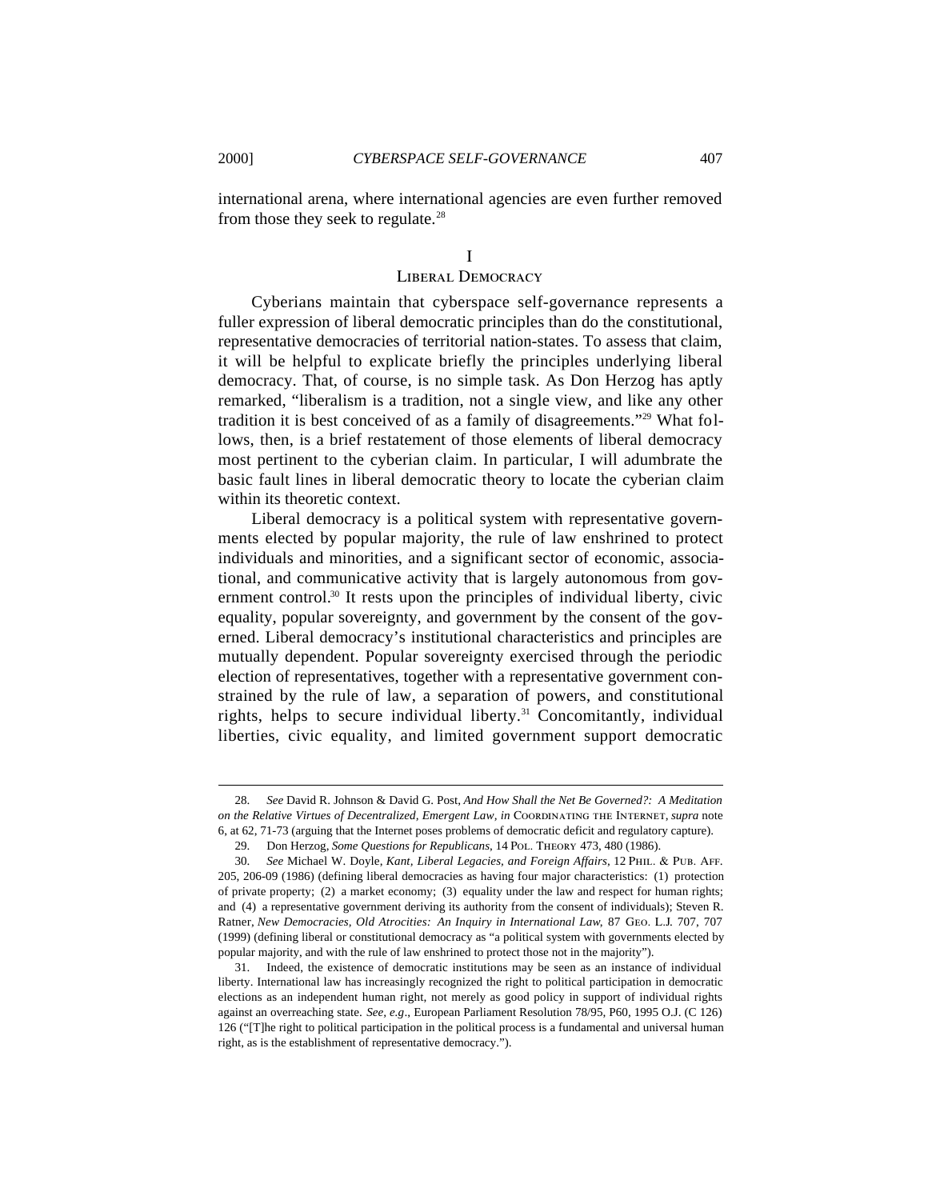international arena, where international agencies are even further removed from those they seek to regulate.[28]

## I
## Liberal Democracy

Cyberians maintain that cyberspace self-governance represents a fuller expression of liberal democratic principles than do the constitutional, representative democracies of territorial nation-states. To assess that claim, it will be helpful to explicate briefly the principles underlying liberal democracy. That, of course, is no simple task. As Don Herzog has aptly remarked, "liberalism is a tradition, not a single view, and like any other tradition it is best conceived of as a family of disagreements."[29] What follows, then, is a brief restatement of those elements of liberal democracy most pertinent to the cyberian claim. In particular, I will adumbrate the basic fault lines in liberal democratic theory to locate the cyberian claim within its theoretic context.

Liberal democracy is a political system with representative governments elected by popular majority, the rule of law enshrined to protect individuals and minorities, and a significant sector of economic, associational, and communicative activity that is largely autonomous from government control.[30] It rests upon the principles of individual liberty, civic equality, popular sovereignty, and government by the consent of the governed. Liberal democracy's institutional characteristics and principles are mutually dependent. Popular sovereignty exercised through the periodic election of representatives, together with a representative government constrained by the rule of law, a separation of powers, and constitutional rights, helps to secure individual liberty.[31] Concomitantly, individual liberties, civic equality, and limited government support democratic

---

28. *See* David R. Johnson & David G. Post, *And How Shall the Net Be Governed?: A Meditation on the Relative Virtues of Decentralized, Emergent Law*, *in* Coordinating the Internet, *supra* note 6, at 62, 71-73 (arguing that the Internet poses problems of democratic deficit and regulatory capture).

29. Don Herzog, *Some Questions for Republicans*, 14 Pol. Theory 473, 480 (1986).

30. *See* Michael W. Doyle, *Kant, Liberal Legacies, and Foreign Affairs*, 12 Phil. & Pub. Aff. 205, 206-09 (1986) (defining liberal democracies as having four major characteristics: (1) protection of private property; (2) a market economy; (3) equality under the law and respect for human rights; and (4) a representative government deriving its authority from the consent of individuals); Steven R. Ratner, *New Democracies, Old Atrocities: An Inquiry in International Law*, 87 Geo. L.J. 707, 707 (1999) (defining liberal or constitutional democracy as "a political system with governments elected by popular majority, and with the rule of law enshrined to protect those not in the majority").

31. Indeed, the existence of democratic institutions may be seen as an instance of individual liberty. International law has increasingly recognized the right to political participation in democratic elections as an independent human right, not merely as good policy in support of individual rights against an overreaching state. *See, e.g.*, European Parliament Resolution 78/95, P60, 1995 O.J. (C 126) 126 ("[T]he right to political participation in the political process is a fundamental and universal human right, as is the establishment of representative democracy.").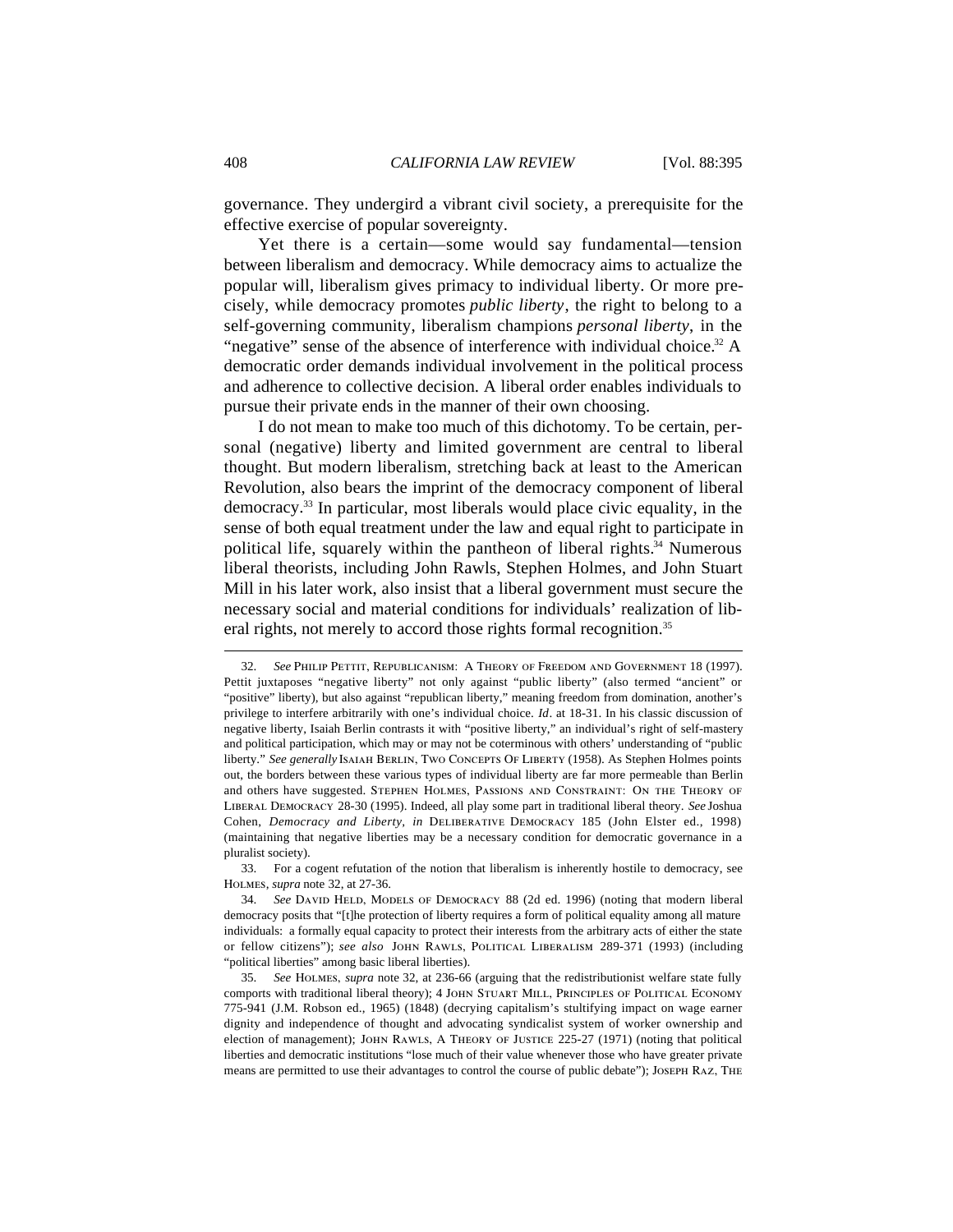governance. They undergird a vibrant civil society, a prerequisite for the effective exercise of popular sovereignty.

Yet there is a certain—some would say fundamental—tension between liberalism and democracy. While democracy aims to actualize the popular will, liberalism gives primacy to individual liberty. Or more precisely, while democracy promotes *public liberty*, the right to belong to a self-governing community, liberalism champions *personal liberty*, in the "negative" sense of the absence of interference with individual choice.[32] A democratic order demands individual involvement in the political process and adherence to collective decision. A liberal order enables individuals to pursue their private ends in the manner of their own choosing.

I do not mean to make too much of this dichotomy. To be certain, personal (negative) liberty and limited government are central to liberal thought. But modern liberalism, stretching back at least to the American Revolution, also bears the imprint of the democracy component of liberal democracy.[33] In particular, most liberals would place civic equality, in the sense of both equal treatment under the law and equal right to participate in political life, squarely within the pantheon of liberal rights.[34] Numerous liberal theorists, including John Rawls, Stephen Holmes, and John Stuart Mill in his later work, also insist that a liberal government must secure the necessary social and material conditions for individuals' realization of liberal rights, not merely to accord those rights formal recognition.[35]

---

32. *See* PHILIP PETTIT, REPUBLICANISM: A THEORY OF FREEDOM AND GOVERNMENT 18 (1997). Pettit juxtaposes "negative liberty" not only against "public liberty" (also termed "ancient" or "positive" liberty), but also against "republican liberty," meaning freedom from domination, another's privilege to interfere arbitrarily with one's individual choice. *Id*. at 18-31. In his classic discussion of negative liberty, Isaiah Berlin contrasts it with "positive liberty," an individual's right of self-mastery and political participation, which may or may not be coterminous with others' understanding of "public liberty." *See generally* ISAIAH BERLIN, TWO CONCEPTS OF LIBERTY (1958). As Stephen Holmes points out, the borders between these various types of individual liberty are far more permeable than Berlin and others have suggested. STEPHEN HOLMES, PASSIONS AND CONSTRAINT: ON THE THEORY OF LIBERAL DEMOCRACY 28-30 (1995). Indeed, all play some part in traditional liberal theory. *See* Joshua Cohen, *Democracy and Liberty*, *in* DELIBERATIVE DEMOCRACY 185 (John Elster ed., 1998) (maintaining that negative liberties may be a necessary condition for democratic governance in a pluralist society).

33. For a cogent refutation of the notion that liberalism is inherently hostile to democracy, see HOLMES, *supra* note 32, at 27-36.

34. *See* DAVID HELD, MODELS OF DEMOCRACY 88 (2d ed. 1996) (noting that modern liberal democracy posits that "[t]he protection of liberty requires a form of political equality among all mature individuals: a formally equal capacity to protect their interests from the arbitrary acts of either the state or fellow citizens"); *see also* JOHN RAWLS, POLITICAL LIBERALISM 289-371 (1993) (including "political liberties" among basic liberal liberties).

35. *See* HOLMES, *supra* note 32, at 236-66 (arguing that the redistributionist welfare state fully comports with traditional liberal theory); 4 JOHN STUART MILL, PRINCIPLES OF POLITICAL ECONOMY 775-941 (J.M. Robson ed., 1965) (1848) (decrying capitalism's stultifying impact on wage earner dignity and independence of thought and advocating syndicalist system of worker ownership and election of management); JOHN RAWLS, A THEORY OF JUSTICE 225-27 (1971) (noting that political liberties and democratic institutions "lose much of their value whenever those who have greater private means are permitted to use their advantages to control the course of public debate"); JOSEPH RAZ, THE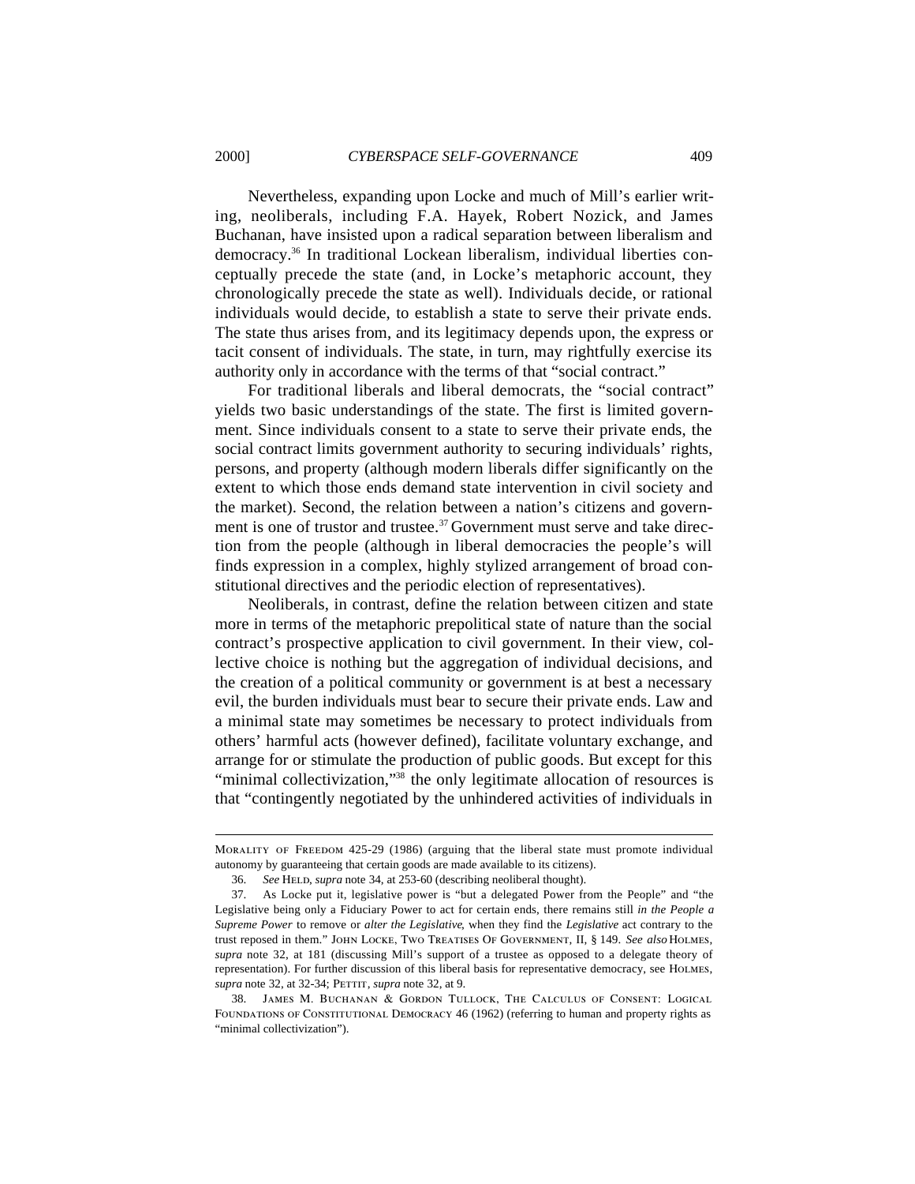Nevertheless, expanding upon Locke and much of Mill's earlier writing, neoliberals, including F.A. Hayek, Robert Nozick, and James Buchanan, have insisted upon a radical separation between liberalism and democracy.[36] In traditional Lockean liberalism, individual liberties conceptually precede the state (and, in Locke's metaphoric account, they chronologically precede the state as well). Individuals decide, or rational individuals would decide, to establish a state to serve their private ends. The state thus arises from, and its legitimacy depends upon, the express or tacit consent of individuals. The state, in turn, may rightfully exercise its authority only in accordance with the terms of that "social contract."

For traditional liberals and liberal democrats, the "social contract" yields two basic understandings of the state. The first is limited government. Since individuals consent to a state to serve their private ends, the social contract limits government authority to securing individuals' rights, persons, and property (although modern liberals differ significantly on the extent to which those ends demand state intervention in civil society and the market). Second, the relation between a nation's citizens and government is one of trustor and trustee.[37] Government must serve and take direction from the people (although in liberal democracies the people's will finds expression in a complex, highly stylized arrangement of broad constitutional directives and the periodic election of representatives).

Neoliberals, in contrast, define the relation between citizen and state more in terms of the metaphoric prepolitical state of nature than the social contract's prospective application to civil government. In their view, collective choice is nothing but the aggregation of individual decisions, and the creation of a political community or government is at best a necessary evil, the burden individuals must bear to secure their private ends. Law and a minimal state may sometimes be necessary to protect individuals from others' harmful acts (however defined), facilitate voluntary exchange, and arrange for or stimulate the production of public goods. But except for this "minimal collectivization,"[38] the only legitimate allocation of resources is that "contingently negotiated by the unhindered activities of individuals in

---

MORALITY OF FREEDOM 425-29 (1986) (arguing that the liberal state must promote individual autonomy by guaranteeing that certain goods are made available to its citizens).

36. *See* HELD, *supra* note 34, at 253-60 (describing neoliberal thought).

37. As Locke put it, legislative power is "but a delegated Power from the People" and "the Legislative being only a Fiduciary Power to act for certain ends, there remains still *in the People a Supreme Power* to remove or *alter the Legislative*, when they find the *Legislative* act contrary to the trust reposed in them." JOHN LOCKE, TWO TREATISES OF GOVERNMENT, II, § 149. *See also* HOLMES, *supra* note 32, at 181 (discussing Mill's support of a trustee as opposed to a delegate theory of representation). For further discussion of this liberal basis for representative democracy, see HOLMES, *supra* note 32, at 32-34; PETTIT, *supra* note 32, at 9.

38. JAMES M. BUCHANAN & GORDON TULLOCK, THE CALCULUS OF CONSENT: LOGICAL FOUNDATIONS OF CONSTITUTIONAL DEMOCRACY 46 (1962) (referring to human and property rights as "minimal collectivization").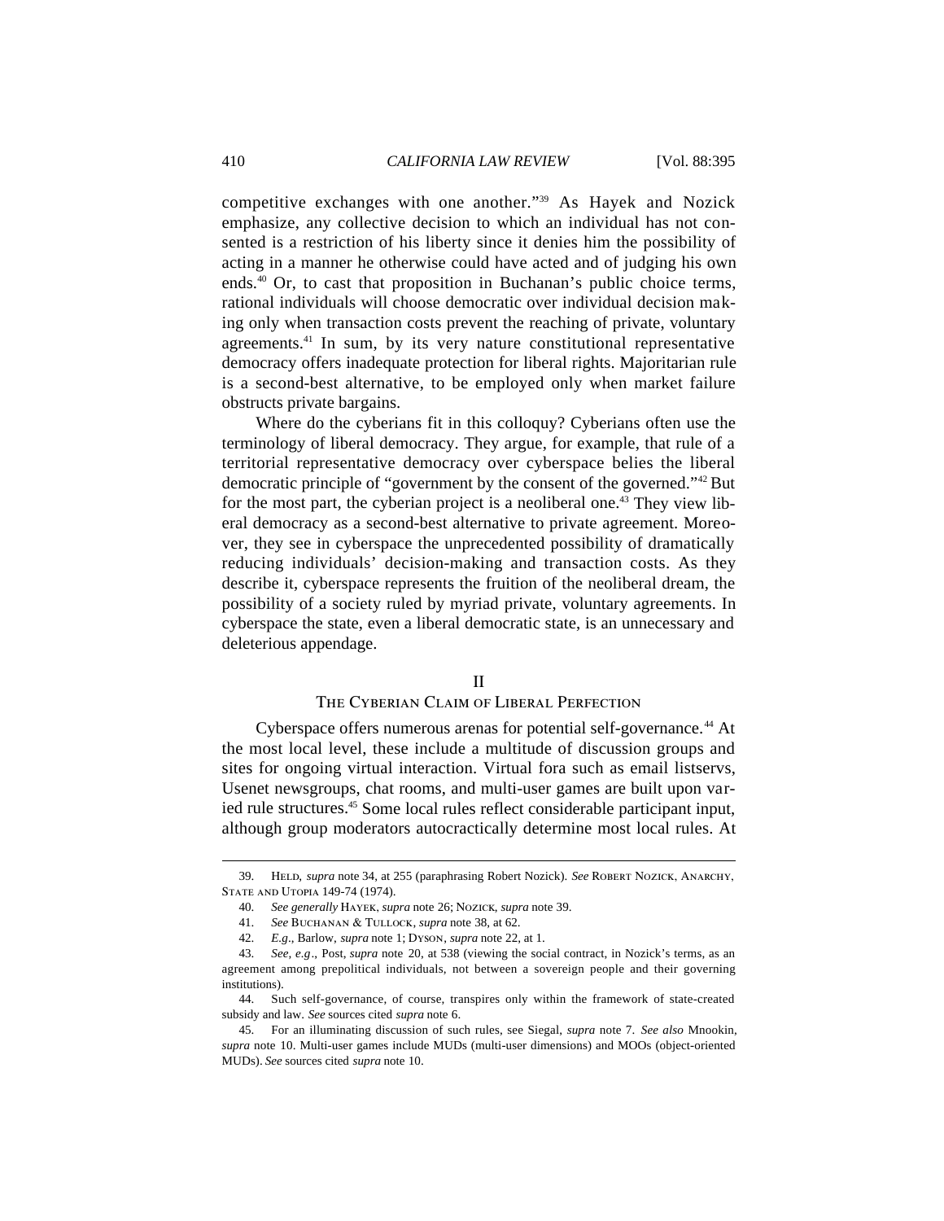competitive exchanges with one another."[39] As Hayek and Nozick emphasize, any collective decision to which an individual has not consented is a restriction of his liberty since it denies him the possibility of acting in a manner he otherwise could have acted and of judging his own ends.[40] Or, to cast that proposition in Buchanan's public choice terms, rational individuals will choose democratic over individual decision making only when transaction costs prevent the reaching of private, voluntary agreements.[41] In sum, by its very nature constitutional representative democracy offers inadequate protection for liberal rights. Majoritarian rule is a second-best alternative, to be employed only when market failure obstructs private bargains.

Where do the cyberians fit in this colloquy? Cyberians often use the terminology of liberal democracy. They argue, for example, that rule of a territorial representative democracy over cyberspace belies the liberal democratic principle of "government by the consent of the governed."[42] But for the most part, the cyberian project is a neoliberal one.[43] They view liberal democracy as a second-best alternative to private agreement. Moreover, they see in cyberspace the unprecedented possibility of dramatically reducing individuals' decision-making and transaction costs. As they describe it, cyberspace represents the fruition of the neoliberal dream, the possibility of a society ruled by myriad private, voluntary agreements. In cyberspace the state, even a liberal democratic state, is an unnecessary and deleterious appendage.

## II
## The Cyberian Claim of Liberal Perfection

Cyberspace offers numerous arenas for potential self-governance.[44] At the most local level, these include a multitude of discussion groups and sites for ongoing virtual interaction. Virtual fora such as email listservs, Usenet newsgroups, chat rooms, and multi-user games are built upon varied rule structures.[45] Some local rules reflect considerable participant input, although group moderators autocractically determine most local rules. At

---

39. Held, *supra* note 34, at 255 (paraphrasing Robert Nozick). *See* Robert Nozick, Anarchy, State and Utopia 149-74 (1974).

40. *See generally* Hayek, *supra* note 26; Nozick, *supra* note 39.

41. *See* Buchanan & Tullock, *supra* note 38, at 62.

42. *E.g.*, Barlow, *supra* note 1; Dyson, *supra* note 22, at 1.

43. *See, e.g.*, Post, *supra* note 20, at 538 (viewing the social contract, in Nozick's terms, as an agreement among prepolitical individuals, not between a sovereign people and their governing institutions).

44. Such self-governance, of course, transpires only within the framework of state-created subsidy and law. *See* sources cited *supra* note 6.

45. For an illuminating discussion of such rules, see Siegal, *supra* note 7. *See also* Mnookin, *supra* note 10. Multi-user games include MUDs (multi-user dimensions) and MOOs (object-oriented MUDs). *See* sources cited *supra* note 10.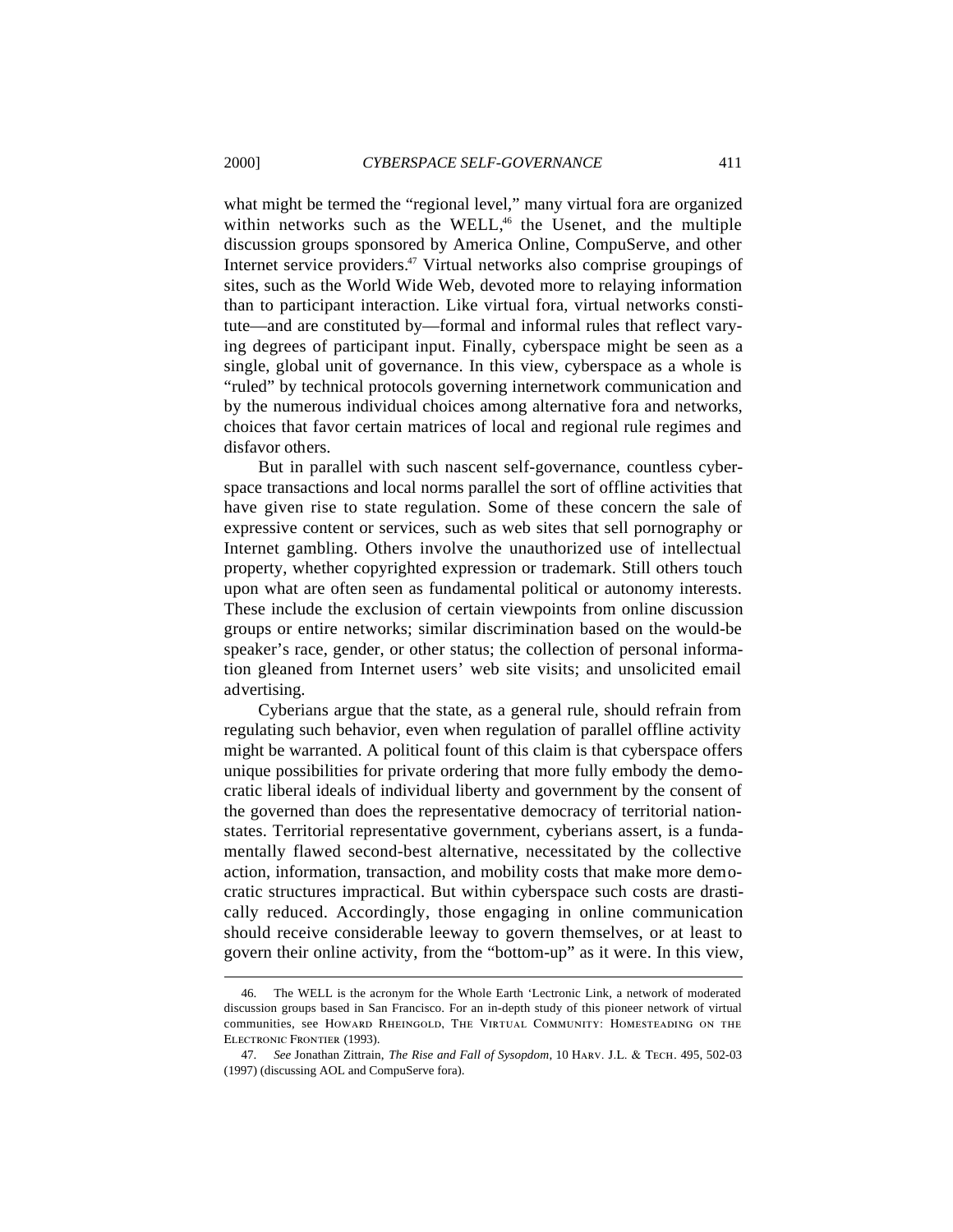what might be termed the "regional level," many virtual fora are organized within networks such as the WELL,[46] the Usenet, and the multiple discussion groups sponsored by America Online, CompuServe, and other Internet service providers.[47] Virtual networks also comprise groupings of sites, such as the World Wide Web, devoted more to relaying information than to participant interaction. Like virtual fora, virtual networks constitute—and are constituted by—formal and informal rules that reflect varying degrees of participant input. Finally, cyberspace might be seen as a single, global unit of governance. In this view, cyberspace as a whole is "ruled" by technical protocols governing internetwork communication and by the numerous individual choices among alternative fora and networks, choices that favor certain matrices of local and regional rule regimes and disfavor others.

But in parallel with such nascent self-governance, countless cyberspace transactions and local norms parallel the sort of offline activities that have given rise to state regulation. Some of these concern the sale of expressive content or services, such as web sites that sell pornography or Internet gambling. Others involve the unauthorized use of intellectual property, whether copyrighted expression or trademark. Still others touch upon what are often seen as fundamental political or autonomy interests. These include the exclusion of certain viewpoints from online discussion groups or entire networks; similar discrimination based on the would-be speaker's race, gender, or other status; the collection of personal information gleaned from Internet users' web site visits; and unsolicited email advertising.

Cyberians argue that the state, as a general rule, should refrain from regulating such behavior, even when regulation of parallel offline activity might be warranted. A political fount of this claim is that cyberspace offers unique possibilities for private ordering that more fully embody the democratic liberal ideals of individual liberty and government by the consent of the governed than does the representative democracy of territorial nation-states. Territorial representative government, cyberians assert, is a fundamentally flawed second-best alternative, necessitated by the collective action, information, transaction, and mobility costs that make more democratic structures impractical. But within cyberspace such costs are drastically reduced. Accordingly, those engaging in online communication should receive considerable leeway to govern themselves, or at least to govern their online activity, from the "bottom-up" as it were. In this view,

---

46. The WELL is the acronym for the Whole Earth 'Lectronic Link, a network of moderated discussion groups based in San Francisco. For an in-depth study of this pioneer network of virtual communities, see HOWARD RHEINGOLD, THE VIRTUAL COMMUNITY: HOMESTEADING ON THE ELECTRONIC FRONTIER (1993).

47. *See* Jonathan Zittrain, *The Rise and Fall of Sysopdom*, 10 HARV. J.L. & TECH. 495, 502-03 (1997) (discussing AOL and CompuServe fora).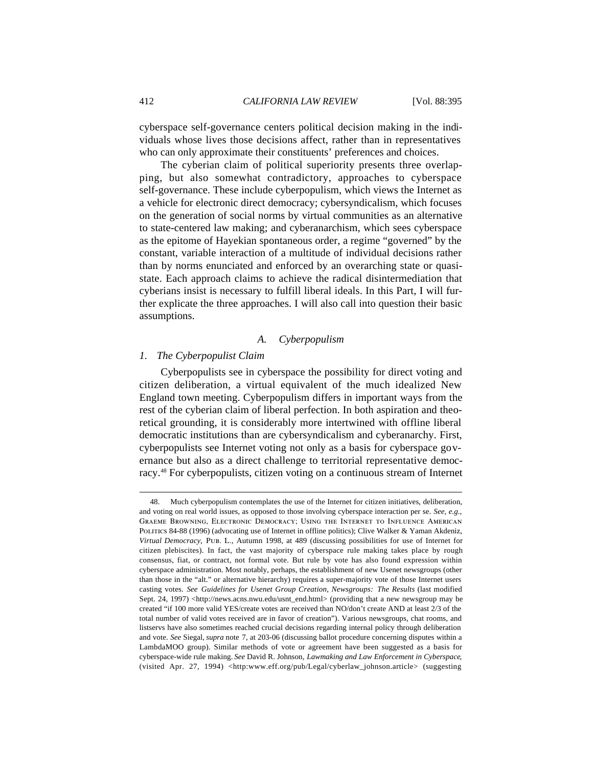cyberspace self-governance centers political decision making in the individuals whose lives those decisions affect, rather than in representatives who can only approximate their constituents' preferences and choices.

The cyberian claim of political superiority presents three overlapping, but also somewhat contradictory, approaches to cyberspace self-governance. These include cyberpopulism, which views the Internet as a vehicle for electronic direct democracy; cybersyndicalism, which focuses on the generation of social norms by virtual communities as an alternative to state-centered law making; and cyberanarchism, which sees cyberspace as the epitome of Hayekian spontaneous order, a regime "governed" by the constant, variable interaction of a multitude of individual decisions rather than by norms enunciated and enforced by an overarching state or quasi-state. Each approach claims to achieve the radical disintermediation that cyberians insist is necessary to fulfill liberal ideals. In this Part, I will further explicate the three approaches. I will also call into question their basic assumptions.

### A. *Cyberpopulism*

#### 1. *The Cyberpopulist Claim*

Cyberpopulists see in cyberspace the possibility for direct voting and citizen deliberation, a virtual equivalent of the much idealized New England town meeting. Cyberpopulism differs in important ways from the rest of the cyberian claim of liberal perfection. In both aspiration and theoretical grounding, it is considerably more intertwined with offline liberal democratic institutions than are cybersyndicalism and cyberanarchy. First, cyberpopulists see Internet voting not only as a basis for cyberspace governance but also as a direct challenge to territorial representative democracy.[48] For cyberpopulists, citizen voting on a continuous stream of Internet

---

48. Much cyberpopulism contemplates the use of the Internet for citizen initiatives, deliberation, and voting on real world issues, as opposed to those involving cyberspace interaction per se. *See, e.g.*, GRAEME BROWNING, ELECTRONIC DEMOCRACY; USING THE INTERNET TO INFLUENCE AMERICAN POLITICS 84-88 (1996) (advocating use of Internet in offline politics); Clive Walker & Yaman Akdeniz, *Virtual Democracy*, PUB. L., Autumn 1998, at 489 (discussing possibilities for use of Internet for citizen plebiscites). In fact, the vast majority of cyberspace rule making takes place by rough consensus, fiat, or contract, not formal vote. But rule by vote has also found expression within cyberspace administration. Most notably, perhaps, the establishment of new Usenet newsgroups (other than those in the "alt." or alternative hierarchy) requires a super-majority vote of those Internet users casting votes. *See Guidelines for Usenet Group Creation, Newsgroups: The Results* (last modified Sept. 24, 1997) <http://news.acns.nwu.edu/usnt_end.html> (providing that a new newsgroup may be created "if 100 more valid YES/create votes are received than NO/don't create AND at least 2/3 of the total number of valid votes received are in favor of creation"). Various newsgroups, chat rooms, and listservs have also sometimes reached crucial decisions regarding internal policy through deliberation and vote. *See* Siegal, *supra* note 7, at 203-06 (discussing ballot procedure concerning disputes within a LambdaMOO group). Similar methods of vote or agreement have been suggested as a basis for cyberspace-wide rule making. *See* David R. Johnson, *Lawmaking and Law Enforcement in Cyberspace*, (visited Apr. 27, 1994) <http:www.eff.org/pub/Legal/cyberlaw_johnson.article> (suggesting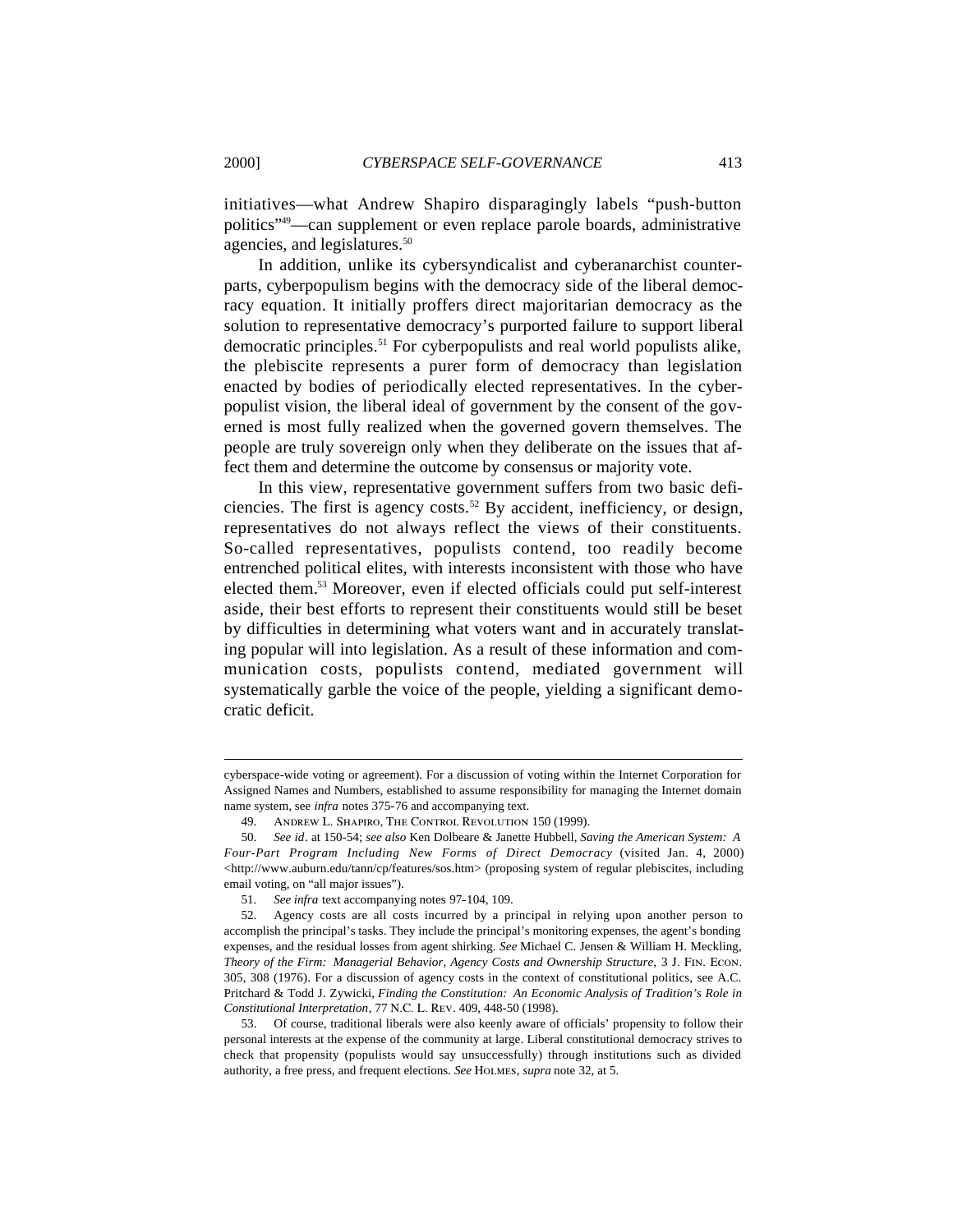initiatives—what Andrew Shapiro disparagingly labels "push-button politics"[49]—can supplement or even replace parole boards, administrative agencies, and legislatures.[50]

In addition, unlike its cybersyndicalist and cyberanarchist counterparts, cyberpopulism begins with the democracy side of the liberal democracy equation. It initially proffers direct majoritarian democracy as the solution to representative democracy's purported failure to support liberal democratic principles.[51] For cyberpopulists and real world populists alike, the plebiscite represents a purer form of democracy than legislation enacted by bodies of periodically elected representatives. In the cyberpopulist vision, the liberal ideal of government by the consent of the governed is most fully realized when the governed govern themselves. The people are truly sovereign only when they deliberate on the issues that affect them and determine the outcome by consensus or majority vote.

In this view, representative government suffers from two basic deficiencies. The first is agency costs.[52] By accident, inefficiency, or design, representatives do not always reflect the views of their constituents. So-called representatives, populists contend, too readily become entrenched political elites, with interests inconsistent with those who have elected them.[53] Moreover, even if elected officials could put self-interest aside, their best efforts to represent their constituents would still be beset by difficulties in determining what voters want and in accurately translating popular will into legislation. As a result of these information and communication costs, populists contend, mediated government will systematically garble the voice of the people, yielding a significant democratic deficit.

---

cyberspace-wide voting or agreement). For a discussion of voting within the Internet Corporation for Assigned Names and Numbers, established to assume responsibility for managing the Internet domain name system, see *infra* notes 375-76 and accompanying text.

49. ANDREW L. SHAPIRO, THE CONTROL REVOLUTION 150 (1999).

50. *See id*. at 150-54; *see also* Ken Dolbeare & Janette Hubbell, *Saving the American System: A Four-Part Program Including New Forms of Direct Democracy* (visited Jan. 4, 2000) <http://www.auburn.edu/tann/cp/features/sos.htm> (proposing system of regular plebiscites, including email voting, on "all major issues").

51. *See infra* text accompanying notes 97-104, 109.

52. Agency costs are all costs incurred by a principal in relying upon another person to accomplish the principal's tasks. They include the principal's monitoring expenses, the agent's bonding expenses, and the residual losses from agent shirking. *See* Michael C. Jensen & William H. Meckling, *Theory of the Firm: Managerial Behavior, Agency Costs and Ownership Structure*, 3 J. FIN. ECON. 305, 308 (1976). For a discussion of agency costs in the context of constitutional politics, see A.C. Pritchard & Todd J. Zywicki, *Finding the Constitution: An Economic Analysis of Tradition's Role in Constitutional Interpretation*, 77 N.C. L. REV. 409, 448-50 (1998).

53. Of course, traditional liberals were also keenly aware of officials' propensity to follow their personal interests at the expense of the community at large. Liberal constitutional democracy strives to check that propensity (populists would say unsuccessfully) through institutions such as divided authority, a free press, and frequent elections. *See* HOLMES, *supra* note 32, at 5.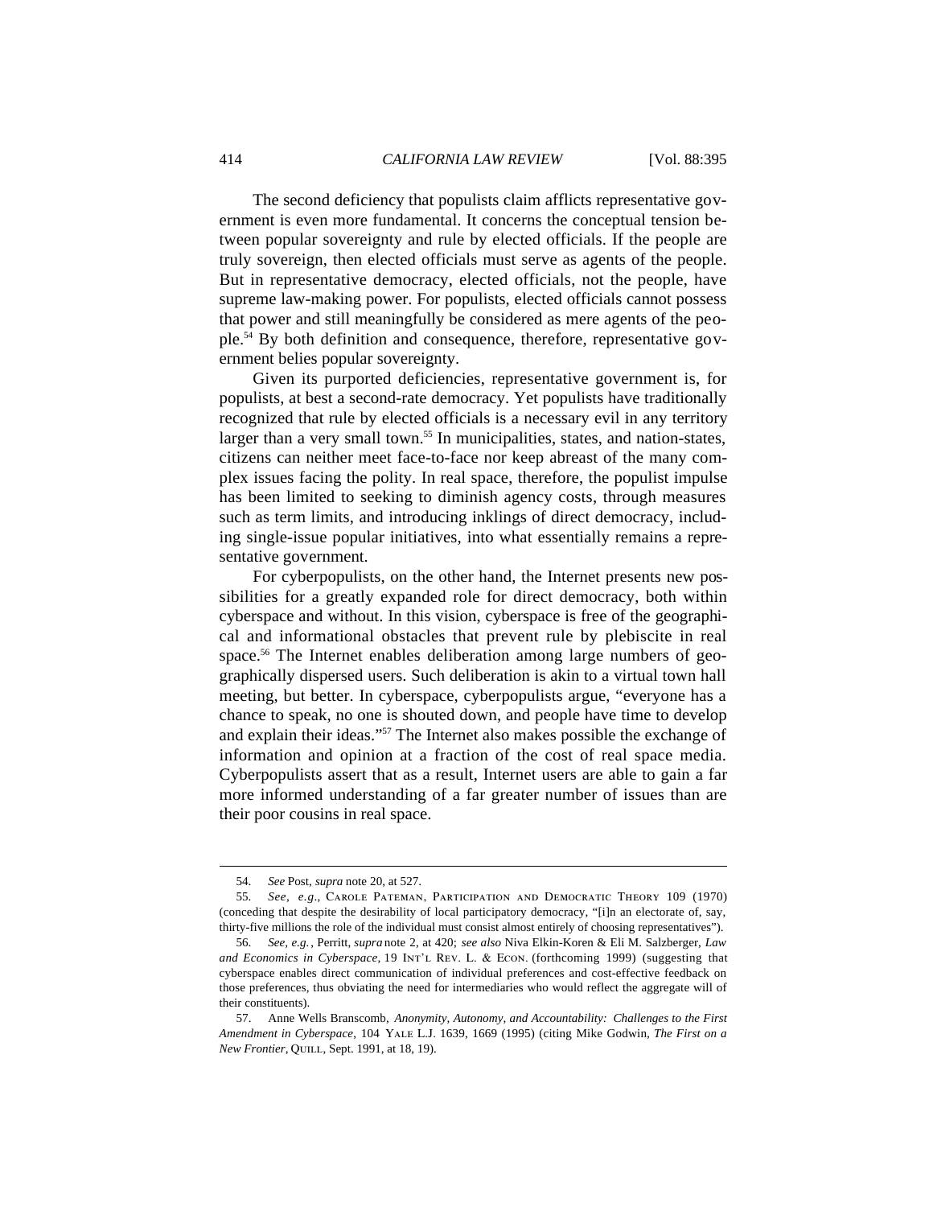The second deficiency that populists claim afflicts representative government is even more fundamental. It concerns the conceptual tension between popular sovereignty and rule by elected officials. If the people are truly sovereign, then elected officials must serve as agents of the people. But in representative democracy, elected officials, not the people, have supreme law-making power. For populists, elected officials cannot possess that power and still meaningfully be considered as mere agents of the people.[54] By both definition and consequence, therefore, representative government belies popular sovereignty.

Given its purported deficiencies, representative government is, for populists, at best a second-rate democracy. Yet populists have traditionally recognized that rule by elected officials is a necessary evil in any territory larger than a very small town.[55] In municipalities, states, and nation-states, citizens can neither meet face-to-face nor keep abreast of the many complex issues facing the polity. In real space, therefore, the populist impulse has been limited to seeking to diminish agency costs, through measures such as term limits, and introducing inklings of direct democracy, including single-issue popular initiatives, into what essentially remains a representative government.

For cyberpopulists, on the other hand, the Internet presents new possibilities for a greatly expanded role for direct democracy, both within cyberspace and without. In this vision, cyberspace is free of the geographical and informational obstacles that prevent rule by plebiscite in real space.[56] The Internet enables deliberation among large numbers of geographically dispersed users. Such deliberation is akin to a virtual town hall meeting, but better. In cyberspace, cyberpopulists argue, "everyone has a chance to speak, no one is shouted down, and people have time to develop and explain their ideas."[57] The Internet also makes possible the exchange of information and opinion at a fraction of the cost of real space media. Cyberpopulists assert that as a result, Internet users are able to gain a far more informed understanding of a far greater number of issues than are their poor cousins in real space.

---

54. *See* Post, *supra* note 20, at 527.

55. *See, e.g.*, CAROLE PATEMAN, PARTICIPATION AND DEMOCRATIC THEORY 109 (1970) (conceding that despite the desirability of local participatory democracy, "[i]n an electorate of, say, thirty-five millions the role of the individual must consist almost entirely of choosing representatives").

56. *See, e.g.*, Perritt, *supra* note 2, at 420; *see also* Niva Elkin-Koren & Eli M. Salzberger, *Law and Economics in Cyberspace*, 19 INT'L REV. L. & ECON. (forthcoming 1999) (suggesting that cyberspace enables direct communication of individual preferences and cost-effective feedback on those preferences, thus obviating the need for intermediaries who would reflect the aggregate will of their constituents).

57. Anne Wells Branscomb, *Anonymity, Autonomy, and Accountability: Challenges to the First Amendment in Cyberspace*, 104 YALE L.J. 1639, 1669 (1995) (citing Mike Godwin, *The First on a New Frontier*, QUILL, Sept. 1991, at 18, 19).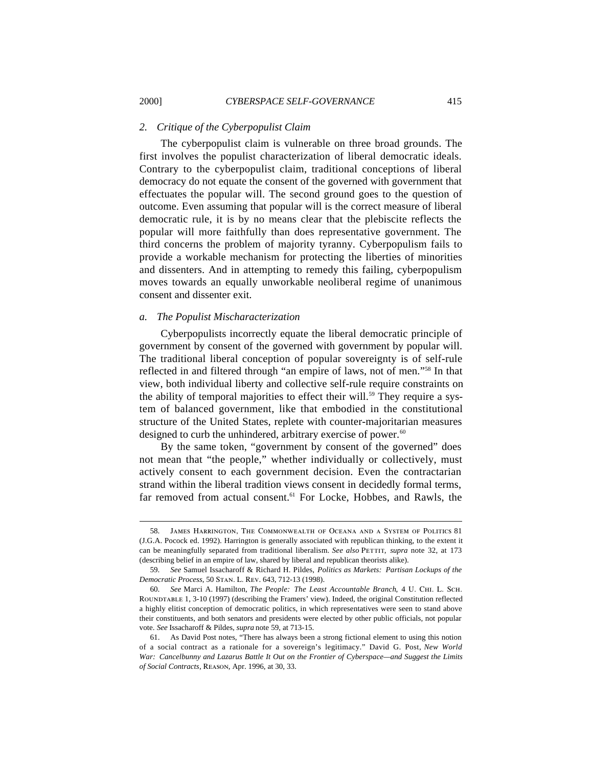### 2. *Critique of the Cyberpopulist Claim*

The cyberpopulist claim is vulnerable on three broad grounds. The first involves the populist characterization of liberal democratic ideals. Contrary to the cyberpopulist claim, traditional conceptions of liberal democracy do not equate the consent of the governed with government that effectuates the popular will. The second ground goes to the question of outcome. Even assuming that popular will is the correct measure of liberal democratic rule, it is by no means clear that the plebiscite reflects the popular will more faithfully than does representative government. The third concerns the problem of majority tyranny. Cyberpopulism fails to provide a workable mechanism for protecting the liberties of minorities and dissenters. And in attempting to remedy this failing, cyberpopulism moves towards an equally unworkable neoliberal regime of unanimous consent and dissenter exit.

#### a. *The Populist Mischaracterization*

Cyberpopulists incorrectly equate the liberal democratic principle of government by consent of the governed with government by popular will. The traditional liberal conception of popular sovereignty is of self-rule reflected in and filtered through "an empire of laws, not of men."[58] In that view, both individual liberty and collective self-rule require constraints on the ability of temporal majorities to effect their will.[59] They require a system of balanced government, like that embodied in the constitutional structure of the United States, replete with counter-majoritarian measures designed to curb the unhindered, arbitrary exercise of power.[60]

By the same token, "government by consent of the governed" does not mean that "the people," whether individually or collectively, must actively consent to each government decision. Even the contractarian strand within the liberal tradition views consent in decidedly formal terms, far removed from actual consent.[61] For Locke, Hobbes, and Rawls, the

---

58. James Harrington, The Commonwealth of Oceana and a System of Politics 81 (J.G.A. Pocock ed. 1992). Harrington is generally associated with republican thinking, to the extent it can be meaningfully separated from traditional liberalism. *See also* Pettit, *supra* note 32, at 173 (describing belief in an empire of law, shared by liberal and republican theorists alike).

59. *See* Samuel Issacharoff & Richard H. Pildes, *Politics as Markets: Partisan Lockups of the Democratic Process*, 50 Stan. L. Rev. 643, 712-13 (1998).

60. *See* Marci A. Hamilton, *The People: The Least Accountable Branch*, 4 U. Chi. L. Sch. Roundtable 1, 3-10 (1997) (describing the Framers' view). Indeed, the original Constitution reflected a highly elitist conception of democratic politics, in which representatives were seen to stand above their constituents, and both senators and presidents were elected by other public officials, not popular vote. *See* Issacharoff & Pildes, *supra* note 59, at 713-15.

61. As David Post notes, "There has always been a strong fictional element to using this notion of a social contract as a rationale for a sovereign's legitimacy." David G. Post, *New World War: Cancelbunny and Lazarus Battle It Out on the Frontier of Cyberspace—and Suggest the Limits of Social Contracts*, Reason, Apr. 1996, at 30, 33.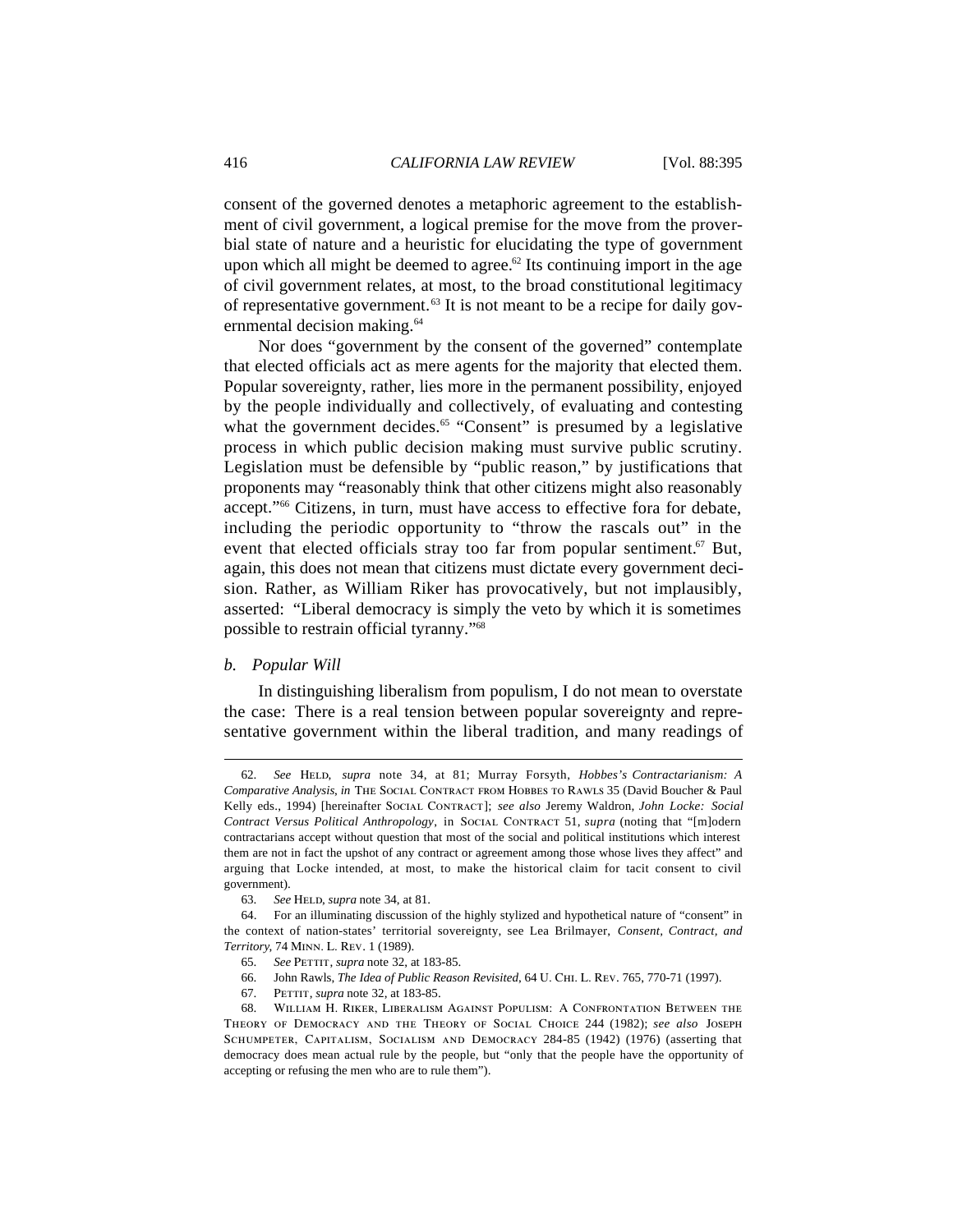consent of the governed denotes a metaphoric agreement to the establishment of civil government, a logical premise for the move from the proverbial state of nature and a heuristic for elucidating the type of government upon which all might be deemed to agree.[62] Its continuing import in the age of civil government relates, at most, to the broad constitutional legitimacy of representative government.[63] It is not meant to be a recipe for daily governmental decision making.[64]

Nor does "government by the consent of the governed" contemplate that elected officials act as mere agents for the majority that elected them. Popular sovereignty, rather, lies more in the permanent possibility, enjoyed by the people individually and collectively, of evaluating and contesting what the government decides.[65] "Consent" is presumed by a legislative process in which public decision making must survive public scrutiny. Legislation must be defensible by "public reason," by justifications that proponents may "reasonably think that other citizens might also reasonably accept."[66] Citizens, in turn, must have access to effective fora for debate, including the periodic opportunity to "throw the rascals out" in the event that elected officials stray too far from popular sentiment.[67] But, again, this does not mean that citizens must dictate every government decision. Rather, as William Riker has provocatively, but not implausibly, asserted: "Liberal democracy is simply the veto by which it is sometimes possible to restrain official tyranny."[68]

*b. Popular Will*

In distinguishing liberalism from populism, I do not mean to overstate the case: There is a real tension between popular sovereignty and representative government within the liberal tradition, and many readings of

---

62. *See* HELD, *supra* note 34, at 81; Murray Forsyth, *Hobbes's Contractarianism: A Comparative Analysis*, *in* THE SOCIAL CONTRACT FROM HOBBES TO RAWLS 35 (David Boucher & Paul Kelly eds., 1994) [hereinafter SOCIAL CONTRACT]; *see also* Jeremy Waldron, *John Locke: Social Contract Versus Political Anthropology*, in SOCIAL CONTRACT 51, *supra* (noting that "[m]odern contractarians accept without question that most of the social and political institutions which interest them are not in fact the upshot of any contract or agreement among those whose lives they affect" and arguing that Locke intended, at most, to make the historical claim for tacit consent to civil government).

63. *See* HELD, *supra* note 34, at 81.

64. For an illuminating discussion of the highly stylized and hypothetical nature of "consent" in the context of nation-states' territorial sovereignty, see Lea Brilmayer, *Consent, Contract, and Territory*, 74 MINN. L. REV. 1 (1989).

65. *See* PETTIT, *supra* note 32, at 183-85.

66. John Rawls, *The Idea of Public Reason Revisited*, 64 U. CHI. L. REV. 765, 770-71 (1997).

67. PETTIT, *supra* note 32, at 183-85.

68. WILLIAM H. RIKER, LIBERALISM AGAINST POPULISM: A CONFRONTATION BETWEEN THE THEORY OF DEMOCRACY AND THE THEORY OF SOCIAL CHOICE 244 (1982); *see also* JOSEPH SCHUMPETER, CAPITALISM, SOCIALISM AND DEMOCRACY 284-85 (1942) (1976) (asserting that democracy does mean actual rule by the people, but "only that the people have the opportunity of accepting or refusing the men who are to rule them").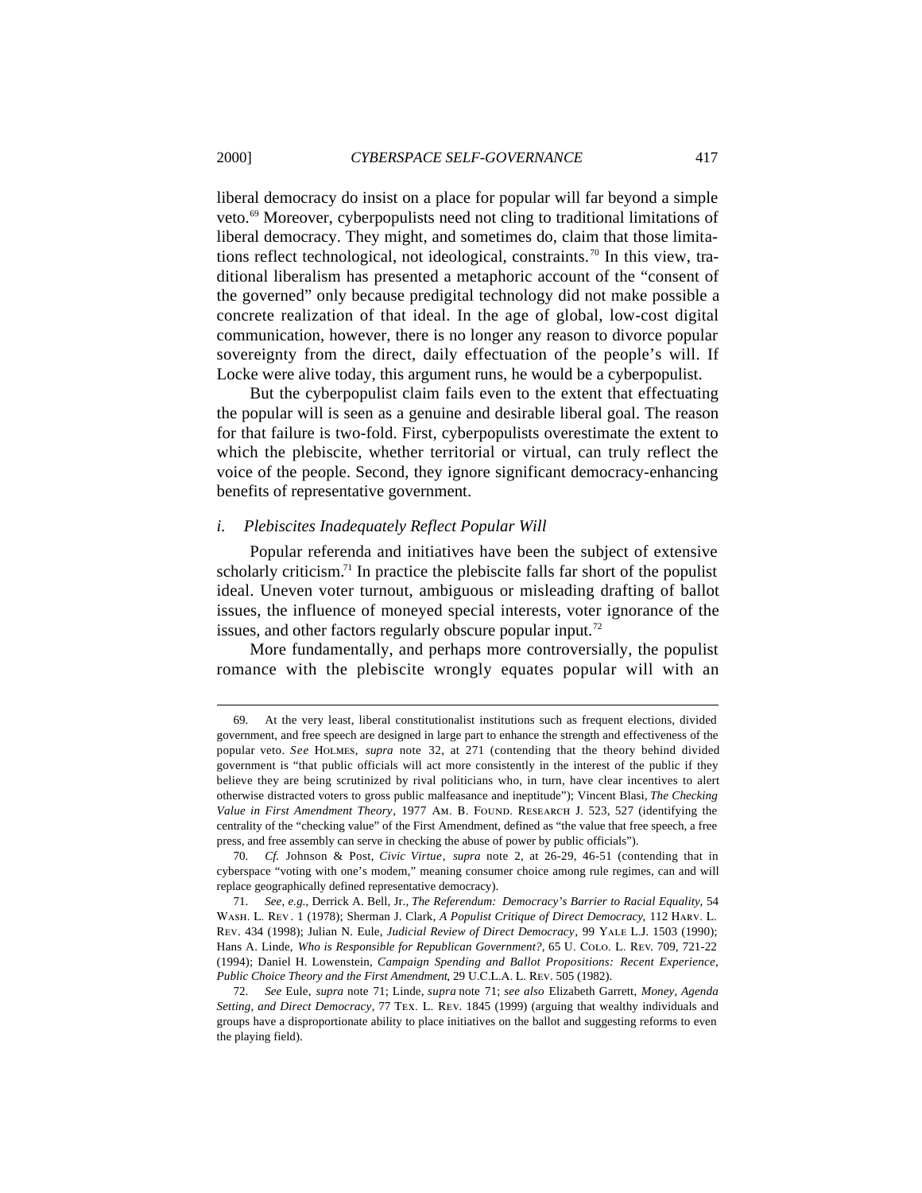liberal democracy do insist on a place for popular will far beyond a simple veto.[69] Moreover, cyberpopulists need not cling to traditional limitations of liberal democracy. They might, and sometimes do, claim that those limitations reflect technological, not ideological, constraints.[70] In this view, traditional liberalism has presented a metaphoric account of the "consent of the governed" only because predigital technology did not make possible a concrete realization of that ideal. In the age of global, low-cost digital communication, however, there is no longer any reason to divorce popular sovereignty from the direct, daily effectuation of the people's will. If Locke were alive today, this argument runs, he would be a cyberpopulist.

But the cyberpopulist claim fails even to the extent that effectuating the popular will is seen as a genuine and desirable liberal goal. The reason for that failure is two-fold. First, cyberpopulists overestimate the extent to which the plebiscite, whether territorial or virtual, can truly reflect the voice of the people. Second, they ignore significant democracy-enhancing benefits of representative government.

*i. Plebiscites Inadequately Reflect Popular Will*

Popular referenda and initiatives have been the subject of extensive scholarly criticism.[71] In practice the plebiscite falls far short of the populist ideal. Uneven voter turnout, ambiguous or misleading drafting of ballot issues, the influence of moneyed special interests, voter ignorance of the issues, and other factors regularly obscure popular input.[72]

More fundamentally, and perhaps more controversially, the populist romance with the plebiscite wrongly equates popular will with an

---

69. At the very least, liberal constitutionalist institutions such as frequent elections, divided government, and free speech are designed in large part to enhance the strength and effectiveness of the popular veto. *See* HOLMES, *supra* note 32, at 271 (contending that the theory behind divided government is "that public officials will act more consistently in the interest of the public if they believe they are being scrutinized by rival politicians who, in turn, have clear incentives to alert otherwise distracted voters to gross public malfeasance and ineptitude"); Vincent Blasi, *The Checking Value in First Amendment Theory*, 1977 AM. B. FOUND. RESEARCH J. 523, 527 (identifying the centrality of the "checking value" of the First Amendment, defined as "the value that free speech, a free press, and free assembly can serve in checking the abuse of power by public officials").

70. *Cf.* Johnson & Post, *Civic Virtue*, *supra* note 2, at 26-29, 46-51 (contending that in cyberspace "voting with one's modem," meaning consumer choice among rule regimes, can and will replace geographically defined representative democracy).

71. *See, e.g.*, Derrick A. Bell, Jr., *The Referendum: Democracy's Barrier to Racial Equality*, 54 WASH. L. REV. 1 (1978); Sherman J. Clark, *A Populist Critique of Direct Democracy*, 112 HARV. L. REV. 434 (1998); Julian N. Eule, *Judicial Review of Direct Democracy*, 99 YALE L.J. 1503 (1990); Hans A. Linde, *Who is Responsible for Republican Government?*, 65 U. COLO. L. REV. 709, 721-22 (1994); Daniel H. Lowenstein, *Campaign Spending and Ballot Propositions: Recent Experience, Public Choice Theory and the First Amendment*, 29 U.C.L.A. L. REV. 505 (1982).

72. *See* Eule, *supra* note 71; Linde, *supra* note 71; *see also* Elizabeth Garrett, *Money, Agenda Setting, and Direct Democracy*, 77 TEX. L. REV. 1845 (1999) (arguing that wealthy individuals and groups have a disproportionate ability to place initiatives on the ballot and suggesting reforms to even the playing field).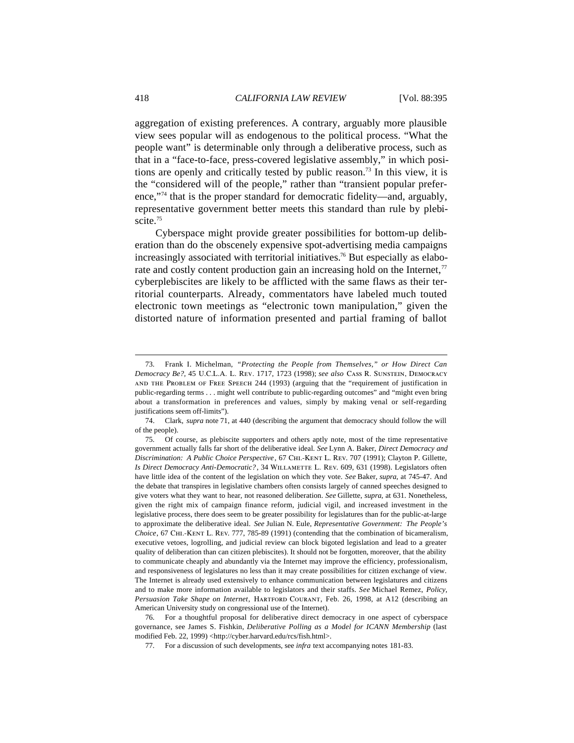aggregation of existing preferences. A contrary, arguably more plausible view sees popular will as endogenous to the political process. "What the people want" is determinable only through a deliberative process, such as that in a "face-to-face, press-covered legislative assembly," in which positions are openly and critically tested by public reason.[73] In this view, it is the "considered will of the people," rather than "transient popular preference,"[74] that is the proper standard for democratic fidelity—and, arguably, representative government better meets this standard than rule by plebiscite.[75]

Cyberspace might provide greater possibilities for bottom-up deliberation than do the obscenely expensive spot-advertising media campaigns increasingly associated with territorial initiatives.[76] But especially as elaborate and costly content production gain an increasing hold on the Internet,[77] cyberplebiscites are likely to be afflicted with the same flaws as their territorial counterparts. Already, commentators have labeled much touted electronic town meetings as "electronic town manipulation," given the distorted nature of information presented and partial framing of ballot

---

73. Frank I. Michelman, *"Protecting the People from Themselves," or How Direct Can Democracy Be?*, 45 U.C.L.A. L. Rev. 1717, 1723 (1998); *see also* Cass R. Sunstein, Democracy and the Problem of Free Speech 244 (1993) (arguing that the "requirement of justification in public-regarding terms . . . might well contribute to public-regarding outcomes" and "might even bring about a transformation in preferences and values, simply by making venal or self-regarding justifications seem off-limits").

74. Clark, *supra* note 71, at 440 (describing the argument that democracy should follow the will of the people).

75. Of course, as plebiscite supporters and others aptly note, most of the time representative government actually falls far short of the deliberative ideal. *See* Lynn A. Baker, *Direct Democracy and Discrimination: A Public Choice Perspective*, 67 Chi.-Kent L. Rev. 707 (1991); Clayton P. Gillette, *Is Direct Democracy Anti-Democratic?*, 34 Willamette L. Rev. 609, 631 (1998). Legislators often have little idea of the content of the legislation on which they vote. *See* Baker, *supra*, at 745-47. And the debate that transpires in legislative chambers often consists largely of canned speeches designed to give voters what they want to hear, not reasoned deliberation. *See* Gillette, *supra*, at 631. Nonetheless, given the right mix of campaign finance reform, judicial vigil, and increased investment in the legislative process, there does seem to be greater possibility for legislatures than for the public-at-large to approximate the deliberative ideal. *See* Julian N. Eule, *Representative Government: The People's Choice*, 67 Chi.-Kent L. Rev. 777, 785-89 (1991) (contending that the combination of bicameralism, executive vetoes, logrolling, and judicial review can block bigoted legislation and lead to a greater quality of deliberation than can citizen plebiscites). It should not be forgotten, moreover, that the ability to communicate cheaply and abundantly via the Internet may improve the efficiency, professionalism, and responsiveness of legislatures no less than it may create possibilities for citizen exchange of view. The Internet is already used extensively to enhance communication between legislatures and citizens and to make more information available to legislators and their staffs. *See* Michael Remez, *Policy, Persuasion Take Shape on Internet*, Hartford Courant, Feb. 26, 1998, at A12 (describing an American University study on congressional use of the Internet).

76. For a thoughtful proposal for deliberative direct democracy in one aspect of cyberspace governance, see James S. Fishkin, *Deliberative Polling as a Model for ICANN Membership* (last modified Feb. 22, 1999) <http://cyber.harvard.edu/rcs/fish.html>.

77. For a discussion of such developments, see *infra* text accompanying notes 181-83.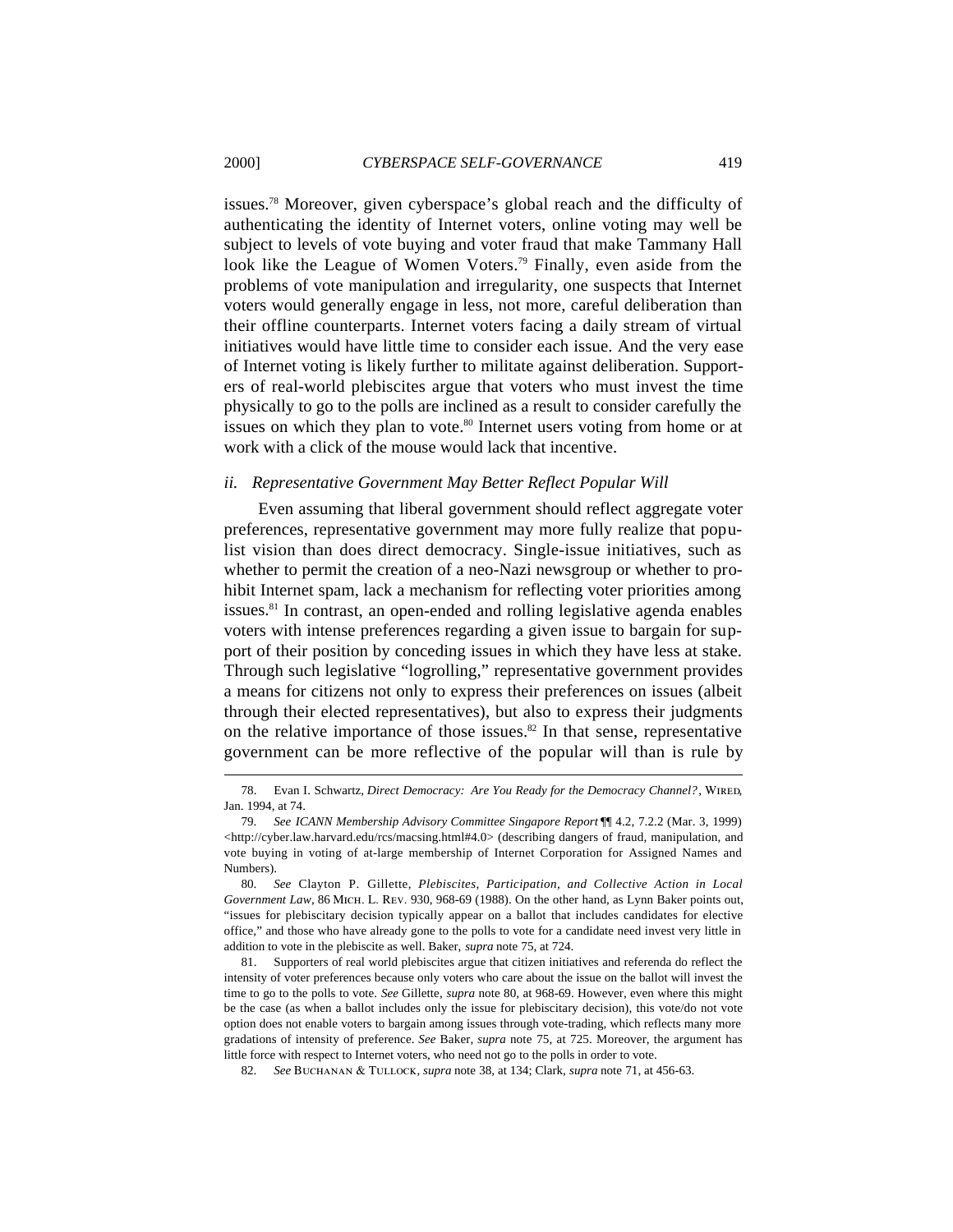issues.[78] Moreover, given cyberspace's global reach and the difficulty of authenticating the identity of Internet voters, online voting may well be subject to levels of vote buying and voter fraud that make Tammany Hall look like the League of Women Voters.[79] Finally, even aside from the problems of vote manipulation and irregularity, one suspects that Internet voters would generally engage in less, not more, careful deliberation than their offline counterparts. Internet voters facing a daily stream of virtual initiatives would have little time to consider each issue. And the very ease of Internet voting is likely further to militate against deliberation. Supporters of real-world plebiscites argue that voters who must invest the time physically to go to the polls are inclined as a result to consider carefully the issues on which they plan to vote.[80] Internet users voting from home or at work with a click of the mouse would lack that incentive.

### *ii. Representative Government May Better Reflect Popular Will*

Even assuming that liberal government should reflect aggregate voter preferences, representative government may more fully realize that populist vision than does direct democracy. Single-issue initiatives, such as whether to permit the creation of a neo-Nazi newsgroup or whether to prohibit Internet spam, lack a mechanism for reflecting voter priorities among issues.[81] In contrast, an open-ended and rolling legislative agenda enables voters with intense preferences regarding a given issue to bargain for support of their position by conceding issues in which they have less at stake. Through such legislative "logrolling," representative government provides a means for citizens not only to express their preferences on issues (albeit through their elected representatives), but also to express their judgments on the relative importance of those issues.[82] In that sense, representative government can be more reflective of the popular will than is rule by

---

78. Evan I. Schwartz, *Direct Democracy: Are You Ready for the Democracy Channel?*, WIRED, Jan. 1994, at 74.

79. *See ICANN Membership Advisory Committee Singapore Report* ¶¶ 4.2, 7.2.2 (Mar. 3, 1999) <http://cyber.law.harvard.edu/rcs/macsing.html#4.0> (describing dangers of fraud, manipulation, and vote buying in voting of at-large membership of Internet Corporation for Assigned Names and Numbers).

80. *See* Clayton P. Gillette, *Plebiscites, Participation, and Collective Action in Local Government Law*, 86 MICH. L. REV. 930, 968-69 (1988). On the other hand, as Lynn Baker points out, "issues for plebiscitary decision typically appear on a ballot that includes candidates for elective office," and those who have already gone to the polls to vote for a candidate need invest very little in addition to vote in the plebiscite as well. Baker, *supra* note 75, at 724.

81. Supporters of real world plebiscites argue that citizen initiatives and referenda do reflect the intensity of voter preferences because only voters who care about the issue on the ballot will invest the time to go to the polls to vote. *See* Gillette, *supra* note 80, at 968-69. However, even where this might be the case (as when a ballot includes only the issue for plebiscitary decision), this vote/do not vote option does not enable voters to bargain among issues through vote-trading, which reflects many more gradations of intensity of preference. *See* Baker, *supra* note 75, at 725. Moreover, the argument has little force with respect to Internet voters, who need not go to the polls in order to vote.

82. *See* BUCHANAN & TULLOCK, *supra* note 38, at 134; Clark, *supra* note 71, at 456-63.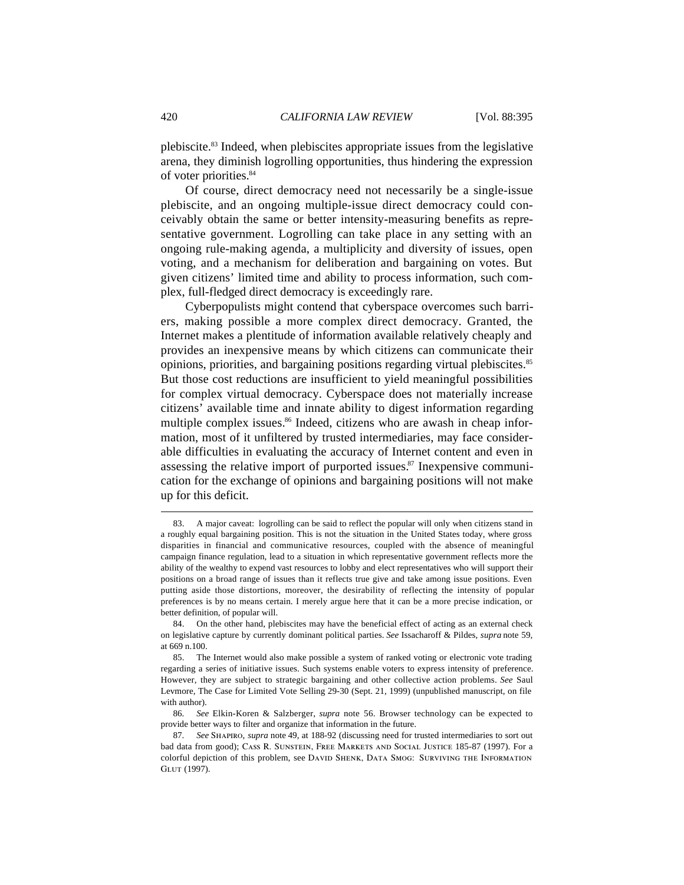plebiscite.[83] Indeed, when plebiscites appropriate issues from the legislative arena, they diminish logrolling opportunities, thus hindering the expression of voter priorities.[84]

Of course, direct democracy need not necessarily be a single-issue plebiscite, and an ongoing multiple-issue direct democracy could conceivably obtain the same or better intensity-measuring benefits as representative government. Logrolling can take place in any setting with an ongoing rule-making agenda, a multiplicity and diversity of issues, open voting, and a mechanism for deliberation and bargaining on votes. But given citizens' limited time and ability to process information, such complex, full-fledged direct democracy is exceedingly rare.

Cyberpopulists might contend that cyberspace overcomes such barriers, making possible a more complex direct democracy. Granted, the Internet makes a plentitude of information available relatively cheaply and provides an inexpensive means by which citizens can communicate their opinions, priorities, and bargaining positions regarding virtual plebiscites.[85] But those cost reductions are insufficient to yield meaningful possibilities for complex virtual democracy. Cyberspace does not materially increase citizens' available time and innate ability to digest information regarding multiple complex issues.[86] Indeed, citizens who are awash in cheap information, most of it unfiltered by trusted intermediaries, may face considerable difficulties in evaluating the accuracy of Internet content and even in assessing the relative import of purported issues.[87] Inexpensive communication for the exchange of opinions and bargaining positions will not make up for this deficit.

---

83. A major caveat: logrolling can be said to reflect the popular will only when citizens stand in a roughly equal bargaining position. This is not the situation in the United States today, where gross disparities in financial and communicative resources, coupled with the absence of meaningful campaign finance regulation, lead to a situation in which representative government reflects more the ability of the wealthy to expend vast resources to lobby and elect representatives who will support their positions on a broad range of issues than it reflects true give and take among issue positions. Even putting aside those distortions, moreover, the desirability of reflecting the intensity of popular preferences is by no means certain. I merely argue here that it can be a more precise indication, or better definition, of popular will.

84. On the other hand, plebiscites may have the beneficial effect of acting as an external check on legislative capture by currently dominant political parties. *See* Issacharoff & Pildes, *supra* note 59, at 669 n.100.

85. The Internet would also make possible a system of ranked voting or electronic vote trading regarding a series of initiative issues. Such systems enable voters to express intensity of preference. However, they are subject to strategic bargaining and other collective action problems. *See* Saul Levmore, The Case for Limited Vote Selling 29-30 (Sept. 21, 1999) (unpublished manuscript, on file with author).

86. *See* Elkin-Koren & Salzberger, *supra* note 56. Browser technology can be expected to provide better ways to filter and organize that information in the future.

87. *See* Shapiro, *supra* note 49, at 188-92 (discussing need for trusted intermediaries to sort out bad data from good); Cass R. Sunstein, Free Markets and Social Justice 185-87 (1997). For a colorful depiction of this problem, see David Shenk, Data Smog: Surviving the Information Glut (1997).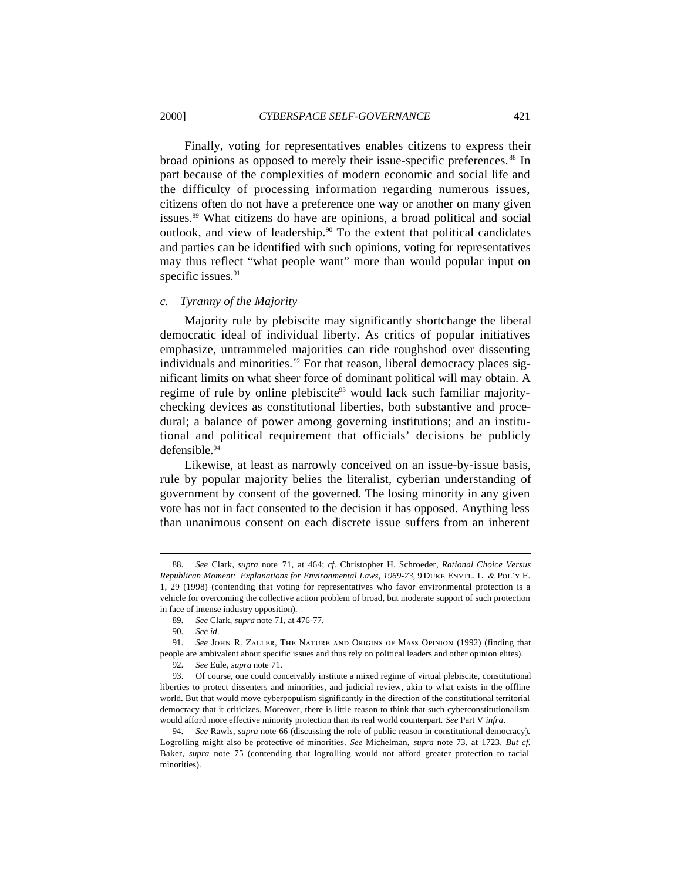Finally, voting for representatives enables citizens to express their broad opinions as opposed to merely their issue-specific preferences.[88] In part because of the complexities of modern economic and social life and the difficulty of processing information regarding numerous issues, citizens often do not have a preference one way or another on many given issues.[89] What citizens do have are opinions, a broad political and social outlook, and view of leadership.[90] To the extent that political candidates and parties can be identified with such opinions, voting for representatives may thus reflect "what people want" more than would popular input on specific issues.[91]

### *c. Tyranny of the Majority*

Majority rule by plebiscite may significantly shortchange the liberal democratic ideal of individual liberty. As critics of popular initiatives emphasize, untrammeled majorities can ride roughshod over dissenting individuals and minorities.[92] For that reason, liberal democracy places significant limits on what sheer force of dominant political will may obtain. A regime of rule by online plebiscite[93] would lack such familiar majority-checking devices as constitutional liberties, both substantive and procedural; a balance of power among governing institutions; and an institutional and political requirement that officials' decisions be publicly defensible.[94]

Likewise, at least as narrowly conceived on an issue-by-issue basis, rule by popular majority belies the literalist, cyberian understanding of government by consent of the governed. The losing minority in any given vote has not in fact consented to the decision it has opposed. Anything less than unanimous consent on each discrete issue suffers from an inherent

---

88. *See* Clark, *supra* note 71, at 464; *cf.* Christopher H. Schroeder, *Rational Choice Versus Republican Moment: Explanations for Environmental Laws, 1969-73*, 9 DUKE ENVTL. L. & POL'Y F. 1, 29 (1998) (contending that voting for representatives who favor environmental protection is a vehicle for overcoming the collective action problem of broad, but moderate support of such protection in face of intense industry opposition).

89. *See* Clark, *supra* note 71, at 476-77.

90. *See id.*

91. *See* JOHN R. ZALLER, THE NATURE AND ORIGINS OF MASS OPINION (1992) (finding that people are ambivalent about specific issues and thus rely on political leaders and other opinion elites).

92. *See* Eule, *supra* note 71.

93. Of course, one could conceivably institute a mixed regime of virtual plebiscite, constitutional liberties to protect dissenters and minorities, and judicial review, akin to what exists in the offline world. But that would move cyberpopulism significantly in the direction of the constitutional territorial democracy that it criticizes. Moreover, there is little reason to think that such cyberconstitutionalism would afford more effective minority protection than its real world counterpart. *See* Part V *infra*.

94. *See* Rawls, *supra* note 66 (discussing the role of public reason in constitutional democracy). Logrolling might also be protective of minorities. *See* Michelman, *supra* note 73, at 1723. *But cf.* Baker, *supra* note 75 (contending that logrolling would not afford greater protection to racial minorities).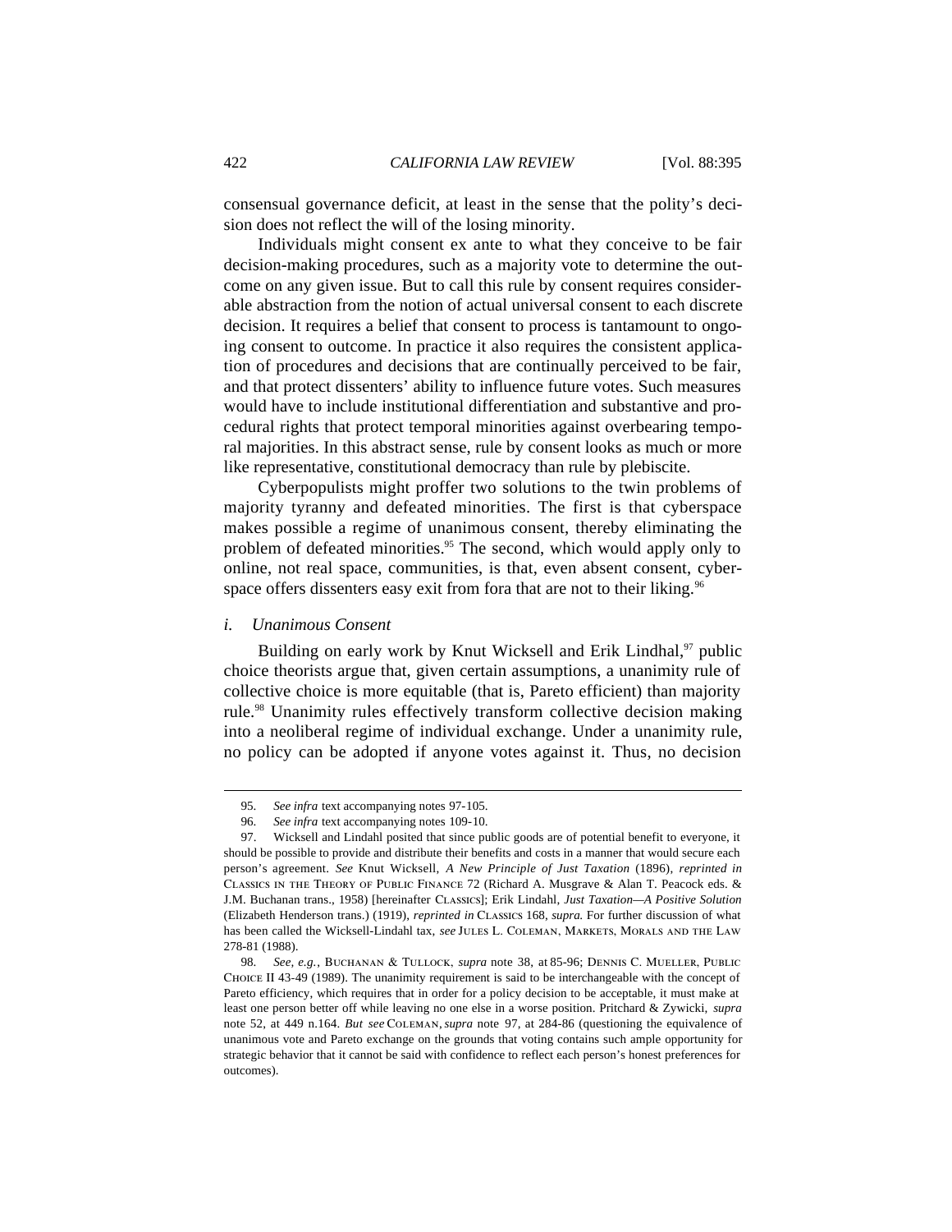consensual governance deficit, at least in the sense that the polity's decision does not reflect the will of the losing minority.

Individuals might consent ex ante to what they conceive to be fair decision-making procedures, such as a majority vote to determine the outcome on any given issue. But to call this rule by consent requires considerable abstraction from the notion of actual universal consent to each discrete decision. It requires a belief that consent to process is tantamount to ongoing consent to outcome. In practice it also requires the consistent application of procedures and decisions that are continually perceived to be fair, and that protect dissenters' ability to influence future votes. Such measures would have to include institutional differentiation and substantive and procedural rights that protect temporal minorities against overbearing temporal majorities. In this abstract sense, rule by consent looks as much or more like representative, constitutional democracy than rule by plebiscite.

Cyberpopulists might proffer two solutions to the twin problems of majority tyranny and defeated minorities. The first is that cyberspace makes possible a regime of unanimous consent, thereby eliminating the problem of defeated minorities.[95] The second, which would apply only to online, not real space, communities, is that, even absent consent, cyberspace offers dissenters easy exit from fora that are not to their liking.[96]

*i. Unanimous Consent*

Building on early work by Knut Wicksell and Erik Lindhal,[97] public choice theorists argue that, given certain assumptions, a unanimity rule of collective choice is more equitable (that is, Pareto efficient) than majority rule.[98] Unanimity rules effectively transform collective decision making into a neoliberal regime of individual exchange. Under a unanimity rule, no policy can be adopted if anyone votes against it. Thus, no decision

---

95. *See infra* text accompanying notes 97-105.

96. *See infra* text accompanying notes 109-10.

97. Wicksell and Lindahl posited that since public goods are of potential benefit to everyone, it should be possible to provide and distribute their benefits and costs in a manner that would secure each person's agreement. *See* Knut Wicksell, *A New Principle of Just Taxation* (1896), *reprinted in* Classics in the Theory of Public Finance 72 (Richard A. Musgrave & Alan T. Peacock eds. & J.M. Buchanan trans., 1958) [hereinafter Classics]; Erik Lindahl, *Just Taxation—A Positive Solution* (Elizabeth Henderson trans.) (1919), *reprinted in* Classics 168, *supra.* For further discussion of what has been called the Wicksell-Lindahl tax, *see* Jules L. Coleman, Markets, Morals and the Law 278-81 (1988).

98. *See, e.g.*, Buchanan & Tullock, *supra* note 38, at 85-96; Dennis C. Mueller, Public Choice II 43-49 (1989). The unanimity requirement is said to be interchangeable with the concept of Pareto efficiency, which requires that in order for a policy decision to be acceptable, it must make at least one person better off while leaving no one else in a worse position. Pritchard & Zywicki, *supra* note 52, at 449 n.164. *But see* Coleman, *supra* note 97, at 284-86 (questioning the equivalence of unanimous vote and Pareto exchange on the grounds that voting contains such ample opportunity for strategic behavior that it cannot be said with confidence to reflect each person's honest preferences for outcomes).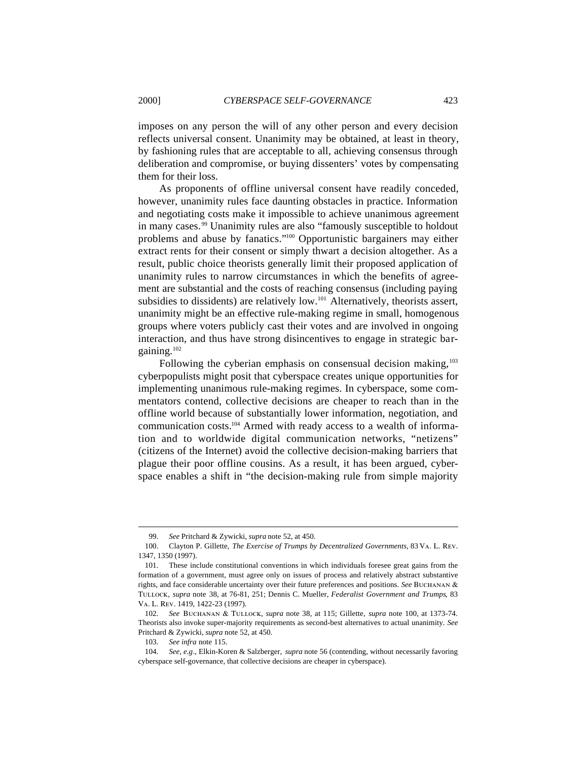imposes on any person the will of any other person and every decision reflects universal consent. Unanimity may be obtained, at least in theory, by fashioning rules that are acceptable to all, achieving consensus through deliberation and compromise, or buying dissenters' votes by compensating them for their loss.

As proponents of offline universal consent have readily conceded, however, unanimity rules face daunting obstacles in practice. Information and negotiating costs make it impossible to achieve unanimous agreement in many cases.[99] Unanimity rules are also "famously susceptible to holdout problems and abuse by fanatics."[100] Opportunistic bargainers may either extract rents for their consent or simply thwart a decision altogether. As a result, public choice theorists generally limit their proposed application of unanimity rules to narrow circumstances in which the benefits of agreement are substantial and the costs of reaching consensus (including paying subsidies to dissidents) are relatively low.[101] Alternatively, theorists assert, unanimity might be an effective rule-making regime in small, homogenous groups where voters publicly cast their votes and are involved in ongoing interaction, and thus have strong disincentives to engage in strategic bargaining.[102]

Following the cyberian emphasis on consensual decision making,[103] cyberpopulists might posit that cyberspace creates unique opportunities for implementing unanimous rule-making regimes. In cyberspace, some commentators contend, collective decisions are cheaper to reach than in the offline world because of substantially lower information, negotiation, and communication costs.[104] Armed with ready access to a wealth of information and to worldwide digital communication networks, "netizens" (citizens of the Internet) avoid the collective decision-making barriers that plague their poor offline cousins. As a result, it has been argued, cyberspace enables a shift in "the decision-making rule from simple majority

---

99. *See* Pritchard & Zywicki, *supra* note 52, at 450.

100. Clayton P. Gillette, *The Exercise of Trumps by Decentralized Governments*, 83 VA. L. REV. 1347, 1350 (1997).

101. These include constitutional conventions in which individuals foresee great gains from the formation of a government, must agree only on issues of process and relatively abstract substantive rights, and face considerable uncertainty over their future preferences and positions. *See* BUCHANAN & TULLOCK, *supra* note 38, at 76-81, 251; Dennis C. Mueller, *Federalist Government and Trumps*, 83 VA. L. REV. 1419, 1422-23 (1997).

102. *See* BUCHANAN & TULLOCK, *supra* note 38, at 115; Gillette, *supra* note 100, at 1373-74. Theorists also invoke super-majority requirements as second-best alternatives to actual unanimity. *See* Pritchard & Zywicki, *supra* note 52, at 450.

103. *See infra* note 115.

104. *See, e.g.*, Elkin-Koren & Salzberger, *supra* note 56 (contending, without necessarily favoring cyberspace self-governance, that collective decisions are cheaper in cyberspace).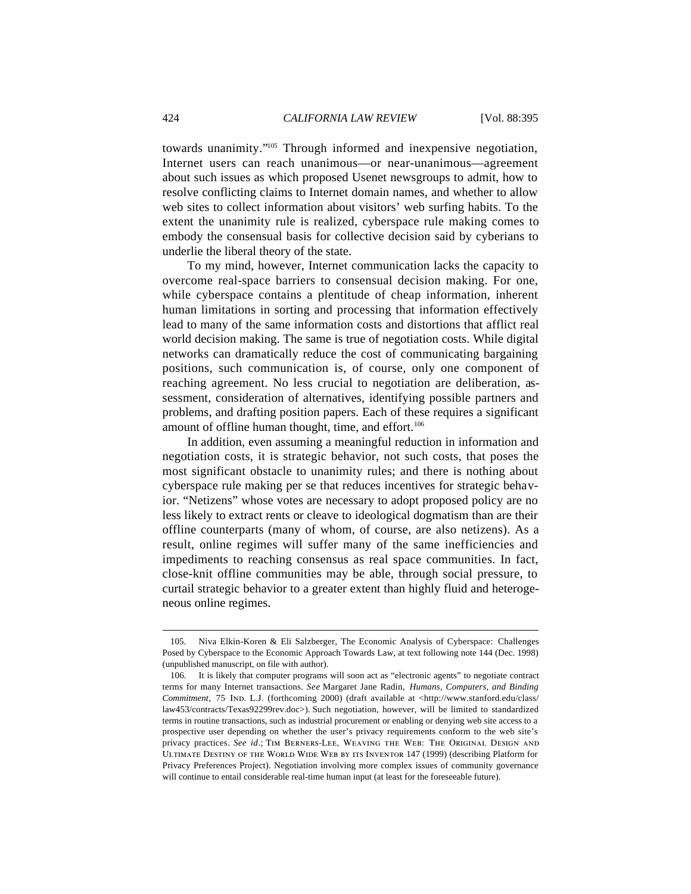towards unanimity."[105] Through informed and inexpensive negotiation, Internet users can reach unanimous—or near-unanimous—agreement about such issues as which proposed Usenet newsgroups to admit, how to resolve conflicting claims to Internet domain names, and whether to allow web sites to collect information about visitors' web surfing habits. To the extent the unanimity rule is realized, cyberspace rule making comes to embody the consensual basis for collective decision said by cyberians to underlie the liberal theory of the state.

To my mind, however, Internet communication lacks the capacity to overcome real-space barriers to consensual decision making. For one, while cyberspace contains a plentitude of cheap information, inherent human limitations in sorting and processing that information effectively lead to many of the same information costs and distortions that afflict real world decision making. The same is true of negotiation costs. While digital networks can dramatically reduce the cost of communicating bargaining positions, such communication is, of course, only one component of reaching agreement. No less crucial to negotiation are deliberation, assessment, consideration of alternatives, identifying possible partners and problems, and drafting position papers. Each of these requires a significant amount of offline human thought, time, and effort.[106]

In addition, even assuming a meaningful reduction in information and negotiation costs, it is strategic behavior, not such costs, that poses the most significant obstacle to unanimity rules; and there is nothing about cyberspace rule making per se that reduces incentives for strategic behavior. "Netizens" whose votes are necessary to adopt proposed policy are no less likely to extract rents or cleave to ideological dogmatism than are their offline counterparts (many of whom, of course, are also netizens). As a result, online regimes will suffer many of the same inefficiencies and impediments to reaching consensus as real space communities. In fact, close-knit offline communities may be able, through social pressure, to curtail strategic behavior to a greater extent than highly fluid and heterogeneous online regimes.

---

105. Niva Elkin-Koren & Eli Salzberger, The Economic Analysis of Cyberspace: Challenges Posed by Cyberspace to the Economic Approach Towards Law, at text following note 144 (Dec. 1998) (unpublished manuscript, on file with author).

106. It is likely that computer programs will soon act as "electronic agents" to negotiate contract terms for many Internet transactions. *See* Margaret Jane Radin, *Humans, Computers, and Binding Commitment*, 75 IND. L.J. (forthcoming 2000) (draft available at <http://www.stanford.edu/class/law453/contracts/Texas92299rev.doc>). Such negotiation, however, will be limited to standardized terms in routine transactions, such as industrial procurement or enabling or denying web site access to a prospective user depending on whether the user's privacy requirements conform to the web site's privacy practices. *See id*.; TIM BERNERS-LEE, WEAVING THE WEB: THE ORIGINAL DESIGN AND ULTIMATE DESTINY OF THE WORLD WIDE WEB BY ITS INVENTOR 147 (1999) (describing Platform for Privacy Preferences Project). Negotiation involving more complex issues of community governance will continue to entail considerable real-time human input (at least for the foreseeable future).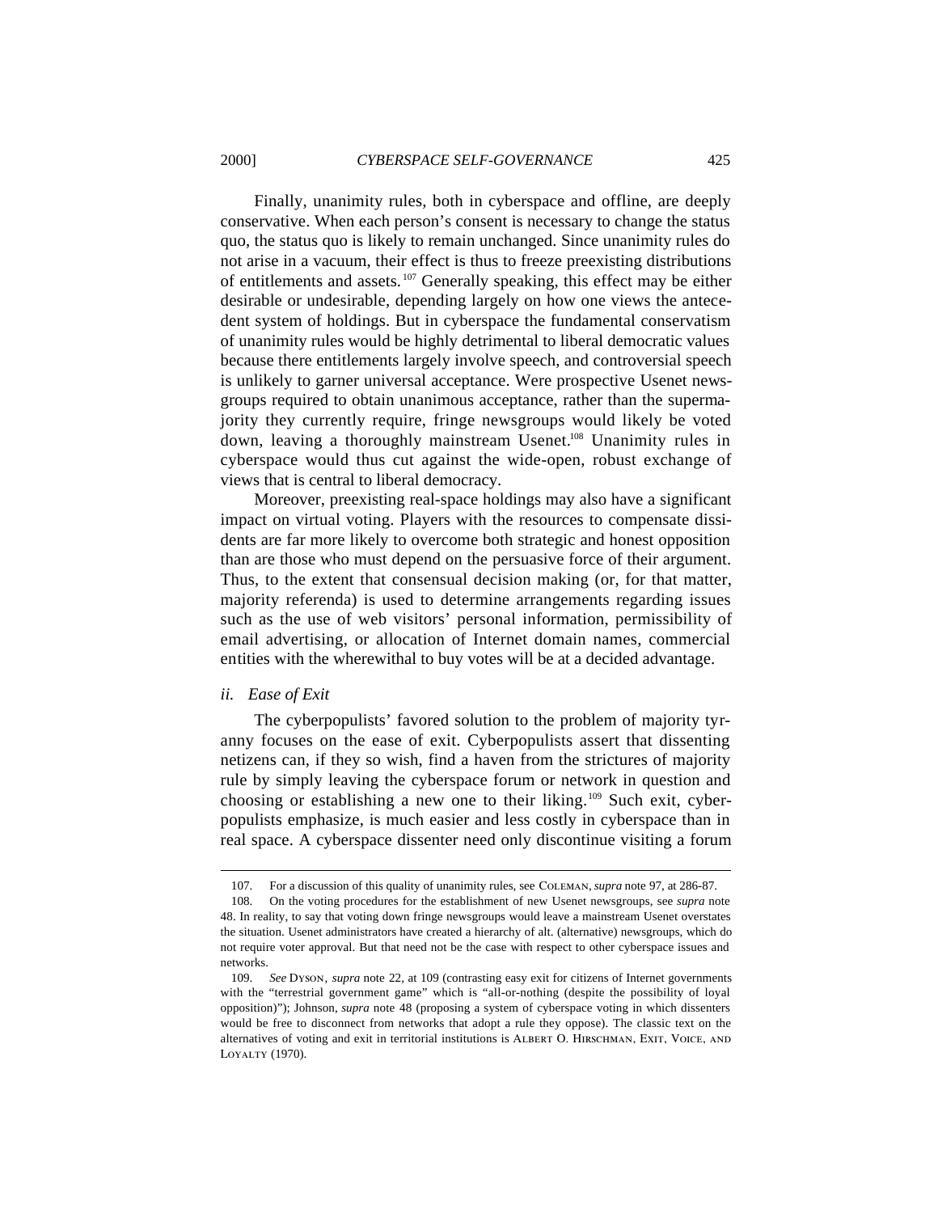Finally, unanimity rules, both in cyberspace and offline, are deeply conservative. When each person's consent is necessary to change the status quo, the status quo is likely to remain unchanged. Since unanimity rules do not arise in a vacuum, their effect is thus to freeze preexisting distributions of entitlements and assets.[107] Generally speaking, this effect may be either desirable or undesirable, depending largely on how one views the antecedent system of holdings. But in cyberspace the fundamental conservatism of unanimity rules would be highly detrimental to liberal democratic values because there entitlements largely involve speech, and controversial speech is unlikely to garner universal acceptance. Were prospective Usenet newsgroups required to obtain unanimous acceptance, rather than the supermajority they currently require, fringe newsgroups would likely be voted down, leaving a thoroughly mainstream Usenet.[108] Unanimity rules in cyberspace would thus cut against the wide-open, robust exchange of views that is central to liberal democracy.

Moreover, preexisting real-space holdings may also have a significant impact on virtual voting. Players with the resources to compensate dissidents are far more likely to overcome both strategic and honest opposition than are those who must depend on the persuasive force of their argument. Thus, to the extent that consensual decision making (or, for that matter, majority referenda) is used to determine arrangements regarding issues such as the use of web visitors' personal information, permissibility of email advertising, or allocation of Internet domain names, commercial entities with the wherewithal to buy votes will be at a decided advantage.

*ii. Ease of Exit*

The cyberpopulists' favored solution to the problem of majority tyranny focuses on the ease of exit. Cyberpopulists assert that dissenting netizens can, if they so wish, find a haven from the strictures of majority rule by simply leaving the cyberspace forum or network in question and choosing or establishing a new one to their liking.[109] Such exit, cyberpopulists emphasize, is much easier and less costly in cyberspace than in real space. A cyberspace dissenter need only discontinue visiting a forum

---

107. For a discussion of this quality of unanimity rules, see COLEMAN, *supra* note 97, at 286-87.

108. On the voting procedures for the establishment of new Usenet newsgroups, see *supra* note 48. In reality, to say that voting down fringe newsgroups would leave a mainstream Usenet overstates the situation. Usenet administrators have created a hierarchy of alt. (alternative) newsgroups, which do not require voter approval. But that need not be the case with respect to other cyberspace issues and networks.

109. *See* DYSON, *supra* note 22, at 109 (contrasting easy exit for citizens of Internet governments with the "terrestrial government game" which is "all-or-nothing (despite the possibility of loyal opposition)"); Johnson, *supra* note 48 (proposing a system of cyberspace voting in which dissenters would be free to disconnect from networks that adopt a rule they oppose). The classic text on the alternatives of voting and exit in territorial institutions is ALBERT O. HIRSCHMAN, EXIT, VOICE, AND LOYALTY (1970).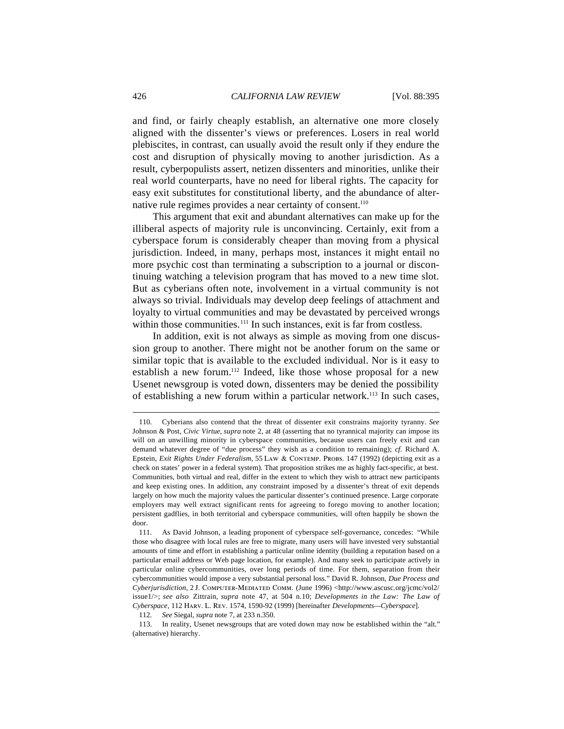and find, or fairly cheaply establish, an alternative one more closely aligned with the dissenter's views or preferences. Losers in real world plebiscites, in contrast, can usually avoid the result only if they endure the cost and disruption of physically moving to another jurisdiction. As a result, cyberpopulists assert, netizen dissenters and minorities, unlike their real world counterparts, have no need for liberal rights. The capacity for easy exit substitutes for constitutional liberty, and the abundance of alternative rule regimes provides a near certainty of consent.[110]

This argument that exit and abundant alternatives can make up for the illiberal aspects of majority rule is unconvincing. Certainly, exit from a cyberspace forum is considerably cheaper than moving from a physical jurisdiction. Indeed, in many, perhaps most, instances it might entail no more psychic cost than terminating a subscription to a journal or discontinuing watching a television program that has moved to a new time slot. But as cyberians often note, involvement in a virtual community is not always so trivial. Individuals may develop deep feelings of attachment and loyalty to virtual communities and may be devastated by perceived wrongs within those communities.[111] In such instances, exit is far from costless.

In addition, exit is not always as simple as moving from one discussion group to another. There might not be another forum on the same or similar topic that is available to the excluded individual. Nor is it easy to establish a new forum.[112] Indeed, like those whose proposal for a new Usenet newsgroup is voted down, dissenters may be denied the possibility of establishing a new forum within a particular network.[113] In such cases,

---

110. Cyberians also contend that the threat of dissenter exit constrains majority tyranny. *See* Johnson & Post, *Civic Virtue*, *supra* note 2, at 48 (asserting that no tyrannical majority can impose its will on an unwilling minority in cyberspace communities, because users can freely exit and can demand whatever degree of "due process" they wish as a condition to remaining); *cf.* Richard A. Epstein, *Exit Rights Under Federalism*, 55 LAW & CONTEMP. PROBS. 147 (1992) (depicting exit as a check on states' power in a federal system). That proposition strikes me as highly fact-specific, at best. Communities, both virtual and real, differ in the extent to which they wish to attract new participants and keep existing ones. In addition, any constraint imposed by a dissenter's threat of exit depends largely on how much the majority values the particular dissenter's continued presence. Large corporate employers may well extract significant rents for agreeing to forego moving to another location; persistent gadflies, in both territorial and cyberspace communities, will often happily be shown the door.

111. As David Johnson, a leading proponent of cyberspace self-governance, concedes: "While those who disagree with local rules are free to migrate, many users will have invested very substantial amounts of time and effort in establishing a particular online identity (building a reputation based on a particular email address or Web page location, for example). And many seek to participate actively in particular online cybercommunities, over long periods of time. For them, separation from their cybercommunities would impose a very substantial personal loss." David R. Johnson, *Due Process and Cyberjurisdiction*, 2 J. COMPUTER-MEDIATED COMM. (June 1996) <http://www.ascusc.org/jcmc/vol2/issue1/>; *see also* Zittrain, *supra* note 47, at 504 n.10; *Developments in the Law: The Law of Cyberspace*, 112 HARV. L. REV. 1574, 1590-92 (1999) [hereinafter *Developments—Cyberspace*].

112. *See* Siegal, *supra* note 7, at 233 n.350.

113. In reality, Usenet newsgroups that are voted down may now be established within the "alt." (alternative) hierarchy.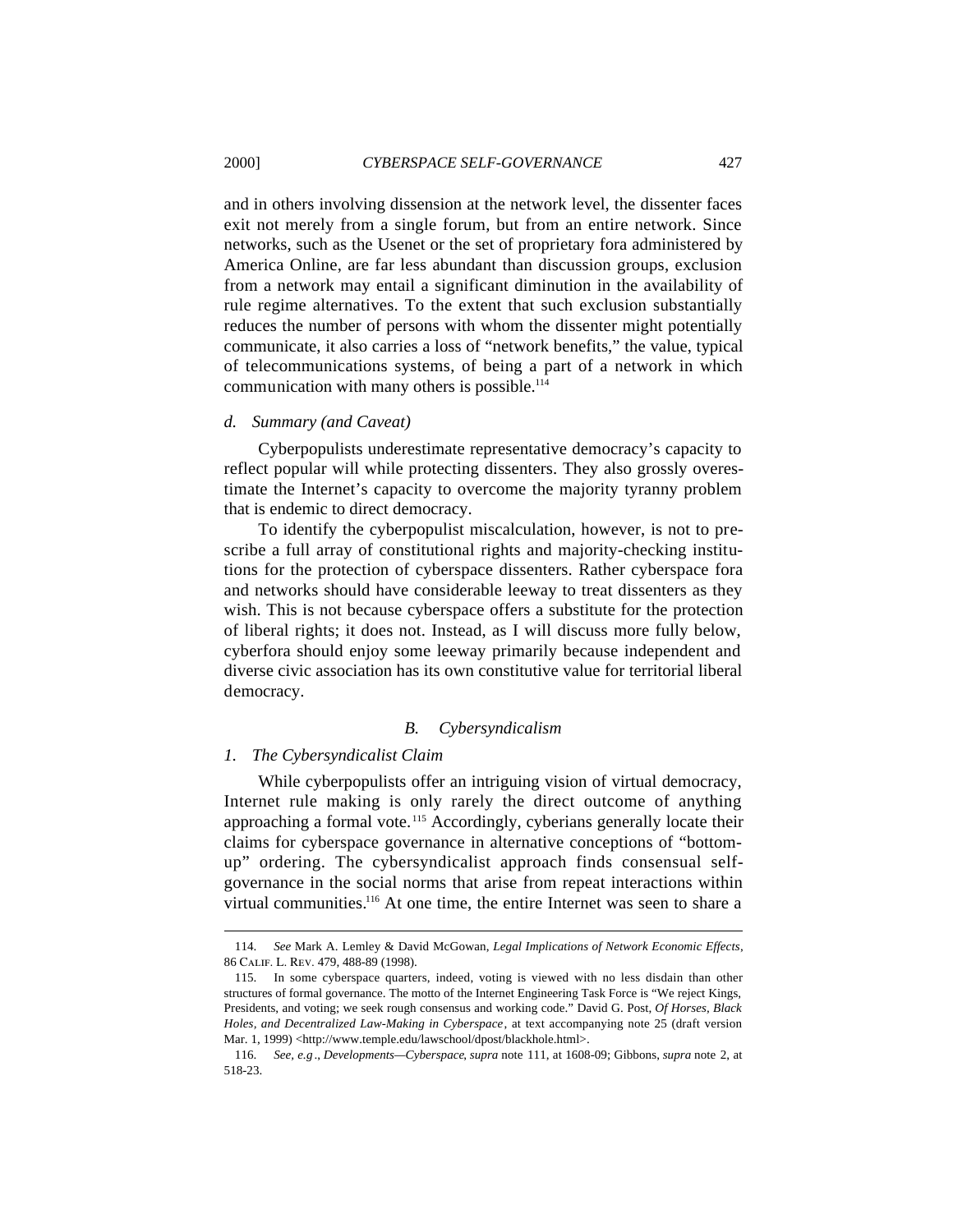and in others involving dissension at the network level, the dissenter faces exit not merely from a single forum, but from an entire network. Since networks, such as the Usenet or the set of proprietary fora administered by America Online, are far less abundant than discussion groups, exclusion from a network may entail a significant diminution in the availability of rule regime alternatives. To the extent that such exclusion substantially reduces the number of persons with whom the dissenter might potentially communicate, it also carries a loss of "network benefits," the value, typical of telecommunications systems, of being a part of a network in which communication with many others is possible.[114]

*d. Summary (and Caveat)*

Cyberpopulists underestimate representative democracy's capacity to reflect popular will while protecting dissenters. They also grossly overestimate the Internet's capacity to overcome the majority tyranny problem that is endemic to direct democracy.

To identify the cyberpopulist miscalculation, however, is not to prescribe a full array of constitutional rights and majority-checking institutions for the protection of cyberspace dissenters. Rather cyberspace fora and networks should have considerable leeway to treat dissenters as they wish. This is not because cyberspace offers a substitute for the protection of liberal rights; it does not. Instead, as I will discuss more fully below, cyberfora should enjoy some leeway primarily because independent and diverse civic association has its own constitutive value for territorial liberal democracy.

## *B. Cybersyndicalism*

### *1. The Cybersyndicalist Claim*

While cyberpopulists offer an intriguing vision of virtual democracy, Internet rule making is only rarely the direct outcome of anything approaching a formal vote.[115] Accordingly, cyberians generally locate their claims for cyberspace governance in alternative conceptions of "bottom-up" ordering. The cybersyndicalist approach finds consensual self-governance in the social norms that arise from repeat interactions within virtual communities.[116] At one time, the entire Internet was seen to share a

---

114. *See* Mark A. Lemley & David McGowan, *Legal Implications of Network Economic Effects*, 86 CALIF. L. REV. 479, 488-89 (1998).

115. In some cyberspace quarters, indeed, voting is viewed with no less disdain than other structures of formal governance. The motto of the Internet Engineering Task Force is "We reject Kings, Presidents, and voting; we seek rough consensus and working code." David G. Post, *Of Horses, Black Holes, and Decentralized Law-Making in Cyberspace*, at text accompanying note 25 (draft version Mar. 1, 1999) <http://www.temple.edu/lawschool/dpost/blackhole.html>.

116. *See, e.g*., *Developments—Cyberspace*, *supra* note 111, at 1608-09; Gibbons, *supra* note 2, at 518-23.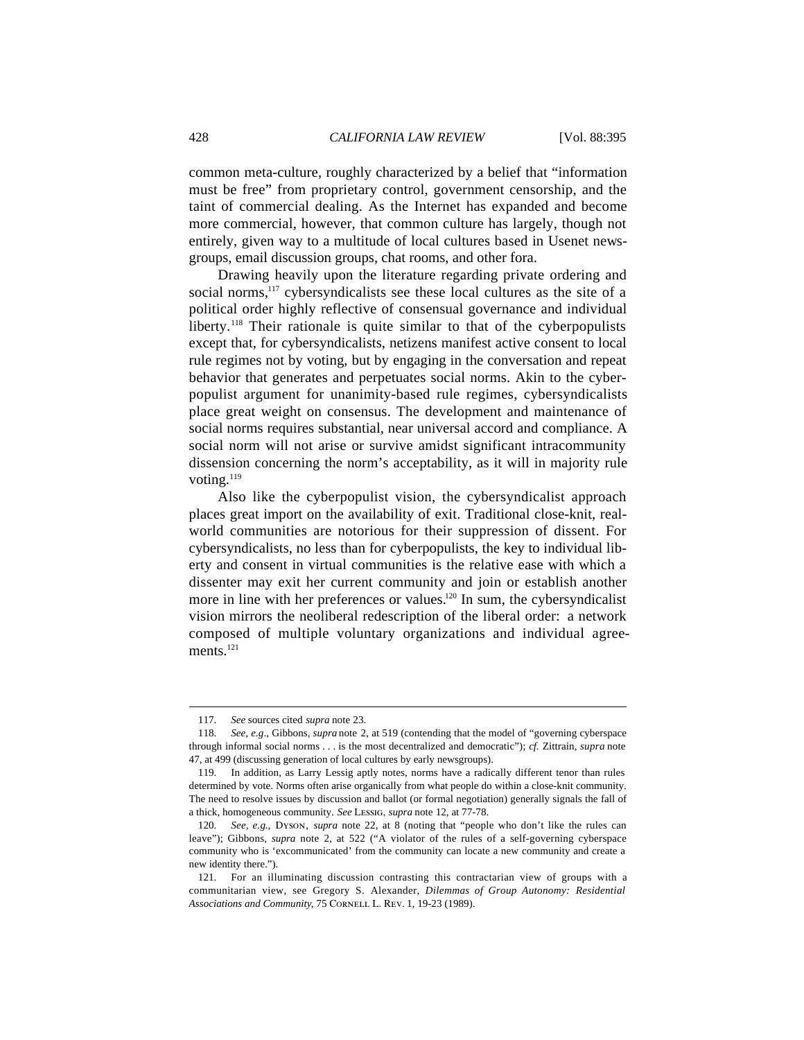common meta-culture, roughly characterized by a belief that "information must be free" from proprietary control, government censorship, and the taint of commercial dealing. As the Internet has expanded and become more commercial, however, that common culture has largely, though not entirely, given way to a multitude of local cultures based in Usenet newsgroups, email discussion groups, chat rooms, and other fora.

Drawing heavily upon the literature regarding private ordering and social norms,[117] cybersyndicalists see these local cultures as the site of a political order highly reflective of consensual governance and individual liberty.[118] Their rationale is quite similar to that of the cyberpopulists except that, for cybersyndicalists, netizens manifest active consent to local rule regimes not by voting, but by engaging in the conversation and repeat behavior that generates and perpetuates social norms. Akin to the cyberpopulist argument for unanimity-based rule regimes, cybersyndicalists place great weight on consensus. The development and maintenance of social norms requires substantial, near universal accord and compliance. A social norm will not arise or survive amidst significant intracommunity dissension concerning the norm's acceptability, as it will in majority rule voting.[119]

Also like the cyberpopulist vision, the cybersyndicalist approach places great import on the availability of exit. Traditional close-knit, real-world communities are notorious for their suppression of dissent. For cybersyndicalists, no less than for cyberpopulists, the key to individual liberty and consent in virtual communities is the relative ease with which a dissenter may exit her current community and join or establish another more in line with her preferences or values.[120] In sum, the cybersyndicalist vision mirrors the neoliberal redescription of the liberal order: a network composed of multiple voluntary organizations and individual agreements.[121]

---

117. *See* sources cited *supra* note 23.

118. *See, e.g.*, Gibbons, *supra* note 2, at 519 (contending that the model of "governing cyberspace through informal social norms . . . is the most decentralized and democratic"); *cf.* Zittrain, *supra* note 47, at 499 (discussing generation of local cultures by early newsgroups).

119. In addition, as Larry Lessig aptly notes, norms have a radically different tenor than rules determined by vote. Norms often arise organically from what people do within a close-knit community. The need to resolve issues by discussion and ballot (or formal negotiation) generally signals the fall of a thick, homogeneous community. *See* LESSIG, *supra* note 12, at 77-78.

120. *See, e.g.*, DYSON, *supra* note 22, at 8 (noting that "people who don't like the rules can leave"); Gibbons, *supra* note 2, at 522 ("A violator of the rules of a self-governing cyberspace community who is 'excommunicated' from the community can locate a new community and create a new identity there.").

121. For an illuminating discussion contrasting this contractarian view of groups with a communitarian view, see Gregory S. Alexander, *Dilemmas of Group Autonomy: Residential Associations and Community*, 75 CORNELL L. REV. 1, 19-23 (1989).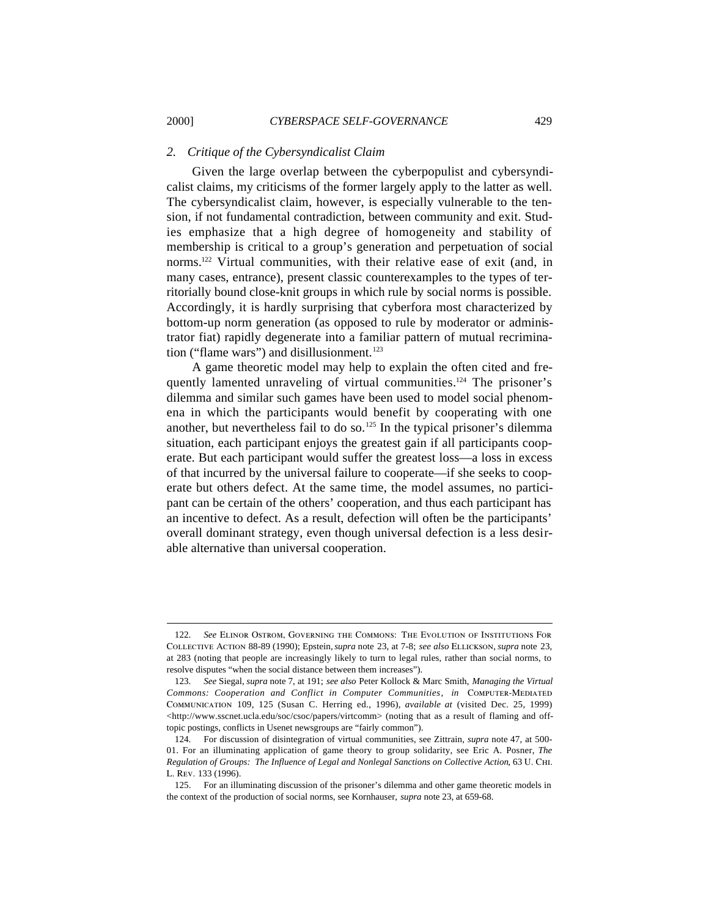### 2. *Critique of the Cybersyndicalist Claim*

Given the large overlap between the cyberpopulist and cybersyndicalist claims, my criticisms of the former largely apply to the latter as well. The cybersyndicalist claim, however, is especially vulnerable to the tension, if not fundamental contradiction, between community and exit. Studies emphasize that a high degree of homogeneity and stability of membership is critical to a group's generation and perpetuation of social norms.[122] Virtual communities, with their relative ease of exit (and, in many cases, entrance), present classic counterexamples to the types of territorially bound close-knit groups in which rule by social norms is possible. Accordingly, it is hardly surprising that cyberfora most characterized by bottom-up norm generation (as opposed to rule by moderator or administrator fiat) rapidly degenerate into a familiar pattern of mutual recrimination ("flame wars") and disillusionment.[123]

A game theoretic model may help to explain the often cited and frequently lamented unraveling of virtual communities.[124] The prisoner's dilemma and similar such games have been used to model social phenomena in which the participants would benefit by cooperating with one another, but nevertheless fail to do so.[125] In the typical prisoner's dilemma situation, each participant enjoys the greatest gain if all participants cooperate. But each participant would suffer the greatest loss—a loss in excess of that incurred by the universal failure to cooperate—if she seeks to cooperate but others defect. At the same time, the model assumes, no participant can be certain of the others' cooperation, and thus each participant has an incentive to defect. As a result, defection will often be the participants' overall dominant strategy, even though universal defection is a less desirable alternative than universal cooperation.

---

122. *See* ELINOR OSTROM, GOVERNING THE COMMONS: THE EVOLUTION OF INSTITUTIONS FOR COLLECTIVE ACTION 88-89 (1990); Epstein, *supra* note 23, at 7-8; *see also* ELLICKSON, *supra* note 23, at 283 (noting that people are increasingly likely to turn to legal rules, rather than social norms, to resolve disputes "when the social distance between them increases").

123. *See* Siegal, *supra* note 7, at 191; *see also* Peter Kollock & Marc Smith, *Managing the Virtual Commons: Cooperation and Conflict in Computer Communities*, *in* COMPUTER-MEDIATED COMMUNICATION 109, 125 (Susan C. Herring ed., 1996), *available at* (visited Dec. 25, 1999) <http://www.sscnet.ucla.edu/soc/csoc/papers/virtcomm> (noting that as a result of flaming and off-topic postings, conflicts in Usenet newsgroups are "fairly common").

124. For discussion of disintegration of virtual communities, see Zittrain, *supra* note 47, at 500-01. For an illuminating application of game theory to group solidarity, see Eric A. Posner, *The Regulation of Groups: The Influence of Legal and Nonlegal Sanctions on Collective Action*, 63 U. CHI. L. REV. 133 (1996).

125. For an illuminating discussion of the prisoner's dilemma and other game theoretic models in the context of the production of social norms, see Kornhauser, *supra* note 23, at 659-68.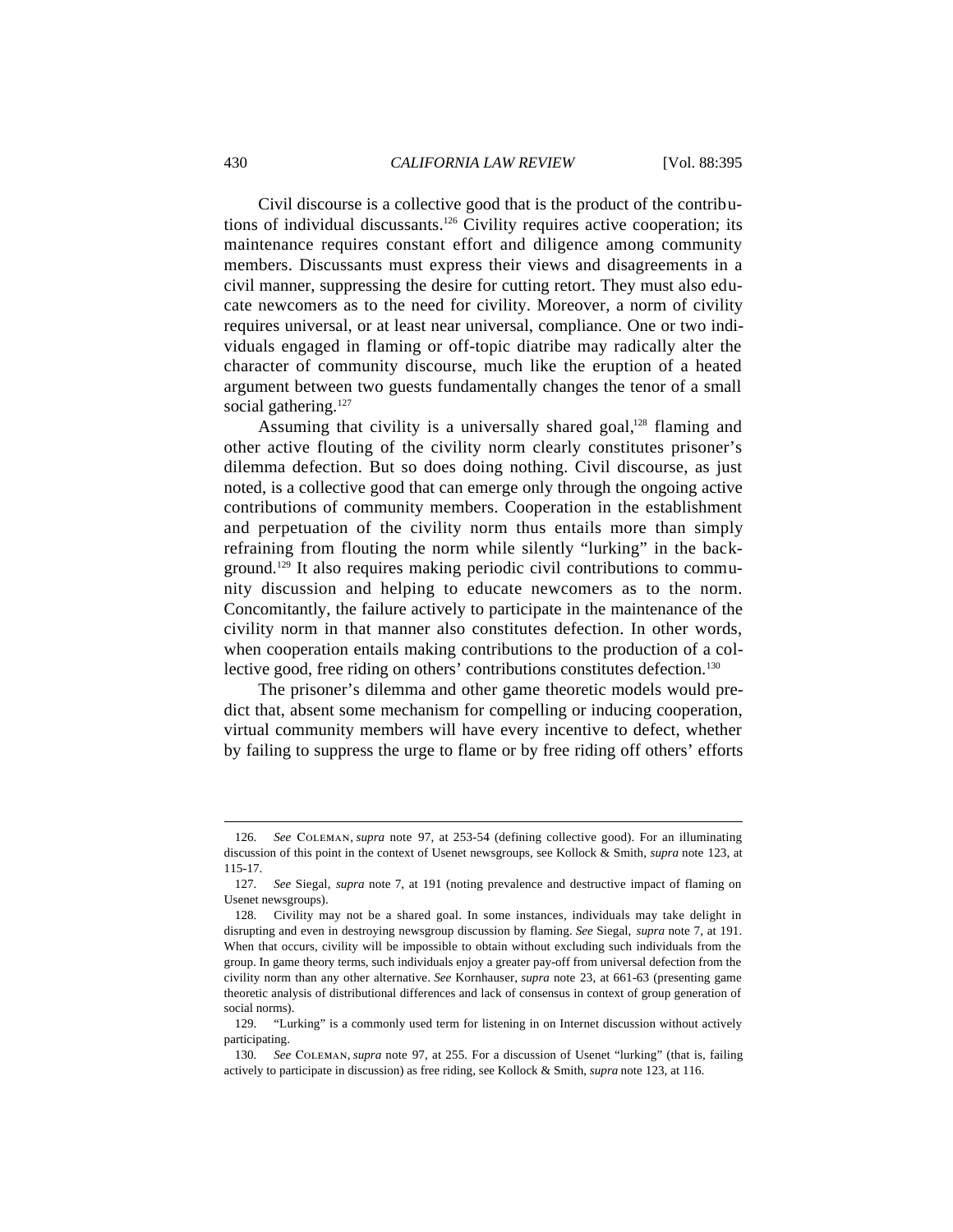Civil discourse is a collective good that is the product of the contributions of individual discussants.[126] Civility requires active cooperation; its maintenance requires constant effort and diligence among community members. Discussants must express their views and disagreements in a civil manner, suppressing the desire for cutting retort. They must also educate newcomers as to the need for civility. Moreover, a norm of civility requires universal, or at least near universal, compliance. One or two individuals engaged in flaming or off-topic diatribe may radically alter the character of community discourse, much like the eruption of a heated argument between two guests fundamentally changes the tenor of a small social gathering.[127]

Assuming that civility is a universally shared goal,[128] flaming and other active flouting of the civility norm clearly constitutes prisoner's dilemma defection. But so does doing nothing. Civil discourse, as just noted, is a collective good that can emerge only through the ongoing active contributions of community members. Cooperation in the establishment and perpetuation of the civility norm thus entails more than simply refraining from flouting the norm while silently "lurking" in the background.[129] It also requires making periodic civil contributions to community discussion and helping to educate newcomers as to the norm. Concomitantly, the failure actively to participate in the maintenance of the civility norm in that manner also constitutes defection. In other words, when cooperation entails making contributions to the production of a collective good, free riding on others' contributions constitutes defection.[130]

The prisoner's dilemma and other game theoretic models would predict that, absent some mechanism for compelling or inducing cooperation, virtual community members will have every incentive to defect, whether by failing to suppress the urge to flame or by free riding off others' efforts

---

126. *See* Coleman, *supra* note 97, at 253-54 (defining collective good). For an illuminating discussion of this point in the context of Usenet newsgroups, see Kollock & Smith, *supra* note 123, at 115-17.

127. *See* Siegal, *supra* note 7, at 191 (noting prevalence and destructive impact of flaming on Usenet newsgroups).

128. Civility may not be a shared goal. In some instances, individuals may take delight in disrupting and even in destroying newsgroup discussion by flaming. *See* Siegal, *supra* note 7, at 191. When that occurs, civility will be impossible to obtain without excluding such individuals from the group. In game theory terms, such individuals enjoy a greater pay-off from universal defection from the civility norm than any other alternative. *See* Kornhauser, *supra* note 23, at 661-63 (presenting game theoretic analysis of distributional differences and lack of consensus in context of group generation of social norms).

129. "Lurking" is a commonly used term for listening in on Internet discussion without actively participating.

130. *See* Coleman, *supra* note 97, at 255. For a discussion of Usenet "lurking" (that is, failing actively to participate in discussion) as free riding, see Kollock & Smith, *supra* note 123, at 116.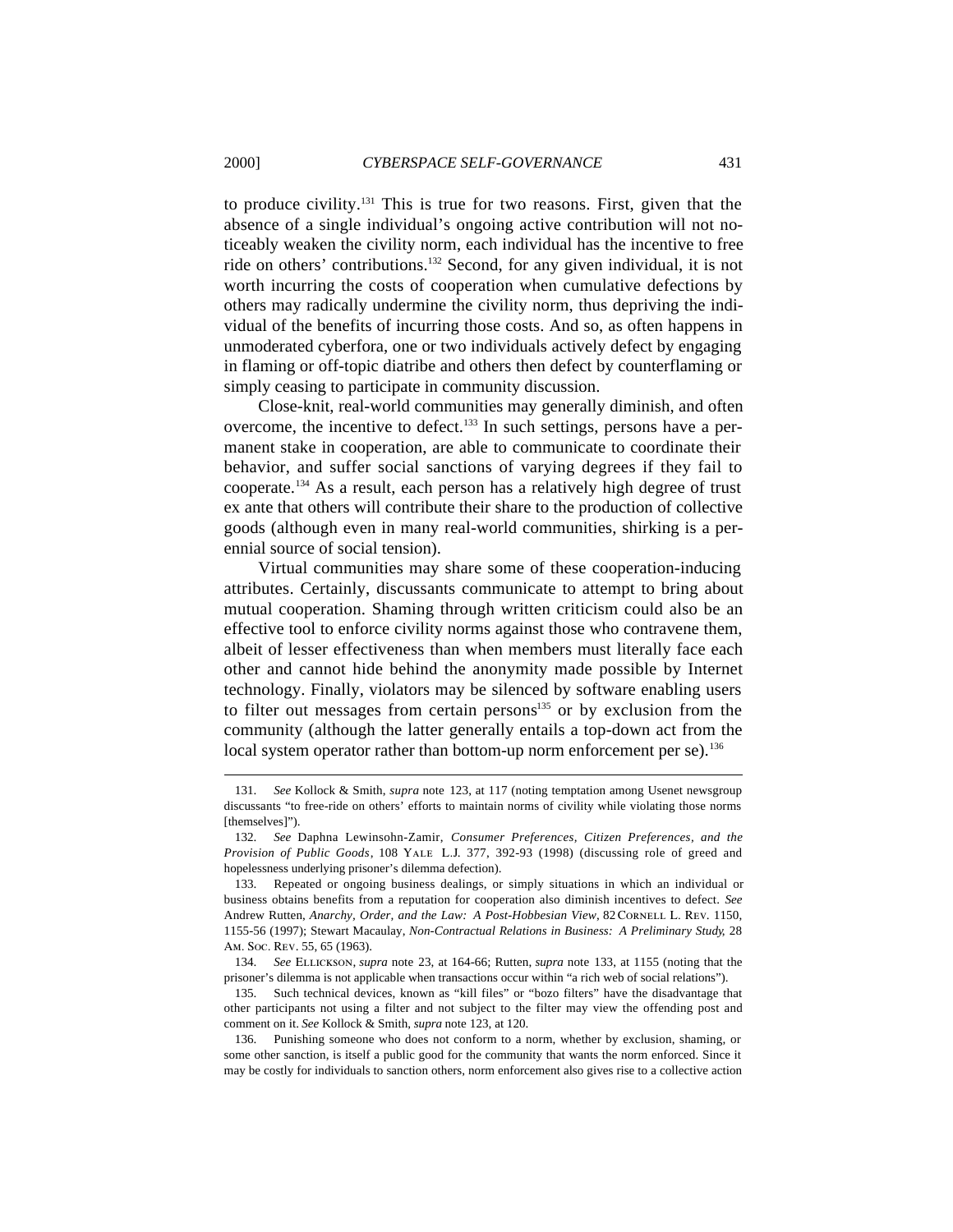to produce civility.[131] This is true for two reasons. First, given that the absence of a single individual's ongoing active contribution will not noticeably weaken the civility norm, each individual has the incentive to free ride on others' contributions.[132] Second, for any given individual, it is not worth incurring the costs of cooperation when cumulative defections by others may radically undermine the civility norm, thus depriving the individual of the benefits of incurring those costs. And so, as often happens in unmoderated cyberfora, one or two individuals actively defect by engaging in flaming or off-topic diatribe and others then defect by counterflaming or simply ceasing to participate in community discussion.

Close-knit, real-world communities may generally diminish, and often overcome, the incentive to defect.[133] In such settings, persons have a permanent stake in cooperation, are able to communicate to coordinate their behavior, and suffer social sanctions of varying degrees if they fail to cooperate.[134] As a result, each person has a relatively high degree of trust ex ante that others will contribute their share to the production of collective goods (although even in many real-world communities, shirking is a perennial source of social tension).

Virtual communities may share some of these cooperation-inducing attributes. Certainly, discussants communicate to attempt to bring about mutual cooperation. Shaming through written criticism could also be an effective tool to enforce civility norms against those who contravene them, albeit of lesser effectiveness than when members must literally face each other and cannot hide behind the anonymity made possible by Internet technology. Finally, violators may be silenced by software enabling users to filter out messages from certain persons[135] or by exclusion from the community (although the latter generally entails a top-down act from the local system operator rather than bottom-up norm enforcement per se).[136]

---

131. *See* Kollock & Smith, *supra* note 123, at 117 (noting temptation among Usenet newsgroup discussants "to free-ride on others' efforts to maintain norms of civility while violating those norms [themselves]").

132. *See* Daphna Lewinsohn-Zamir, *Consumer Preferences, Citizen Preferences, and the Provision of Public Goods*, 108 YALE L.J. 377, 392-93 (1998) (discussing role of greed and hopelessness underlying prisoner's dilemma defection).

133. Repeated or ongoing business dealings, or simply situations in which an individual or business obtains benefits from a reputation for cooperation also diminish incentives to defect. *See* Andrew Rutten, *Anarchy, Order, and the Law: A Post-Hobbesian View*, 82 CORNELL L. REV. 1150, 1155-56 (1997); Stewart Macaulay, *Non-Contractual Relations in Business: A Preliminary Study,* 28 AM. SOC. REV. 55, 65 (1963).

134. *See* ELLICKSON, *supra* note 23, at 164-66; Rutten, *supra* note 133, at 1155 (noting that the prisoner's dilemma is not applicable when transactions occur within "a rich web of social relations").

135. Such technical devices, known as "kill files" or "bozo filters" have the disadvantage that other participants not using a filter and not subject to the filter may view the offending post and comment on it. *See* Kollock & Smith, *supra* note 123, at 120.

136. Punishing someone who does not conform to a norm, whether by exclusion, shaming, or some other sanction, is itself a public good for the community that wants the norm enforced. Since it may be costly for individuals to sanction others, norm enforcement also gives rise to a collective action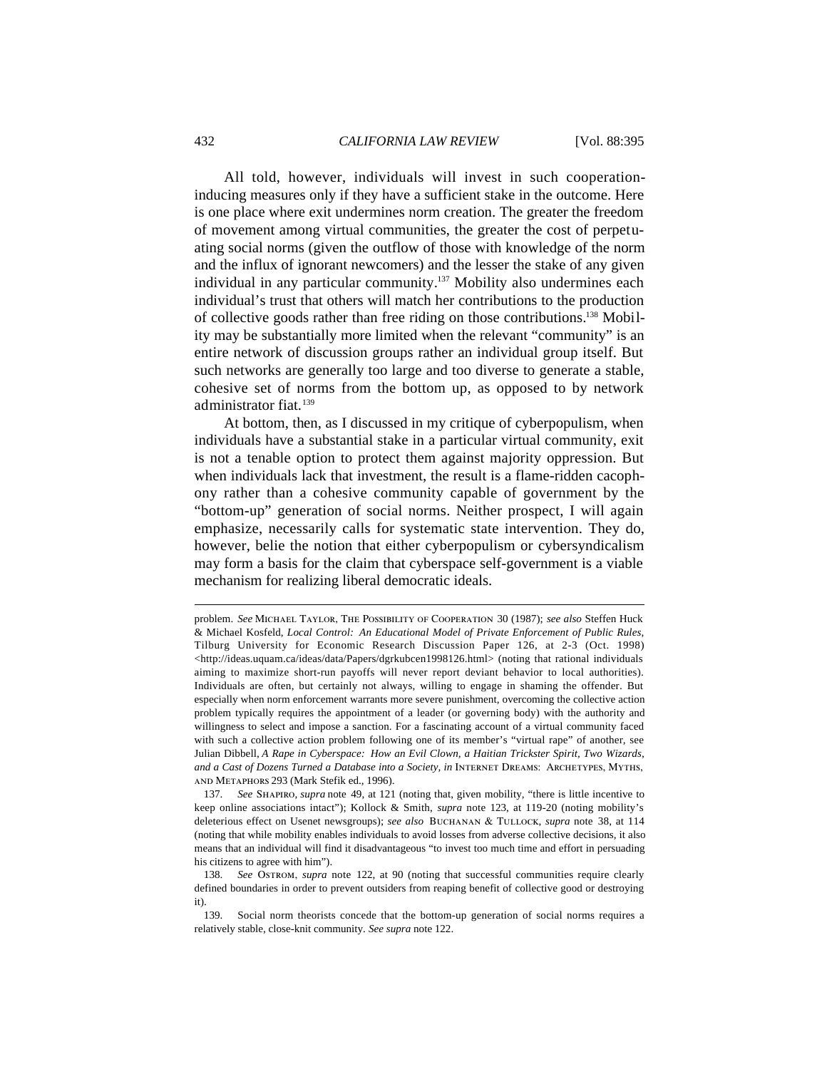All told, however, individuals will invest in such cooperation-inducing measures only if they have a sufficient stake in the outcome. Here is one place where exit undermines norm creation. The greater the freedom of movement among virtual communities, the greater the cost of perpetuating social norms (given the outflow of those with knowledge of the norm and the influx of ignorant newcomers) and the lesser the stake of any given individual in any particular community.[137] Mobility also undermines each individual's trust that others will match her contributions to the production of collective goods rather than free riding on those contributions.[138] Mobility may be substantially more limited when the relevant "community" is an entire network of discussion groups rather an individual group itself. But such networks are generally too large and too diverse to generate a stable, cohesive set of norms from the bottom up, as opposed to by network administrator fiat.[139]

At bottom, then, as I discussed in my critique of cyberpopulism, when individuals have a substantial stake in a particular virtual community, exit is not a tenable option to protect them against majority oppression. But when individuals lack that investment, the result is a flame-ridden cacophony rather than a cohesive community capable of government by the "bottom-up" generation of social norms. Neither prospect, I will again emphasize, necessarily calls for systematic state intervention. They do, however, belie the notion that either cyberpopulism or cybersyndicalism may form a basis for the claim that cyberspace self-government is a viable mechanism for realizing liberal democratic ideals.

---

problem. *See* Michael Taylor, The Possibility of Cooperation 30 (1987); *see also* Steffen Huck & Michael Kosfeld, *Local Control: An Educational Model of Private Enforcement of Public Rules*, Tilburg University for Economic Research Discussion Paper 126, at 2-3 (Oct. 1998) <http://ideas.uquam.ca/ideas/data/Papers/dgrkubcen1998126.html> (noting that rational individuals aiming to maximize short-run payoffs will never report deviant behavior to local authorities). Individuals are often, but certainly not always, willing to engage in shaming the offender. But especially when norm enforcement warrants more severe punishment, overcoming the collective action problem typically requires the appointment of a leader (or governing body) with the authority and willingness to select and impose a sanction. For a fascinating account of a virtual community faced with such a collective action problem following one of its member's "virtual rape" of another, see Julian Dibbell, *A Rape in Cyberspace: How an Evil Clown, a Haitian Trickster Spirit, Two Wizards, and a Cast of Dozens Turned a Database into a Society*, *in* Internet Dreams: Archetypes, Myths, and Metaphors 293 (Mark Stefik ed., 1996).

137. *See* Shapiro, *supra* note 49, at 121 (noting that, given mobility, "there is little incentive to keep online associations intact"); Kollock & Smith, *supra* note 123, at 119-20 (noting mobility's deleterious effect on Usenet newsgroups); *see also* Buchanan & Tullock, *supra* note 38, at 114 (noting that while mobility enables individuals to avoid losses from adverse collective decisions, it also means that an individual will find it disadvantageous "to invest too much time and effort in persuading his citizens to agree with him").

138. *See* Ostrom, *supra* note 122, at 90 (noting that successful communities require clearly defined boundaries in order to prevent outsiders from reaping benefit of collective good or destroying it).

139. Social norm theorists concede that the bottom-up generation of social norms requires a relatively stable, close-knit community. *See supra* note 122.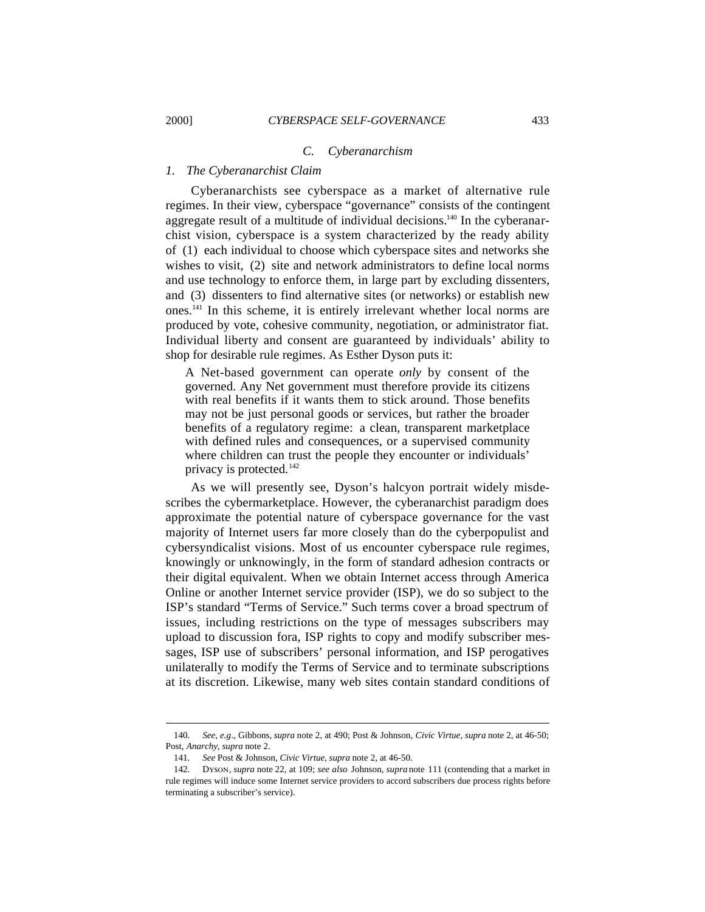### C. *Cyberanarchism*

#### 1. *The Cyberanarchist Claim*

Cyberanarchists see cyberspace as a market of alternative rule regimes. In their view, cyberspace "governance" consists of the contingent aggregate result of a multitude of individual decisions.[140] In the cyberanarchist vision, cyberspace is a system characterized by the ready ability of (1) each individual to choose which cyberspace sites and networks she wishes to visit, (2) site and network administrators to define local norms and use technology to enforce them, in large part by excluding dissenters, and (3) dissenters to find alternative sites (or networks) or establish new ones.[141] In this scheme, it is entirely irrelevant whether local norms are produced by vote, cohesive community, negotiation, or administrator fiat. Individual liberty and consent are guaranteed by individuals' ability to shop for desirable rule regimes. As Esther Dyson puts it:

> A Net-based government can operate *only* by consent of the governed. Any Net government must therefore provide its citizens with real benefits if it wants them to stick around. Those benefits may not be just personal goods or services, but rather the broader benefits of a regulatory regime: a clean, transparent marketplace with defined rules and consequences, or a supervised community where children can trust the people they encounter or individuals' privacy is protected.[142]

As we will presently see, Dyson's halcyon portrait widely misdescribes the cybermarketplace. However, the cyberanarchist paradigm does approximate the potential nature of cyberspace governance for the vast majority of Internet users far more closely than do the cyberpopulist and cybersyndicalist visions. Most of us encounter cyberspace rule regimes, knowingly or unknowingly, in the form of standard adhesion contracts or their digital equivalent. When we obtain Internet access through America Online or another Internet service provider (ISP), we do so subject to the ISP's standard "Terms of Service." Such terms cover a broad spectrum of issues, including restrictions on the type of messages subscribers may upload to discussion fora, ISP rights to copy and modify subscriber messages, ISP use of subscribers' personal information, and ISP perogatives unilaterally to modify the Terms of Service and to terminate subscriptions at its discretion. Likewise, many web sites contain standard conditions of

---

140. *See, e.g.*, Gibbons, *supra* note 2, at 490; Post & Johnson, *Civic Virtue*, *supra* note 2, at 46-50; Post, *Anarchy*, *supra* note 2.

141. *See* Post & Johnson, *Civic Virtue*, *supra* note 2, at 46-50.

142. Dyson, *supra* note 22, at 109; *see also* Johnson, *supra* note 111 (contending that a market in rule regimes will induce some Internet service providers to accord subscribers due process rights before terminating a subscriber's service).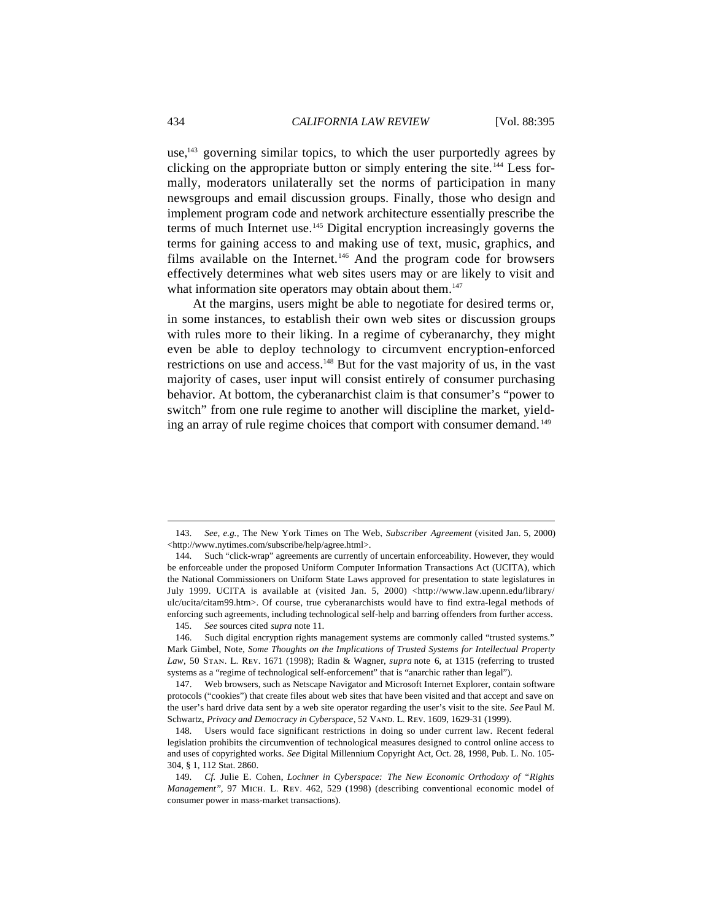use,[143] governing similar topics, to which the user purportedly agrees by clicking on the appropriate button or simply entering the site.[144] Less formally, moderators unilaterally set the norms of participation in many newsgroups and email discussion groups. Finally, those who design and implement program code and network architecture essentially prescribe the terms of much Internet use.[145] Digital encryption increasingly governs the terms for gaining access to and making use of text, music, graphics, and films available on the Internet.[146] And the program code for browsers effectively determines what web sites users may or are likely to visit and what information site operators may obtain about them.[147]

At the margins, users might be able to negotiate for desired terms or, in some instances, to establish their own web sites or discussion groups with rules more to their liking. In a regime of cyberanarchy, they might even be able to deploy technology to circumvent encryption-enforced restrictions on use and access.[148] But for the vast majority of us, in the vast majority of cases, user input will consist entirely of consumer purchasing behavior. At bottom, the cyberanarchist claim is that consumer's "power to switch" from one rule regime to another will discipline the market, yielding an array of rule regime choices that comport with consumer demand.[149]

---

143. *See, e.g.*, The New York Times on The Web, *Subscriber Agreement* (visited Jan. 5, 2000) <http://www.nytimes.com/subscribe/help/agree.html>.

144. Such "click-wrap" agreements are currently of uncertain enforceability. However, they would be enforceable under the proposed Uniform Computer Information Transactions Act (UCITA), which the National Commissioners on Uniform State Laws approved for presentation to state legislatures in July 1999. UCITA is available at (visited Jan. 5, 2000) <http://www.law.upenn.edu/library/ulc/ucita/citam99.htm>. Of course, true cyberanarchists would have to find extra-legal methods of enforcing such agreements, including technological self-help and barring offenders from further access.

145. *See* sources cited *supra* note 11.

146. Such digital encryption rights management systems are commonly called "trusted systems." Mark Gimbel, Note, *Some Thoughts on the Implications of Trusted Systems for Intellectual Property Law*, 50 STAN. L. REV. 1671 (1998); Radin & Wagner, *supra* note 6, at 1315 (referring to trusted systems as a "regime of technological self-enforcement" that is "anarchic rather than legal").

147. Web browsers, such as Netscape Navigator and Microsoft Internet Explorer, contain software protocols ("cookies") that create files about web sites that have been visited and that accept and save on the user's hard drive data sent by a web site operator regarding the user's visit to the site. *See* Paul M. Schwartz, *Privacy and Democracy in Cyberspace*, 52 VAND. L. REV. 1609, 1629-31 (1999).

148. Users would face significant restrictions in doing so under current law. Recent federal legislation prohibits the circumvention of technological measures designed to control online access to and uses of copyrighted works. *See* Digital Millennium Copyright Act, Oct. 28, 1998, Pub. L. No. 105-304, § 1, 112 Stat. 2860.

149. *Cf.* Julie E. Cohen, *Lochner in Cyberspace: The New Economic Orthodoxy of "Rights Management"*, 97 MICH. L. REV. 462, 529 (1998) (describing conventional economic model of consumer power in mass-market transactions).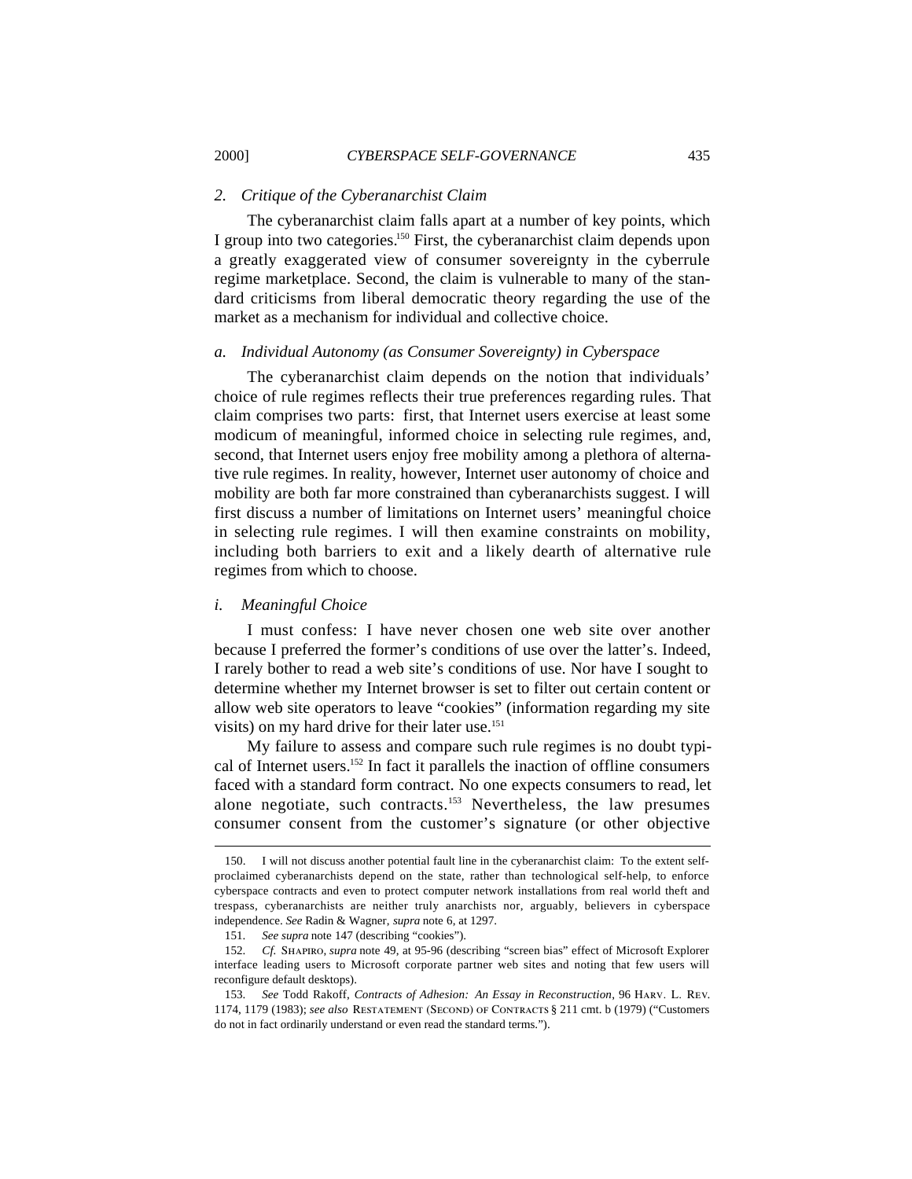### 2. *Critique of the Cyberanarchist Claim*

The cyberanarchist claim falls apart at a number of key points, which I group into two categories.[150] First, the cyberanarchist claim depends upon a greatly exaggerated view of consumer sovereignty in the cyberrule regime marketplace. Second, the claim is vulnerable to many of the standard criticisms from liberal democratic theory regarding the use of the market as a mechanism for individual and collective choice.

#### a. *Individual Autonomy (as Consumer Sovereignty) in Cyberspace*

The cyberanarchist claim depends on the notion that individuals' choice of rule regimes reflects their true preferences regarding rules. That claim comprises two parts: first, that Internet users exercise at least some modicum of meaningful, informed choice in selecting rule regimes, and, second, that Internet users enjoy free mobility among a plethora of alternative rule regimes. In reality, however, Internet user autonomy of choice and mobility are both far more constrained than cyberanarchists suggest. I will first discuss a number of limitations on Internet users' meaningful choice in selecting rule regimes. I will then examine constraints on mobility, including both barriers to exit and a likely dearth of alternative rule regimes from which to choose.

##### i. *Meaningful Choice*

I must confess: I have never chosen one web site over another because I preferred the former's conditions of use over the latter's. Indeed, I rarely bother to read a web site's conditions of use. Nor have I sought to determine whether my Internet browser is set to filter out certain content or allow web site operators to leave "cookies" (information regarding my site visits) on my hard drive for their later use.[151]

My failure to assess and compare such rule regimes is no doubt typical of Internet users.[152] In fact it parallels the inaction of offline consumers faced with a standard form contract. No one expects consumers to read, let alone negotiate, such contracts.[153] Nevertheless, the law presumes consumer consent from the customer's signature (or other objective

---

150. I will not discuss another potential fault line in the cyberanarchist claim: To the extent self-proclaimed cyberanarchists depend on the state, rather than technological self-help, to enforce cyberspace contracts and even to protect computer network installations from real world theft and trespass, cyberanarchists are neither truly anarchists nor, arguably, believers in cyberspace independence. *See* Radin & Wagner, *supra* note 6, at 1297.

151. *See supra* note 147 (describing "cookies").

152. *Cf.* SHAPIRO, *supra* note 49, at 95-96 (describing "screen bias" effect of Microsoft Explorer interface leading users to Microsoft corporate partner web sites and noting that few users will reconfigure default desktops).

153. *See* Todd Rakoff, *Contracts of Adhesion: An Essay in Reconstruction*, 96 HARV. L. REV. 1174, 1179 (1983); *see also* RESTATEMENT (SECOND) OF CONTRACTS § 211 cmt. b (1979) ("Customers do not in fact ordinarily understand or even read the standard terms.").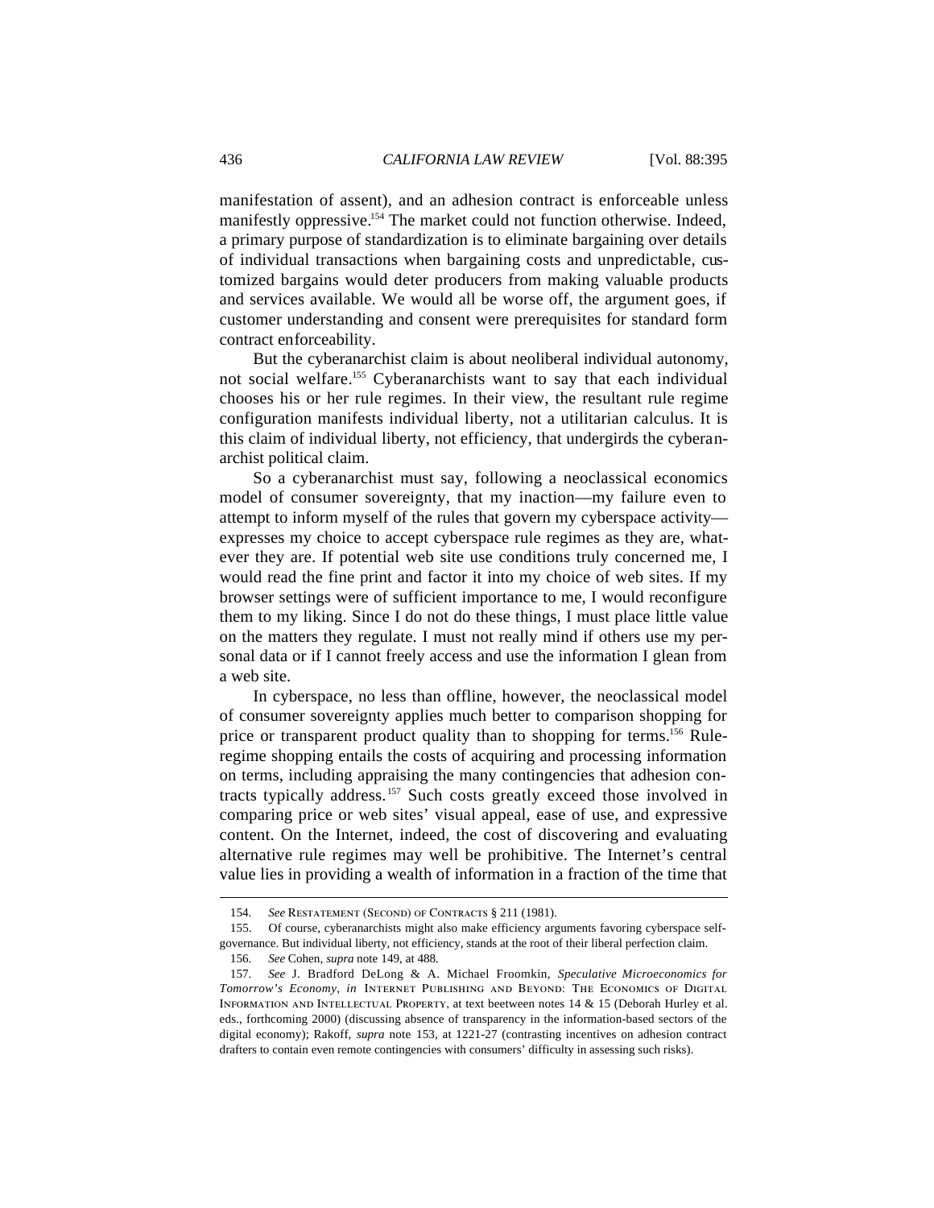manifestation of assent), and an adhesion contract is enforceable unless manifestly oppressive.[154] The market could not function otherwise. Indeed, a primary purpose of standardization is to eliminate bargaining over details of individual transactions when bargaining costs and unpredictable, customized bargains would deter producers from making valuable products and services available. We would all be worse off, the argument goes, if customer understanding and consent were prerequisites for standard form contract enforceability.

But the cyberanarchist claim is about neoliberal individual autonomy, not social welfare.[155] Cyberanarchists want to say that each individual chooses his or her rule regimes. In their view, the resultant rule regime configuration manifests individual liberty, not a utilitarian calculus. It is this claim of individual liberty, not efficiency, that undergirds the cyberanarchist political claim.

So a cyberanarchist must say, following a neoclassical economics model of consumer sovereignty, that my inaction—my failure even to attempt to inform myself of the rules that govern my cyberspace activity—expresses my choice to accept cyberspace rule regimes as they are, whatever they are. If potential web site use conditions truly concerned me, I would read the fine print and factor it into my choice of web sites. If my browser settings were of sufficient importance to me, I would reconfigure them to my liking. Since I do not do these things, I must place little value on the matters they regulate. I must not really mind if others use my personal data or if I cannot freely access and use the information I glean from a web site.

In cyberspace, no less than offline, however, the neoclassical model of consumer sovereignty applies much better to comparison shopping for price or transparent product quality than to shopping for terms.[156] Rule-regime shopping entails the costs of acquiring and processing information on terms, including appraising the many contingencies that adhesion contracts typically address.[157] Such costs greatly exceed those involved in comparing price or web sites' visual appeal, ease of use, and expressive content. On the Internet, indeed, the cost of discovering and evaluating alternative rule regimes may well be prohibitive. The Internet's central value lies in providing a wealth of information in a fraction of the time that

---

154. *See* Restatement (Second) of Contracts § 211 (1981).

155. Of course, cyberanarchists might also make efficiency arguments favoring cyberspace self-governance. But individual liberty, not efficiency, stands at the root of their liberal perfection claim.

156. *See* Cohen, *supra* note 149, at 488.

157. *See* J. Bradford DeLong & A. Michael Froomkin, *Speculative Microeconomics for Tomorrow's Economy*, *in* Internet Publishing and Beyond: The Economics of Digital Information and Intellectual Property, at text beetween notes 14 & 15 (Deborah Hurley et al. eds., forthcoming 2000) (discussing absence of transparency in the information-based sectors of the digital economy); Rakoff, *supra* note 153, at 1221-27 (contrasting incentives on adhesion contract drafters to contain even remote contingencies with consumers' difficulty in assessing such risks).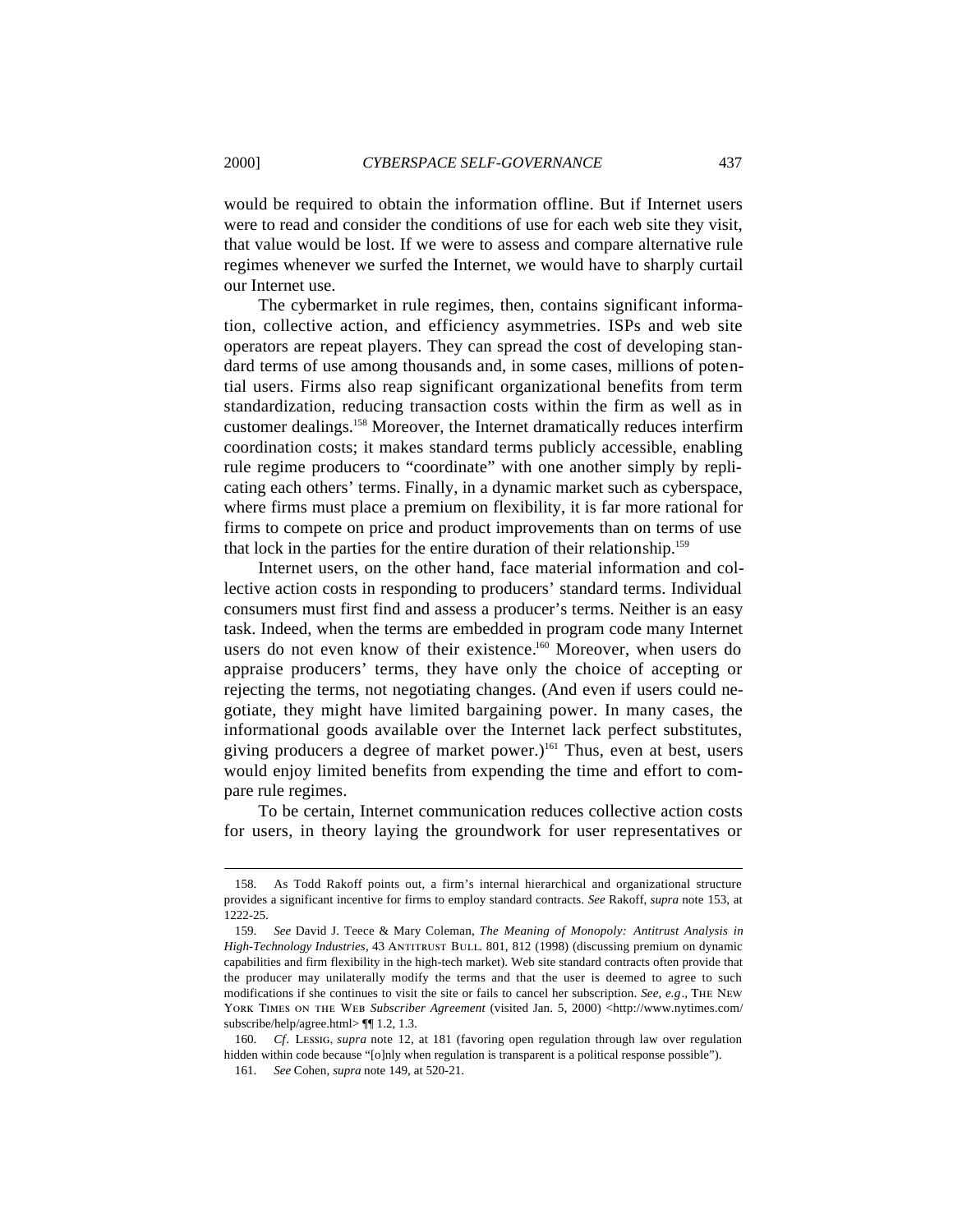would be required to obtain the information offline. But if Internet users were to read and consider the conditions of use for each web site they visit, that value would be lost. If we were to assess and compare alternative rule regimes whenever we surfed the Internet, we would have to sharply curtail our Internet use.

The cybermarket in rule regimes, then, contains significant information, collective action, and efficiency asymmetries. ISPs and web site operators are repeat players. They can spread the cost of developing standard terms of use among thousands and, in some cases, millions of potential users. Firms also reap significant organizational benefits from term standardization, reducing transaction costs within the firm as well as in customer dealings.[158] Moreover, the Internet dramatically reduces interfirm coordination costs; it makes standard terms publicly accessible, enabling rule regime producers to "coordinate" with one another simply by replicating each others' terms. Finally, in a dynamic market such as cyberspace, where firms must place a premium on flexibility, it is far more rational for firms to compete on price and product improvements than on terms of use that lock in the parties for the entire duration of their relationship.[159]

Internet users, on the other hand, face material information and collective action costs in responding to producers' standard terms. Individual consumers must first find and assess a producer's terms. Neither is an easy task. Indeed, when the terms are embedded in program code many Internet users do not even know of their existence.[160] Moreover, when users do appraise producers' terms, they have only the choice of accepting or rejecting the terms, not negotiating changes. (And even if users could negotiate, they might have limited bargaining power. In many cases, the informational goods available over the Internet lack perfect substitutes, giving producers a degree of market power.)[161] Thus, even at best, users would enjoy limited benefits from expending the time and effort to compare rule regimes.

To be certain, Internet communication reduces collective action costs for users, in theory laying the groundwork for user representatives or

---

158. As Todd Rakoff points out, a firm's internal hierarchical and organizational structure provides a significant incentive for firms to employ standard contracts. *See* Rakoff, *supra* note 153, at 1222-25.

159. *See* David J. Teece & Mary Coleman, *The Meaning of Monopoly: Antitrust Analysis in High-Technology Industries*, 43 ANTITRUST BULL. 801, 812 (1998) (discussing premium on dynamic capabilities and firm flexibility in the high-tech market). Web site standard contracts often provide that the producer may unilaterally modify the terms and that the user is deemed to agree to such modifications if she continues to visit the site or fails to cancel her subscription. *See, e.g.*, THE NEW YORK TIMES ON THE WEB *Subscriber Agreement* (visited Jan. 5, 2000) <http://www.nytimes.com/subscribe/help/agree.html> ¶¶ 1.2, 1.3.

160. *Cf*. LESSIG, *supra* note 12, at 181 (favoring open regulation through law over regulation hidden within code because "[o]nly when regulation is transparent is a political response possible").

161. *See* Cohen, *supra* note 149, at 520-21.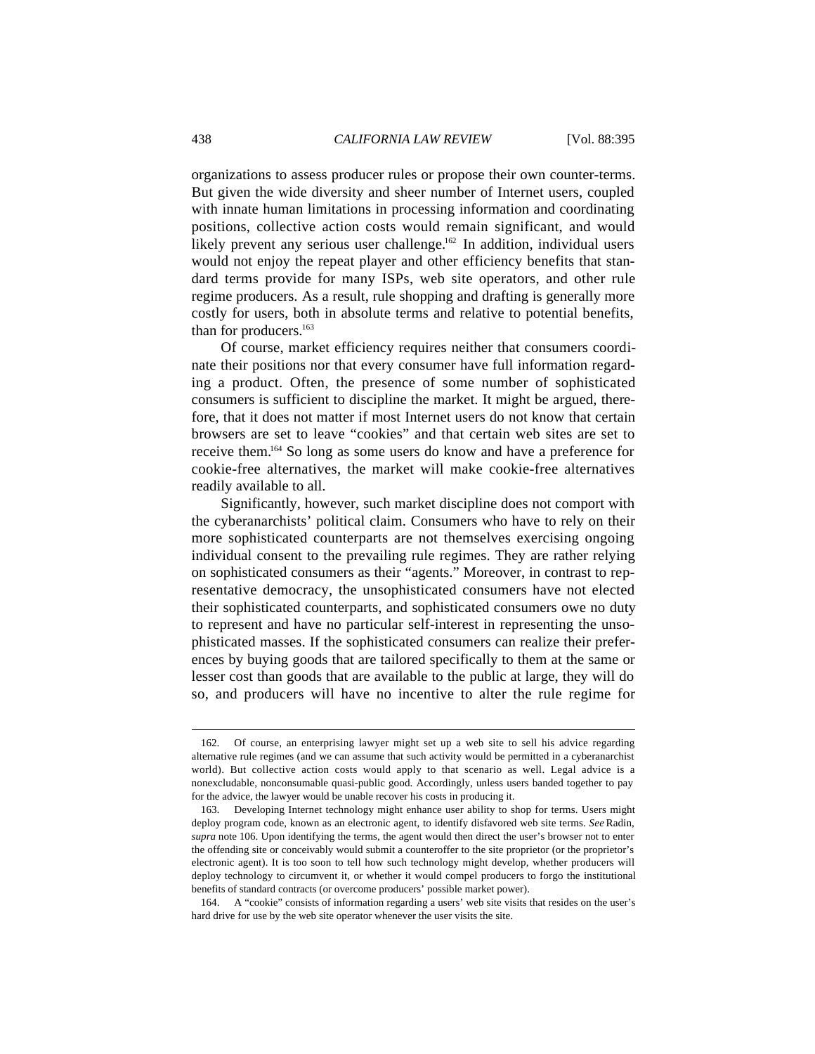organizations to assess producer rules or propose their own counter-terms. But given the wide diversity and sheer number of Internet users, coupled with innate human limitations in processing information and coordinating positions, collective action costs would remain significant, and would likely prevent any serious user challenge.[162] In addition, individual users would not enjoy the repeat player and other efficiency benefits that standard terms provide for many ISPs, web site operators, and other rule regime producers. As a result, rule shopping and drafting is generally more costly for users, both in absolute terms and relative to potential benefits, than for producers.[163]

Of course, market efficiency requires neither that consumers coordinate their positions nor that every consumer have full information regarding a product. Often, the presence of some number of sophisticated consumers is sufficient to discipline the market. It might be argued, therefore, that it does not matter if most Internet users do not know that certain browsers are set to leave "cookies" and that certain web sites are set to receive them.[164] So long as some users do know and have a preference for cookie-free alternatives, the market will make cookie-free alternatives readily available to all.

Significantly, however, such market discipline does not comport with the cyberanarchists' political claim. Consumers who have to rely on their more sophisticated counterparts are not themselves exercising ongoing individual consent to the prevailing rule regimes. They are rather relying on sophisticated consumers as their "agents." Moreover, in contrast to representative democracy, the unsophisticated consumers have not elected their sophisticated counterparts, and sophisticated consumers owe no duty to represent and have no particular self-interest in representing the unsophisticated masses. If the sophisticated consumers can realize their preferences by buying goods that are tailored specifically to them at the same or lesser cost than goods that are available to the public at large, they will do so, and producers will have no incentive to alter the rule regime for

162. Of course, an enterprising lawyer might set up a web site to sell his advice regarding alternative rule regimes (and we can assume that such activity would be permitted in a cyberanarchist world). But collective action costs would apply to that scenario as well. Legal advice is a nonexcludable, nonconsumable quasi-public good. Accordingly, unless users banded together to pay for the advice, the lawyer would be unable recover his costs in producing it.

163. Developing Internet technology might enhance user ability to shop for terms. Users might deploy program code, known as an electronic agent, to identify disfavored web site terms. *See* Radin, *supra* note 106. Upon identifying the terms, the agent would then direct the user's browser not to enter the offending site or conceivably would submit a counteroffer to the site proprietor (or the proprietor's electronic agent). It is too soon to tell how such technology might develop, whether producers will deploy technology to circumvent it, or whether it would compel producers to forgo the institutional benefits of standard contracts (or overcome producers' possible market power).

164. A "cookie" consists of information regarding a users' web site visits that resides on the user's hard drive for use by the web site operator whenever the user visits the site.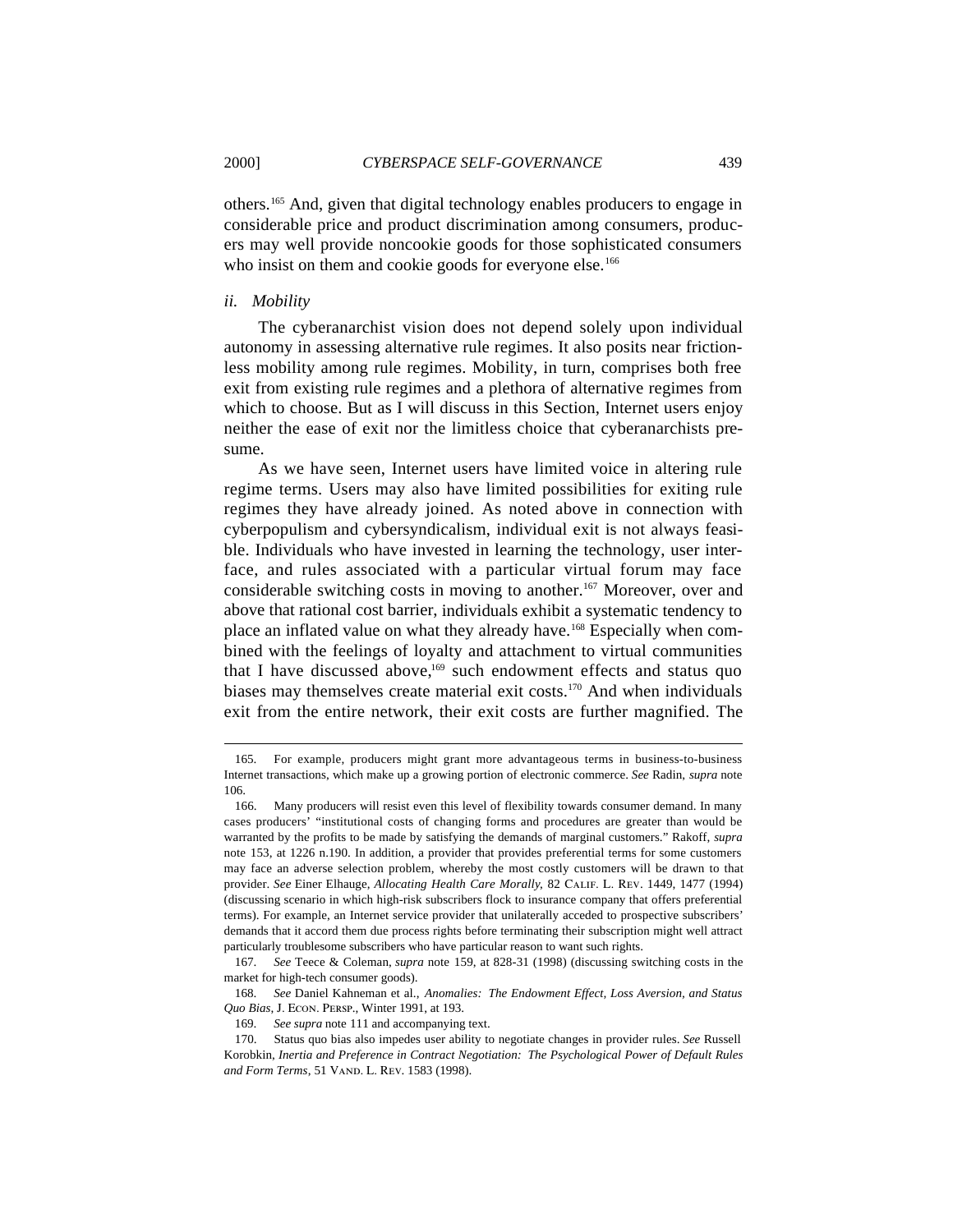others.[165] And, given that digital technology enables producers to engage in considerable price and product discrimination among consumers, producers may well provide noncookie goods for those sophisticated consumers who insist on them and cookie goods for everyone else.[166]

*ii. Mobility*

The cyberanarchist vision does not depend solely upon individual autonomy in assessing alternative rule regimes. It also posits near frictionless mobility among rule regimes. Mobility, in turn, comprises both free exit from existing rule regimes and a plethora of alternative regimes from which to choose. But as I will discuss in this Section, Internet users enjoy neither the ease of exit nor the limitless choice that cyberanarchists presume.

As we have seen, Internet users have limited voice in altering rule regime terms. Users may also have limited possibilities for exiting rule regimes they have already joined. As noted above in connection with cyberpopulism and cybersyndicalism, individual exit is not always feasible. Individuals who have invested in learning the technology, user interface, and rules associated with a particular virtual forum may face considerable switching costs in moving to another.[167] Moreover, over and above that rational cost barrier, individuals exhibit a systematic tendency to place an inflated value on what they already have.[168] Especially when combined with the feelings of loyalty and attachment to virtual communities that I have discussed above,[169] such endowment effects and status quo biases may themselves create material exit costs.[170] And when individuals exit from the entire network, their exit costs are further magnified. The

---

165. For example, producers might grant more advantageous terms in business-to-business Internet transactions, which make up a growing portion of electronic commerce. *See* Radin, *supra* note 106.

166. Many producers will resist even this level of flexibility towards consumer demand. In many cases producers' "institutional costs of changing forms and procedures are greater than would be warranted by the profits to be made by satisfying the demands of marginal customers." Rakoff, *supra* note 153, at 1226 n.190. In addition, a provider that provides preferential terms for some customers may face an adverse selection problem, whereby the most costly customers will be drawn to that provider. *See* Einer Elhauge, *Allocating Health Care Morally*, 82 CALIF. L. REV. 1449, 1477 (1994) (discussing scenario in which high-risk subscribers flock to insurance company that offers preferential terms). For example, an Internet service provider that unilaterally acceded to prospective subscribers' demands that it accord them due process rights before terminating their subscription might well attract particularly troublesome subscribers who have particular reason to want such rights.

167. *See* Teece & Coleman, *supra* note 159, at 828-31 (1998) (discussing switching costs in the market for high-tech consumer goods).

168. *See* Daniel Kahneman et al., *Anomalies: The Endowment Effect, Loss Aversion, and Status Quo Bias*, J. ECON. PERSP., Winter 1991, at 193.

169. *See supra* note 111 and accompanying text.

170. Status quo bias also impedes user ability to negotiate changes in provider rules. *See* Russell Korobkin, *Inertia and Preference in Contract Negotiation: The Psychological Power of Default Rules and Form Terms*, 51 VAND. L. REV. 1583 (1998).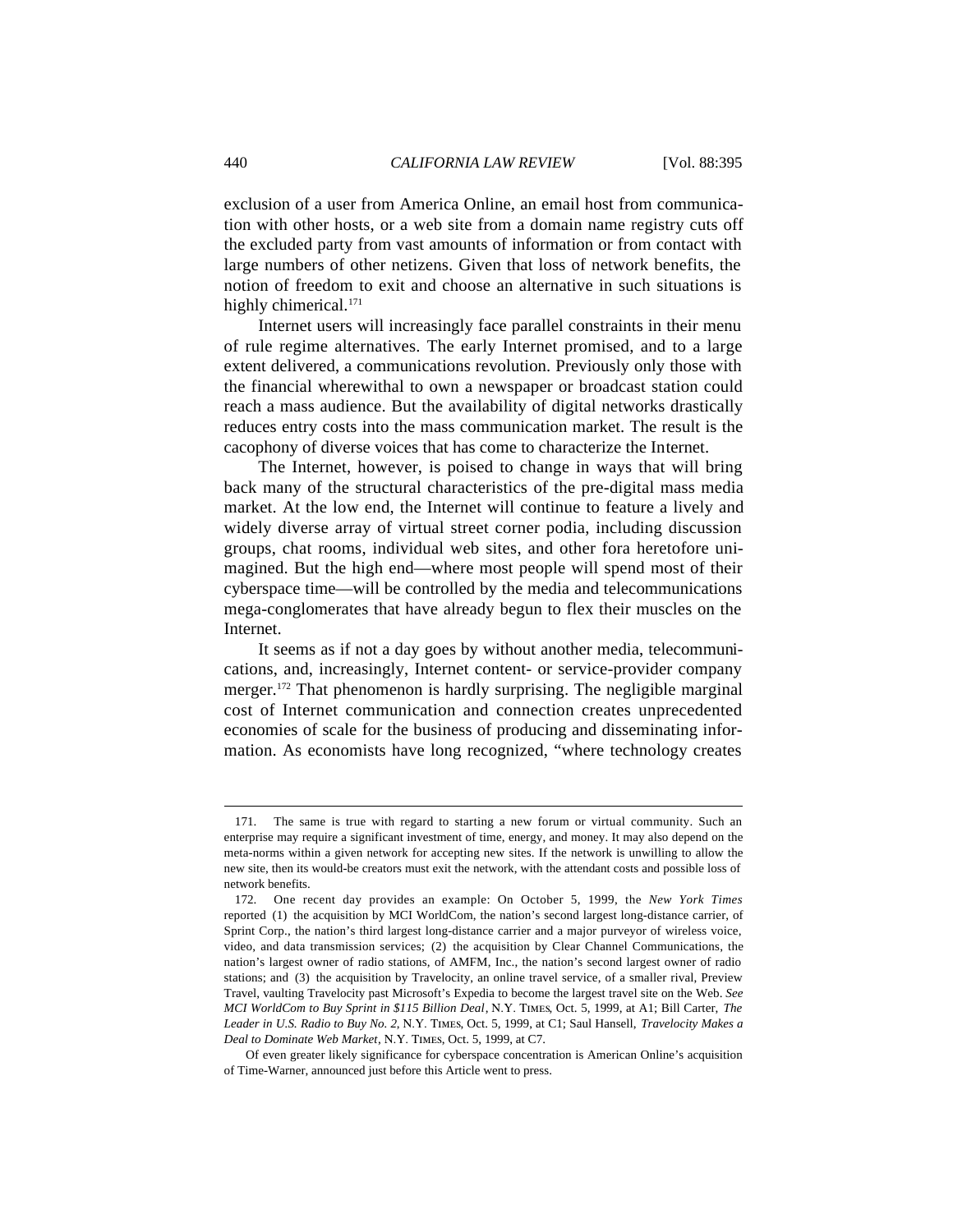exclusion of a user from America Online, an email host from communication with other hosts, or a web site from a domain name registry cuts off the excluded party from vast amounts of information or from contact with large numbers of other netizens. Given that loss of network benefits, the notion of freedom to exit and choose an alternative in such situations is highly chimerical.[171]

Internet users will increasingly face parallel constraints in their menu of rule regime alternatives. The early Internet promised, and to a large extent delivered, a communications revolution. Previously only those with the financial wherewithal to own a newspaper or broadcast station could reach a mass audience. But the availability of digital networks drastically reduces entry costs into the mass communication market. The result is the cacophony of diverse voices that has come to characterize the Internet.

The Internet, however, is poised to change in ways that will bring back many of the structural characteristics of the pre-digital mass media market. At the low end, the Internet will continue to feature a lively and widely diverse array of virtual street corner podia, including discussion groups, chat rooms, individual web sites, and other fora heretofore unimagined. But the high end—where most people will spend most of their cyberspace time—will be controlled by the media and telecommunications mega-conglomerates that have already begun to flex their muscles on the Internet.

It seems as if not a day goes by without another media, telecommunications, and, increasingly, Internet content- or service-provider company merger.[172] That phenomenon is hardly surprising. The negligible marginal cost of Internet communication and connection creates unprecedented economies of scale for the business of producing and disseminating information. As economists have long recognized, "where technology creates

---

171. The same is true with regard to starting a new forum or virtual community. Such an enterprise may require a significant investment of time, energy, and money. It may also depend on the meta-norms within a given network for accepting new sites. If the network is unwilling to allow the new site, then its would-be creators must exit the network, with the attendant costs and possible loss of network benefits.

172. One recent day provides an example: On October 5, 1999, the *New York Times* reported (1) the acquisition by MCI WorldCom, the nation's second largest long-distance carrier, of Sprint Corp., the nation's third largest long-distance carrier and a major purveyor of wireless voice, video, and data transmission services; (2) the acquisition by Clear Channel Communications, the nation's largest owner of radio stations, of AMFM, Inc., the nation's second largest owner of radio stations; and (3) the acquisition by Travelocity, an online travel service, of a smaller rival, Preview Travel, vaulting Travelocity past Microsoft's Expedia to become the largest travel site on the Web. *See MCI WorldCom to Buy Sprint in $115 Billion Deal*, N.Y. TIMES, Oct. 5, 1999, at A1; Bill Carter, *The Leader in U.S. Radio to Buy No. 2*, N.Y. TIMES, Oct. 5, 1999, at C1; Saul Hansell, *Travelocity Makes a Deal to Dominate Web Market*, N.Y. TIMES, Oct. 5, 1999, at C7.

Of even greater likely significance for cyberspace concentration is American Online's acquisition of Time-Warner, announced just before this Article went to press.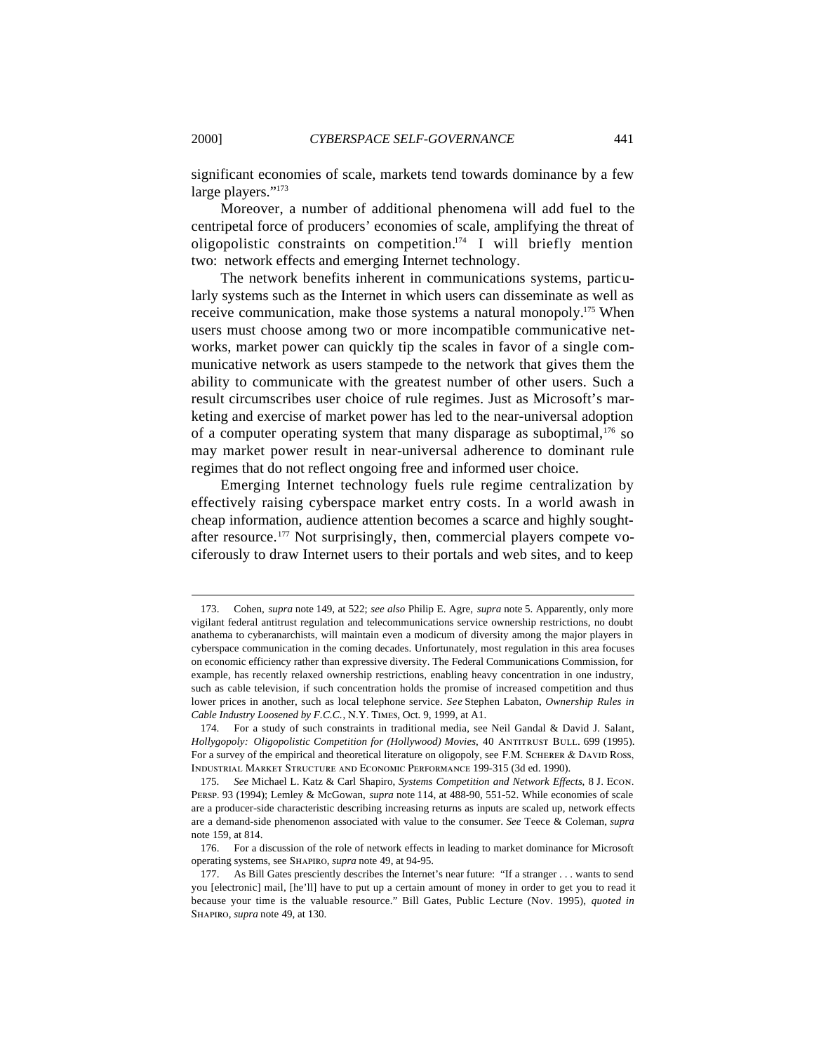significant economies of scale, markets tend towards dominance by a few large players."[173]

Moreover, a number of additional phenomena will add fuel to the centripetal force of producers' economies of scale, amplifying the threat of oligopolistic constraints on competition.[174] I will briefly mention two: network effects and emerging Internet technology.

The network benefits inherent in communications systems, particularly systems such as the Internet in which users can disseminate as well as receive communication, make those systems a natural monopoly.[175] When users must choose among two or more incompatible communicative networks, market power can quickly tip the scales in favor of a single communicative network as users stampede to the network that gives them the ability to communicate with the greatest number of other users. Such a result circumscribes user choice of rule regimes. Just as Microsoft's marketing and exercise of market power has led to the near-universal adoption of a computer operating system that many disparage as suboptimal,[176] so may market power result in near-universal adherence to dominant rule regimes that do not reflect ongoing free and informed user choice.

Emerging Internet technology fuels rule regime centralization by effectively raising cyberspace market entry costs. In a world awash in cheap information, audience attention becomes a scarce and highly sought-after resource.[177] Not surprisingly, then, commercial players compete vociferously to draw Internet users to their portals and web sites, and to keep

---

173. Cohen, *supra* note 149, at 522; *see also* Philip E. Agre, *supra* note 5. Apparently, only more vigilant federal antitrust regulation and telecommunications service ownership restrictions, no doubt anathema to cyberanarchists, will maintain even a modicum of diversity among the major players in cyberspace communication in the coming decades. Unfortunately, most regulation in this area focuses on economic efficiency rather than expressive diversity. The Federal Communications Commission, for example, has recently relaxed ownership restrictions, enabling heavy concentration in one industry, such as cable television, if such concentration holds the promise of increased competition and thus lower prices in another, such as local telephone service. *See* Stephen Labaton, *Ownership Rules in Cable Industry Loosened by F.C.C.*, N.Y. TIMES, Oct. 9, 1999, at A1.

174. For a study of such constraints in traditional media, see Neil Gandal & David J. Salant, *Hollygopoly: Oligopolistic Competition for (Hollywood) Movies*, 40 ANTITRUST BULL. 699 (1995). For a survey of the empirical and theoretical literature on oligopoly, see F.M. SCHERER & DAVID ROSS, INDUSTRIAL MARKET STRUCTURE AND ECONOMIC PERFORMANCE 199-315 (3d ed. 1990).

175. *See* Michael L. Katz & Carl Shapiro, *Systems Competition and Network Effects*, 8 J. ECON. PERSP. 93 (1994); Lemley & McGowan, *supra* note 114, at 488-90, 551-52. While economies of scale are a producer-side characteristic describing increasing returns as inputs are scaled up, network effects are a demand-side phenomenon associated with value to the consumer. *See* Teece & Coleman, *supra* note 159, at 814.

176. For a discussion of the role of network effects in leading to market dominance for Microsoft operating systems, see SHAPIRO, *supra* note 49, at 94-95.

177. As Bill Gates presciently describes the Internet's near future: "If a stranger . . . wants to send you [electronic] mail, [he'll] have to put up a certain amount of money in order to get you to read it because your time is the valuable resource." Bill Gates, Public Lecture (Nov. 1995), *quoted in* SHAPIRO, *supra* note 49, at 130.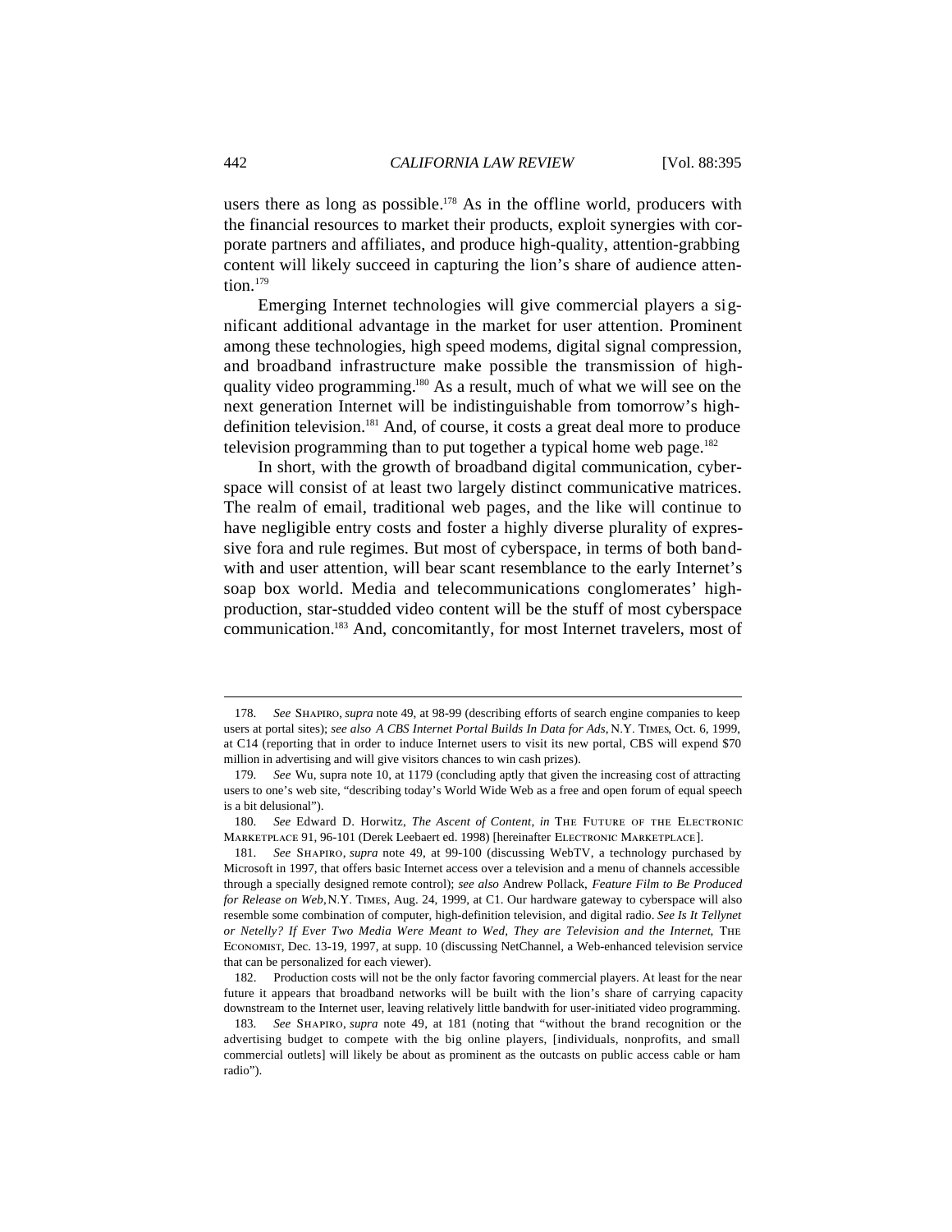users there as long as possible.[178] As in the offline world, producers with the financial resources to market their products, exploit synergies with corporate partners and affiliates, and produce high-quality, attention-grabbing content will likely succeed in capturing the lion's share of audience attention.[179]

Emerging Internet technologies will give commercial players a significant additional advantage in the market for user attention. Prominent among these technologies, high speed modems, digital signal compression, and broadband infrastructure make possible the transmission of high-quality video programming.[180] As a result, much of what we will see on the next generation Internet will be indistinguishable from tomorrow's high-definition television.[181] And, of course, it costs a great deal more to produce television programming than to put together a typical home web page.[182]

In short, with the growth of broadband digital communication, cyberspace will consist of at least two largely distinct communicative matrices. The realm of email, traditional web pages, and the like will continue to have negligible entry costs and foster a highly diverse plurality of expressive fora and rule regimes. But most of cyberspace, in terms of both bandwith and user attention, will bear scant resemblance to the early Internet's soap box world. Media and telecommunications conglomerates' high-production, star-studded video content will be the stuff of most cyberspace communication.[183] And, concomitantly, for most Internet travelers, most of

---

178. *See* Shapiro, *supra* note 49, at 98-99 (describing efforts of search engine companies to keep users at portal sites); *see also A CBS Internet Portal Builds In Data for Ads*, N.Y. Times, Oct. 6, 1999, at C14 (reporting that in order to induce Internet users to visit its new portal, CBS will expend $70 million in advertising and will give visitors chances to win cash prizes).

179. *See* Wu, supra note 10, at 1179 (concluding aptly that given the increasing cost of attracting users to one's web site, "describing today's World Wide Web as a free and open forum of equal speech is a bit delusional").

180. *See* Edward D. Horwitz, *The Ascent of Content*, *in* The Future of the Electronic Marketplace 91, 96-101 (Derek Leebaert ed. 1998) [hereinafter Electronic Marketplace].

181. *See* Shapiro, *supra* note 49, at 99-100 (discussing WebTV, a technology purchased by Microsoft in 1997, that offers basic Internet access over a television and a menu of channels accessible through a specially designed remote control); *see also* Andrew Pollack, *Feature Film to Be Produced for Release on Web*, N.Y. Times, Aug. 24, 1999, at C1. Our hardware gateway to cyberspace will also resemble some combination of computer, high-definition television, and digital radio. *See Is It Tellynet or Netelly? If Ever Two Media Were Meant to Wed, They are Television and the Internet*, The Economist, Dec. 13-19, 1997, at supp. 10 (discussing NetChannel, a Web-enhanced television service that can be personalized for each viewer).

182. Production costs will not be the only factor favoring commercial players. At least for the near future it appears that broadband networks will be built with the lion's share of carrying capacity downstream to the Internet user, leaving relatively little bandwith for user-initiated video programming.

183. *See* Shapiro, *supra* note 49, at 181 (noting that "without the brand recognition or the advertising budget to compete with the big online players, [individuals, nonprofits, and small commercial outlets] will likely be about as prominent as the outcasts on public access cable or ham radio").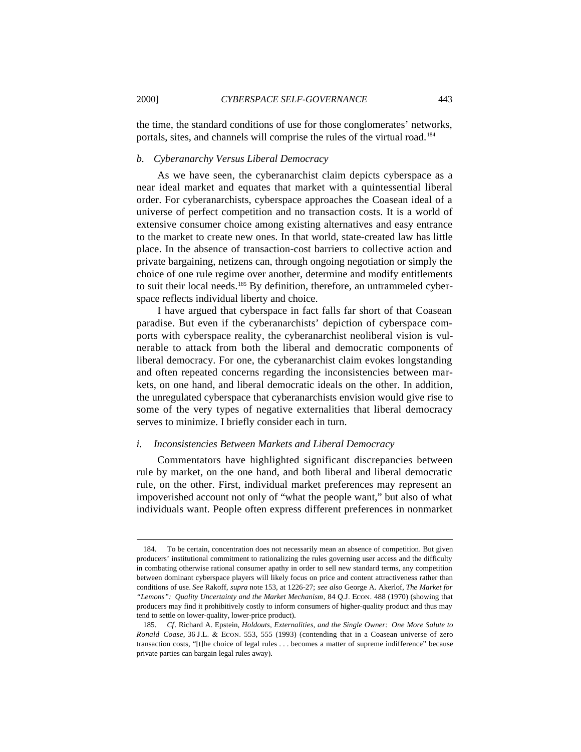the time, the standard conditions of use for those conglomerates' networks, portals, sites, and channels will comprise the rules of the virtual road.[184]

### *b. Cyberanarchy Versus Liberal Democracy*

As we have seen, the cyberanarchist claim depicts cyberspace as a near ideal market and equates that market with a quintessential liberal order. For cyberanarchists, cyberspace approaches the Coasean ideal of a universe of perfect competition and no transaction costs. It is a world of extensive consumer choice among existing alternatives and easy entrance to the market to create new ones. In that world, state-created law has little place. In the absence of transaction-cost barriers to collective action and private bargaining, netizens can, through ongoing negotiation or simply the choice of one rule regime over another, determine and modify entitlements to suit their local needs.[185] By definition, therefore, an untrammeled cyberspace reflects individual liberty and choice.

I have argued that cyberspace in fact falls far short of that Coasean paradise. But even if the cyberanarchists' depiction of cyberspace comports with cyberspace reality, the cyberanarchist neoliberal vision is vulnerable to attack from both the liberal and democratic components of liberal democracy. For one, the cyberanarchist claim evokes longstanding and often repeated concerns regarding the inconsistencies between markets, on one hand, and liberal democratic ideals on the other. In addition, the unregulated cyberspace that cyberanarchists envision would give rise to some of the very types of negative externalities that liberal democracy serves to minimize. I briefly consider each in turn.

#### *i. Inconsistencies Between Markets and Liberal Democracy*

Commentators have highlighted significant discrepancies between rule by market, on the one hand, and both liberal and liberal democratic rule, on the other. First, individual market preferences may represent an impoverished account not only of "what the people want," but also of what individuals want. People often express different preferences in nonmarket

---

184. To be certain, concentration does not necessarily mean an absence of competition. But given producers' institutional commitment to rationalizing the rules governing user access and the difficulty in combating otherwise rational consumer apathy in order to sell new standard terms, any competition between dominant cyberspace players will likely focus on price and content attractiveness rather than conditions of use. *See* Rakoff, *supra* note 153, at 1226-27; *see also* George A. Akerlof, *The Market for "Lemons": Quality Uncertainty and the Market Mechanism*, 84 Q.J. ECON. 488 (1970) (showing that producers may find it prohibitively costly to inform consumers of higher-quality product and thus may tend to settle on lower-quality, lower-price product).

185. *Cf*. Richard A. Epstein, *Holdouts, Externalities, and the Single Owner: One More Salute to Ronald Coase*, 36 J.L. & ECON. 553, 555 (1993) (contending that in a Coasean universe of zero transaction costs, "[t]he choice of legal rules . . . becomes a matter of supreme indifference" because private parties can bargain legal rules away).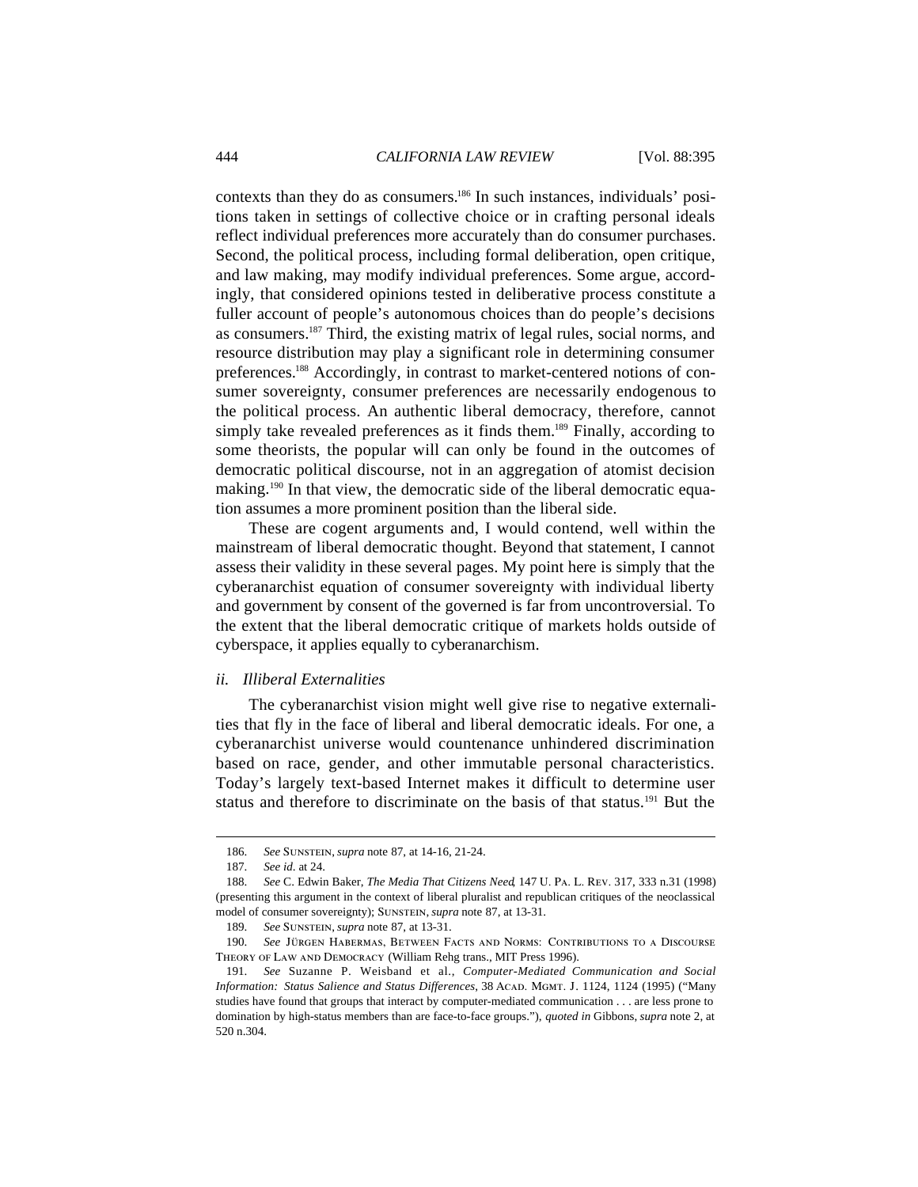contexts than they do as consumers.[186] In such instances, individuals' positions taken in settings of collective choice or in crafting personal ideals reflect individual preferences more accurately than do consumer purchases. Second, the political process, including formal deliberation, open critique, and law making, may modify individual preferences. Some argue, accordingly, that considered opinions tested in deliberative process constitute a fuller account of people's autonomous choices than do people's decisions as consumers.[187] Third, the existing matrix of legal rules, social norms, and resource distribution may play a significant role in determining consumer preferences.[188] Accordingly, in contrast to market-centered notions of consumer sovereignty, consumer preferences are necessarily endogenous to the political process. An authentic liberal democracy, therefore, cannot simply take revealed preferences as it finds them.[189] Finally, according to some theorists, the popular will can only be found in the outcomes of democratic political discourse, not in an aggregation of atomist decision making.[190] In that view, the democratic side of the liberal democratic equation assumes a more prominent position than the liberal side.

These are cogent arguments and, I would contend, well within the mainstream of liberal democratic thought. Beyond that statement, I cannot assess their validity in these several pages. My point here is simply that the cyberanarchist equation of consumer sovereignty with individual liberty and government by consent of the governed is far from uncontroversial. To the extent that the liberal democratic critique of markets holds outside of cyberspace, it applies equally to cyberanarchism.

*ii. Illiberal Externalities*

The cyberanarchist vision might well give rise to negative externalities that fly in the face of liberal and liberal democratic ideals. For one, a cyberanarchist universe would countenance unhindered discrimination based on race, gender, and other immutable personal characteristics. Today's largely text-based Internet makes it difficult to determine user status and therefore to discriminate on the basis of that status.[191] But the

---

186. *See* SUNSTEIN, *supra* note 87, at 14-16, 21-24.

187. *See id.* at 24.

188. *See* C. Edwin Baker, *The Media That Citizens Need*, 147 U. PA. L. REV. 317, 333 n.31 (1998) (presenting this argument in the context of liberal pluralist and republican critiques of the neoclassical model of consumer sovereignty); SUNSTEIN, *supra* note 87, at 13-31.

189. *See* SUNSTEIN, *supra* note 87, at 13-31.

190. *See* JÜRGEN HABERMAS, BETWEEN FACTS AND NORMS: CONTRIBUTIONS TO A DISCOURSE THEORY OF LAW AND DEMOCRACY (William Rehg trans., MIT Press 1996).

191. *See* Suzanne P. Weisband et al., *Computer-Mediated Communication and Social Information: Status Salience and Status Differences*, 38 ACAD. MGMT. J. 1124, 1124 (1995) ("Many studies have found that groups that interact by computer-mediated communication . . . are less prone to domination by high-status members than are face-to-face groups."), *quoted in* Gibbons, *supra* note 2, at 520 n.304.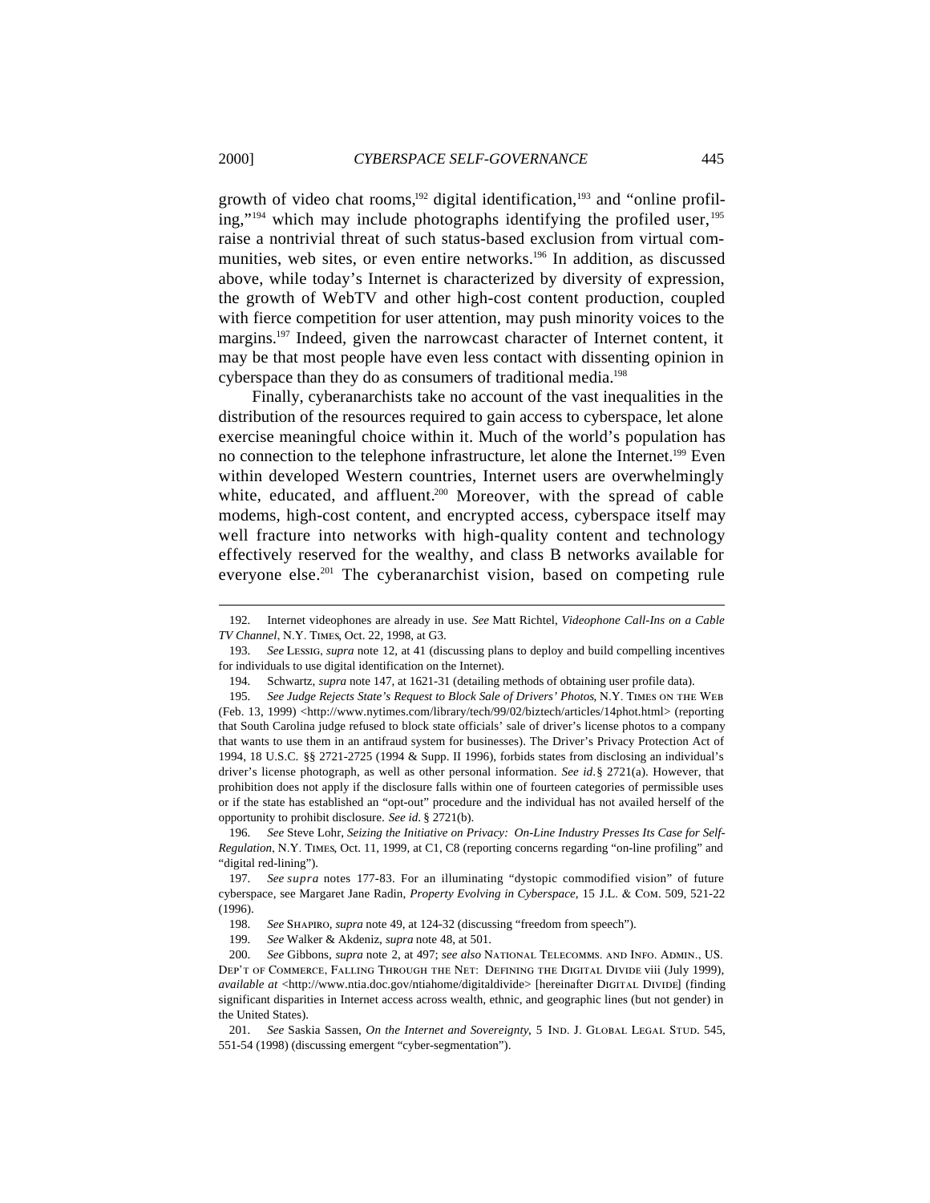growth of video chat rooms,[192] digital identification,[193] and "online profiling,"[194] which may include photographs identifying the profiled user,[195] raise a nontrivial threat of such status-based exclusion from virtual communities, web sites, or even entire networks.[196] In addition, as discussed above, while today's Internet is characterized by diversity of expression, the growth of WebTV and other high-cost content production, coupled with fierce competition for user attention, may push minority voices to the margins.[197] Indeed, given the narrowcast character of Internet content, it may be that most people have even less contact with dissenting opinion in cyberspace than they do as consumers of traditional media.[198]

Finally, cyberanarchists take no account of the vast inequalities in the distribution of the resources required to gain access to cyberspace, let alone exercise meaningful choice within it. Much of the world's population has no connection to the telephone infrastructure, let alone the Internet.[199] Even within developed Western countries, Internet users are overwhelmingly white, educated, and affluent.[200] Moreover, with the spread of cable modems, high-cost content, and encrypted access, cyberspace itself may well fracture into networks with high-quality content and technology effectively reserved for the wealthy, and class B networks available for everyone else.[201] The cyberanarchist vision, based on competing rule

---

192. Internet videophones are already in use. *See* Matt Richtel, *Videophone Call-Ins on a Cable TV Channel*, N.Y. TIMES, Oct. 22, 1998, at G3.

193. *See* LESSIG, *supra* note 12, at 41 (discussing plans to deploy and build compelling incentives for individuals to use digital identification on the Internet).

194. Schwartz, *supra* note 147, at 1621-31 (detailing methods of obtaining user profile data).

195. *See Judge Rejects State's Request to Block Sale of Drivers' Photos*, N.Y. TIMES ON THE WEB (Feb. 13, 1999) <http://www.nytimes.com/library/tech/99/02/biztech/articles/14phot.html> (reporting that South Carolina judge refused to block state officials' sale of driver's license photos to a company that wants to use them in an antifraud system for businesses). The Driver's Privacy Protection Act of 1994, 18 U.S.C. §§ 2721-2725 (1994 & Supp. II 1996), forbids states from disclosing an individual's driver's license photograph, as well as other personal information. *See id.* § 2721(a). However, that prohibition does not apply if the disclosure falls within one of fourteen categories of permissible uses or if the state has established an "opt-out" procedure and the individual has not availed herself of the opportunity to prohibit disclosure. *See id.* § 2721(b).

196. *See* Steve Lohr, *Seizing the Initiative on Privacy: On-Line Industry Presses Its Case for Self-Regulation*, N.Y. TIMES, Oct. 11, 1999, at C1, C8 (reporting concerns regarding "on-line profiling" and "digital red-lining").

197. *See supra* notes 177-83. For an illuminating "dystopic commodified vision" of future cyberspace, see Margaret Jane Radin, *Property Evolving in Cyberspace*, 15 J.L. & COM. 509, 521-22 (1996).

198. *See* SHAPIRO, *supra* note 49, at 124-32 (discussing "freedom from speech").

199. *See* Walker & Akdeniz, *supra* note 48, at 501.

200. *See* Gibbons, *supra* note 2, at 497; *see also* NATIONAL TELECOMMS. AND INFO. ADMIN., US. DEP'T OF COMMERCE, FALLING THROUGH THE NET: DEFINING THE DIGITAL DIVIDE viii (July 1999), *available at* <http://www.ntia.doc.gov/ntiahome/digitaldivide> [hereinafter DIGITAL DIVIDE] (finding significant disparities in Internet access across wealth, ethnic, and geographic lines (but not gender) in the United States).

201. *See* Saskia Sassen, *On the Internet and Sovereignty*, 5 IND. J. GLOBAL LEGAL STUD. 545, 551-54 (1998) (discussing emergent "cyber-segmentation").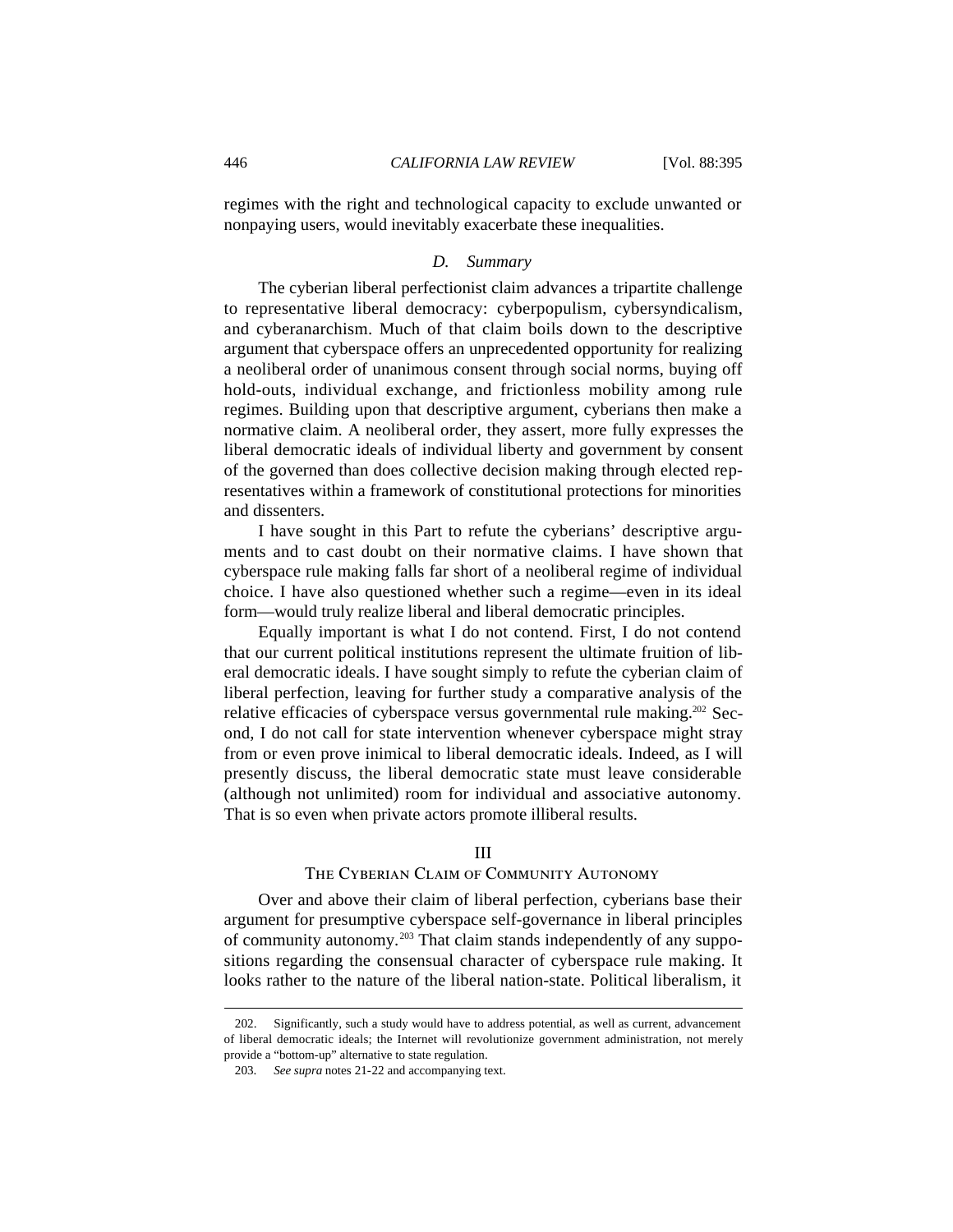regimes with the right and technological capacity to exclude unwanted or nonpaying users, would inevitably exacerbate these inequalities.

### *D. Summary*

The cyberian liberal perfectionist claim advances a tripartite challenge to representative liberal democracy: cyberpopulism, cybersyndicalism, and cyberanarchism. Much of that claim boils down to the descriptive argument that cyberspace offers an unprecedented opportunity for realizing a neoliberal order of unanimous consent through social norms, buying off hold-outs, individual exchange, and frictionless mobility among rule regimes. Building upon that descriptive argument, cyberians then make a normative claim. A neoliberal order, they assert, more fully expresses the liberal democratic ideals of individual liberty and government by consent of the governed than does collective decision making through elected representatives within a framework of constitutional protections for minorities and dissenters.

I have sought in this Part to refute the cyberians' descriptive arguments and to cast doubt on their normative claims. I have shown that cyberspace rule making falls far short of a neoliberal regime of individual choice. I have also questioned whether such a regime—even in its ideal form—would truly realize liberal and liberal democratic principles.

Equally important is what I do not contend. First, I do not contend that our current political institutions represent the ultimate fruition of liberal democratic ideals. I have sought simply to refute the cyberian claim of liberal perfection, leaving for further study a comparative analysis of the relative efficacies of cyberspace versus governmental rule making.[202] Second, I do not call for state intervention whenever cyberspace might stray from or even prove inimical to liberal democratic ideals. Indeed, as I will presently discuss, the liberal democratic state must leave considerable (although not unlimited) room for individual and associative autonomy. That is so even when private actors promote illiberal results.

## III
## The Cyberian Claim of Community Autonomy

Over and above their claim of liberal perfection, cyberians base their argument for presumptive cyberspace self-governance in liberal principles of community autonomy.[203] That claim stands independently of any suppositions regarding the consensual character of cyberspace rule making. It looks rather to the nature of the liberal nation-state. Political liberalism, it

---

202. Significantly, such a study would have to address potential, as well as current, advancement of liberal democratic ideals; the Internet will revolutionize government administration, not merely provide a "bottom-up" alternative to state regulation.

203. *See supra* notes 21-22 and accompanying text.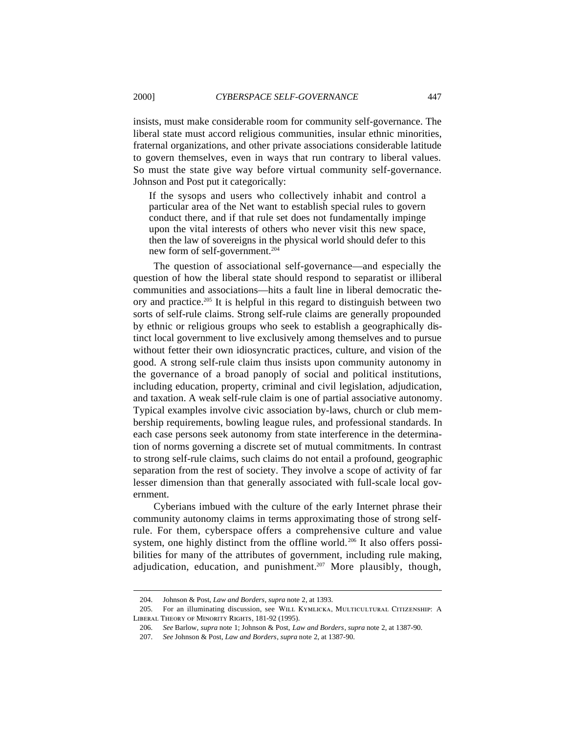insists, must make considerable room for community self-governance. The liberal state must accord religious communities, insular ethnic minorities, fraternal organizations, and other private associations considerable latitude to govern themselves, even in ways that run contrary to liberal values. So must the state give way before virtual community self-governance. Johnson and Post put it categorically:

> If the sysops and users who collectively inhabit and control a particular area of the Net want to establish special rules to govern conduct there, and if that rule set does not fundamentally impinge upon the vital interests of others who never visit this new space, then the law of sovereigns in the physical world should defer to this new form of self-government.[204]

The question of associational self-governance—and especially the question of how the liberal state should respond to separatist or illiberal communities and associations—hits a fault line in liberal democratic theory and practice.[205] It is helpful in this regard to distinguish between two sorts of self-rule claims. Strong self-rule claims are generally propounded by ethnic or religious groups who seek to establish a geographically distinct local government to live exclusively among themselves and to pursue without fetter their own idiosyncratic practices, culture, and vision of the good. A strong self-rule claim thus insists upon community autonomy in the governance of a broad panoply of social and political institutions, including education, property, criminal and civil legislation, adjudication, and taxation. A weak self-rule claim is one of partial associative autonomy. Typical examples involve civic association by-laws, church or club membership requirements, bowling league rules, and professional standards. In each case persons seek autonomy from state interference in the determination of norms governing a discrete set of mutual commitments. In contrast to strong self-rule claims, such claims do not entail a profound, geographic separation from the rest of society. They involve a scope of activity of far lesser dimension than that generally associated with full-scale local government.

Cyberians imbued with the culture of the early Internet phrase their community autonomy claims in terms approximating those of strong self-rule. For them, cyberspace offers a comprehensive culture and value system, one highly distinct from the offline world.[206] It also offers possibilities for many of the attributes of government, including rule making, adjudication, education, and punishment.[207] More plausibly, though,

---

204. Johnson & Post, *Law and Borders*, *supra* note 2, at 1393.

205. For an illuminating discussion, see WILL KYMLICKA, MULTICULTURAL CITIZENSHIP: A LIBERAL THEORY OF MINORITY RIGHTS, 181-92 (1995).

206. *See* Barlow, *supra* note 1; Johnson & Post, *Law and Borders*, *supra* note 2, at 1387-90.

207. *See* Johnson & Post, *Law and Borders*, *supra* note 2, at 1387-90.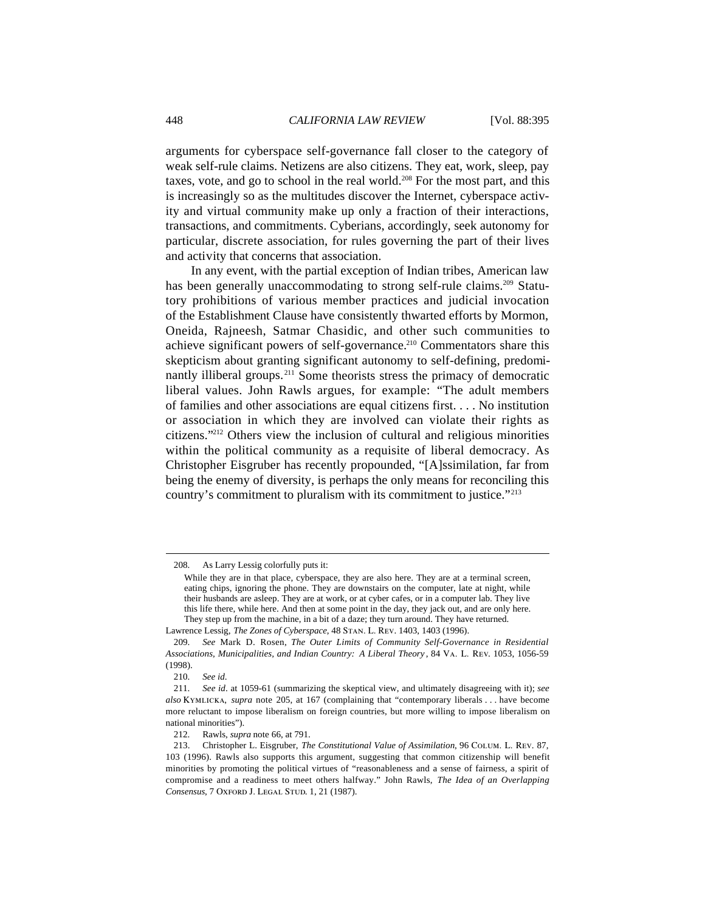arguments for cyberspace self-governance fall closer to the category of weak self-rule claims. Netizens are also citizens. They eat, work, sleep, pay taxes, vote, and go to school in the real world.[208] For the most part, and this is increasingly so as the multitudes discover the Internet, cyberspace activity and virtual community make up only a fraction of their interactions, transactions, and commitments. Cyberians, accordingly, seek autonomy for particular, discrete association, for rules governing the part of their lives and activity that concerns that association.

In any event, with the partial exception of Indian tribes, American law has been generally unaccommodating to strong self-rule claims.[209] Statutory prohibitions of various member practices and judicial invocation of the Establishment Clause have consistently thwarted efforts by Mormon, Oneida, Rajneesh, Satmar Chasidic, and other such communities to achieve significant powers of self-governance.[210] Commentators share this skepticism about granting significant autonomy to self-defining, predominantly illiberal groups.[211] Some theorists stress the primacy of democratic liberal values. John Rawls argues, for example: "The adult members of families and other associations are equal citizens first. . . . No institution or association in which they are involved can violate their rights as citizens."[212] Others view the inclusion of cultural and religious minorities within the political community as a requisite of liberal democracy. As Christopher Eisgruber has recently propounded, "[A]ssimilation, far from being the enemy of diversity, is perhaps the only means for reconciling this country's commitment to pluralism with its commitment to justice."[213]

---

208. As Larry Lessig colorfully puts it:

> While they are in that place, cyberspace, they are also here. They are at a terminal screen, eating chips, ignoring the phone. They are downstairs on the computer, late at night, while their husbands are asleep. They are at work, or at cyber cafes, or in a computer lab. They live this life there, while here. And then at some point in the day, they jack out, and are only here. They step up from the machine, in a bit of a daze; they turn around. They have returned.

Lawrence Lessig, *The Zones of Cyberspace*, 48 STAN. L. REV. 1403, 1403 (1996).

209. *See* Mark D. Rosen, *The Outer Limits of Community Self-Governance in Residential Associations, Municipalities, and Indian Country: A Liberal Theory*, 84 VA. L. REV. 1053, 1056-59 (1998).

210. *See id.*

211. *See id.* at 1059-61 (summarizing the skeptical view, and ultimately disagreeing with it); *see also* KYMLICKA, *supra* note 205, at 167 (complaining that "contemporary liberals . . . have become more reluctant to impose liberalism on foreign countries, but more willing to impose liberalism on national minorities").

212. Rawls, *supra* note 66, at 791.

213. Christopher L. Eisgruber, *The Constitutional Value of Assimilation*, 96 COLUM. L. REV. 87, 103 (1996). Rawls also supports this argument, suggesting that common citizenship will benefit minorities by promoting the political virtues of "reasonableness and a sense of fairness, a spirit of compromise and a readiness to meet others halfway." John Rawls, *The Idea of an Overlapping Consensus*, 7 OXFORD J. LEGAL STUD. 1, 21 (1987).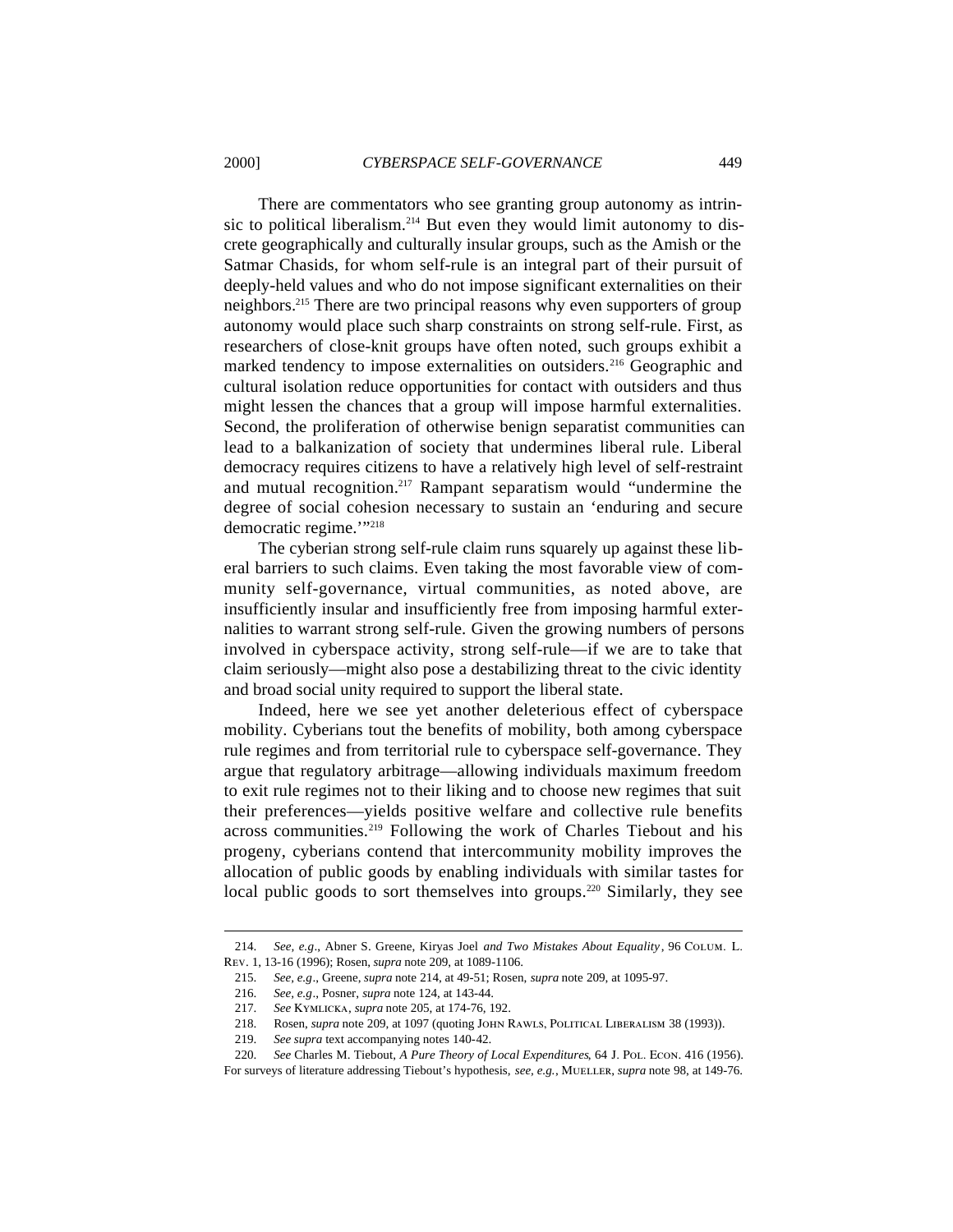There are commentators who see granting group autonomy as intrinsic to political liberalism.[214] But even they would limit autonomy to discrete geographically and culturally insular groups, such as the Amish or the Satmar Chasids, for whom self-rule is an integral part of their pursuit of deeply-held values and who do not impose significant externalities on their neighbors.[215] There are two principal reasons why even supporters of group autonomy would place such sharp constraints on strong self-rule. First, as researchers of close-knit groups have often noted, such groups exhibit a marked tendency to impose externalities on outsiders.[216] Geographic and cultural isolation reduce opportunities for contact with outsiders and thus might lessen the chances that a group will impose harmful externalities. Second, the proliferation of otherwise benign separatist communities can lead to a balkanization of society that undermines liberal rule. Liberal democracy requires citizens to have a relatively high level of self-restraint and mutual recognition.[217] Rampant separatism would "undermine the degree of social cohesion necessary to sustain an 'enduring and secure democratic regime.'"[218]

The cyberian strong self-rule claim runs squarely up against these liberal barriers to such claims. Even taking the most favorable view of community self-governance, virtual communities, as noted above, are insufficiently insular and insufficiently free from imposing harmful externalities to warrant strong self-rule. Given the growing numbers of persons involved in cyberspace activity, strong self-rule—if we are to take that claim seriously—might also pose a destabilizing threat to the civic identity and broad social unity required to support the liberal state.

Indeed, here we see yet another deleterious effect of cyberspace mobility. Cyberians tout the benefits of mobility, both among cyberspace rule regimes and from territorial rule to cyberspace self-governance. They argue that regulatory arbitrage—allowing individuals maximum freedom to exit rule regimes not to their liking and to choose new regimes that suit their preferences—yields positive welfare and collective rule benefits across communities.[219] Following the work of Charles Tiebout and his progeny, cyberians contend that intercommunity mobility improves the allocation of public goods by enabling individuals with similar tastes for local public goods to sort themselves into groups.[220] Similarly, they see

---

214. *See, e.g.*, Abner S. Greene, Kiryas Joel *and Two Mistakes About Equality*, 96 COLUM. L. REV. 1, 13-16 (1996); Rosen, *supra* note 209, at 1089-1106.

215. *See, e.g.*, Greene, *supra* note 214, at 49-51; Rosen, *supra* note 209, at 1095-97.

216. *See, e.g.*, Posner, *supra* note 124, at 143-44.

217. *See* KYMLICKA, *supra* note 205, at 174-76, 192.

218. Rosen, *supra* note 209, at 1097 (quoting JOHN RAWLS, POLITICAL LIBERALISM 38 (1993)).

219. *See supra* text accompanying notes 140-42.

220. *See* Charles M. Tiebout, *A Pure Theory of Local Expenditures*, 64 J. POL. ECON. 416 (1956). For surveys of literature addressing Tiebout's hypothesis, *see, e.g.*, MUELLER, *supra* note 98, at 149-76.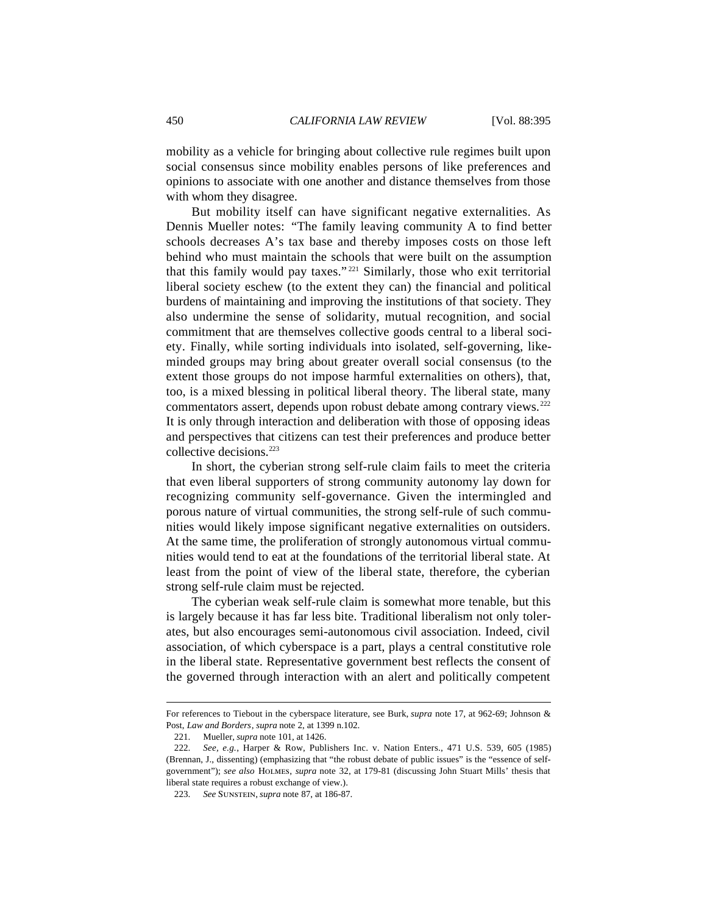mobility as a vehicle for bringing about collective rule regimes built upon social consensus since mobility enables persons of like preferences and opinions to associate with one another and distance themselves from those with whom they disagree.

But mobility itself can have significant negative externalities. As Dennis Mueller notes: "The family leaving community A to find better schools decreases A's tax base and thereby imposes costs on those left behind who must maintain the schools that were built on the assumption that this family would pay taxes."[221] Similarly, those who exit territorial liberal society eschew (to the extent they can) the financial and political burdens of maintaining and improving the institutions of that society. They also undermine the sense of solidarity, mutual recognition, and social commitment that are themselves collective goods central to a liberal society. Finally, while sorting individuals into isolated, self-governing, like-minded groups may bring about greater overall social consensus (to the extent those groups do not impose harmful externalities on others), that, too, is a mixed blessing in political liberal theory. The liberal state, many commentators assert, depends upon robust debate among contrary views.[222] It is only through interaction and deliberation with those of opposing ideas and perspectives that citizens can test their preferences and produce better collective decisions.[223]

In short, the cyberian strong self-rule claim fails to meet the criteria that even liberal supporters of strong community autonomy lay down for recognizing community self-governance. Given the intermingled and porous nature of virtual communities, the strong self-rule of such communities would likely impose significant negative externalities on outsiders. At the same time, the proliferation of strongly autonomous virtual communities would tend to eat at the foundations of the territorial liberal state. At least from the point of view of the liberal state, therefore, the cyberian strong self-rule claim must be rejected.

The cyberian weak self-rule claim is somewhat more tenable, but this is largely because it has far less bite. Traditional liberalism not only tolerates, but also encourages semi-autonomous civil association. Indeed, civil association, of which cyberspace is a part, plays a central constitutive role in the liberal state. Representative government best reflects the consent of the governed through interaction with an alert and politically competent

---

For references to Tiebout in the cyberspace literature, see Burk, *supra* note 17, at 962-69; Johnson & Post, *Law and Borders*, *supra* note 2, at 1399 n.102.

221. Mueller, *supra* note 101, at 1426.

222. *See, e.g.*, Harper & Row, Publishers Inc. v. Nation Enters., 471 U.S. 539, 605 (1985) (Brennan, J., dissenting) (emphasizing that "the robust debate of public issues" is the "essence of self-government"); *see also* HOLMES, *supra* note 32, at 179-81 (discussing John Stuart Mills' thesis that liberal state requires a robust exchange of view.).

223. *See* SUNSTEIN, *supra* note 87, at 186-87.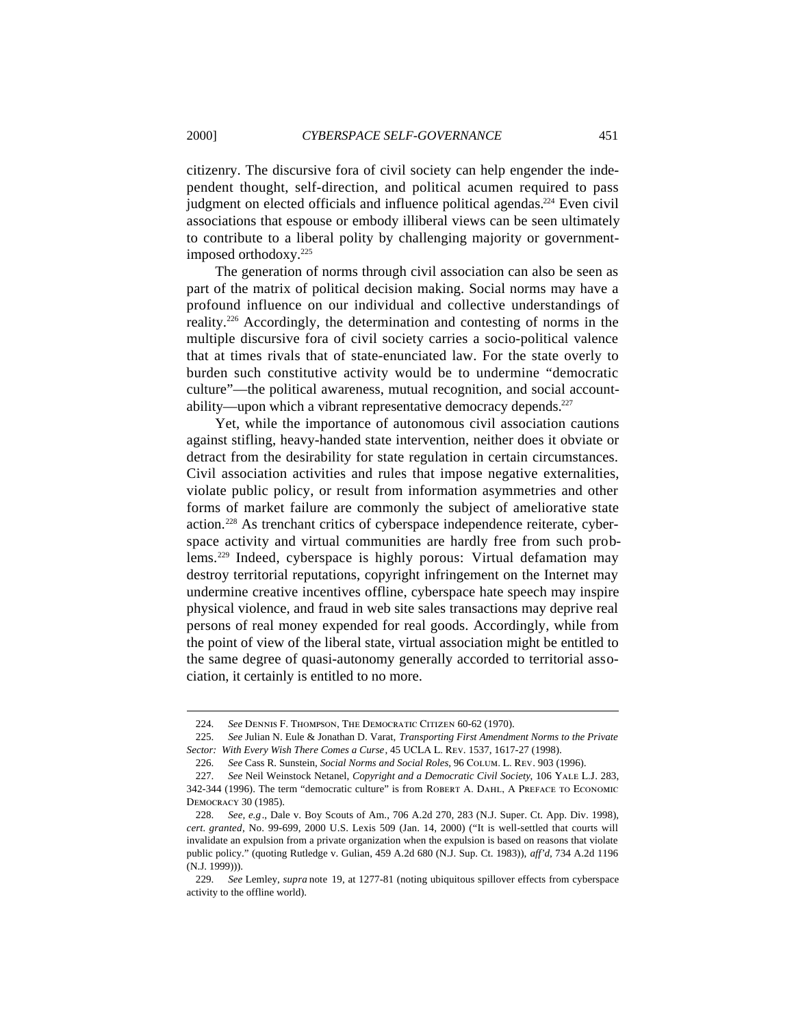citizenry. The discursive fora of civil society can help engender the independent thought, self-direction, and political acumen required to pass judgment on elected officials and influence political agendas.[224] Even civil associations that espouse or embody illiberal views can be seen ultimately to contribute to a liberal polity by challenging majority or government-imposed orthodoxy.[225]

The generation of norms through civil association can also be seen as part of the matrix of political decision making. Social norms may have a profound influence on our individual and collective understandings of reality.[226] Accordingly, the determination and contesting of norms in the multiple discursive fora of civil society carries a socio-political valence that at times rivals that of state-enunciated law. For the state overly to burden such constitutive activity would be to undermine "democratic culture"—the political awareness, mutual recognition, and social accountability—upon which a vibrant representative democracy depends.[227]

Yet, while the importance of autonomous civil association cautions against stifling, heavy-handed state intervention, neither does it obviate or detract from the desirability for state regulation in certain circumstances. Civil association activities and rules that impose negative externalities, violate public policy, or result from information asymmetries and other forms of market failure are commonly the subject of ameliorative state action.[228] As trenchant critics of cyberspace independence reiterate, cyberspace activity and virtual communities are hardly free from such problems.[229] Indeed, cyberspace is highly porous: Virtual defamation may destroy territorial reputations, copyright infringement on the Internet may undermine creative incentives offline, cyberspace hate speech may inspire physical violence, and fraud in web site sales transactions may deprive real persons of real money expended for real goods. Accordingly, while from the point of view of the liberal state, virtual association might be entitled to the same degree of quasi-autonomy generally accorded to territorial association, it certainly is entitled to no more.

---

224. *See* DENNIS F. THOMPSON, THE DEMOCRATIC CITIZEN 60-62 (1970).

225. *See* Julian N. Eule & Jonathan D. Varat, *Transporting First Amendment Norms to the Private Sector: With Every Wish There Comes a Curse*, 45 UCLA L. REV. 1537, 1617-27 (1998).

226. *See* Cass R. Sunstein, *Social Norms and Social Roles*, 96 COLUM. L. REV. 903 (1996).

227. *See* Neil Weinstock Netanel, *Copyright and a Democratic Civil Society*, 106 YALE L.J. 283, 342-344 (1996). The term "democratic culture" is from ROBERT A. DAHL, A PREFACE TO ECONOMIC DEMOCRACY 30 (1985).

228. *See, e.g*., Dale v. Boy Scouts of Am., 706 A.2d 270, 283 (N.J. Super. Ct. App. Div. 1998), *cert. granted*, No. 99-699, 2000 U.S. Lexis 509 (Jan. 14, 2000) ("It is well-settled that courts will invalidate an expulsion from a private organization when the expulsion is based on reasons that violate public policy." (quoting Rutledge v. Gulian, 459 A.2d 680 (N.J. Sup. Ct. 1983)), *aff'd*, 734 A.2d 1196 (N.J. 1999))).

229. *See* Lemley, *supra* note 19, at 1277-81 (noting ubiquitous spillover effects from cyberspace activity to the offline world).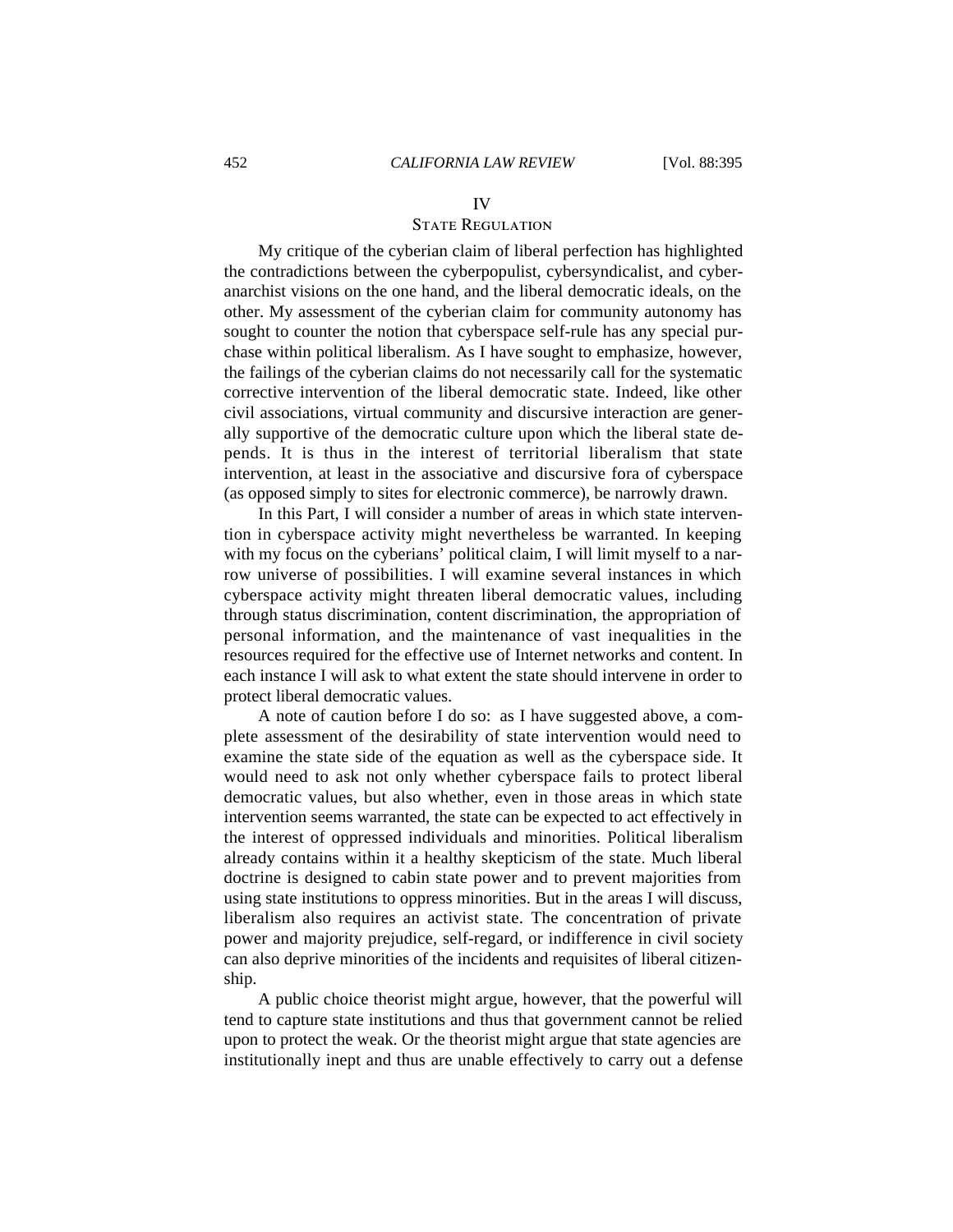## IV
## State Regulation

My critique of the cyberian claim of liberal perfection has highlighted the contradictions between the cyberpopulist, cybersyndicalist, and cyber-anarchist visions on the one hand, and the liberal democratic ideals, on the other. My assessment of the cyberian claim for community autonomy has sought to counter the notion that cyberspace self-rule has any special purchase within political liberalism. As I have sought to emphasize, however, the failings of the cyberian claims do not necessarily call for the systematic corrective intervention of the liberal democratic state. Indeed, like other civil associations, virtual community and discursive interaction are generally supportive of the democratic culture upon which the liberal state depends. It is thus in the interest of territorial liberalism that state intervention, at least in the associative and discursive fora of cyberspace (as opposed simply to sites for electronic commerce), be narrowly drawn.

In this Part, I will consider a number of areas in which state intervention in cyberspace activity might nevertheless be warranted. In keeping with my focus on the cyberians' political claim, I will limit myself to a narrow universe of possibilities. I will examine several instances in which cyberspace activity might threaten liberal democratic values, including through status discrimination, content discrimination, the appropriation of personal information, and the maintenance of vast inequalities in the resources required for the effective use of Internet networks and content. In each instance I will ask to what extent the state should intervene in order to protect liberal democratic values.

A note of caution before I do so: as I have suggested above, a complete assessment of the desirability of state intervention would need to examine the state side of the equation as well as the cyberspace side. It would need to ask not only whether cyberspace fails to protect liberal democratic values, but also whether, even in those areas in which state intervention seems warranted, the state can be expected to act effectively in the interest of oppressed individuals and minorities. Political liberalism already contains within it a healthy skepticism of the state. Much liberal doctrine is designed to cabin state power and to prevent majorities from using state institutions to oppress minorities. But in the areas I will discuss, liberalism also requires an activist state. The concentration of private power and majority prejudice, self-regard, or indifference in civil society can also deprive minorities of the incidents and requisites of liberal citizenship.

A public choice theorist might argue, however, that the powerful will tend to capture state institutions and thus that government cannot be relied upon to protect the weak. Or the theorist might argue that state agencies are institutionally inept and thus are unable effectively to carry out a defense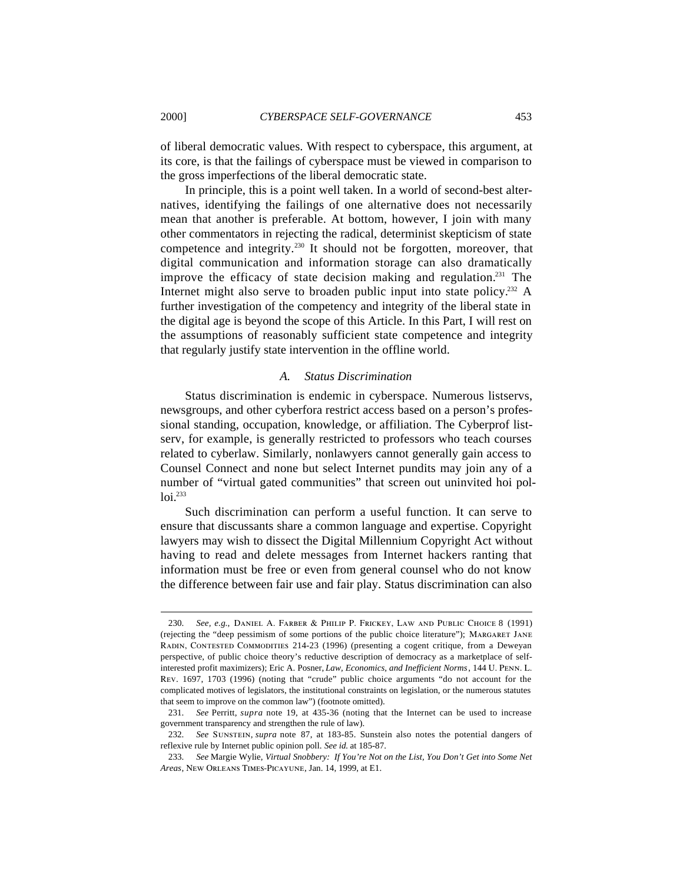of liberal democratic values. With respect to cyberspace, this argument, at its core, is that the failings of cyberspace must be viewed in comparison to the gross imperfections of the liberal democratic state.

In principle, this is a point well taken. In a world of second-best alternatives, identifying the failings of one alternative does not necessarily mean that another is preferable. At bottom, however, I join with many other commentators in rejecting the radical, determinist skepticism of state competence and integrity.[230] It should not be forgotten, moreover, that digital communication and information storage can also dramatically improve the efficacy of state decision making and regulation.[231] The Internet might also serve to broaden public input into state policy.[232] A further investigation of the competency and integrity of the liberal state in the digital age is beyond the scope of this Article. In this Part, I will rest on the assumptions of reasonably sufficient state competence and integrity that regularly justify state intervention in the offline world.

### *A. Status Discrimination*

Status discrimination is endemic in cyberspace. Numerous listservs, newsgroups, and other cyberfora restrict access based on a person's professional standing, occupation, knowledge, or affiliation. The Cyberprof listserv, for example, is generally restricted to professors who teach courses related to cyberlaw. Similarly, nonlawyers cannot generally gain access to Counsel Connect and none but select Internet pundits may join any of a number of "virtual gated communities" that screen out uninvited hoi polloi.[233]

Such discrimination can perform a useful function. It can serve to ensure that discussants share a common language and expertise. Copyright lawyers may wish to dissect the Digital Millennium Copyright Act without having to read and delete messages from Internet hackers ranting that information must be free or even from general counsel who do not know the difference between fair use and fair play. Status discrimination can also

---

230. *See, e.g.*, DANIEL A. FARBER & PHILIP P. FRICKEY, LAW AND PUBLIC CHOICE 8 (1991) (rejecting the "deep pessimism of some portions of the public choice literature"); MARGARET JANE RADIN, CONTESTED COMMODITIES 214-23 (1996) (presenting a cogent critique, from a Deweyan perspective, of public choice theory's reductive description of democracy as a marketplace of self-interested profit maximizers); Eric A. Posner, *Law, Economics, and Inefficient Norms*, 144 U. PENN. L. REV. 1697, 1703 (1996) (noting that "crude" public choice arguments "do not account for the complicated motives of legislators, the institutional constraints on legislation, or the numerous statutes that seem to improve on the common law") (footnote omitted).

231. *See* Perritt, *supra* note 19, at 435-36 (noting that the Internet can be used to increase government transparency and strengthen the rule of law).

232. *See* SUNSTEIN, *supra* note 87, at 183-85. Sunstein also notes the potential dangers of reflexive rule by Internet public opinion poll. *See id.* at 185-87.

233. *See* Margie Wylie, *Virtual Snobbery: If You're Not on the List, You Don't Get into Some Net Areas*, NEW ORLEANS TIMES-PICAYUNE, Jan. 14, 1999, at E1.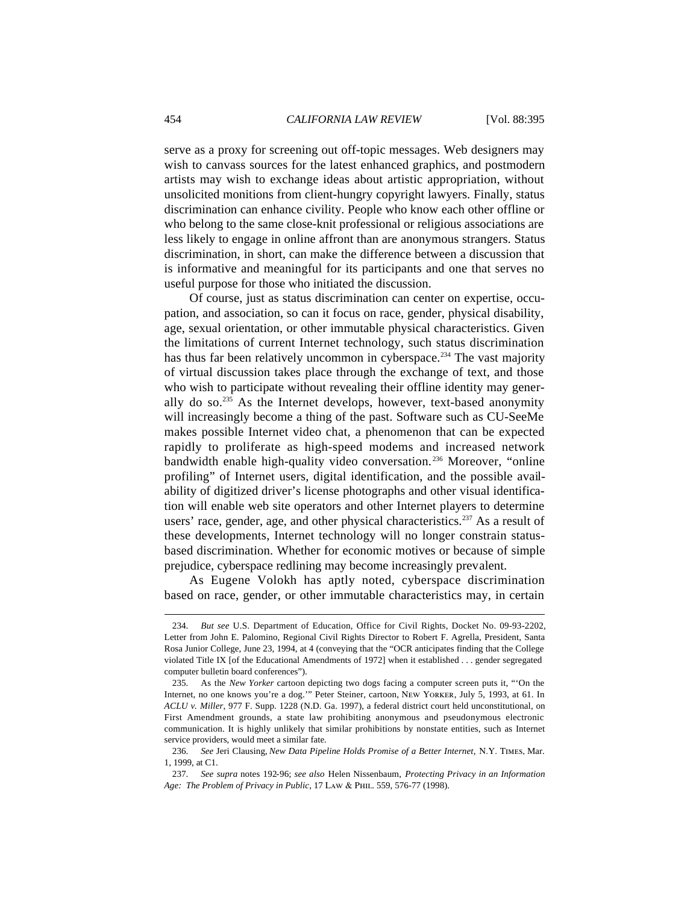serve as a proxy for screening out off-topic messages. Web designers may wish to canvass sources for the latest enhanced graphics, and postmodern artists may wish to exchange ideas about artistic appropriation, without unsolicited monitions from client-hungry copyright lawyers. Finally, status discrimination can enhance civility. People who know each other offline or who belong to the same close-knit professional or religious associations are less likely to engage in online affront than are anonymous strangers. Status discrimination, in short, can make the difference between a discussion that is informative and meaningful for its participants and one that serves no useful purpose for those who initiated the discussion.

Of course, just as status discrimination can center on expertise, occupation, and association, so can it focus on race, gender, physical disability, age, sexual orientation, or other immutable physical characteristics. Given the limitations of current Internet technology, such status discrimination has thus far been relatively uncommon in cyberspace.[234] The vast majority of virtual discussion takes place through the exchange of text, and those who wish to participate without revealing their offline identity may generally do so.[235] As the Internet develops, however, text-based anonymity will increasingly become a thing of the past. Software such as CU-SeeMe makes possible Internet video chat, a phenomenon that can be expected rapidly to proliferate as high-speed modems and increased network bandwidth enable high-quality video conversation.[236] Moreover, "online profiling" of Internet users, digital identification, and the possible availability of digitized driver's license photographs and other visual identification will enable web site operators and other Internet players to determine users' race, gender, age, and other physical characteristics.[237] As a result of these developments, Internet technology will no longer constrain status-based discrimination. Whether for economic motives or because of simple prejudice, cyberspace redlining may become increasingly prevalent.

As Eugene Volokh has aptly noted, cyberspace discrimination based on race, gender, or other immutable characteristics may, in certain

---

234. *But see* U.S. Department of Education, Office for Civil Rights, Docket No. 09-93-2202, Letter from John E. Palomino, Regional Civil Rights Director to Robert F. Agrella, President, Santa Rosa Junior College, June 23, 1994, at 4 (conveying that the "OCR anticipates finding that the College violated Title IX [of the Educational Amendments of 1972] when it established . . . gender segregated computer bulletin board conferences").

235. As the *New Yorker* cartoon depicting two dogs facing a computer screen puts it, "'On the Internet, no one knows you're a dog.'" Peter Steiner, cartoon, NEW YORKER, July 5, 1993, at 61. In *ACLU v. Miller*, 977 F. Supp. 1228 (N.D. Ga. 1997), a federal district court held unconstitutional, on First Amendment grounds, a state law prohibiting anonymous and pseudonymous electronic communication. It is highly unlikely that similar prohibitions by nonstate entities, such as Internet service providers, would meet a similar fate.

236. *See* Jeri Clausing, *New Data Pipeline Holds Promise of a Better Internet*, N.Y. TIMES, Mar. 1, 1999, at C1.

237. *See supra* notes 192-96; *see also* Helen Nissenbaum, *Protecting Privacy in an Information Age: The Problem of Privacy in Public*, 17 LAW & PHIL. 559, 576-77 (1998).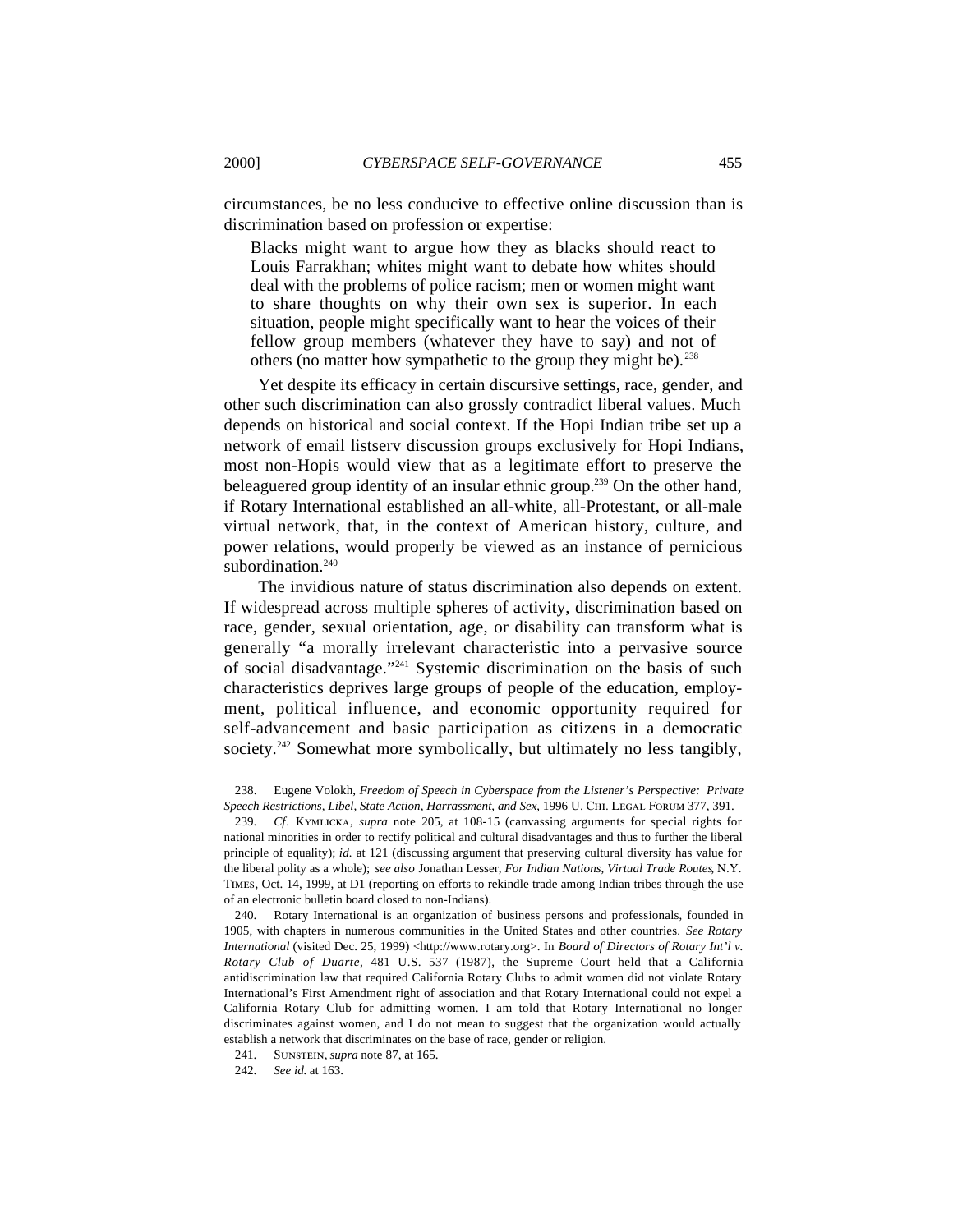circumstances, be no less conducive to effective online discussion than is discrimination based on profession or expertise:

> Blacks might want to argue how they as blacks should react to Louis Farrakhan; whites might want to debate how whites should deal with the problems of police racism; men or women might want to share thoughts on why their own sex is superior. In each situation, people might specifically want to hear the voices of their fellow group members (whatever they have to say) and not of others (no matter how sympathetic to the group they might be).[238]

Yet despite its efficacy in certain discursive settings, race, gender, and other such discrimination can also grossly contradict liberal values. Much depends on historical and social context. If the Hopi Indian tribe set up a network of email listserv discussion groups exclusively for Hopi Indians, most non-Hopis would view that as a legitimate effort to preserve the beleaguered group identity of an insular ethnic group.[239] On the other hand, if Rotary International established an all-white, all-Protestant, or all-male virtual network, that, in the context of American history, culture, and power relations, would properly be viewed as an instance of pernicious subordination.[240]

The invidious nature of status discrimination also depends on extent. If widespread across multiple spheres of activity, discrimination based on race, gender, sexual orientation, age, or disability can transform what is generally "a morally irrelevant characteristic into a pervasive source of social disadvantage."[241] Systemic discrimination on the basis of such characteristics deprives large groups of people of the education, employment, political influence, and economic opportunity required for self-advancement and basic participation as citizens in a democratic society.[242] Somewhat more symbolically, but ultimately no less tangibly,

---

238. Eugene Volokh, *Freedom of Speech in Cyberspace from the Listener's Perspective: Private Speech Restrictions, Libel, State Action, Harrassment, and Sex*, 1996 U. CHI. LEGAL FORUM 377, 391.

239. *Cf*. KYMLICKA, *supra* note 205, at 108-15 (canvassing arguments for special rights for national minorities in order to rectify political and cultural disadvantages and thus to further the liberal principle of equality); *id.* at 121 (discussing argument that preserving cultural diversity has value for the liberal polity as a whole); *see also* Jonathan Lesser, *For Indian Nations, Virtual Trade Routes*, N.Y. TIMES, Oct. 14, 1999, at D1 (reporting on efforts to rekindle trade among Indian tribes through the use of an electronic bulletin board closed to non-Indians).

240. Rotary International is an organization of business persons and professionals, founded in 1905, with chapters in numerous communities in the United States and other countries. *See Rotary International* (visited Dec. 25, 1999) <http://www.rotary.org>. In *Board of Directors of Rotary Int'l v. Rotary Club of Duarte*, 481 U.S. 537 (1987), the Supreme Court held that a California antidiscrimination law that required California Rotary Clubs to admit women did not violate Rotary International's First Amendment right of association and that Rotary International could not expel a California Rotary Club for admitting women. I am told that Rotary International no longer discriminates against women, and I do not mean to suggest that the organization would actually establish a network that discriminates on the base of race, gender or religion.

241. SUNSTEIN, *supra* note 87, at 165.

242. *See id.* at 163.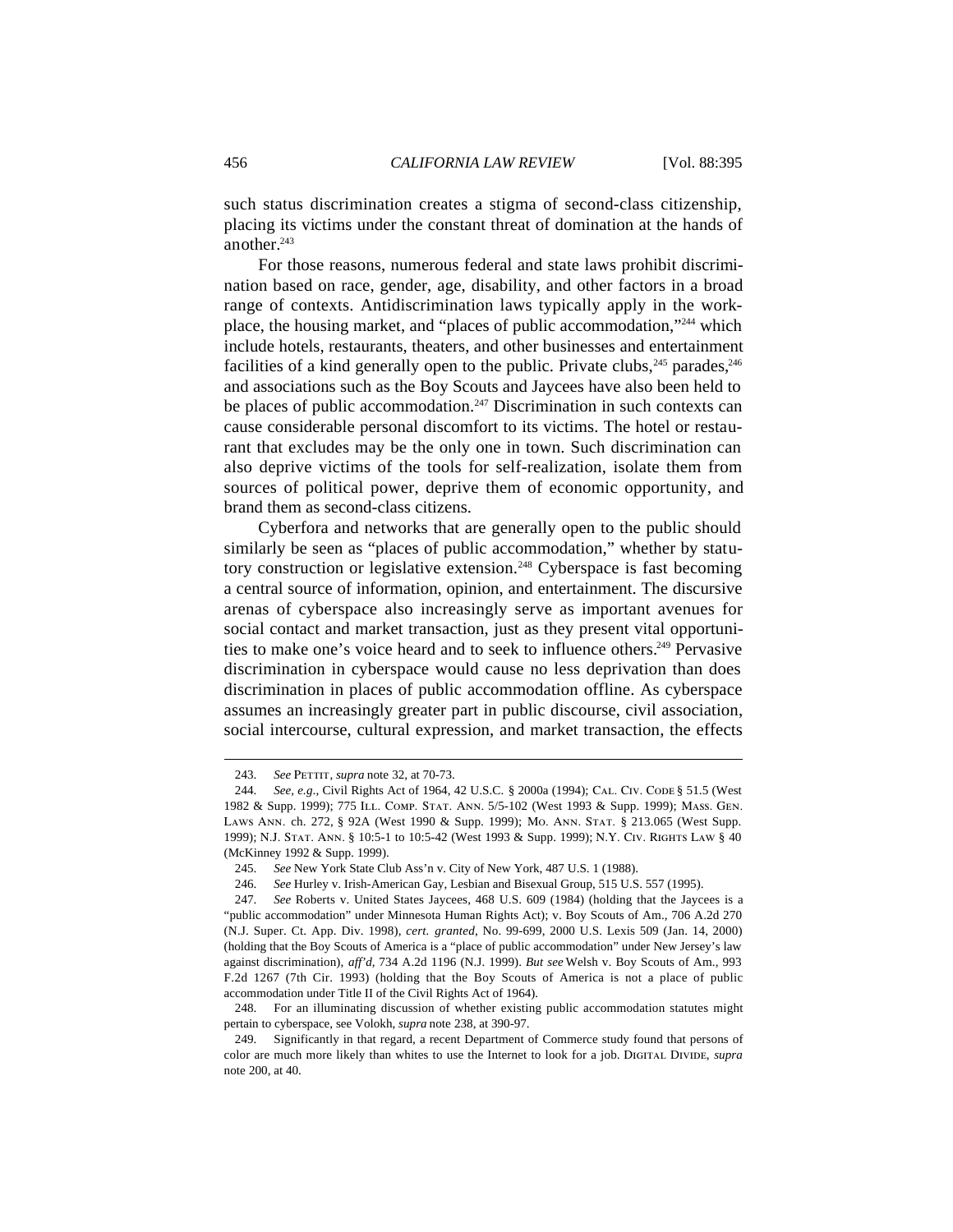such status discrimination creates a stigma of second-class citizenship, placing its victims under the constant threat of domination at the hands of another.[243]

For those reasons, numerous federal and state laws prohibit discrimination based on race, gender, age, disability, and other factors in a broad range of contexts. Antidiscrimination laws typically apply in the workplace, the housing market, and "places of public accommodation,"[244] which include hotels, restaurants, theaters, and other businesses and entertainment facilities of a kind generally open to the public. Private clubs,[245] parades,[246] and associations such as the Boy Scouts and Jaycees have also been held to be places of public accommodation.[247] Discrimination in such contexts can cause considerable personal discomfort to its victims. The hotel or restaurant that excludes may be the only one in town. Such discrimination can also deprive victims of the tools for self-realization, isolate them from sources of political power, deprive them of economic opportunity, and brand them as second-class citizens.

Cyberfora and networks that are generally open to the public should similarly be seen as "places of public accommodation," whether by statutory construction or legislative extension.[248] Cyberspace is fast becoming a central source of information, opinion, and entertainment. The discursive arenas of cyberspace also increasingly serve as important avenues for social contact and market transaction, just as they present vital opportunities to make one's voice heard and to seek to influence others.[249] Pervasive discrimination in cyberspace would cause no less deprivation than does discrimination in places of public accommodation offline. As cyberspace assumes an increasingly greater part in public discourse, civil association, social intercourse, cultural expression, and market transaction, the effects

---

243. *See* Pettit, *supra* note 32, at 70-73.

244. *See, e.g.*, Civil Rights Act of 1964, 42 U.S.C. § 2000a (1994); Cal. Civ. Code § 51.5 (West 1982 & Supp. 1999); 775 Ill. Comp. Stat. Ann. 5/5-102 (West 1993 & Supp. 1999); Mass. Gen. Laws Ann. ch. 272, § 92A (West 1990 & Supp. 1999); Mo. Ann. Stat. § 213.065 (West Supp. 1999); N.J. Stat. Ann. § 10:5-1 to 10:5-42 (West 1993 & Supp. 1999); N.Y. Civ. Rights Law § 40 (McKinney 1992 & Supp. 1999).

245. *See* New York State Club Ass'n v. City of New York, 487 U.S. 1 (1988).

246. *See* Hurley v. Irish-American Gay, Lesbian and Bisexual Group, 515 U.S. 557 (1995).

247. *See* Roberts v. United States Jaycees, 468 U.S. 609 (1984) (holding that the Jaycees is a "public accommodation" under Minnesota Human Rights Act); v. Boy Scouts of Am., 706 A.2d 270 (N.J. Super. Ct. App. Div. 1998), *cert. granted*, No. 99-699, 2000 U.S. Lexis 509 (Jan. 14, 2000) (holding that the Boy Scouts of America is a "place of public accommodation" under New Jersey's law against discrimination), *aff'd*, 734 A.2d 1196 (N.J. 1999). *But see* Welsh v. Boy Scouts of Am., 993 F.2d 1267 (7th Cir. 1993) (holding that the Boy Scouts of America is not a place of public accommodation under Title II of the Civil Rights Act of 1964).

248. For an illuminating discussion of whether existing public accommodation statutes might pertain to cyberspace, see Volokh, *supra* note 238, at 390-97.

249. Significantly in that regard, a recent Department of Commerce study found that persons of color are much more likely than whites to use the Internet to look for a job. Digital Divide, *supra* note 200, at 40.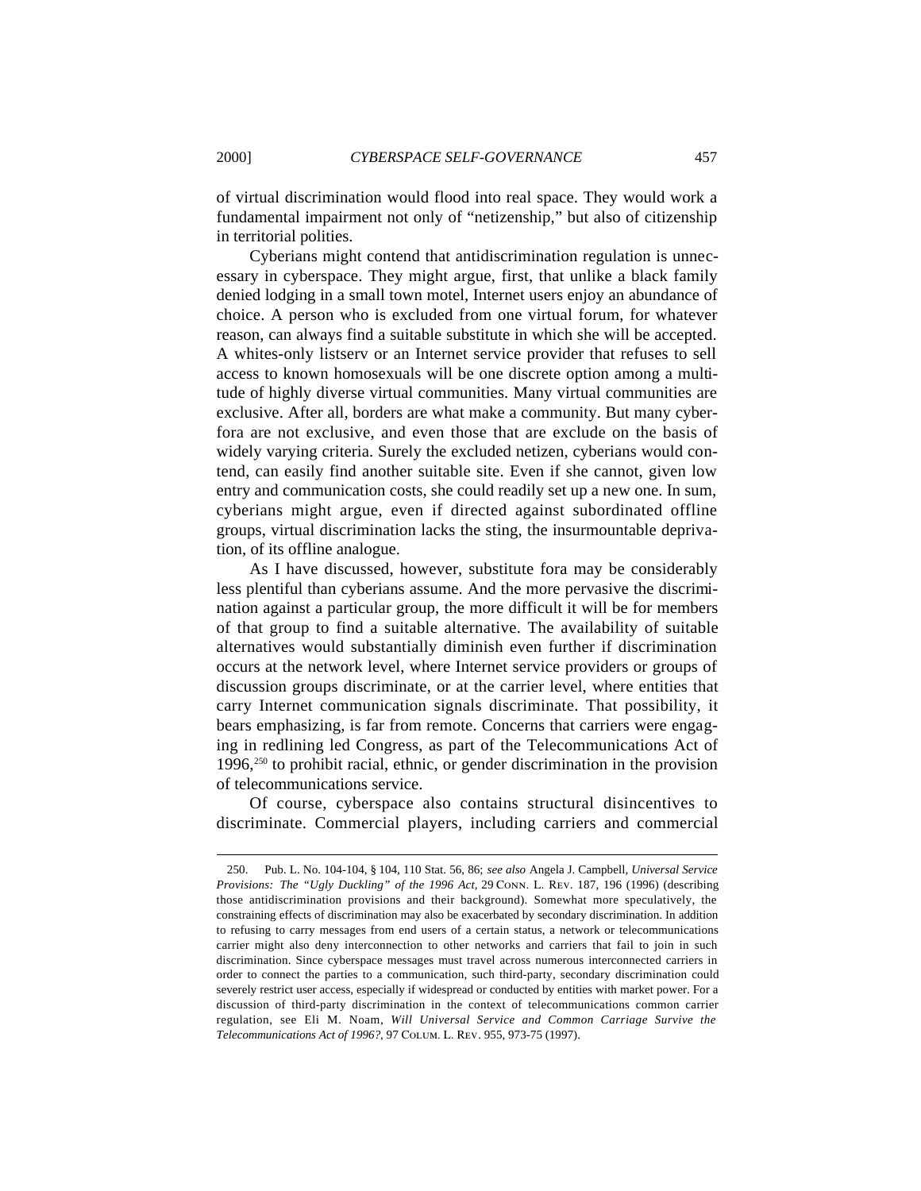of virtual discrimination would flood into real space. They would work a fundamental impairment not only of "netizenship," but also of citizenship in territorial polities.

Cyberians might contend that antidiscrimination regulation is unnecessary in cyberspace. They might argue, first, that unlike a black family denied lodging in a small town motel, Internet users enjoy an abundance of choice. A person who is excluded from one virtual forum, for whatever reason, can always find a suitable substitute in which she will be accepted. A whites-only listserv or an Internet service provider that refuses to sell access to known homosexuals will be one discrete option among a multitude of highly diverse virtual communities. Many virtual communities are exclusive. After all, borders are what make a community. But many cyberfora are not exclusive, and even those that are exclude on the basis of widely varying criteria. Surely the excluded netizen, cyberians would contend, can easily find another suitable site. Even if she cannot, given low entry and communication costs, she could readily set up a new one. In sum, cyberians might argue, even if directed against subordinated offline groups, virtual discrimination lacks the sting, the insurmountable deprivation, of its offline analogue.

As I have discussed, however, substitute fora may be considerably less plentiful than cyberians assume. And the more pervasive the discrimination against a particular group, the more difficult it will be for members of that group to find a suitable alternative. The availability of suitable alternatives would substantially diminish even further if discrimination occurs at the network level, where Internet service providers or groups of discussion groups discriminate, or at the carrier level, where entities that carry Internet communication signals discriminate. That possibility, it bears emphasizing, is far from remote. Concerns that carriers were engaging in redlining led Congress, as part of the Telecommunications Act of 1996,[250] to prohibit racial, ethnic, or gender discrimination in the provision of telecommunications service.

Of course, cyberspace also contains structural disincentives to discriminate. Commercial players, including carriers and commercial

---

250. Pub. L. No. 104-104, § 104, 110 Stat. 56, 86; *see also* Angela J. Campbell, *Universal Service Provisions: The "Ugly Duckling" of the 1996 Act*, 29 CONN. L. REV. 187, 196 (1996) (describing those antidiscrimination provisions and their background). Somewhat more speculatively, the constraining effects of discrimination may also be exacerbated by secondary discrimination. In addition to refusing to carry messages from end users of a certain status, a network or telecommunications carrier might also deny interconnection to other networks and carriers that fail to join in such discrimination. Since cyberspace messages must travel across numerous interconnected carriers in order to connect the parties to a communication, such third-party, secondary discrimination could severely restrict user access, especially if widespread or conducted by entities with market power. For a discussion of third-party discrimination in the context of telecommunications common carrier regulation, see Eli M. Noam, *Will Universal Service and Common Carriage Survive the Telecommunications Act of 1996?*, 97 COLUM. L. REV. 955, 973-75 (1997).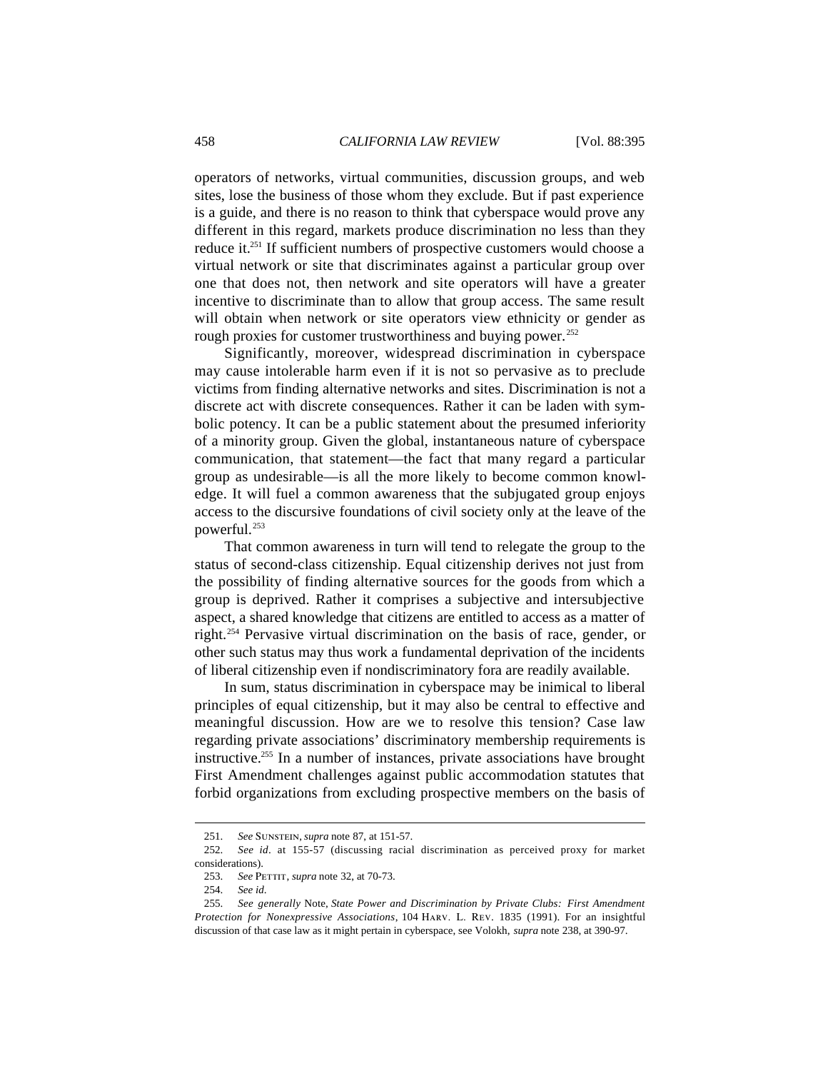operators of networks, virtual communities, discussion groups, and web sites, lose the business of those whom they exclude. But if past experience is a guide, and there is no reason to think that cyberspace would prove any different in this regard, markets produce discrimination no less than they reduce it.[251] If sufficient numbers of prospective customers would choose a virtual network or site that discriminates against a particular group over one that does not, then network and site operators will have a greater incentive to discriminate than to allow that group access. The same result will obtain when network or site operators view ethnicity or gender as rough proxies for customer trustworthiness and buying power.[252]

Significantly, moreover, widespread discrimination in cyberspace may cause intolerable harm even if it is not so pervasive as to preclude victims from finding alternative networks and sites. Discrimination is not a discrete act with discrete consequences. Rather it can be laden with symbolic potency. It can be a public statement about the presumed inferiority of a minority group. Given the global, instantaneous nature of cyberspace communication, that statement—the fact that many regard a particular group as undesirable—is all the more likely to become common knowledge. It will fuel a common awareness that the subjugated group enjoys access to the discursive foundations of civil society only at the leave of the powerful.[253]

That common awareness in turn will tend to relegate the group to the status of second-class citizenship. Equal citizenship derives not just from the possibility of finding alternative sources for the goods from which a group is deprived. Rather it comprises a subjective and intersubjective aspect, a shared knowledge that citizens are entitled to access as a matter of right.[254] Pervasive virtual discrimination on the basis of race, gender, or other such status may thus work a fundamental deprivation of the incidents of liberal citizenship even if nondiscriminatory fora are readily available.

In sum, status discrimination in cyberspace may be inimical to liberal principles of equal citizenship, but it may also be central to effective and meaningful discussion. How are we to resolve this tension? Case law regarding private associations' discriminatory membership requirements is instructive.[255] In a number of instances, private associations have brought First Amendment challenges against public accommodation statutes that forbid organizations from excluding prospective members on the basis of

---

251. *See* SUNSTEIN, *supra* note 87, at 151-57.

252. *See id*. at 155-57 (discussing racial discrimination as perceived proxy for market considerations).

253. *See* PETTIT, *supra* note 32, at 70-73.

254. *See id*.

255. *See generally* Note, *State Power and Discrimination by Private Clubs: First Amendment Protection for Nonexpressive Associations*, 104 HARV. L. REV. 1835 (1991). For an insightful discussion of that case law as it might pertain in cyberspace, see Volokh, *supra* note 238, at 390-97.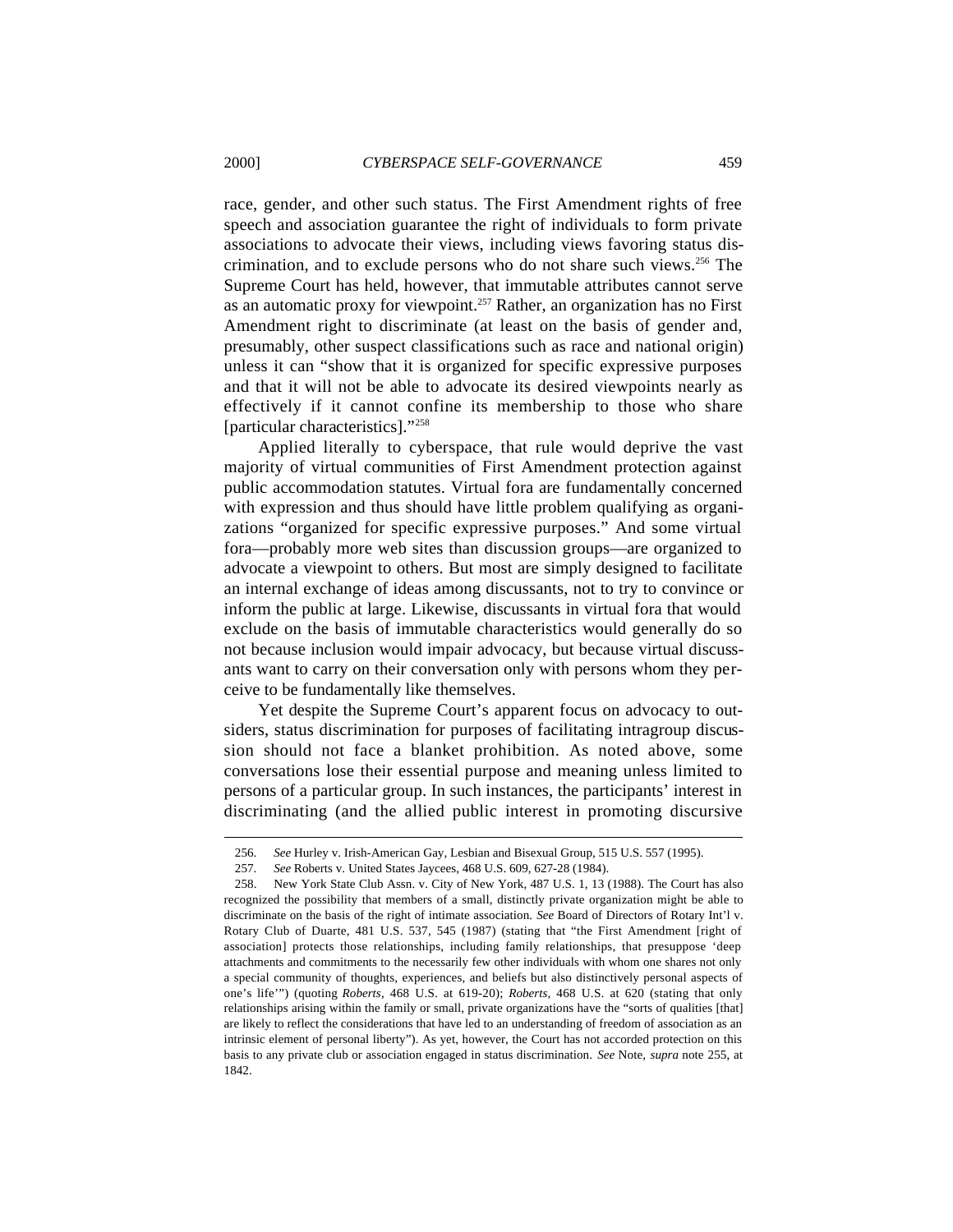race, gender, and other such status. The First Amendment rights of free speech and association guarantee the right of individuals to form private associations to advocate their views, including views favoring status discrimination, and to exclude persons who do not share such views.[256] The Supreme Court has held, however, that immutable attributes cannot serve as an automatic proxy for viewpoint.[257] Rather, an organization has no First Amendment right to discriminate (at least on the basis of gender and, presumably, other suspect classifications such as race and national origin) unless it can "show that it is organized for specific expressive purposes and that it will not be able to advocate its desired viewpoints nearly as effectively if it cannot confine its membership to those who share [particular characteristics]."[258]

Applied literally to cyberspace, that rule would deprive the vast majority of virtual communities of First Amendment protection against public accommodation statutes. Virtual fora are fundamentally concerned with expression and thus should have little problem qualifying as organizations "organized for specific expressive purposes." And some virtual fora—probably more web sites than discussion groups—are organized to advocate a viewpoint to others. But most are simply designed to facilitate an internal exchange of ideas among discussants, not to try to convince or inform the public at large. Likewise, discussants in virtual fora that would exclude on the basis of immutable characteristics would generally do so not because inclusion would impair advocacy, but because virtual discussants want to carry on their conversation only with persons whom they perceive to be fundamentally like themselves.

Yet despite the Supreme Court's apparent focus on advocacy to outsiders, status discrimination for purposes of facilitating intragroup discussion should not face a blanket prohibition. As noted above, some conversations lose their essential purpose and meaning unless limited to persons of a particular group. In such instances, the participants' interest in discriminating (and the allied public interest in promoting discursive

---

256. *See* Hurley v. Irish-American Gay, Lesbian and Bisexual Group, 515 U.S. 557 (1995).

257. *See* Roberts v. United States Jaycees, 468 U.S. 609, 627-28 (1984).

258. New York State Club Assn. v. City of New York, 487 U.S. 1, 13 (1988). The Court has also recognized the possibility that members of a small, distinctly private organization might be able to discriminate on the basis of the right of intimate association. *See* Board of Directors of Rotary Int'l v. Rotary Club of Duarte, 481 U.S. 537, 545 (1987) (stating that "the First Amendment [right of association] protects those relationships, including family relationships, that presuppose 'deep attachments and commitments to the necessarily few other individuals with whom one shares not only a special community of thoughts, experiences, and beliefs but also distinctively personal aspects of one's life'") (quoting *Roberts*, 468 U.S. at 619-20); *Roberts*, 468 U.S. at 620 (stating that only relationships arising within the family or small, private organizations have the "sorts of qualities [that] are likely to reflect the considerations that have led to an understanding of freedom of association as an intrinsic element of personal liberty"). As yet, however, the Court has not accorded protection on this basis to any private club or association engaged in status discrimination. *See* Note, *supra* note 255, at 1842.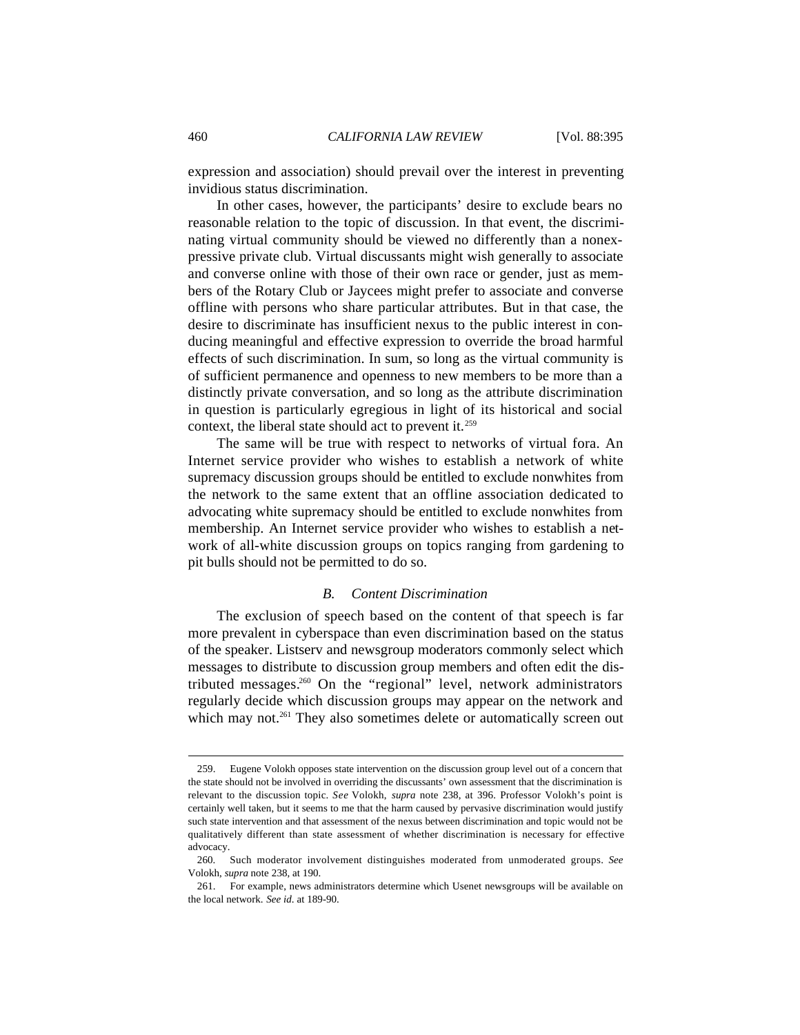expression and association) should prevail over the interest in preventing invidious status discrimination.

In other cases, however, the participants' desire to exclude bears no reasonable relation to the topic of discussion. In that event, the discriminating virtual community should be viewed no differently than a nonexpressive private club. Virtual discussants might wish generally to associate and converse online with those of their own race or gender, just as members of the Rotary Club or Jaycees might prefer to associate and converse offline with persons who share particular attributes. But in that case, the desire to discriminate has insufficient nexus to the public interest in conducing meaningful and effective expression to override the broad harmful effects of such discrimination. In sum, so long as the virtual community is of sufficient permanence and openness to new members to be more than a distinctly private conversation, and so long as the attribute discrimination in question is particularly egregious in light of its historical and social context, the liberal state should act to prevent it.[259]

The same will be true with respect to networks of virtual fora. An Internet service provider who wishes to establish a network of white supremacy discussion groups should be entitled to exclude nonwhites from the network to the same extent that an offline association dedicated to advocating white supremacy should be entitled to exclude nonwhites from membership. An Internet service provider who wishes to establish a network of all-white discussion groups on topics ranging from gardening to pit bulls should not be permitted to do so.

### *B. Content Discrimination*

The exclusion of speech based on the content of that speech is far more prevalent in cyberspace than even discrimination based on the status of the speaker. Listserv and newsgroup moderators commonly select which messages to distribute to discussion group members and often edit the distributed messages.[260] On the "regional" level, network administrators regularly decide which discussion groups may appear on the network and which may not.[261] They also sometimes delete or automatically screen out

---

259. Eugene Volokh opposes state intervention on the discussion group level out of a concern that the state should not be involved in overriding the discussants' own assessment that the discrimination is relevant to the discussion topic. *See* Volokh, *supra* note 238, at 396. Professor Volokh's point is certainly well taken, but it seems to me that the harm caused by pervasive discrimination would justify such state intervention and that assessment of the nexus between discrimination and topic would not be qualitatively different than state assessment of whether discrimination is necessary for effective advocacy.

260. Such moderator involvement distinguishes moderated from unmoderated groups. *See* Volokh, *supra* note 238, at 190.

261. For example, news administrators determine which Usenet newsgroups will be available on the local network. *See id.* at 189-90.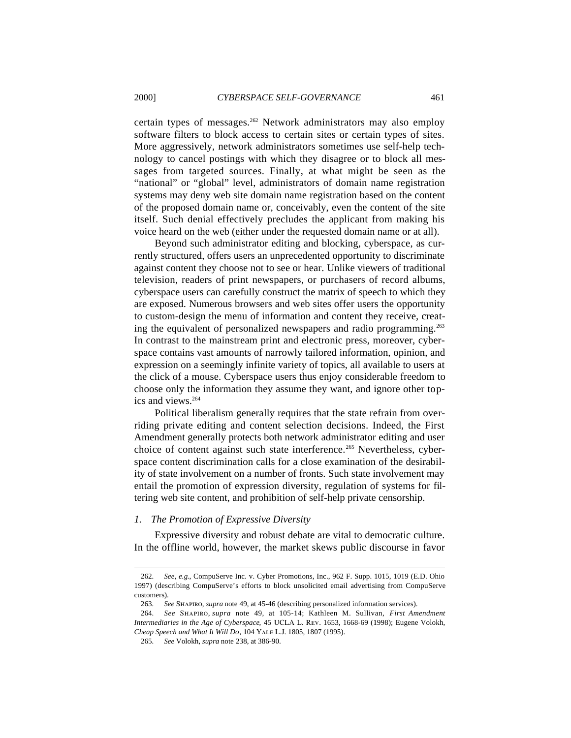certain types of messages.[262] Network administrators may also employ software filters to block access to certain sites or certain types of sites. More aggressively, network administrators sometimes use self-help technology to cancel postings with which they disagree or to block all messages from targeted sources. Finally, at what might be seen as the "national" or "global" level, administrators of domain name registration systems may deny web site domain name registration based on the content of the proposed domain name or, conceivably, even the content of the site itself. Such denial effectively precludes the applicant from making his voice heard on the web (either under the requested domain name or at all).

Beyond such administrator editing and blocking, cyberspace, as currently structured, offers users an unprecedented opportunity to discriminate against content they choose not to see or hear. Unlike viewers of traditional television, readers of print newspapers, or purchasers of record albums, cyberspace users can carefully construct the matrix of speech to which they are exposed. Numerous browsers and web sites offer users the opportunity to custom-design the menu of information and content they receive, creating the equivalent of personalized newspapers and radio programming.[263] In contrast to the mainstream print and electronic press, moreover, cyberspace contains vast amounts of narrowly tailored information, opinion, and expression on a seemingly infinite variety of topics, all available to users at the click of a mouse. Cyberspace users thus enjoy considerable freedom to choose only the information they assume they want, and ignore other topics and views.[264]

Political liberalism generally requires that the state refrain from overriding private editing and content selection decisions. Indeed, the First Amendment generally protects both network administrator editing and user choice of content against such state interference.[265] Nevertheless, cyberspace content discrimination calls for a close examination of the desirability of state involvement on a number of fronts. Such state involvement may entail the promotion of expression diversity, regulation of systems for filtering web site content, and prohibition of self-help private censorship.

### *1. The Promotion of Expressive Diversity*

Expressive diversity and robust debate are vital to democratic culture. In the offline world, however, the market skews public discourse in favor

---

262. *See, e.g.*, CompuServe Inc. v. Cyber Promotions, Inc., 962 F. Supp. 1015, 1019 (E.D. Ohio 1997) (describing CompuServe's efforts to block unsolicited email advertising from CompuServe customers).

263. *See* SHAPIRO, *supra* note 49, at 45-46 (describing personalized information services).

264. *See* SHAPIRO, *supra* note 49, at 105-14; Kathleen M. Sullivan, *First Amendment Intermediaries in the Age of Cyberspace*, 45 UCLA L. REV. 1653, 1668-69 (1998); Eugene Volokh, *Cheap Speech and What It Will Do*, 104 YALE L.J. 1805, 1807 (1995).

265. *See* Volokh, *supra* note 238, at 386-90.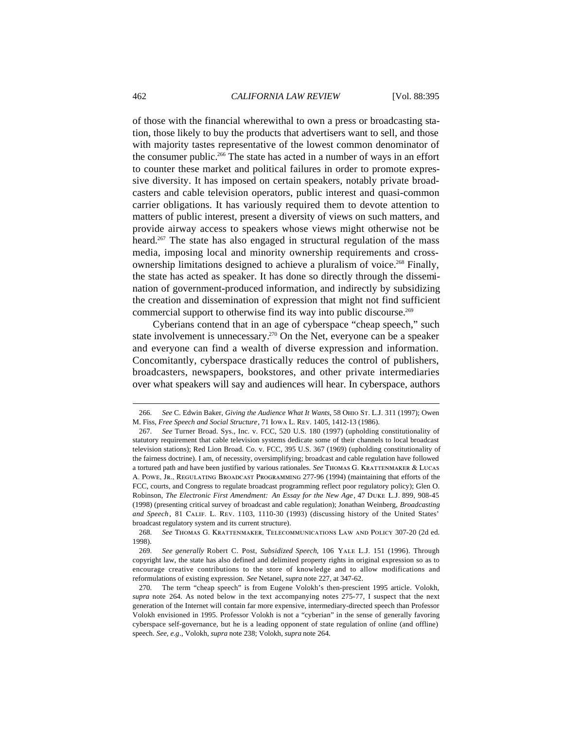of those with the financial wherewithal to own a press or broadcasting station, those likely to buy the products that advertisers want to sell, and those with majority tastes representative of the lowest common denominator of the consumer public.[266] The state has acted in a number of ways in an effort to counter these market and political failures in order to promote expressive diversity. It has imposed on certain speakers, notably private broadcasters and cable television operators, public interest and quasi-common carrier obligations. It has variously required them to devote attention to matters of public interest, present a diversity of views on such matters, and provide airway access to speakers whose views might otherwise not be heard.[267] The state has also engaged in structural regulation of the mass media, imposing local and minority ownership requirements and cross-ownership limitations designed to achieve a pluralism of voice.[268] Finally, the state has acted as speaker. It has done so directly through the dissemination of government-produced information, and indirectly by subsidizing the creation and dissemination of expression that might not find sufficient commercial support to otherwise find its way into public discourse.[269]

Cyberians contend that in an age of cyberspace "cheap speech," such state involvement is unnecessary.[270] On the Net, everyone can be a speaker and everyone can find a wealth of diverse expression and information. Concomitantly, cyberspace drastically reduces the control of publishers, broadcasters, newspapers, bookstores, and other private intermediaries over what speakers will say and audiences will hear. In cyberspace, authors

---

266. *See* C. Edwin Baker, *Giving the Audience What It Wants*, 58 Ohio St. L.J. 311 (1997); Owen M. Fiss, *Free Speech and Social Structure*, 71 Iowa L. Rev. 1405, 1412-13 (1986).

267. *See* Turner Broad. Sys., Inc. v. FCC, 520 U.S. 180 (1997) (upholding constitutionality of statutory requirement that cable television systems dedicate some of their channels to local broadcast television stations); Red Lion Broad. Co. v. FCC, 395 U.S. 367 (1969) (upholding constitutionality of the fairness doctrine). I am, of necessity, oversimplifying; broadcast and cable regulation have followed a tortured path and have been justified by various rationales. *See* Thomas G. Krattenmaker & Lucas A. Powe, Jr., Regulating Broadcast Programming 277-96 (1994) (maintaining that efforts of the FCC, courts, and Congress to regulate broadcast programming reflect poor regulatory policy); Glen O. Robinson, *The Electronic First Amendment: An Essay for the New Age*, 47 Duke L.J. 899, 908-45 (1998) (presenting critical survey of broadcast and cable regulation); Jonathan Weinberg, *Broadcasting and Speech*, 81 Calif. L. Rev. 1103, 1110-30 (1993) (discussing history of the United States' broadcast regulatory system and its current structure).

268. *See* Thomas G. Krattenmaker, Telecommunications Law and Policy 307-20 (2d ed. 1998).

269. *See generally* Robert C. Post, *Subsidized Speech*, 106 Yale L.J. 151 (1996). Through copyright law, the state has also defined and delimited property rights in original expression so as to encourage creative contributions to the store of knowledge and to allow modifications and reformulations of existing expression. *See* Netanel, *supra* note 227, at 347-62.

270. The term "cheap speech" is from Eugene Volokh's then-prescient 1995 article. Volokh, *supra* note 264. As noted below in the text accompanying notes 275-77, I suspect that the next generation of the Internet will contain far more expensive, intermediary-directed speech than Professor Volokh envisioned in 1995. Professor Volokh is not a "cyberian" in the sense of generally favoring cyberspace self-governance, but he is a leading opponent of state regulation of online (and offline) speech. *See, e.g*., Volokh, *supra* note 238; Volokh, *supra* note 264.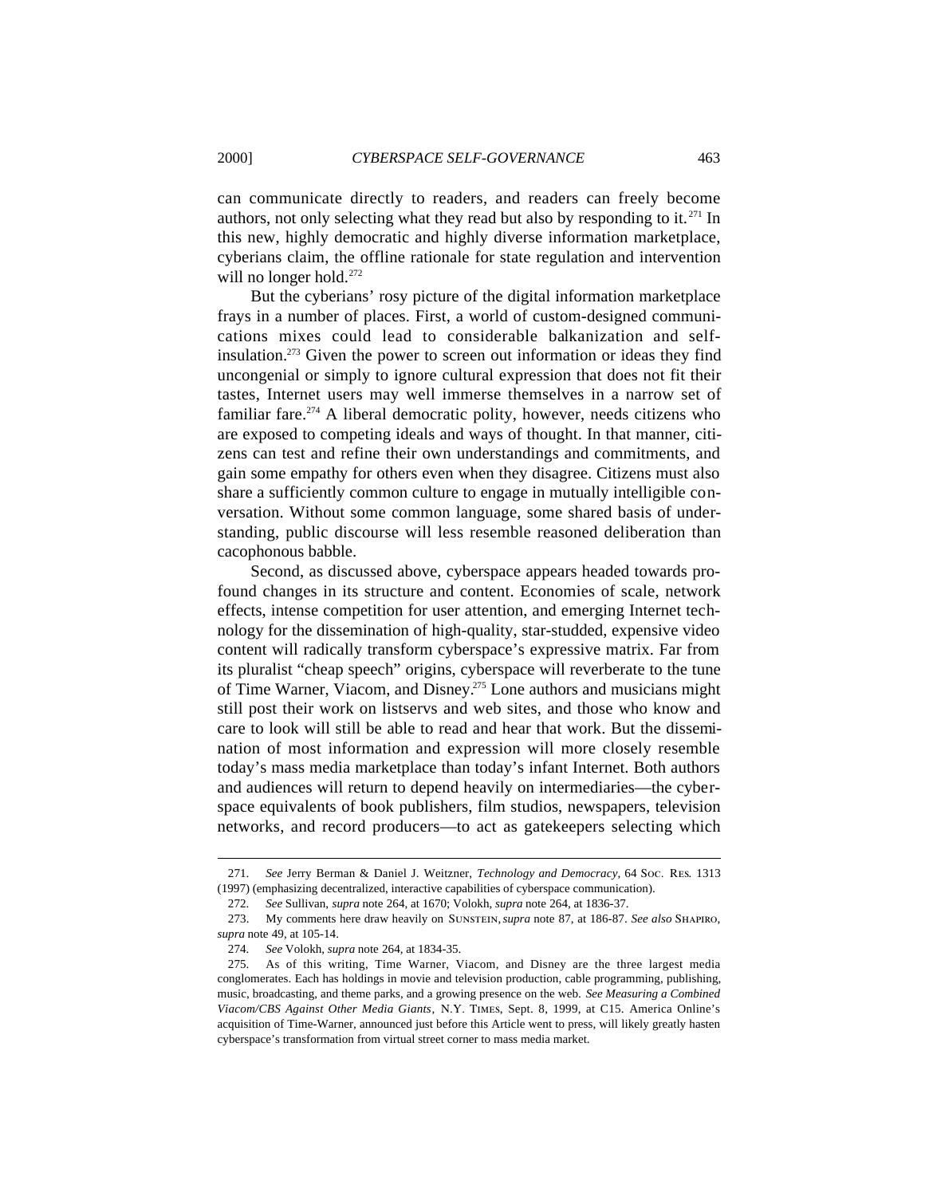can communicate directly to readers, and readers can freely become authors, not only selecting what they read but also by responding to it.[271] In this new, highly democratic and highly diverse information marketplace, cyberians claim, the offline rationale for state regulation and intervention will no longer hold.[272]

But the cyberians' rosy picture of the digital information marketplace frays in a number of places. First, a world of custom-designed communications mixes could lead to considerable balkanization and self-insulation.[273] Given the power to screen out information or ideas they find uncongenial or simply to ignore cultural expression that does not fit their tastes, Internet users may well immerse themselves in a narrow set of familiar fare.[274] A liberal democratic polity, however, needs citizens who are exposed to competing ideals and ways of thought. In that manner, citizens can test and refine their own understandings and commitments, and gain some empathy for others even when they disagree. Citizens must also share a sufficiently common culture to engage in mutually intelligible conversation. Without some common language, some shared basis of understanding, public discourse will less resemble reasoned deliberation than cacophonous babble.

Second, as discussed above, cyberspace appears headed towards profound changes in its structure and content. Economies of scale, network effects, intense competition for user attention, and emerging Internet technology for the dissemination of high-quality, star-studded, expensive video content will radically transform cyberspace's expressive matrix. Far from its pluralist "cheap speech" origins, cyberspace will reverberate to the tune of Time Warner, Viacom, and Disney.[275] Lone authors and musicians might still post their work on listservs and web sites, and those who know and care to look will still be able to read and hear that work. But the dissemination of most information and expression will more closely resemble today's mass media marketplace than today's infant Internet. Both authors and audiences will return to depend heavily on intermediaries—the cyberspace equivalents of book publishers, film studios, newspapers, television networks, and record producers—to act as gatekeepers selecting which

---

271. *See* Jerry Berman & Daniel J. Weitzner, *Technology and Democracy*, 64 SOC. RES. 1313 (1997) (emphasizing decentralized, interactive capabilities of cyberspace communication).

272. *See* Sullivan, *supra* note 264, at 1670; Volokh, *supra* note 264, at 1836-37.

273. My comments here draw heavily on SUNSTEIN, *supra* note 87, at 186-87. *See also* SHAPIRO, *supra* note 49, at 105-14.

274. *See* Volokh, *supra* note 264, at 1834-35.

275. As of this writing, Time Warner, Viacom, and Disney are the three largest media conglomerates. Each has holdings in movie and television production, cable programming, publishing, music, broadcasting, and theme parks, and a growing presence on the web. *See Measuring a Combined Viacom/CBS Against Other Media Giants*, N.Y. TIMES, Sept. 8, 1999, at C15. America Online's acquisition of Time-Warner, announced just before this Article went to press, will likely greatly hasten cyberspace's transformation from virtual street corner to mass media market.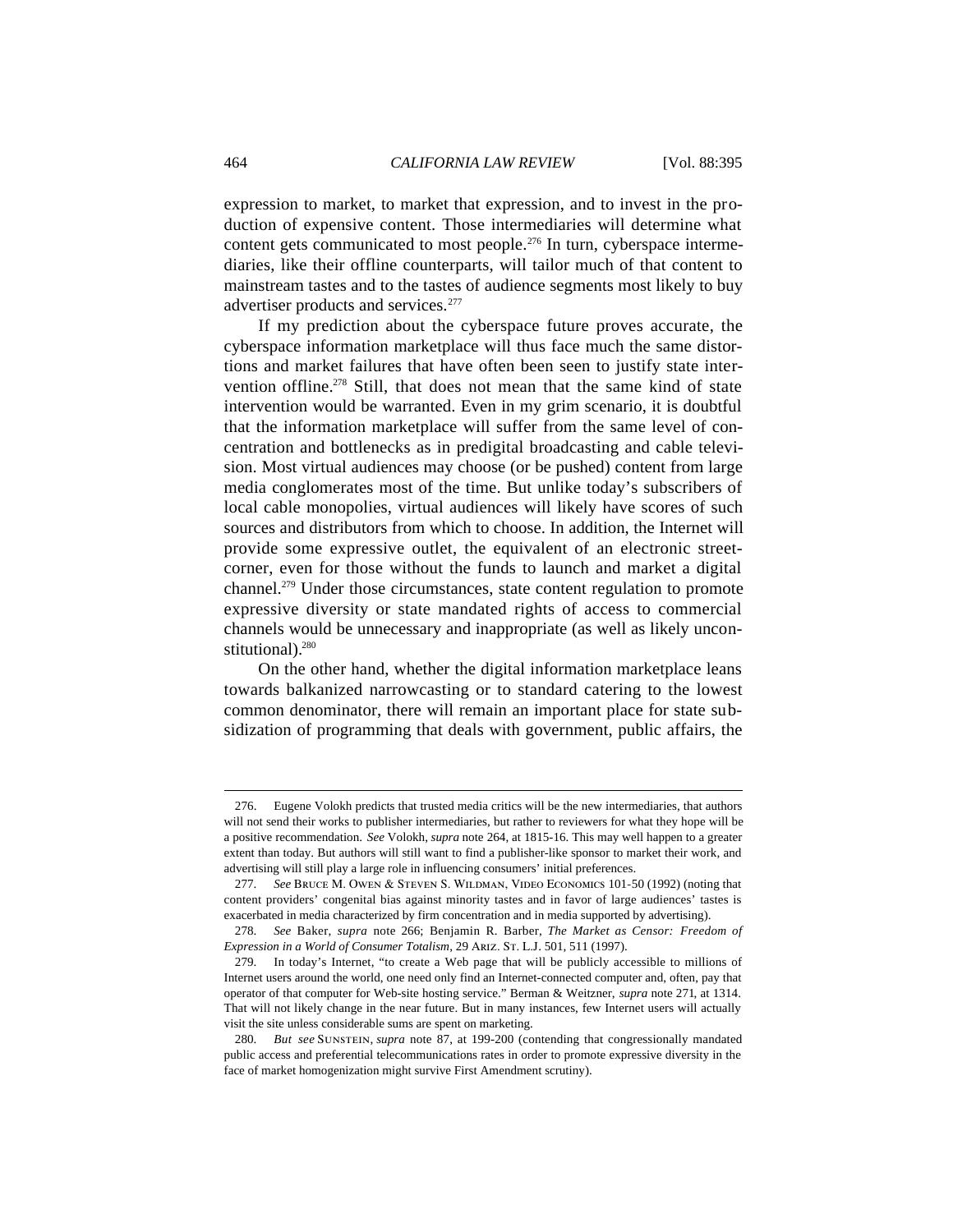expression to market, to market that expression, and to invest in the production of expensive content. Those intermediaries will determine what content gets communicated to most people.[276] In turn, cyberspace intermediaries, like their offline counterparts, will tailor much of that content to mainstream tastes and to the tastes of audience segments most likely to buy advertiser products and services.[277]

If my prediction about the cyberspace future proves accurate, the cyberspace information marketplace will thus face much the same distortions and market failures that have often been seen to justify state intervention offline.[278] Still, that does not mean that the same kind of state intervention would be warranted. Even in my grim scenario, it is doubtful that the information marketplace will suffer from the same level of concentration and bottlenecks as in predigital broadcasting and cable television. Most virtual audiences may choose (or be pushed) content from large media conglomerates most of the time. But unlike today's subscribers of local cable monopolies, virtual audiences will likely have scores of such sources and distributors from which to choose. In addition, the Internet will provide some expressive outlet, the equivalent of an electronic street-corner, even for those without the funds to launch and market a digital channel.[279] Under those circumstances, state content regulation to promote expressive diversity or state mandated rights of access to commercial channels would be unnecessary and inappropriate (as well as likely unconstitutional).[280]

On the other hand, whether the digital information marketplace leans towards balkanized narrowcasting or to standard catering to the lowest common denominator, there will remain an important place for state subsidization of programming that deals with government, public affairs, the

---

276. Eugene Volokh predicts that trusted media critics will be the new intermediaries, that authors will not send their works to publisher intermediaries, but rather to reviewers for what they hope will be a positive recommendation. *See* Volokh, *supra* note 264, at 1815-16. This may well happen to a greater extent than today. But authors will still want to find a publisher-like sponsor to market their work, and advertising will still play a large role in influencing consumers' initial preferences.

277. *See* Bruce M. Owen & Steven S. Wildman, Video Economics 101-50 (1992) (noting that content providers' congenital bias against minority tastes and in favor of large audiences' tastes is exacerbated in media characterized by firm concentration and in media supported by advertising).

278. *See* Baker, *supra* note 266; Benjamin R. Barber, *The Market as Censor: Freedom of Expression in a World of Consumer Totalism*, 29 Ariz. St. L.J. 501, 511 (1997).

279. In today's Internet, "to create a Web page that will be publicly accessible to millions of Internet users around the world, one need only find an Internet-connected computer and, often, pay that operator of that computer for Web-site hosting service." Berman & Weitzner, *supra* note 271, at 1314. That will not likely change in the near future. But in many instances, few Internet users will actually visit the site unless considerable sums are spent on marketing.

280. *But see* Sunstein, *supra* note 87, at 199-200 (contending that congressionally mandated public access and preferential telecommunications rates in order to promote expressive diversity in the face of market homogenization might survive First Amendment scrutiny).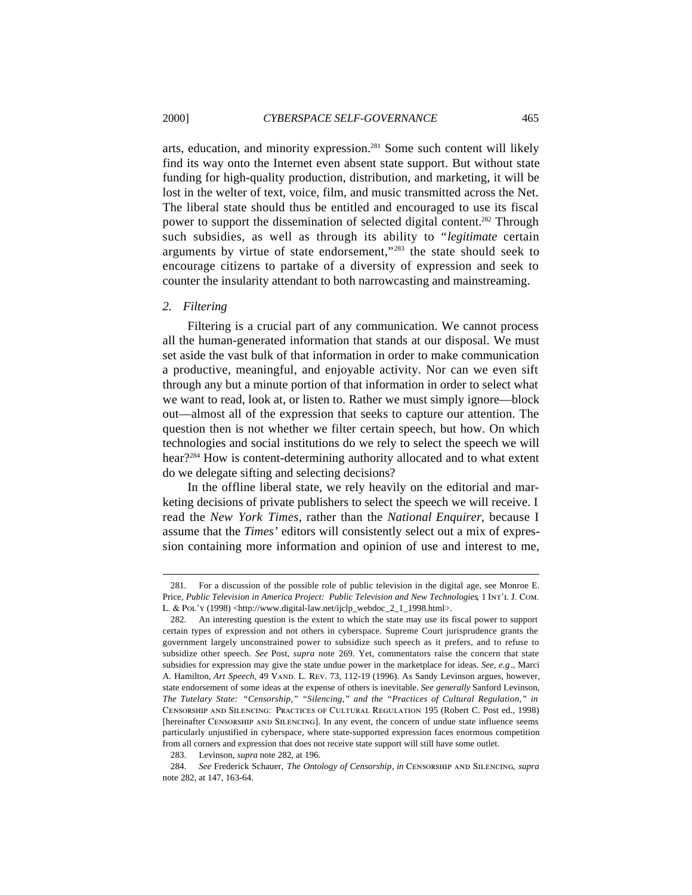arts, education, and minority expression.[281] Some such content will likely find its way onto the Internet even absent state support. But without state funding for high-quality production, distribution, and marketing, it will be lost in the welter of text, voice, film, and music transmitted across the Net. The liberal state should thus be entitled and encouraged to use its fiscal power to support the dissemination of selected digital content.[282] Through such subsidies, as well as through its ability to "*legitimate* certain arguments by virtue of state endorsement,"[283] the state should seek to encourage citizens to partake of a diversity of expression and seek to counter the insularity attendant to both narrowcasting and mainstreaming.

### 2. *Filtering*

Filtering is a crucial part of any communication. We cannot process all the human-generated information that stands at our disposal. We must set aside the vast bulk of that information in order to make communication a productive, meaningful, and enjoyable activity. Nor can we even sift through any but a minute portion of that information in order to select what we want to read, look at, or listen to. Rather we must simply ignore—block out—almost all of the expression that seeks to capture our attention. The question then is not whether we filter certain speech, but how. On which technologies and social institutions do we rely to select the speech we will hear?[284] How is content-determining authority allocated and to what extent do we delegate sifting and selecting decisions?

In the offline liberal state, we rely heavily on the editorial and marketing decisions of private publishers to select the speech we will receive. I read the *New York Times*, rather than the *National Enquirer*, because I assume that the *Times'* editors will consistently select out a mix of expression containing more information and opinion of use and interest to me,

---

281. For a discussion of the possible role of public television in the digital age, see Monroe E. Price, *Public Television in America Project: Public Television and New Technologies*, 1 INT'L J. COM. L. & POL'Y (1998) <http://www.digital-law.net/ijclp_webdoc_2_1_1998.html>.

282. An interesting question is the extent to which the state may use its fiscal power to support certain types of expression and not others in cyberspace. Supreme Court jurisprudence grants the government largely unconstrained power to subsidize such speech as it prefers, and to refuse to subsidize other speech. *See* Post, *supra* note 269. Yet, commentators raise the concern that state subsidies for expression may give the state undue power in the marketplace for ideas. *See, e.g*., Marci A. Hamilton, *Art Speech*, 49 VAND. L. REV. 73, 112-19 (1996). As Sandy Levinson argues, however, state endorsement of some ideas at the expense of others is inevitable. *See generally* Sanford Levinson, *The Tutelary State: "Censorship," "Silencing," and the "Practices of Cultural Regulation," in* CENSORSHIP AND SILENCING: PRACTICES OF CULTURAL REGULATION 195 (Robert C. Post ed., 1998) [hereinafter CENSORSHIP AND SILENCING]. In any event, the concern of undue state influence seems particularly unjustified in cyberspace, where state-supported expression faces enormous competition from all corners and expression that does not receive state support will still have some outlet.

283. Levinson, *supra* note 282, at 196.

284. *See* Frederick Schauer, *The Ontology of Censorship*, *in* CENSORSHIP AND SILENCING, *supra* note 282, at 147, 163-64.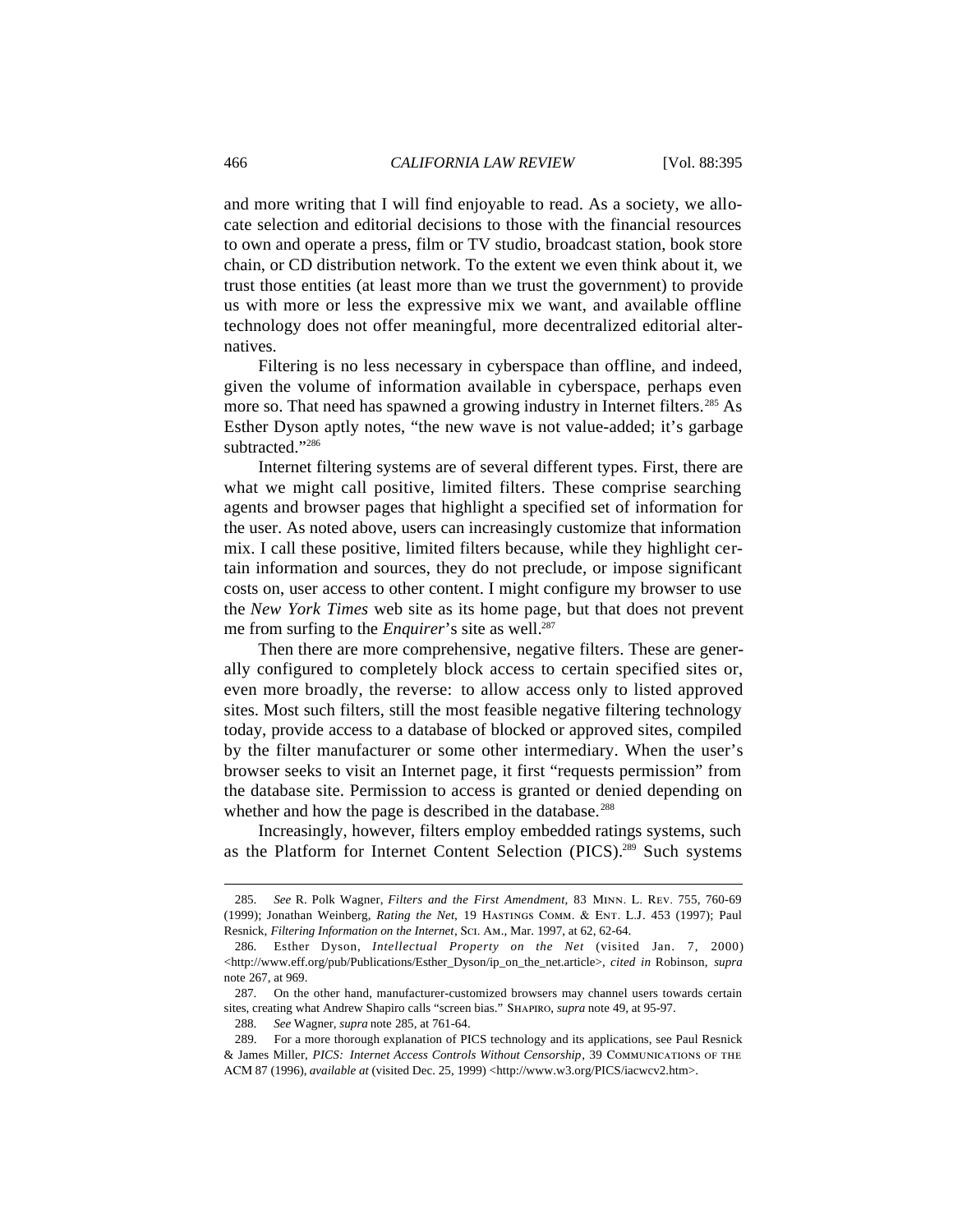and more writing that I will find enjoyable to read. As a society, we allocate selection and editorial decisions to those with the financial resources to own and operate a press, film or TV studio, broadcast station, book store chain, or CD distribution network. To the extent we even think about it, we trust those entities (at least more than we trust the government) to provide us with more or less the expressive mix we want, and available offline technology does not offer meaningful, more decentralized editorial alternatives.

Filtering is no less necessary in cyberspace than offline, and indeed, given the volume of information available in cyberspace, perhaps even more so. That need has spawned a growing industry in Internet filters.[285] As Esther Dyson aptly notes, "the new wave is not value-added; it's garbage subtracted."[286]

Internet filtering systems are of several different types. First, there are what we might call positive, limited filters. These comprise searching agents and browser pages that highlight a specified set of information for the user. As noted above, users can increasingly customize that information mix. I call these positive, limited filters because, while they highlight certain information and sources, they do not preclude, or impose significant costs on, user access to other content. I might configure my browser to use the *New York Times* web site as its home page, but that does not prevent me from surfing to the *Enquirer*'s site as well.[287]

Then there are more comprehensive, negative filters. These are generally configured to completely block access to certain specified sites or, even more broadly, the reverse: to allow access only to listed approved sites. Most such filters, still the most feasible negative filtering technology today, provide access to a database of blocked or approved sites, compiled by the filter manufacturer or some other intermediary. When the user's browser seeks to visit an Internet page, it first "requests permission" from the database site. Permission to access is granted or denied depending on whether and how the page is described in the database.[288]

Increasingly, however, filters employ embedded ratings systems, such as the Platform for Internet Content Selection (PICS).[289] Such systems

285. *See* R. Polk Wagner, *Filters and the First Amendment*, 83 MINN. L. REV. 755, 760-69 (1999); Jonathan Weinberg, *Rating the Net*, 19 HASTINGS COMM. & ENT. L.J. 453 (1997); Paul Resnick, *Filtering Information on the Internet*, SCI. AM., Mar. 1997, at 62, 62-64.

286. Esther Dyson, *Intellectual Property on the Net* (visited Jan. 7, 2000) <http://www.eff.org/pub/Publications/Esther_Dyson/ip_on_the_net.article>, *cited in* Robinson, *supra* note 267, at 969.

287. On the other hand, manufacturer-customized browsers may channel users towards certain sites, creating what Andrew Shapiro calls "screen bias." SHAPIRO, *supra* note 49, at 95-97.

288. *See* Wagner, *supra* note 285, at 761-64.

289. For a more thorough explanation of PICS technology and its applications, see Paul Resnick & James Miller, *PICS: Internet Access Controls Without Censorship*, 39 COMMUNICATIONS OF THE ACM 87 (1996), *available at* (visited Dec. 25, 1999) <http://www.w3.org/PICS/iacwcv2.htm>.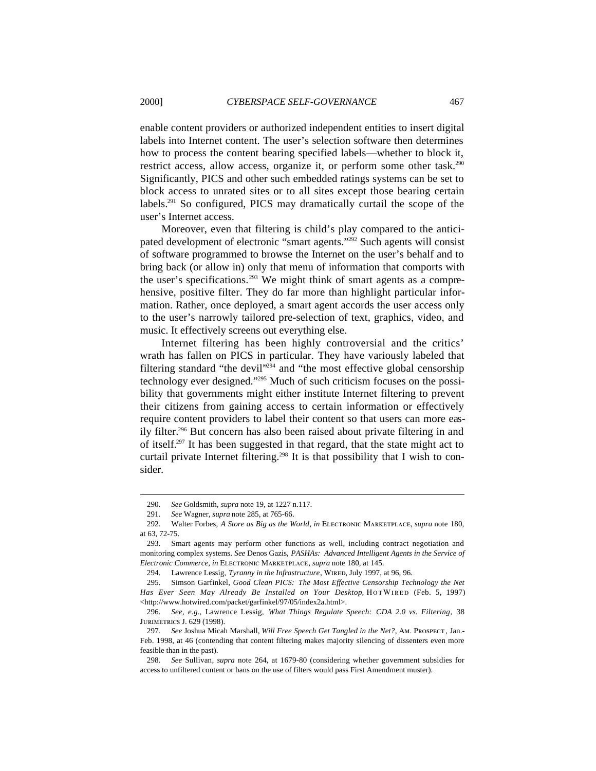enable content providers or authorized independent entities to insert digital labels into Internet content. The user's selection software then determines how to process the content bearing specified labels—whether to block it, restrict access, allow access, organize it, or perform some other task.[290] Significantly, PICS and other such embedded ratings systems can be set to block access to unrated sites or to all sites except those bearing certain labels.[291] So configured, PICS may dramatically curtail the scope of the user's Internet access.

Moreover, even that filtering is child's play compared to the anticipated development of electronic "smart agents."[292] Such agents will consist of software programmed to browse the Internet on the user's behalf and to bring back (or allow in) only that menu of information that comports with the user's specifications.[293] We might think of smart agents as a comprehensive, positive filter. They do far more than highlight particular information. Rather, once deployed, a smart agent accords the user access only to the user's narrowly tailored pre-selection of text, graphics, video, and music. It effectively screens out everything else.

Internet filtering has been highly controversial and the critics' wrath has fallen on PICS in particular. They have variously labeled that filtering standard "the devil"[294] and "the most effective global censorship technology ever designed."[295] Much of such criticism focuses on the possibility that governments might either institute Internet filtering to prevent their citizens from gaining access to certain information or effectively require content providers to label their content so that users can more easily filter.[296] But concern has also been raised about private filtering in and of itself.[297] It has been suggested in that regard, that the state might act to curtail private Internet filtering.[298] It is that possibility that I wish to consider.

---

290. *See* Goldsmith, *supra* note 19, at 1227 n.117.

291. *See* Wagner, *supra* note 285, at 765-66.

292. Walter Forbes, *A Store as Big as the World*, *in* ELECTRONIC MARKETPLACE, *supra* note 180, at 63, 72-75.

293. Smart agents may perform other functions as well, including contract negotiation and monitoring complex systems. *See* Denos Gazis, *PASHAs: Advanced Intelligent Agents in the Service of Electronic Commerce*, *in* ELECTRONIC MARKETPLACE, *supra* note 180, at 145.

294. Lawrence Lessig, *Tyranny in the Infrastructure*, WIRED, July 1997, at 96, 96.

295. Simson Garfinkel, *Good Clean PICS: The Most Effective Censorship Technology the Net Has Ever Seen May Already Be Installed on Your Desktop*, HOTWIRED (Feb. 5, 1997) <http://www.hotwired.com/packet/garfinkel/97/05/index2a.html>.

296. *See, e.g.*, Lawrence Lessig, *What Things Regulate Speech: CDA 2.0 vs. Filtering*, 38 JURIMETRICS J. 629 (1998).

297. *See* Joshua Micah Marshall, *Will Free Speech Get Tangled in the Net?*, AM. PROSPECT, Jan.-Feb. 1998, at 46 (contending that content filtering makes majority silencing of dissenters even more feasible than in the past).

298. *See* Sullivan, *supra* note 264, at 1679-80 (considering whether government subsidies for access to unfiltered content or bans on the use of filters would pass First Amendment muster).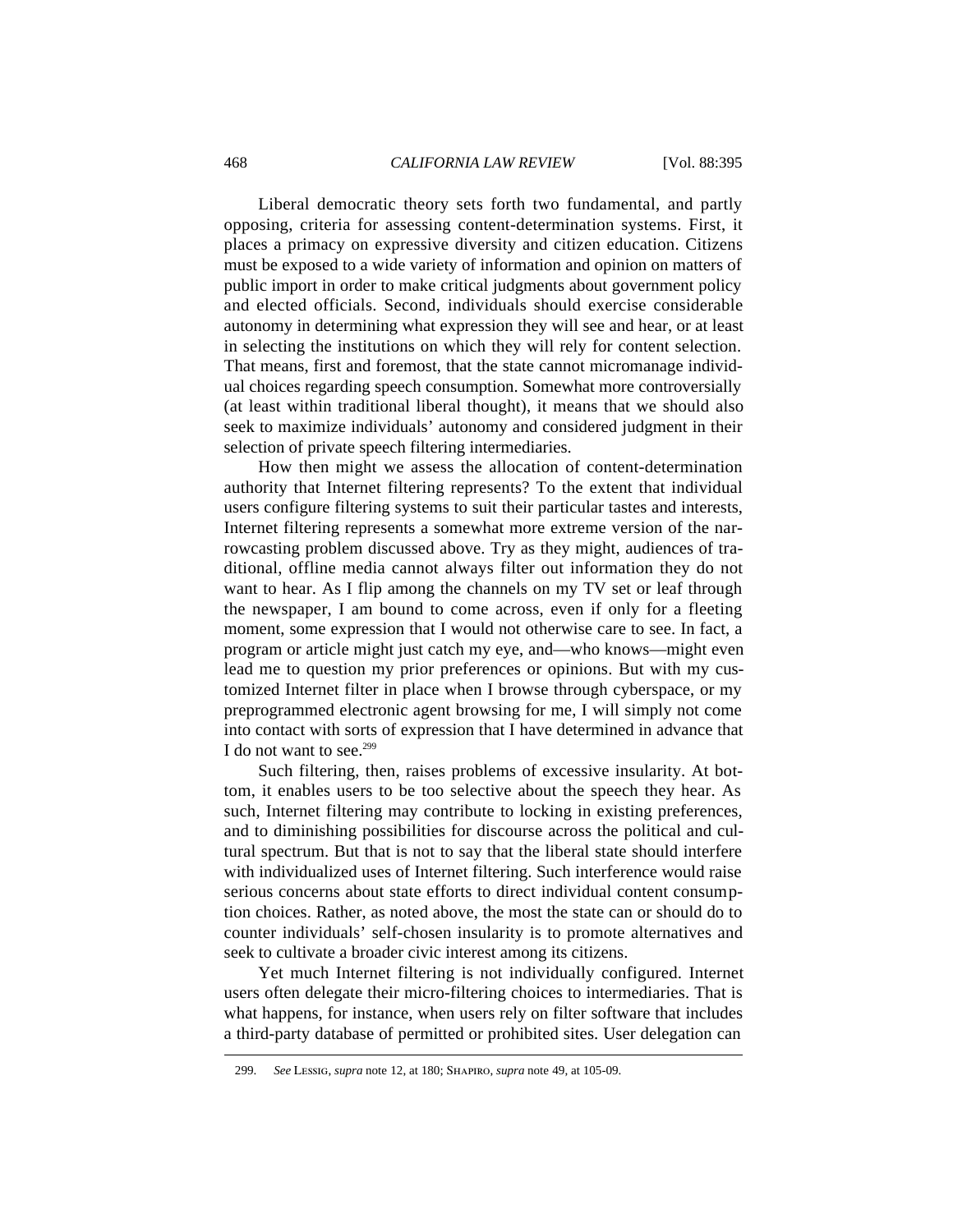Liberal democratic theory sets forth two fundamental, and partly opposing, criteria for assessing content-determination systems. First, it places a primacy on expressive diversity and citizen education. Citizens must be exposed to a wide variety of information and opinion on matters of public import in order to make critical judgments about government policy and elected officials. Second, individuals should exercise considerable autonomy in determining what expression they will see and hear, or at least in selecting the institutions on which they will rely for content selection. That means, first and foremost, that the state cannot micromanage individual choices regarding speech consumption. Somewhat more controversially (at least within traditional liberal thought), it means that we should also seek to maximize individuals' autonomy and considered judgment in their selection of private speech filtering intermediaries.

How then might we assess the allocation of content-determination authority that Internet filtering represents? To the extent that individual users configure filtering systems to suit their particular tastes and interests, Internet filtering represents a somewhat more extreme version of the narrowcasting problem discussed above. Try as they might, audiences of traditional, offline media cannot always filter out information they do not want to hear. As I flip among the channels on my TV set or leaf through the newspaper, I am bound to come across, even if only for a fleeting moment, some expression that I would not otherwise care to see. In fact, a program or article might just catch my eye, and—who knows—might even lead me to question my prior preferences or opinions. But with my customized Internet filter in place when I browse through cyberspace, or my preprogrammed electronic agent browsing for me, I will simply not come into contact with sorts of expression that I have determined in advance that I do not want to see.[299]

Such filtering, then, raises problems of excessive insularity. At bottom, it enables users to be too selective about the speech they hear. As such, Internet filtering may contribute to locking in existing preferences, and to diminishing possibilities for discourse across the political and cultural spectrum. But that is not to say that the liberal state should interfere with individualized uses of Internet filtering. Such interference would raise serious concerns about state efforts to direct individual content consumption choices. Rather, as noted above, the most the state can or should do to counter individuals' self-chosen insularity is to promote alternatives and seek to cultivate a broader civic interest among its citizens.

Yet much Internet filtering is not individually configured. Internet users often delegate their micro-filtering choices to intermediaries. That is what happens, for instance, when users rely on filter software that includes a third-party database of permitted or prohibited sites. User delegation can

---

299. *See* Lessig, *supra* note 12, at 180; Shapiro, *supra* note 49, at 105-09.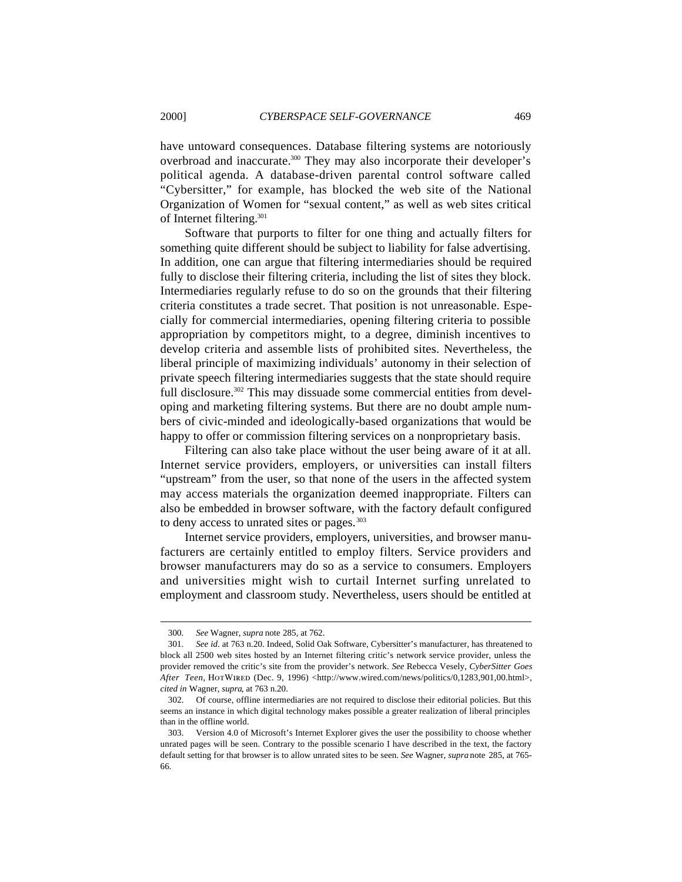have untoward consequences. Database filtering systems are notoriously overbroad and inaccurate.[300] They may also incorporate their developer's political agenda. A database-driven parental control software called "Cybersitter," for example, has blocked the web site of the National Organization of Women for "sexual content," as well as web sites critical of Internet filtering.[301]

Software that purports to filter for one thing and actually filters for something quite different should be subject to liability for false advertising. In addition, one can argue that filtering intermediaries should be required fully to disclose their filtering criteria, including the list of sites they block. Intermediaries regularly refuse to do so on the grounds that their filtering criteria constitutes a trade secret. That position is not unreasonable. Especially for commercial intermediaries, opening filtering criteria to possible appropriation by competitors might, to a degree, diminish incentives to develop criteria and assemble lists of prohibited sites. Nevertheless, the liberal principle of maximizing individuals' autonomy in their selection of private speech filtering intermediaries suggests that the state should require full disclosure.[302] This may dissuade some commercial entities from developing and marketing filtering systems. But there are no doubt ample numbers of civic-minded and ideologically-based organizations that would be happy to offer or commission filtering services on a nonproprietary basis.

Filtering can also take place without the user being aware of it at all. Internet service providers, employers, or universities can install filters "upstream" from the user, so that none of the users in the affected system may access materials the organization deemed inappropriate. Filters can also be embedded in browser software, with the factory default configured to deny access to unrated sites or pages.[303]

Internet service providers, employers, universities, and browser manufacturers are certainly entitled to employ filters. Service providers and browser manufacturers may do so as a service to consumers. Employers and universities might wish to curtail Internet surfing unrelated to employment and classroom study. Nevertheless, users should be entitled at

---

300. *See* Wagner, *supra* note 285, at 762.

301. *See id.* at 763 n.20. Indeed, Solid Oak Software, Cybersitter's manufacturer, has threatened to block all 2500 web sites hosted by an Internet filtering critic's network service provider, unless the provider removed the critic's site from the provider's network. *See* Rebecca Vesely, *CyberSitter Goes After Teen*, HOTWIRED (Dec. 9, 1996) <http://www.wired.com/news/politics/0,1283,901,00.html>, *cited in* Wagner, *supra*, at 763 n.20.

302. Of course, offline intermediaries are not required to disclose their editorial policies. But this seems an instance in which digital technology makes possible a greater realization of liberal principles than in the offline world.

303. Version 4.0 of Microsoft's Internet Explorer gives the user the possibility to choose whether unrated pages will be seen. Contrary to the possible scenario I have described in the text, the factory default setting for that browser is to allow unrated sites to be seen. *See* Wagner, *supra* note 285, at 765-66.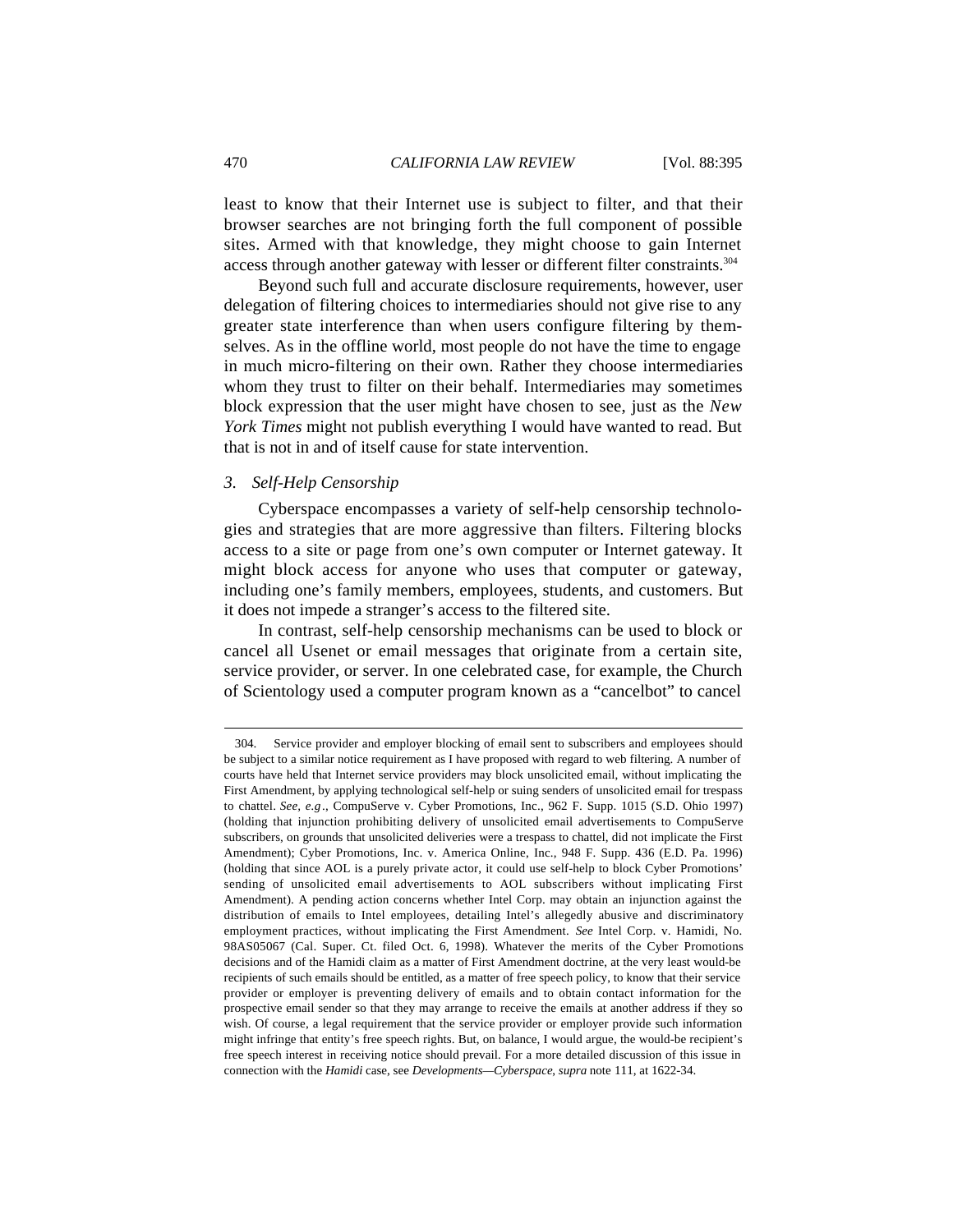least to know that their Internet use is subject to filter, and that their browser searches are not bringing forth the full component of possible sites. Armed with that knowledge, they might choose to gain Internet access through another gateway with lesser or different filter constraints.[304]

Beyond such full and accurate disclosure requirements, however, user delegation of filtering choices to intermediaries should not give rise to any greater state interference than when users configure filtering by themselves. As in the offline world, most people do not have the time to engage in much micro-filtering on their own. Rather they choose intermediaries whom they trust to filter on their behalf. Intermediaries may sometimes block expression that the user might have chosen to see, just as the *New York Times* might not publish everything I would have wanted to read. But that is not in and of itself cause for state intervention.

### *3. Self-Help Censorship*

Cyberspace encompasses a variety of self-help censorship technologies and strategies that are more aggressive than filters. Filtering blocks access to a site or page from one's own computer or Internet gateway. It might block access for anyone who uses that computer or gateway, including one's family members, employees, students, and customers. But it does not impede a stranger's access to the filtered site.

In contrast, self-help censorship mechanisms can be used to block or cancel all Usenet or email messages that originate from a certain site, service provider, or server. In one celebrated case, for example, the Church of Scientology used a computer program known as a "cancelbot" to cancel

---

304. Service provider and employer blocking of email sent to subscribers and employees should be subject to a similar notice requirement as I have proposed with regard to web filtering. A number of courts have held that Internet service providers may block unsolicited email, without implicating the First Amendment, by applying technological self-help or suing senders of unsolicited email for trespass to chattel. *See, e.g*., CompuServe v. Cyber Promotions, Inc., 962 F. Supp. 1015 (S.D. Ohio 1997) (holding that injunction prohibiting delivery of unsolicited email advertisements to CompuServe subscribers, on grounds that unsolicited deliveries were a trespass to chattel, did not implicate the First Amendment); Cyber Promotions, Inc. v. America Online, Inc., 948 F. Supp. 436 (E.D. Pa. 1996) (holding that since AOL is a purely private actor, it could use self-help to block Cyber Promotions' sending of unsolicited email advertisements to AOL subscribers without implicating First Amendment). A pending action concerns whether Intel Corp. may obtain an injunction against the distribution of emails to Intel employees, detailing Intel's allegedly abusive and discriminatory employment practices, without implicating the First Amendment. *See* Intel Corp. v. Hamidi, No. 98AS05067 (Cal. Super. Ct. filed Oct. 6, 1998). Whatever the merits of the Cyber Promotions decisions and of the Hamidi claim as a matter of First Amendment doctrine, at the very least would-be recipients of such emails should be entitled, as a matter of free speech policy, to know that their service provider or employer is preventing delivery of emails and to obtain contact information for the prospective email sender so that they may arrange to receive the emails at another address if they so wish. Of course, a legal requirement that the service provider or employer provide such information might infringe that entity's free speech rights. But, on balance, I would argue, the would-be recipient's free speech interest in receiving notice should prevail. For a more detailed discussion of this issue in connection with the *Hamidi* case, see *Developments—Cyberspace*, *supra* note 111, at 1622-34.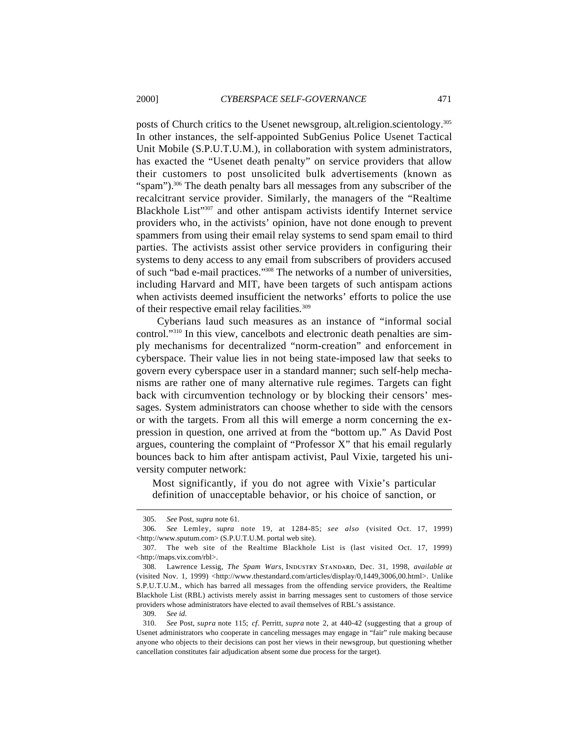posts of Church critics to the Usenet newsgroup, alt.religion.scientology.[305] In other instances, the self-appointed SubGenius Police Usenet Tactical Unit Mobile (S.P.U.T.U.M.), in collaboration with system administrators, has exacted the "Usenet death penalty" on service providers that allow their customers to post unsolicited bulk advertisements (known as "spam").[306] The death penalty bars all messages from any subscriber of the recalcitrant service provider. Similarly, the managers of the "Realtime Blackhole List"[307] and other antispam activists identify Internet service providers who, in the activists' opinion, have not done enough to prevent spammers from using their email relay systems to send spam email to third parties. The activists assist other service providers in configuring their systems to deny access to any email from subscribers of providers accused of such "bad e-mail practices."[308] The networks of a number of universities, including Harvard and MIT, have been targets of such antispam actions when activists deemed insufficient the networks' efforts to police the use of their respective email relay facilities.[309]

Cyberians laud such measures as an instance of "informal social control."[310] In this view, cancelbots and electronic death penalties are simply mechanisms for decentralized "norm-creation" and enforcement in cyberspace. Their value lies in not being state-imposed law that seeks to govern every cyberspace user in a standard manner; such self-help mechanisms are rather one of many alternative rule regimes. Targets can fight back with circumvention technology or by blocking their censors' messages. System administrators can choose whether to side with the censors or with the targets. From all this will emerge a norm concerning the expression in question, one arrived at from the "bottom up." As David Post argues, countering the complaint of "Professor X" that his email regularly bounces back to him after antispam activist, Paul Vixie, targeted his university computer network:

> Most significantly, if you do not agree with Vixie's particular definition of unacceptable behavior, or his choice of sanction, or

---

305. *See* Post, *supra* note 61.

306. *See* Lemley, *supra* note 19, at 1284-85; *see also* (visited Oct. 17, 1999) <http://www.sputum.com> (S.P.U.T.U.M. portal web site).

307. The web site of the Realtime Blackhole List is (last visited Oct. 17, 1999) <http://maps.vix.com/rbl>.

308. Lawrence Lessig, *The Spam Wars*, INDUSTRY STANDARD, Dec. 31, 1998, *available at* (visited Nov. 1, 1999) <http://www.thestandard.com/articles/display/0,1449,3006,00.html>. Unlike S.P.U.T.U.M., which has barred all messages from the offending service providers, the Realtime Blackhole List (RBL) activists merely assist in barring messages sent to customers of those service providers whose administrators have elected to avail themselves of RBL's assistance.

309. *See id.*

310. *See* Post, *supra* note 115; *cf*. Perritt, *supra* note 2, at 440-42 (suggesting that a group of Usenet administrators who cooperate in canceling messages may engage in "fair" rule making because anyone who objects to their decisions can post her views in their newsgroup, but questioning whether cancellation constitutes fair adjudication absent some due process for the target).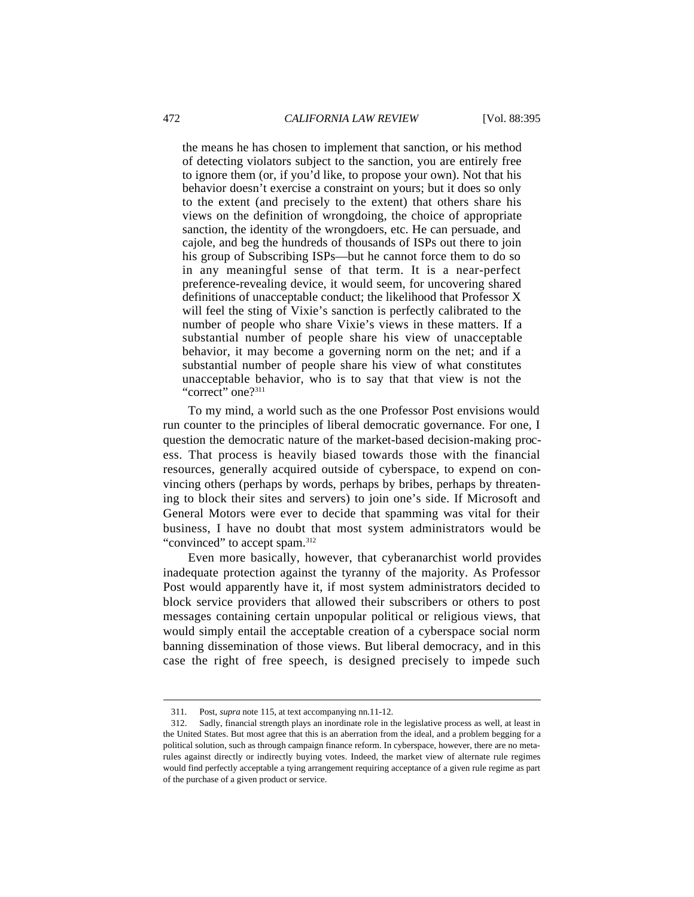> the means he has chosen to implement that sanction, or his method of detecting violators subject to the sanction, you are entirely free to ignore them (or, if you'd like, to propose your own). Not that his behavior doesn't exercise a constraint on yours; but it does so only to the extent (and precisely to the extent) that others share his views on the definition of wrongdoing, the choice of appropriate sanction, the identity of the wrongdoers, etc. He can persuade, and cajole, and beg the hundreds of thousands of ISPs out there to join his group of Subscribing ISPs—but he cannot force them to do so in any meaningful sense of that term. It is a near-perfect preference-revealing device, it would seem, for uncovering shared definitions of unacceptable conduct; the likelihood that Professor X will feel the sting of Vixie's sanction is perfectly calibrated to the number of people who share Vixie's views in these matters. If a substantial number of people share his view of unacceptable behavior, it may become a governing norm on the net; and if a substantial number of people share his view of what constitutes unacceptable behavior, who is to say that that view is not the "correct" one?[311]

To my mind, a world such as the one Professor Post envisions would run counter to the principles of liberal democratic governance. For one, I question the democratic nature of the market-based decision-making process. That process is heavily biased towards those with the financial resources, generally acquired outside of cyberspace, to expend on convincing others (perhaps by words, perhaps by bribes, perhaps by threatening to block their sites and servers) to join one's side. If Microsoft and General Motors were ever to decide that spamming was vital for their business, I have no doubt that most system administrators would be "convinced" to accept spam.[312]

Even more basically, however, that cyberanarchist world provides inadequate protection against the tyranny of the majority. As Professor Post would apparently have it, if most system administrators decided to block service providers that allowed their subscribers or others to post messages containing certain unpopular political or religious views, that would simply entail the acceptable creation of a cyberspace social norm banning dissemination of those views. But liberal democracy, and in this case the right of free speech, is designed precisely to impede such

---

311. Post, *supra* note 115, at text accompanying nn.11-12.

312. Sadly, financial strength plays an inordinate role in the legislative process as well, at least in the United States. But most agree that this is an aberration from the ideal, and a problem begging for a political solution, such as through campaign finance reform. In cyberspace, however, there are no meta-rules against directly or indirectly buying votes. Indeed, the market view of alternate rule regimes would find perfectly acceptable a tying arrangement requiring acceptance of a given rule regime as part of the purchase of a given product or service.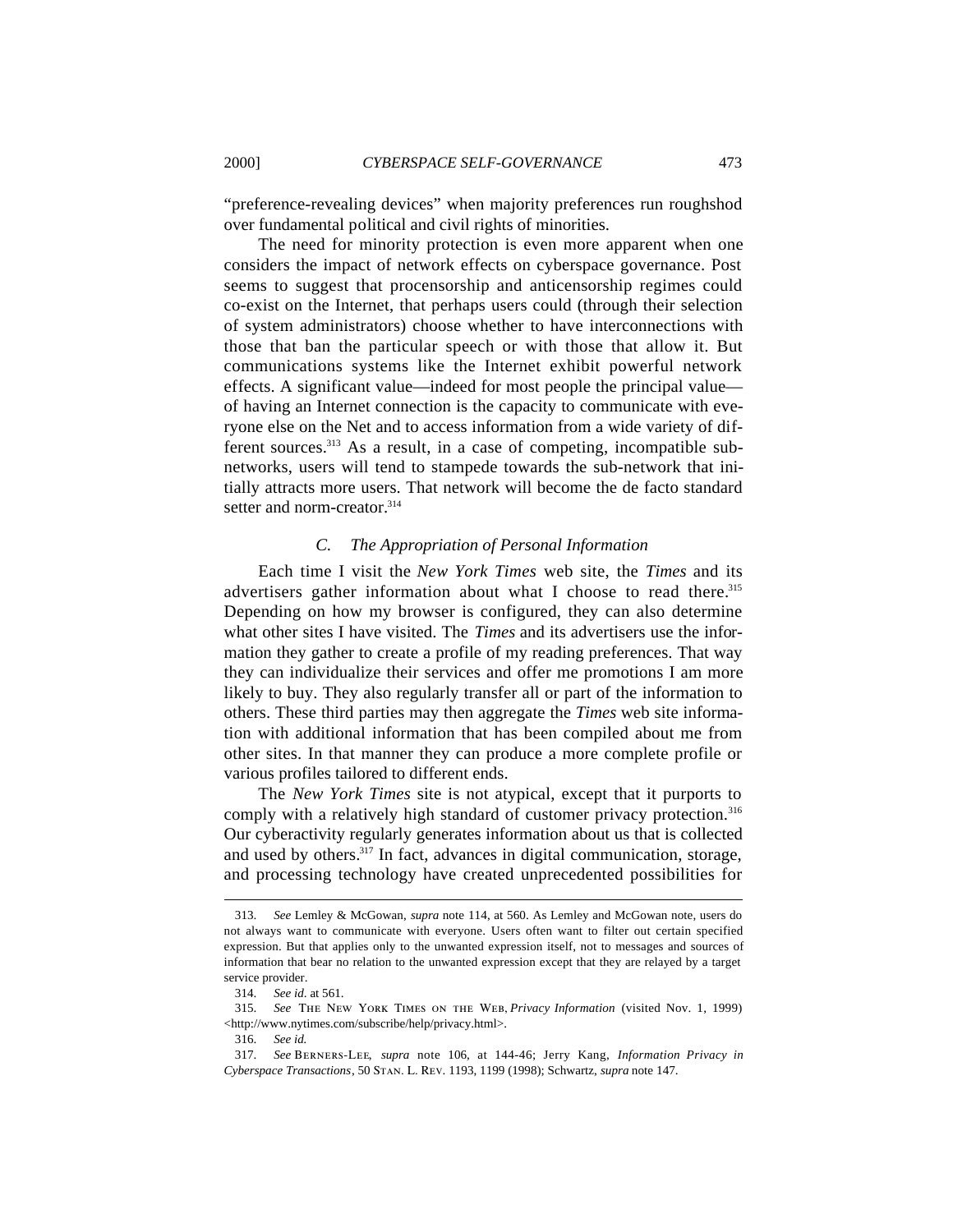"preference-revealing devices" when majority preferences run roughshod over fundamental political and civil rights of minorities.

The need for minority protection is even more apparent when one considers the impact of network effects on cyberspace governance. Post seems to suggest that procensorship and anticensorship regimes could co-exist on the Internet, that perhaps users could (through their selection of system administrators) choose whether to have interconnections with those that ban the particular speech or with those that allow it. But communications systems like the Internet exhibit powerful network effects. A significant value—indeed for most people the principal value—of having an Internet connection is the capacity to communicate with everyone else on the Net and to access information from a wide variety of different sources.[313] As a result, in a case of competing, incompatible sub-networks, users will tend to stampede towards the sub-network that initially attracts more users. That network will become the de facto standard setter and norm-creator.[314]

### C. The Appropriation of Personal Information

Each time I visit the *New York Times* web site, the *Times* and its advertisers gather information about what I choose to read there.[315] Depending on how my browser is configured, they can also determine what other sites I have visited. The *Times* and its advertisers use the information they gather to create a profile of my reading preferences. That way they can individualize their services and offer me promotions I am more likely to buy. They also regularly transfer all or part of the information to others. These third parties may then aggregate the *Times* web site information with additional information that has been compiled about me from other sites. In that manner they can produce a more complete profile or various profiles tailored to different ends.

The *New York Times* site is not atypical, except that it purports to comply with a relatively high standard of customer privacy protection.[316] Our cyberactivity regularly generates information about us that is collected and used by others.[317] In fact, advances in digital communication, storage, and processing technology have created unprecedented possibilities for

---

313. *See* Lemley & McGowan, *supra* note 114, at 560. As Lemley and McGowan note, users do not always want to communicate with everyone. Users often want to filter out certain specified expression. But that applies only to the unwanted expression itself, not to messages and sources of information that bear no relation to the unwanted expression except that they are relayed by a target service provider.

314. *See id*. at 561.

315. *See* THE NEW YORK TIMES ON THE WEB, *Privacy Information* (visited Nov. 1, 1999) <http://www.nytimes.com/subscribe/help/privacy.html>.

316. *See id.*

317. *See* BERNERS-LEE, *supra* note 106, at 144-46; Jerry Kang, *Information Privacy in Cyberspace Transactions*, 50 STAN. L. REV. 1193, 1199 (1998); Schwartz, *supra* note 147.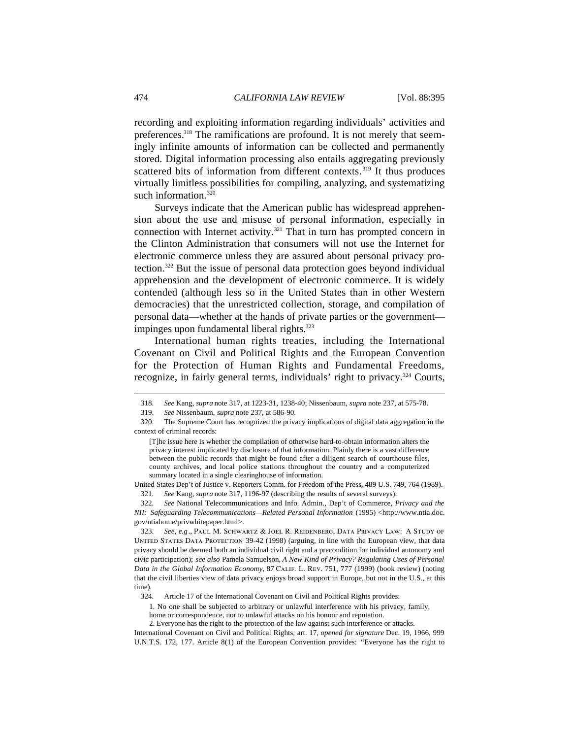recording and exploiting information regarding individuals' activities and preferences.[318] The ramifications are profound. It is not merely that seemingly infinite amounts of information can be collected and permanently stored. Digital information processing also entails aggregating previously scattered bits of information from different contexts.[319] It thus produces virtually limitless possibilities for compiling, analyzing, and systematizing such information.[320]

Surveys indicate that the American public has widespread apprehension about the use and misuse of personal information, especially in connection with Internet activity.[321] That in turn has prompted concern in the Clinton Administration that consumers will not use the Internet for electronic commerce unless they are assured about personal privacy protection.[322] But the issue of personal data protection goes beyond individual apprehension and the development of electronic commerce. It is widely contended (although less so in the United States than in other Western democracies) that the unrestricted collection, storage, and compilation of personal data—whether at the hands of private parties or the government—impinges upon fundamental liberal rights.[323]

International human rights treaties, including the International Covenant on Civil and Political Rights and the European Convention for the Protection of Human Rights and Fundamental Freedoms, recognize, in fairly general terms, individuals' right to privacy.[324] Courts,

---

318. *See* Kang, *supra* note 317, at 1223-31, 1238-40; Nissenbaum, *supra* note 237, at 575-78.

319. *See* Nissenbaum, *supra* note 237, at 586-90.

320. The Supreme Court has recognized the privacy implications of digital data aggregation in the context of criminal records:

> [T]he issue here is whether the compilation of otherwise hard-to-obtain information alters the privacy interest implicated by disclosure of that information. Plainly there is a vast difference between the public records that might be found after a diligent search of courthouse files, county archives, and local police stations throughout the country and a computerized summary located in a single clearinghouse of information.

United States Dep't of Justice v. Reporters Comm. for Freedom of the Press, 489 U.S. 749, 764 (1989).

321. *See* Kang, *supra* note 317, 1196-97 (describing the results of several surveys).

322. *See* National Telecommunications and Info. Admin., Dep't of Commerce, *Privacy and the NII: Safeguarding Telecommunications—Related Personal Information* (1995) <http://www.ntia.doc.gov/ntiahome/privwhitepaper.html>.

323. *See, e.g*., Paul M. Schwartz & Joel R. Reidenberg, Data Privacy Law: A Study of United States Data Protection 39-42 (1998) (arguing, in line with the European view, that data privacy should be deemed both an individual civil right and a precondition for individual autonomy and civic participation); *see also* Pamela Samuelson, *A New Kind of Privacy? Regulating Uses of Personal Data in the Global Information Economy*, 87 Calif. L. Rev. 751, 777 (1999) (book review) (noting that the civil liberties view of data privacy enjoys broad support in Europe, but not in the U.S., at this time).

324. Article 17 of the International Covenant on Civil and Political Rights provides:

> 1. No one shall be subjected to arbitrary or unlawful interference with his privacy, family, home or correspondence, nor to unlawful attacks on his honour and reputation.
>
> 2. Everyone has the right to the protection of the law against such interference or attacks.

International Covenant on Civil and Political Rights, art. 17, *opened for signature* Dec. 19, 1966, 999 U.N.T.S. 172, 177. Article 8(1) of the European Convention provides: "Everyone has the right to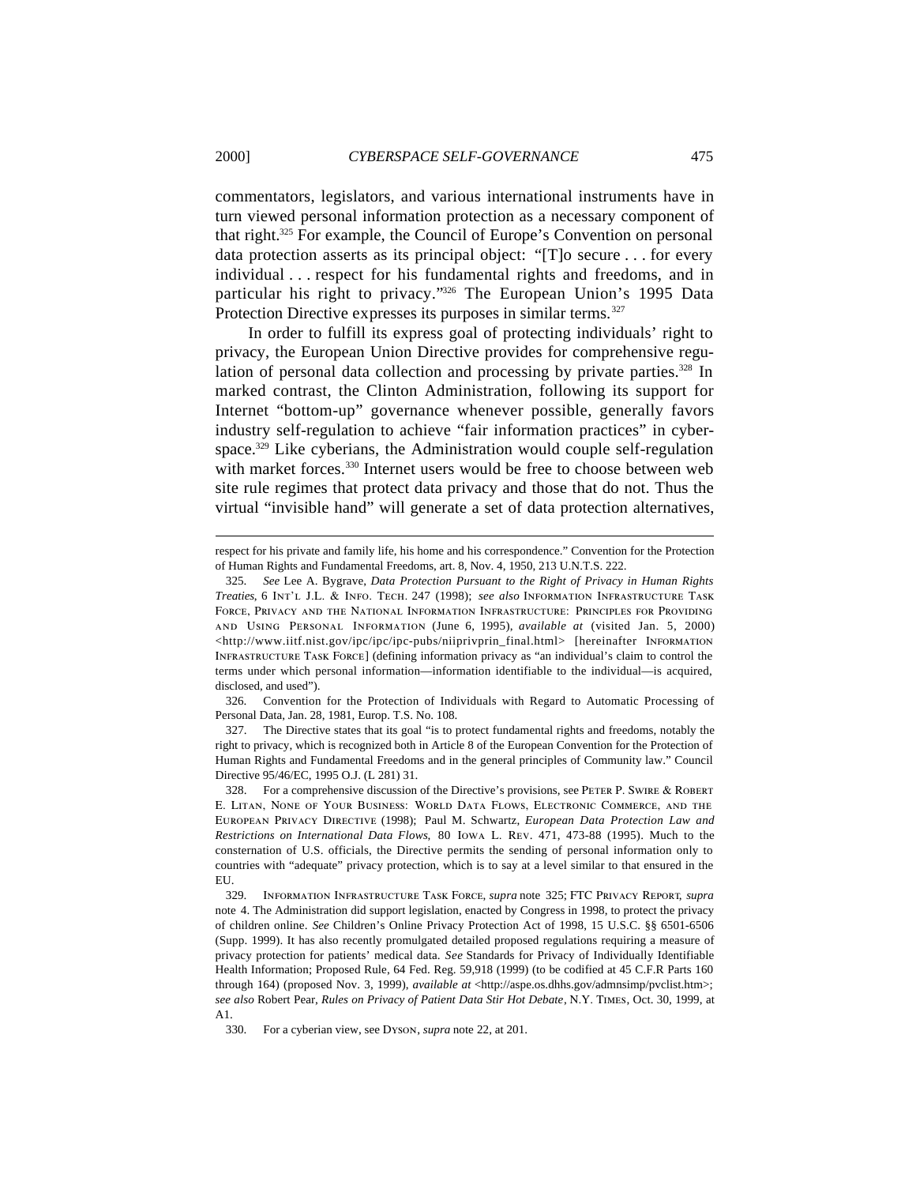commentators, legislators, and various international instruments have in turn viewed personal information protection as a necessary component of that right.[325] For example, the Council of Europe's Convention on personal data protection asserts as its principal object: "[T]o secure . . . for every individual . . . respect for his fundamental rights and freedoms, and in particular his right to privacy."[326] The European Union's 1995 Data Protection Directive expresses its purposes in similar terms.[327]

In order to fulfill its express goal of protecting individuals' right to privacy, the European Union Directive provides for comprehensive regulation of personal data collection and processing by private parties.[328] In marked contrast, the Clinton Administration, following its support for Internet "bottom-up" governance whenever possible, generally favors industry self-regulation to achieve "fair information practices" in cyberspace.[329] Like cyberians, the Administration would couple self-regulation with market forces.[330] Internet users would be free to choose between web site rule regimes that protect data privacy and those that do not. Thus the virtual "invisible hand" will generate a set of data protection alternatives,

---

respect for his private and family life, his home and his correspondence." Convention for the Protection of Human Rights and Fundamental Freedoms, art. 8, Nov. 4, 1950, 213 U.N.T.S. 222.

325. *See* Lee A. Bygrave, *Data Protection Pursuant to the Right of Privacy in Human Rights Treaties*, 6 INT'L J.L. & INFO. TECH. 247 (1998); *see also* INFORMATION INFRASTRUCTURE TASK FORCE, PRIVACY AND THE NATIONAL INFORMATION INFRASTRUCTURE: PRINCIPLES FOR PROVIDING AND USING PERSONAL INFORMATION (June 6, 1995), *available at* (visited Jan. 5, 2000) <http://www.iitf.nist.gov/ipc/ipc/ipc-pubs/niiprivprin_final.html> [hereinafter INFORMATION INFRASTRUCTURE TASK FORCE] (defining information privacy as "an individual's claim to control the terms under which personal information—information identifiable to the individual—is acquired, disclosed, and used").

326. Convention for the Protection of Individuals with Regard to Automatic Processing of Personal Data, Jan. 28, 1981, Europ. T.S. No. 108.

327. The Directive states that its goal "is to protect fundamental rights and freedoms, notably the right to privacy, which is recognized both in Article 8 of the European Convention for the Protection of Human Rights and Fundamental Freedoms and in the general principles of Community law." Council Directive 95/46/EC, 1995 O.J. (L 281) 31.

328. For a comprehensive discussion of the Directive's provisions, see PETER P. SWIRE & ROBERT E. LITAN, NONE OF YOUR BUSINESS: WORLD DATA FLOWS, ELECTRONIC COMMERCE, AND THE EUROPEAN PRIVACY DIRECTIVE (1998); Paul M. Schwartz, *European Data Protection Law and Restrictions on International Data Flows*, 80 IOWA L. REV. 471, 473-88 (1995). Much to the consternation of U.S. officials, the Directive permits the sending of personal information only to countries with "adequate" privacy protection, which is to say at a level similar to that ensured in the EU.

329. INFORMATION INFRASTRUCTURE TASK FORCE, *supra* note 325; FTC PRIVACY REPORT, *supra* note 4. The Administration did support legislation, enacted by Congress in 1998, to protect the privacy of children online. *See* Children's Online Privacy Protection Act of 1998, 15 U.S.C. §§ 6501-6506 (Supp. 1999). It has also recently promulgated detailed proposed regulations requiring a measure of privacy protection for patients' medical data. *See* Standards for Privacy of Individually Identifiable Health Information; Proposed Rule, 64 Fed. Reg. 59,918 (1999) (to be codified at 45 C.F.R Parts 160 through 164) (proposed Nov. 3, 1999), *available at* <http://aspe.os.dhhs.gov/admnsimp/pvclist.htm>; *see also* Robert Pear, *Rules on Privacy of Patient Data Stir Hot Debate*, N.Y. TIMES, Oct. 30, 1999, at A1.

330. For a cyberian view, see DYSON, *supra* note 22, at 201.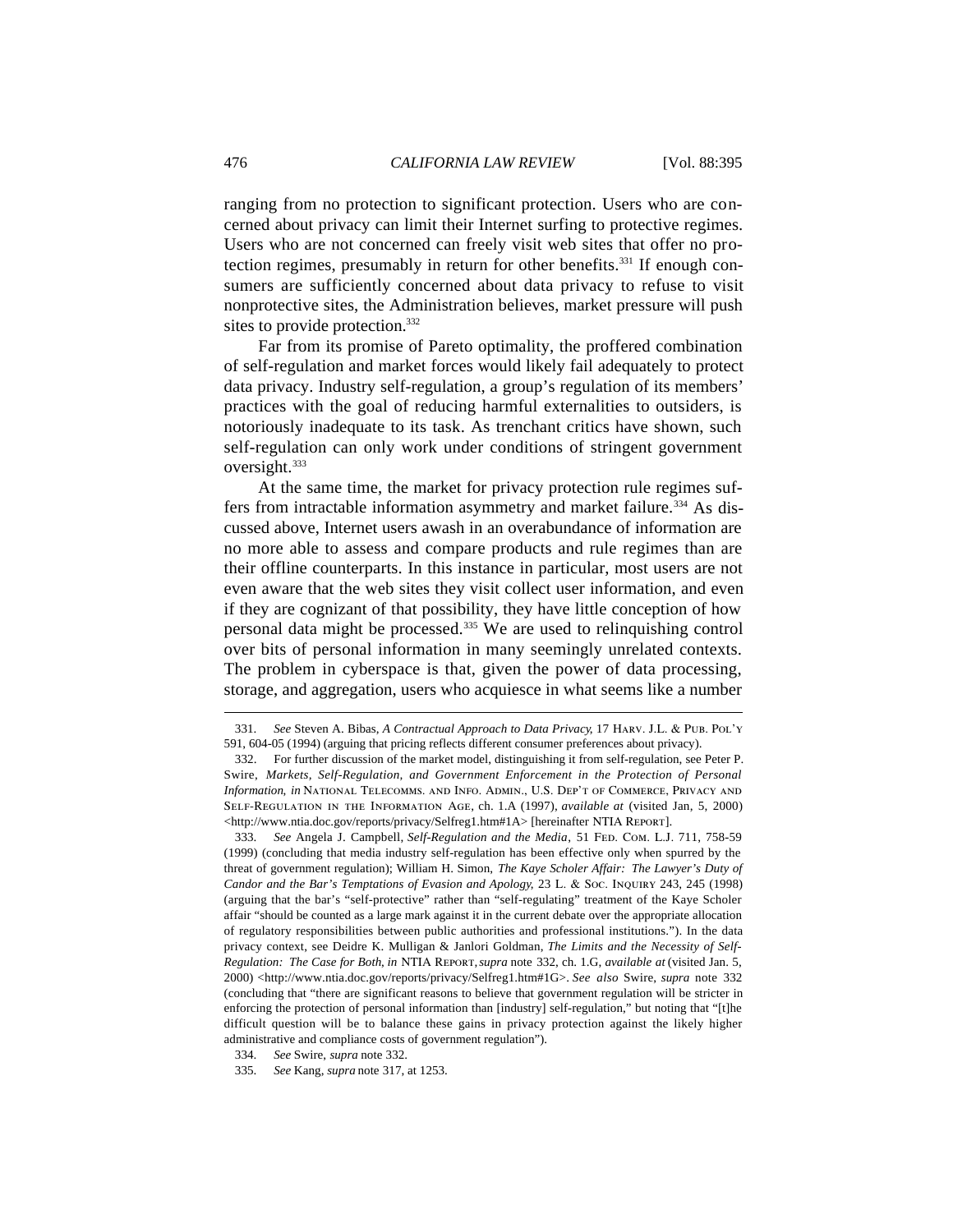ranging from no protection to significant protection. Users who are concerned about privacy can limit their Internet surfing to protective regimes. Users who are not concerned can freely visit web sites that offer no protection regimes, presumably in return for other benefits.[331] If enough consumers are sufficiently concerned about data privacy to refuse to visit nonprotective sites, the Administration believes, market pressure will push sites to provide protection.[332]

Far from its promise of Pareto optimality, the proffered combination of self-regulation and market forces would likely fail adequately to protect data privacy. Industry self-regulation, a group's regulation of its members' practices with the goal of reducing harmful externalities to outsiders, is notoriously inadequate to its task. As trenchant critics have shown, such self-regulation can only work under conditions of stringent government oversight.[333]

At the same time, the market for privacy protection rule regimes suffers from intractable information asymmetry and market failure.[334] As discussed above, Internet users awash in an overabundance of information are no more able to assess and compare products and rule regimes than are their offline counterparts. In this instance in particular, most users are not even aware that the web sites they visit collect user information, and even if they are cognizant of that possibility, they have little conception of how personal data might be processed.[335] We are used to relinquishing control over bits of personal information in many seemingly unrelated contexts. The problem in cyberspace is that, given the power of data processing, storage, and aggregation, users who acquiesce in what seems like a number

---

331. *See* Steven A. Bibas, *A Contractual Approach to Data Privacy*, 17 Harv. J.L. & Pub. Pol'y 591, 604-05 (1994) (arguing that pricing reflects different consumer preferences about privacy).

332. For further discussion of the market model, distinguishing it from self-regulation, see Peter P. Swire, *Markets, Self-Regulation, and Government Enforcement in the Protection of Personal Information*, *in* National Telecomms. and Info. Admin., U.S. Dep't of Commerce, Privacy and Self-Regulation in the Information Age, ch. 1.A (1997), *available at* (visited Jan, 5, 2000) <http://www.ntia.doc.gov/reports/privacy/Selfreg1.htm#1A> [hereinafter NTIA Report].

333. *See* Angela J. Campbell, *Self-Regulation and the Media*, 51 Fed. Com. L.J. 711, 758-59 (1999) (concluding that media industry self-regulation has been effective only when spurred by the threat of government regulation); William H. Simon, *The Kaye Scholer Affair: The Lawyer's Duty of Candor and the Bar's Temptations of Evasion and Apology*, 23 L. & Soc. Inquiry 243, 245 (1998) (arguing that the bar's "self-protective" rather than "self-regulating" treatment of the Kaye Scholer affair "should be counted as a large mark against it in the current debate over the appropriate allocation of regulatory responsibilities between public authorities and professional institutions."). In the data privacy context, see Deidre K. Mulligan & Janlori Goldman, *The Limits and the Necessity of Self-Regulation: The Case for Both*, *in* NTIA Report, *supra* note 332, ch. 1.G, *available at* (visited Jan. 5, 2000) <http://www.ntia.doc.gov/reports/privacy/Selfreg1.htm#1G>. *See also* Swire, *supra* note 332 (concluding that "there are significant reasons to believe that government regulation will be stricter in enforcing the protection of personal information than [industry] self-regulation," but noting that "[t]he difficult question will be to balance these gains in privacy protection against the likely higher administrative and compliance costs of government regulation").

334. *See* Swire, *supra* note 332.

335. *See* Kang, *supra* note 317, at 1253.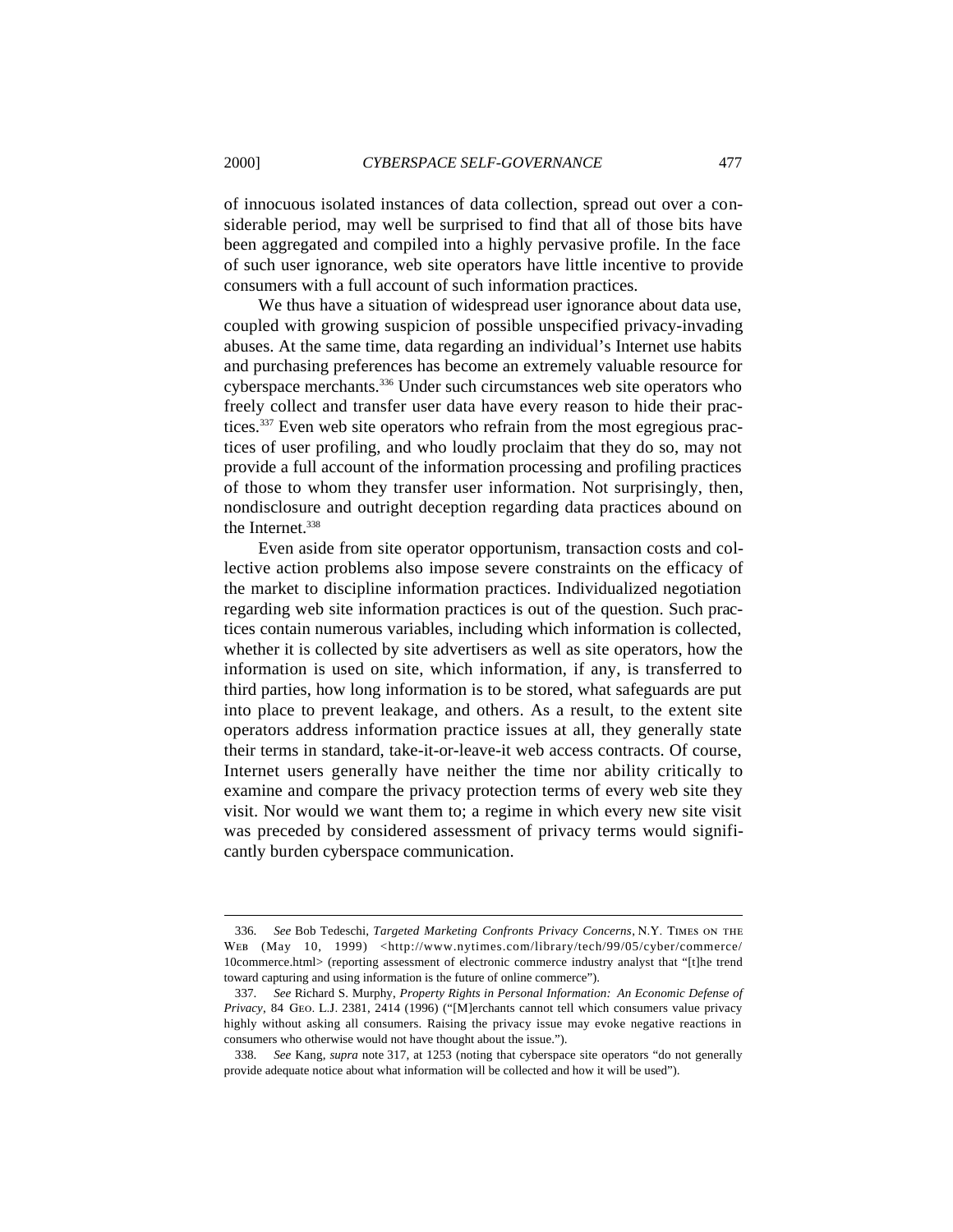of innocuous isolated instances of data collection, spread out over a considerable period, may well be surprised to find that all of those bits have been aggregated and compiled into a highly pervasive profile. In the face of such user ignorance, web site operators have little incentive to provide consumers with a full account of such information practices.

We thus have a situation of widespread user ignorance about data use, coupled with growing suspicion of possible unspecified privacy-invading abuses. At the same time, data regarding an individual's Internet use habits and purchasing preferences has become an extremely valuable resource for cyberspace merchants.[336] Under such circumstances web site operators who freely collect and transfer user data have every reason to hide their practices.[337] Even web site operators who refrain from the most egregious practices of user profiling, and who loudly proclaim that they do so, may not provide a full account of the information processing and profiling practices of those to whom they transfer user information. Not surprisingly, then, nondisclosure and outright deception regarding data practices abound on the Internet.[338]

Even aside from site operator opportunism, transaction costs and collective action problems also impose severe constraints on the efficacy of the market to discipline information practices. Individualized negotiation regarding web site information practices is out of the question. Such practices contain numerous variables, including which information is collected, whether it is collected by site advertisers as well as site operators, how the information is used on site, which information, if any, is transferred to third parties, how long information is to be stored, what safeguards are put into place to prevent leakage, and others. As a result, to the extent site operators address information practice issues at all, they generally state their terms in standard, take-it-or-leave-it web access contracts. Of course, Internet users generally have neither the time nor ability critically to examine and compare the privacy protection terms of every web site they visit. Nor would we want them to; a regime in which every new site visit was preceded by considered assessment of privacy terms would significantly burden cyberspace communication.

---

336. *See* Bob Tedeschi, *Targeted Marketing Confronts Privacy Concerns*, N.Y. TIMES ON THE WEB (May 10, 1999) <http://www.nytimes.com/library/tech/99/05/cyber/commerce/10commerce.html> (reporting assessment of electronic commerce industry analyst that "[t]he trend toward capturing and using information is the future of online commerce").

337. *See* Richard S. Murphy, *Property Rights in Personal Information: An Economic Defense of Privacy*, 84 GEO. L.J. 2381, 2414 (1996) ("[M]erchants cannot tell which consumers value privacy highly without asking all consumers. Raising the privacy issue may evoke negative reactions in consumers who otherwise would not have thought about the issue.").

338. *See* Kang, *supra* note 317, at 1253 (noting that cyberspace site operators "do not generally provide adequate notice about what information will be collected and how it will be used").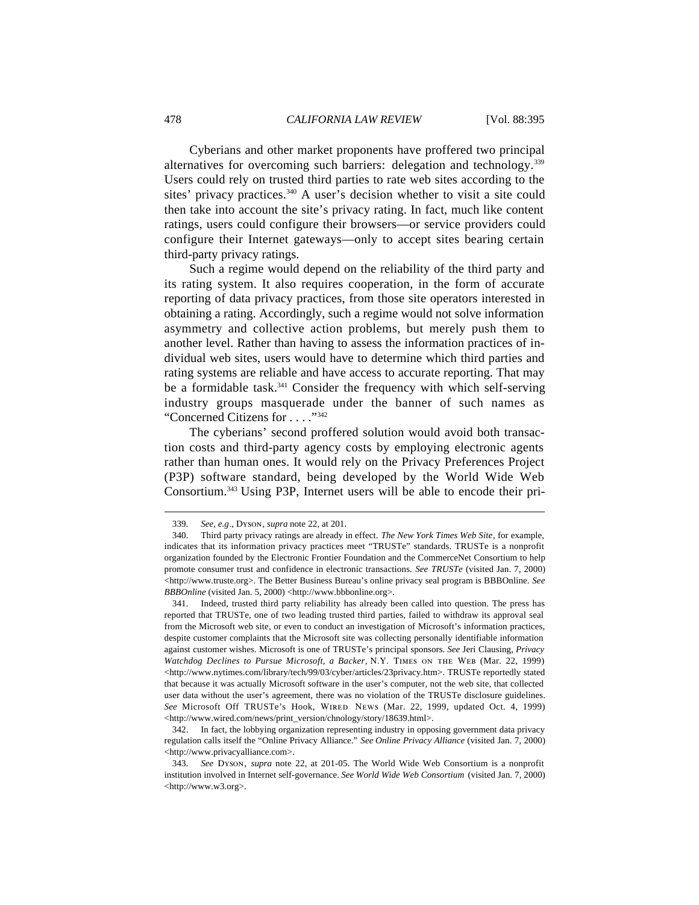Cyberians and other market proponents have proffered two principal alternatives for overcoming such barriers: delegation and technology.[339] Users could rely on trusted third parties to rate web sites according to the sites' privacy practices.[340] A user's decision whether to visit a site could then take into account the site's privacy rating. In fact, much like content ratings, users could configure their browsers—or service providers could configure their Internet gateways—only to accept sites bearing certain third-party privacy ratings.

Such a regime would depend on the reliability of the third party and its rating system. It also requires cooperation, in the form of accurate reporting of data privacy practices, from those site operators interested in obtaining a rating. Accordingly, such a regime would not solve information asymmetry and collective action problems, but merely push them to another level. Rather than having to assess the information practices of individual web sites, users would have to determine which third parties and rating systems are reliable and have access to accurate reporting. That may be a formidable task.[341] Consider the frequency with which self-serving industry groups masquerade under the banner of such names as "Concerned Citizens for . . . ."[342]

The cyberians' second proffered solution would avoid both transaction costs and third-party agency costs by employing electronic agents rather than human ones. It would rely on the Privacy Preferences Project (P3P) software standard, being developed by the World Wide Web Consortium.[343] Using P3P, Internet users will be able to encode their pri-

---

339. *See, e.g.*, Dyson, *supra* note 22, at 201.

340. Third party privacy ratings are already in effect. *The New York Times Web Site*, for example, indicates that its information privacy practices meet "TRUSTe" standards. TRUSTe is a nonprofit organization founded by the Electronic Frontier Foundation and the CommerceNet Consortium to help promote consumer trust and confidence in electronic transactions. *See TRUSTe* (visited Jan. 7, 2000) <http://www.truste.org>. The Better Business Bureau's online privacy seal program is BBBOnline. *See BBBOnline* (visited Jan. 5, 2000) <http://www.bbbonline.org>.

341. Indeed, trusted third party reliability has already been called into question. The press has reported that TRUSTe, one of two leading trusted third parties, failed to withdraw its approval seal from the Microsoft web site, or even to conduct an investigation of Microsoft's information practices, despite customer complaints that the Microsoft site was collecting personally identifiable information against customer wishes. Microsoft is one of TRUSTe's principal sponsors. *See* Jeri Clausing, *Privacy Watchdog Declines to Pursue Microsoft, a Backer*, N.Y. Times on the Web (Mar. 22, 1999) <http://www.nytimes.com/library/tech/99/03/cyber/articles/23privacy.htm>. TRUSTe reportedly stated that because it was actually Microsoft software in the user's computer, not the web site, that collected user data without the user's agreement, there was no violation of the TRUSTe disclosure guidelines. *See* Microsoft Off TRUSTe's Hook, Wired News (Mar. 22, 1999, updated Oct. 4, 1999) <http://www.wired.com/news/print_version/chnology/story/18639.html>.

342. In fact, the lobbying organization representing industry in opposing government data privacy regulation calls itself the "Online Privacy Alliance." *See Online Privacy Alliance* (visited Jan. 7, 2000) <http://www.privacyalliance.com>.

343. *See* Dyson, *supra* note 22, at 201-05. The World Wide Web Consortium is a nonprofit institution involved in Internet self-governance. *See World Wide Web Consortium* (visited Jan. 7, 2000) <http://www.w3.org>.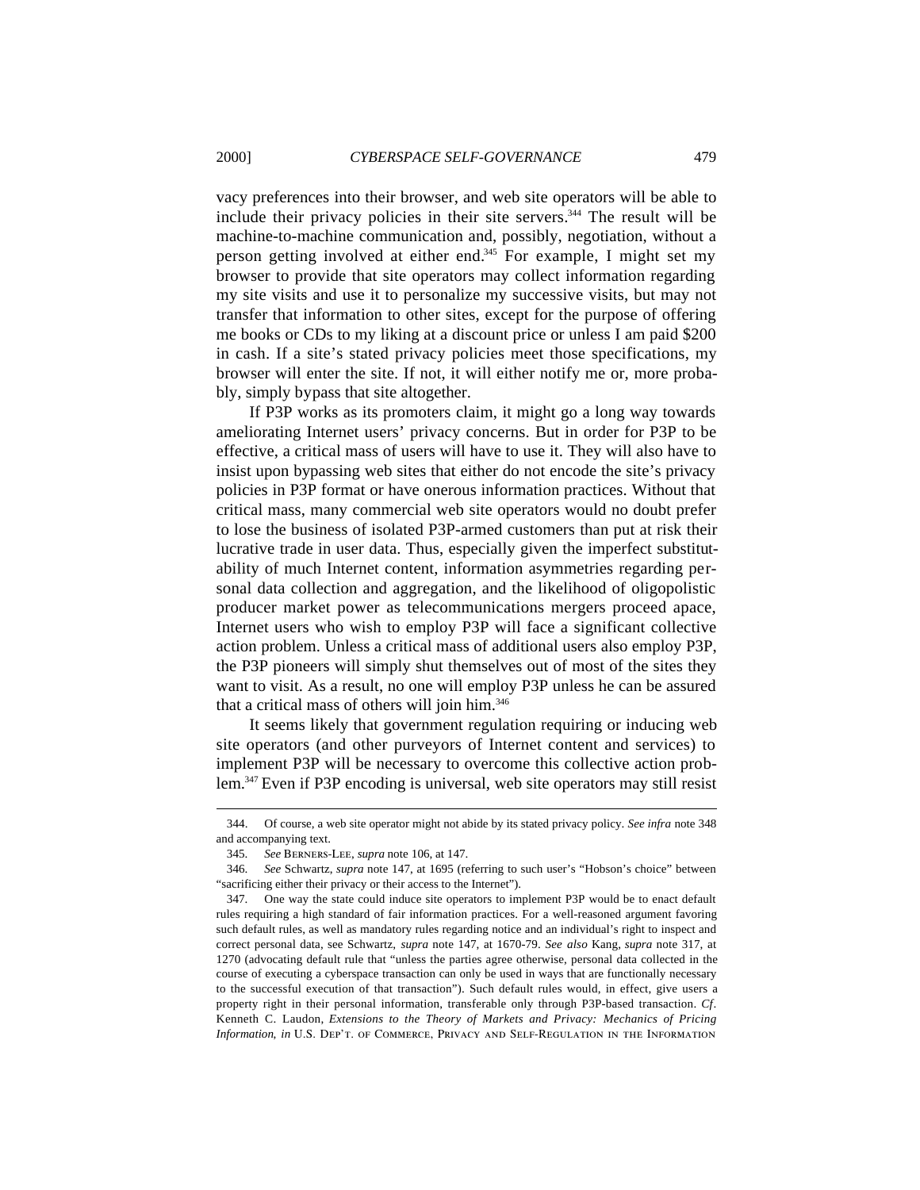vacy preferences into their browser, and web site operators will be able to include their privacy policies in their site servers.[344] The result will be machine-to-machine communication and, possibly, negotiation, without a person getting involved at either end.[345] For example, I might set my browser to provide that site operators may collect information regarding my site visits and use it to personalize my successive visits, but may not transfer that information to other sites, except for the purpose of offering me books or CDs to my liking at a discount price or unless I am paid $200 in cash. If a site's stated privacy policies meet those specifications, my browser will enter the site. If not, it will either notify me or, more probably, simply bypass that site altogether.

If P3P works as its promoters claim, it might go a long way towards ameliorating Internet users' privacy concerns. But in order for P3P to be effective, a critical mass of users will have to use it. They will also have to insist upon bypassing web sites that either do not encode the site's privacy policies in P3P format or have onerous information practices. Without that critical mass, many commercial web site operators would no doubt prefer to lose the business of isolated P3P-armed customers than put at risk their lucrative trade in user data. Thus, especially given the imperfect substitutability of much Internet content, information asymmetries regarding personal data collection and aggregation, and the likelihood of oligopolistic producer market power as telecommunications mergers proceed apace, Internet users who wish to employ P3P will face a significant collective action problem. Unless a critical mass of additional users also employ P3P, the P3P pioneers will simply shut themselves out of most of the sites they want to visit. As a result, no one will employ P3P unless he can be assured that a critical mass of others will join him.[346]

It seems likely that government regulation requiring or inducing web site operators (and other purveyors of Internet content and services) to implement P3P will be necessary to overcome this collective action problem.[347] Even if P3P encoding is universal, web site operators may still resist

---

344. Of course, a web site operator might not abide by its stated privacy policy. *See infra* note 348 and accompanying text.

345. *See* BERNERS-LEE, *supra* note 106, at 147.

346. *See* Schwartz, *supra* note 147, at 1695 (referring to such user's "Hobson's choice" between "sacrificing either their privacy or their access to the Internet").

347. One way the state could induce site operators to implement P3P would be to enact default rules requiring a high standard of fair information practices. For a well-reasoned argument favoring such default rules, as well as mandatory rules regarding notice and an individual's right to inspect and correct personal data, see Schwartz, *supra* note 147, at 1670-79. *See also* Kang, *supra* note 317, at 1270 (advocating default rule that "unless the parties agree otherwise, personal data collected in the course of executing a cyberspace transaction can only be used in ways that are functionally necessary to the successful execution of that transaction"). Such default rules would, in effect, give users a property right in their personal information, transferable only through P3P-based transaction. *Cf*. Kenneth C. Laudon, *Extensions to the Theory of Markets and Privacy: Mechanics of Pricing Information*, *in* U.S. DEP'T. OF COMMERCE, PRIVACY AND SELF-REGULATION IN THE INFORMATION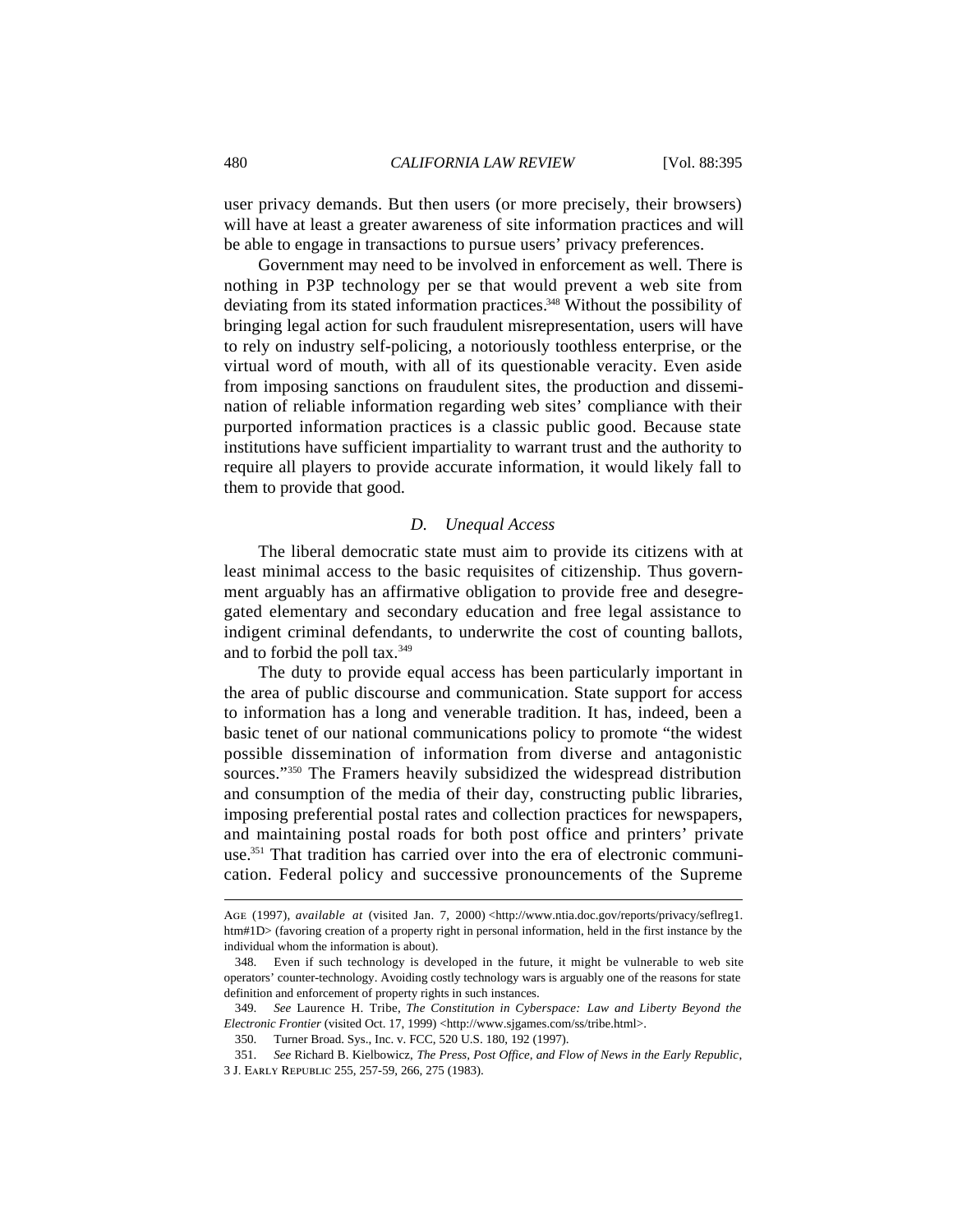user privacy demands. But then users (or more precisely, their browsers) will have at least a greater awareness of site information practices and will be able to engage in transactions to pursue users' privacy preferences.

Government may need to be involved in enforcement as well. There is nothing in P3P technology per se that would prevent a web site from deviating from its stated information practices.[348] Without the possibility of bringing legal action for such fraudulent misrepresentation, users will have to rely on industry self-policing, a notoriously toothless enterprise, or the virtual word of mouth, with all of its questionable veracity. Even aside from imposing sanctions on fraudulent sites, the production and dissemination of reliable information regarding web sites' compliance with their purported information practices is a classic public good. Because state institutions have sufficient impartiality to warrant trust and the authority to require all players to provide accurate information, it would likely fall to them to provide that good.

### *D. Unequal Access*

The liberal democratic state must aim to provide its citizens with at least minimal access to the basic requisites of citizenship. Thus government arguably has an affirmative obligation to provide free and desegregated elementary and secondary education and free legal assistance to indigent criminal defendants, to underwrite the cost of counting ballots, and to forbid the poll tax.[349]

The duty to provide equal access has been particularly important in the area of public discourse and communication. State support for access to information has a long and venerable tradition. It has, indeed, been a basic tenet of our national communications policy to promote "the widest possible dissemination of information from diverse and antagonistic sources."[350] The Framers heavily subsidized the widespread distribution and consumption of the media of their day, constructing public libraries, imposing preferential postal rates and collection practices for newspapers, and maintaining postal roads for both post office and printers' private use.[351] That tradition has carried over into the era of electronic communication. Federal policy and successive pronouncements of the Supreme

---

AGE (1997), *available at* (visited Jan. 7, 2000) <http://www.ntia.doc.gov/reports/privacy/seflreg1.htm#1D> (favoring creation of a property right in personal information, held in the first instance by the individual whom the information is about).

348. Even if such technology is developed in the future, it might be vulnerable to web site operators' counter-technology. Avoiding costly technology wars is arguably one of the reasons for state definition and enforcement of property rights in such instances.

349. *See* Laurence H. Tribe, *The Constitution in Cyberspace: Law and Liberty Beyond the Electronic Frontier* (visited Oct. 17, 1999) <http://www.sjgames.com/ss/tribe.html>.

350. Turner Broad. Sys., Inc. v. FCC, 520 U.S. 180, 192 (1997).

351. *See* Richard B. Kielbowicz, *The Press, Post Office, and Flow of News in the Early Republic*, 3 J. EARLY REPUBLIC 255, 257-59, 266, 275 (1983).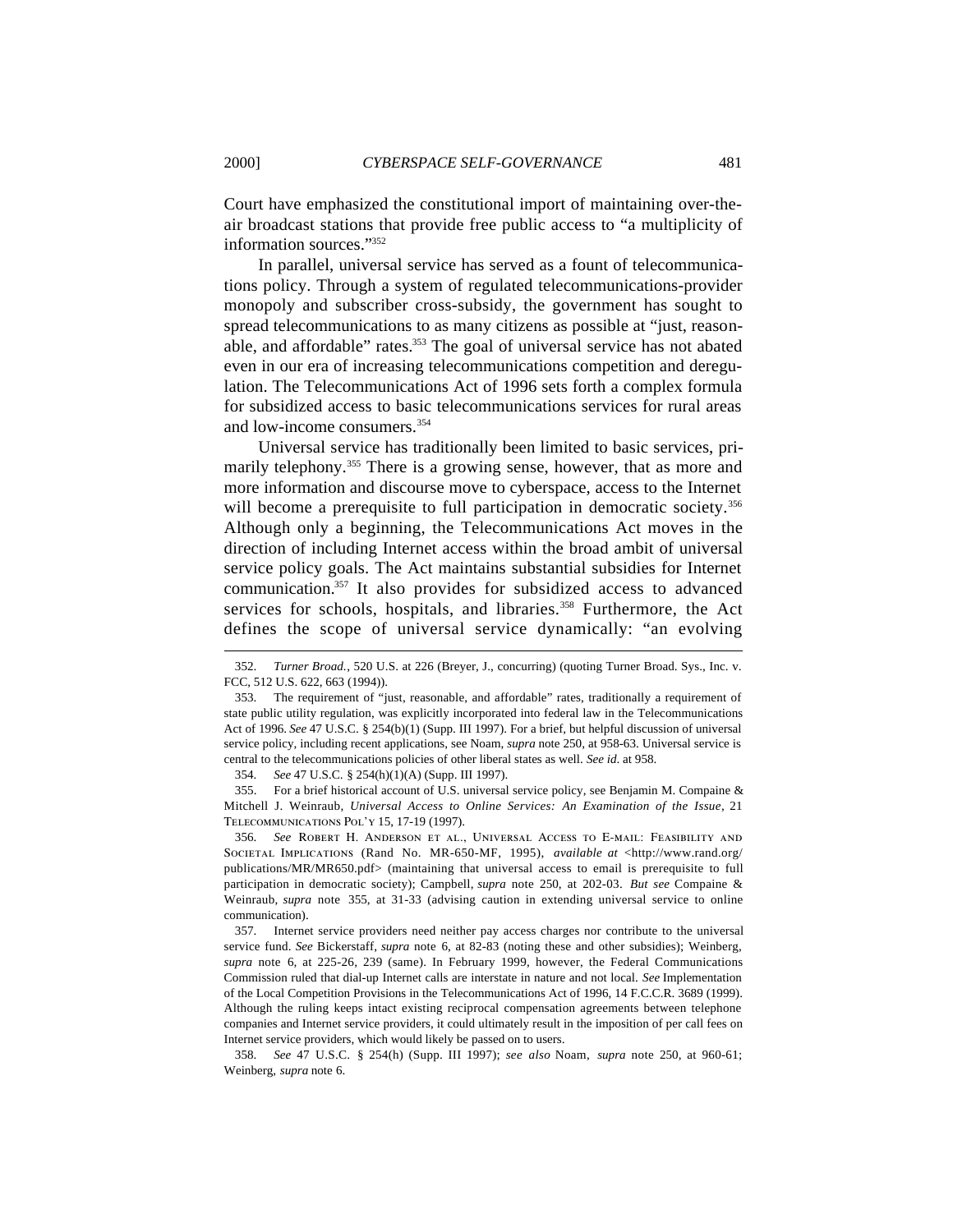Court have emphasized the constitutional import of maintaining over-the-air broadcast stations that provide free public access to "a multiplicity of information sources."[352]

In parallel, universal service has served as a fount of telecommunications policy. Through a system of regulated telecommunications-provider monopoly and subscriber cross-subsidy, the government has sought to spread telecommunications to as many citizens as possible at "just, reasonable, and affordable" rates.[353] The goal of universal service has not abated even in our era of increasing telecommunications competition and deregulation. The Telecommunications Act of 1996 sets forth a complex formula for subsidized access to basic telecommunications services for rural areas and low-income consumers.[354]

Universal service has traditionally been limited to basic services, primarily telephony.[355] There is a growing sense, however, that as more and more information and discourse move to cyberspace, access to the Internet will become a prerequisite to full participation in democratic society.[356] Although only a beginning, the Telecommunications Act moves in the direction of including Internet access within the broad ambit of universal service policy goals. The Act maintains substantial subsidies for Internet communication.[357] It also provides for subsidized access to advanced services for schools, hospitals, and libraries.[358] Furthermore, the Act defines the scope of universal service dynamically: "an evolving

---

352. *Turner Broad.*, 520 U.S. at 226 (Breyer, J., concurring) (quoting Turner Broad. Sys., Inc. v. FCC, 512 U.S. 622, 663 (1994)).

353. The requirement of "just, reasonable, and affordable" rates, traditionally a requirement of state public utility regulation, was explicitly incorporated into federal law in the Telecommunications Act of 1996. *See* 47 U.S.C. § 254(b)(1) (Supp. III 1997). For a brief, but helpful discussion of universal service policy, including recent applications, see Noam, *supra* note 250, at 958-63. Universal service is central to the telecommunications policies of other liberal states as well. *See id.* at 958.

354. *See* 47 U.S.C. § 254(h)(1)(A) (Supp. III 1997).

355. For a brief historical account of U.S. universal service policy, see Benjamin M. Compaine & Mitchell J. Weinraub, *Universal Access to Online Services: An Examination of the Issue*, 21 TELECOMMUNICATIONS POL'Y 15, 17-19 (1997).

356. *See* ROBERT H. ANDERSON ET AL., UNIVERSAL ACCESS TO E-MAIL: FEASIBILITY AND SOCIETAL IMPLICATIONS (Rand No. MR-650-MF, 1995), *available at* <http://www.rand.org/publications/MR/MR650.pdf> (maintaining that universal access to email is prerequisite to full participation in democratic society); Campbell, *supra* note 250, at 202-03. *But see* Compaine & Weinraub, *supra* note 355, at 31-33 (advising caution in extending universal service to online communication).

357. Internet service providers need neither pay access charges nor contribute to the universal service fund. *See* Bickerstaff, *supra* note 6, at 82-83 (noting these and other subsidies); Weinberg, *supra* note 6, at 225-26, 239 (same). In February 1999, however, the Federal Communications Commission ruled that dial-up Internet calls are interstate in nature and not local. *See* Implementation of the Local Competition Provisions in the Telecommunications Act of 1996, 14 F.C.C.R. 3689 (1999). Although the ruling keeps intact existing reciprocal compensation agreements between telephone companies and Internet service providers, it could ultimately result in the imposition of per call fees on Internet service providers, which would likely be passed on to users.

358. *See* 47 U.S.C. § 254(h) (Supp. III 1997); *see also* Noam, *supra* note 250, at 960-61; Weinberg, *supra* note 6.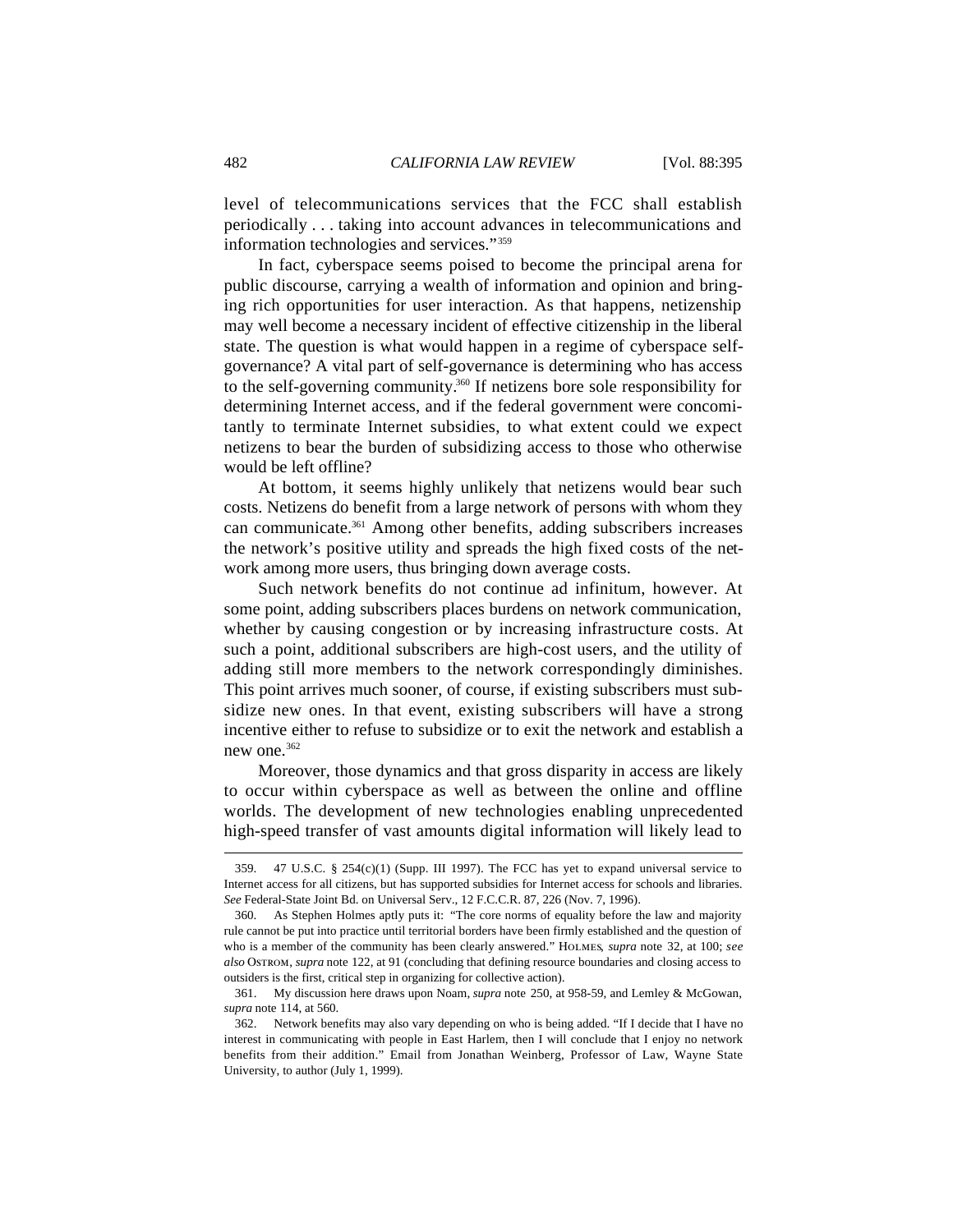level of telecommunications services that the FCC shall establish periodically . . . taking into account advances in telecommunications and information technologies and services."[359]

In fact, cyberspace seems poised to become the principal arena for public discourse, carrying a wealth of information and opinion and bringing rich opportunities for user interaction. As that happens, netizenship may well become a necessary incident of effective citizenship in the liberal state. The question is what would happen in a regime of cyberspace self-governance? A vital part of self-governance is determining who has access to the self-governing community.[360] If netizens bore sole responsibility for determining Internet access, and if the federal government were concomitantly to terminate Internet subsidies, to what extent could we expect netizens to bear the burden of subsidizing access to those who otherwise would be left offline?

At bottom, it seems highly unlikely that netizens would bear such costs. Netizens do benefit from a large network of persons with whom they can communicate.[361] Among other benefits, adding subscribers increases the network's positive utility and spreads the high fixed costs of the network among more users, thus bringing down average costs.

Such network benefits do not continue ad infinitum, however. At some point, adding subscribers places burdens on network communication, whether by causing congestion or by increasing infrastructure costs. At such a point, additional subscribers are high-cost users, and the utility of adding still more members to the network correspondingly diminishes. This point arrives much sooner, of course, if existing subscribers must subsidize new ones. In that event, existing subscribers will have a strong incentive either to refuse to subsidize or to exit the network and establish a new one.[362]

Moreover, those dynamics and that gross disparity in access are likely to occur within cyberspace as well as between the online and offline worlds. The development of new technologies enabling unprecedented high-speed transfer of vast amounts digital information will likely lead to

---

359. 47 U.S.C. § 254(c)(1) (Supp. III 1997). The FCC has yet to expand universal service to Internet access for all citizens, but has supported subsidies for Internet access for schools and libraries. *See* Federal-State Joint Bd. on Universal Serv., 12 F.C.C.R. 87, 226 (Nov. 7, 1996).

360. As Stephen Holmes aptly puts it: "The core norms of equality before the law and majority rule cannot be put into practice until territorial borders have been firmly established and the question of who is a member of the community has been clearly answered." HOLMES, *supra* note 32, at 100; *see also* OSTROM, *supra* note 122, at 91 (concluding that defining resource boundaries and closing access to outsiders is the first, critical step in organizing for collective action).

361. My discussion here draws upon Noam, *supra* note 250, at 958-59, and Lemley & McGowan, *supra* note 114, at 560.

362. Network benefits may also vary depending on who is being added. "If I decide that I have no interest in communicating with people in East Harlem, then I will conclude that I enjoy no network benefits from their addition." Email from Jonathan Weinberg, Professor of Law, Wayne State University, to author (July 1, 1999).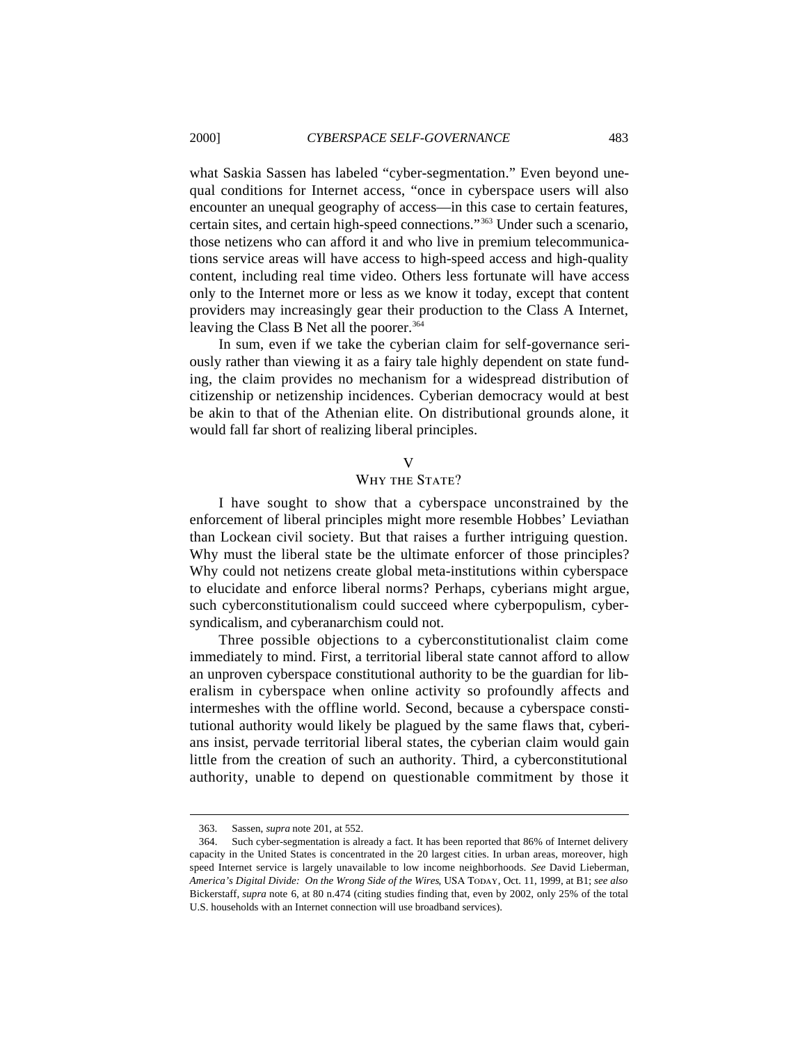what Saskia Sassen has labeled "cyber-segmentation." Even beyond unequal conditions for Internet access, "once in cyberspace users will also encounter an unequal geography of access—in this case to certain features, certain sites, and certain high-speed connections."[363] Under such a scenario, those netizens who can afford it and who live in premium telecommunications service areas will have access to high-speed access and high-quality content, including real time video. Others less fortunate will have access only to the Internet more or less as we know it today, except that content providers may increasingly gear their production to the Class A Internet, leaving the Class B Net all the poorer.[364]

In sum, even if we take the cyberian claim for self-governance seriously rather than viewing it as a fairy tale highly dependent on state funding, the claim provides no mechanism for a widespread distribution of citizenship or netizenship incidences. Cyberian democracy would at best be akin to that of the Athenian elite. On distributional grounds alone, it would fall far short of realizing liberal principles.

## V
## WHY THE STATE?

I have sought to show that a cyberspace unconstrained by the enforcement of liberal principles might more resemble Hobbes' Leviathan than Lockean civil society. But that raises a further intriguing question. Why must the liberal state be the ultimate enforcer of those principles? Why could not netizens create global meta-institutions within cyberspace to elucidate and enforce liberal norms? Perhaps, cyberians might argue, such cyberconstitutionalism could succeed where cyberpopulism, cybersyndicalism, and cyberanarchism could not.

Three possible objections to a cyberconstitutionalist claim come immediately to mind. First, a territorial liberal state cannot afford to allow an unproven cyberspace constitutional authority to be the guardian for liberalism in cyberspace when online activity so profoundly affects and intermeshes with the offline world. Second, because a cyberspace constitutional authority would likely be plagued by the same flaws that, cyberians insist, pervade territorial liberal states, the cyberian claim would gain little from the creation of such an authority. Third, a cyberconstitutional authority, unable to depend on questionable commitment by those it

---

363. Sassen, *supra* note 201, at 552.

364. Such cyber-segmentation is already a fact. It has been reported that 86% of Internet delivery capacity in the United States is concentrated in the 20 largest cities. In urban areas, moreover, high speed Internet service is largely unavailable to low income neighborhoods. *See* David Lieberman, *America's Digital Divide: On the Wrong Side of the Wires*, USA TODAY, Oct. 11, 1999, at B1; *see also* Bickerstaff, *supra* note 6, at 80 n.474 (citing studies finding that, even by 2002, only 25% of the total U.S. households with an Internet connection will use broadband services).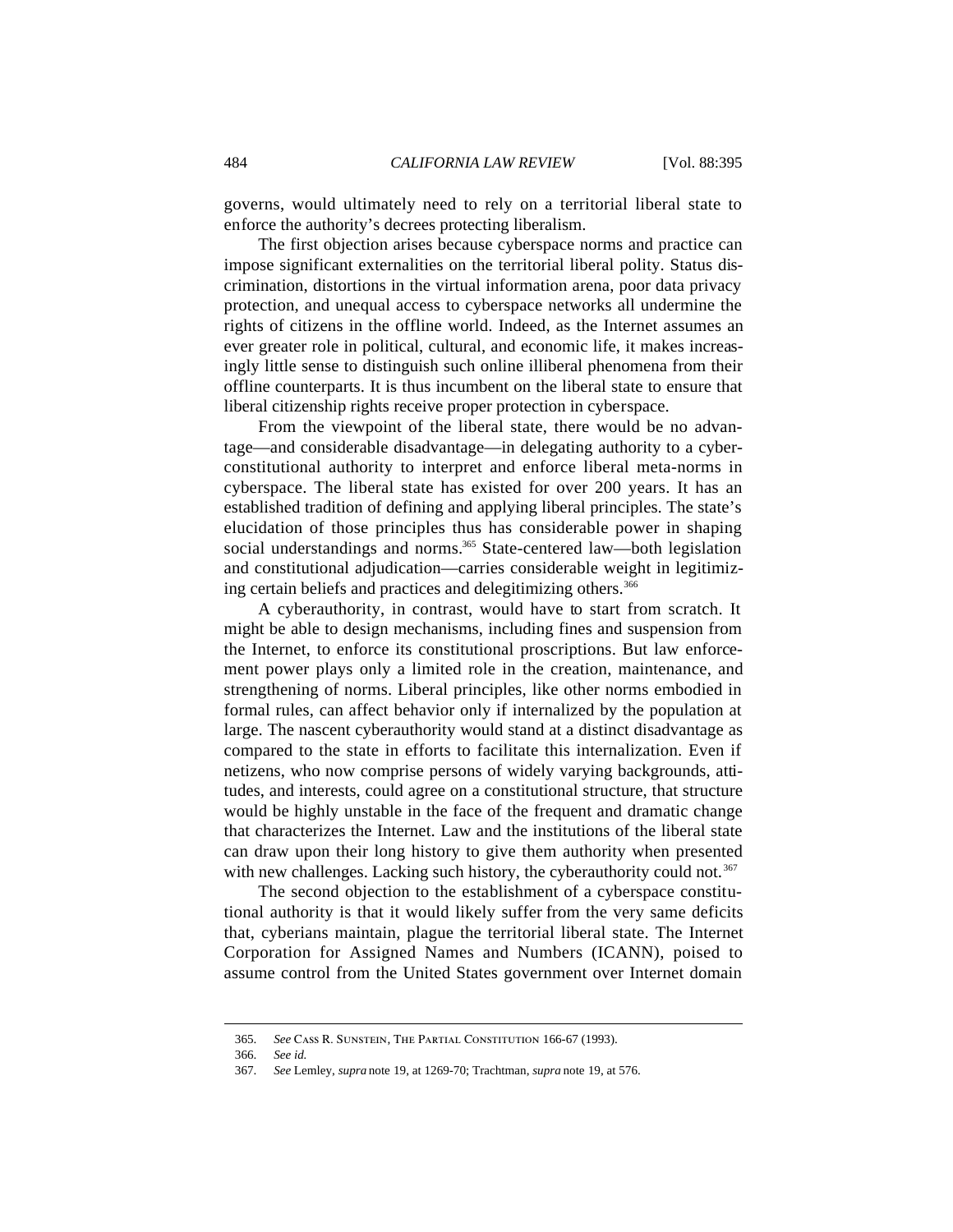governs, would ultimately need to rely on a territorial liberal state to enforce the authority's decrees protecting liberalism.

The first objection arises because cyberspace norms and practice can impose significant externalities on the territorial liberal polity. Status discrimination, distortions in the virtual information arena, poor data privacy protection, and unequal access to cyberspace networks all undermine the rights of citizens in the offline world. Indeed, as the Internet assumes an ever greater role in political, cultural, and economic life, it makes increasingly little sense to distinguish such online illiberal phenomena from their offline counterparts. It is thus incumbent on the liberal state to ensure that liberal citizenship rights receive proper protection in cyberspace.

From the viewpoint of the liberal state, there would be no advantage—and considerable disadvantage—in delegating authority to a cyberconstitutional authority to interpret and enforce liberal meta-norms in cyberspace. The liberal state has existed for over 200 years. It has an established tradition of defining and applying liberal principles. The state's elucidation of those principles thus has considerable power in shaping social understandings and norms.[365] State-centered law—both legislation and constitutional adjudication—carries considerable weight in legitimizing certain beliefs and practices and delegitimizing others.[366]

A cyberauthority, in contrast, would have to start from scratch. It might be able to design mechanisms, including fines and suspension from the Internet, to enforce its constitutional proscriptions. But law enforcement power plays only a limited role in the creation, maintenance, and strengthening of norms. Liberal principles, like other norms embodied in formal rules, can affect behavior only if internalized by the population at large. The nascent cyberauthority would stand at a distinct disadvantage as compared to the state in efforts to facilitate this internalization. Even if netizens, who now comprise persons of widely varying backgrounds, attitudes, and interests, could agree on a constitutional structure, that structure would be highly unstable in the face of the frequent and dramatic change that characterizes the Internet. Law and the institutions of the liberal state can draw upon their long history to give them authority when presented with new challenges. Lacking such history, the cyberauthority could not.[367]

The second objection to the establishment of a cyberspace constitutional authority is that it would likely suffer from the very same deficits that, cyberians maintain, plague the territorial liberal state. The Internet Corporation for Assigned Names and Numbers (ICANN), poised to assume control from the United States government over Internet domain

---

365. *See* Cass R. Sunstein, The Partial Constitution 166-67 (1993).

366. *See id.*

367. *See* Lemley, *supra* note 19, at 1269-70; Trachtman, *supra* note 19, at 576.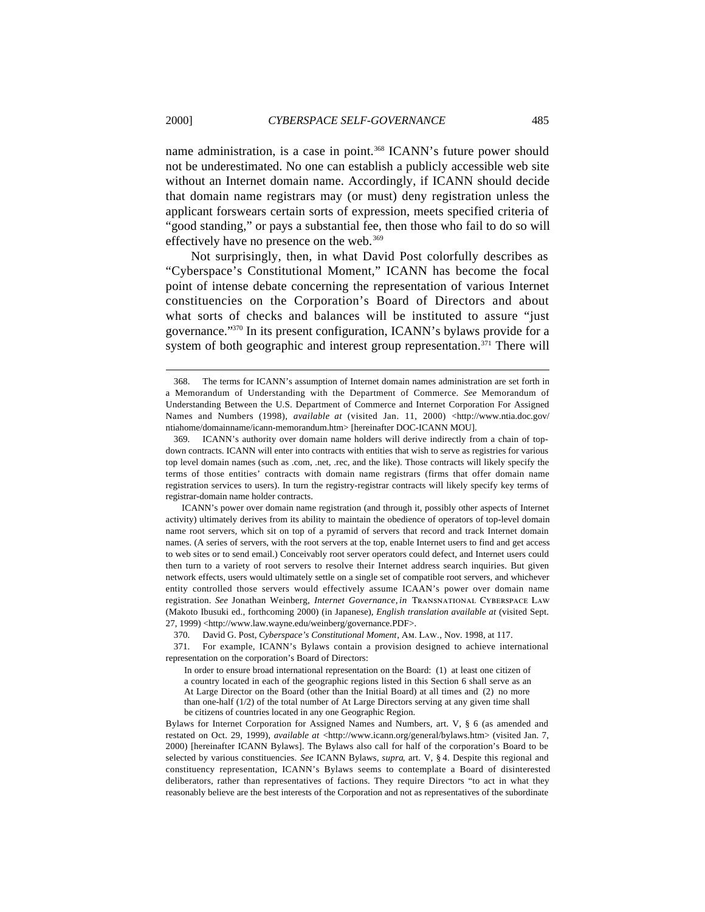name administration, is a case in point.[368] ICANN's future power should not be underestimated. No one can establish a publicly accessible web site without an Internet domain name. Accordingly, if ICANN should decide that domain name registrars may (or must) deny registration unless the applicant forswears certain sorts of expression, meets specified criteria of "good standing," or pays a substantial fee, then those who fail to do so will effectively have no presence on the web.[369]

Not surprisingly, then, in what David Post colorfully describes as "Cyberspace's Constitutional Moment," ICANN has become the focal point of intense debate concerning the representation of various Internet constituencies on the Corporation's Board of Directors and about what sorts of checks and balances will be instituted to assure "just governance."[370] In its present configuration, ICANN's bylaws provide for a system of both geographic and interest group representation.[371] There will

---

368. The terms for ICANN's assumption of Internet domain names administration are set forth in a Memorandum of Understanding with the Department of Commerce. *See* Memorandum of Understanding Between the U.S. Department of Commerce and Internet Corporation For Assigned Names and Numbers (1998), *available at* (visited Jan. 11, 2000) <http://www.ntia.doc.gov/ntiahome/domainname/icann-memorandum.htm> [hereinafter DOC-ICANN MOU].

369. ICANN's authority over domain name holders will derive indirectly from a chain of top-down contracts. ICANN will enter into contracts with entities that wish to serve as registries for various top level domain names (such as .com, .net, .rec, and the like). Those contracts will likely specify the terms of those entities' contracts with domain name registrars (firms that offer domain name registration services to users). In turn the registry-registrar contracts will likely specify key terms of registrar-domain name holder contracts.

ICANN's power over domain name registration (and through it, possibly other aspects of Internet activity) ultimately derives from its ability to maintain the obedience of operators of top-level domain name root servers, which sit on top of a pyramid of servers that record and track Internet domain names. (A series of servers, with the root servers at the top, enable Internet users to find and get access to web sites or to send email.) Conceivably root server operators could defect, and Internet users could then turn to a variety of root servers to resolve their Internet address search inquiries. But given network effects, users would ultimately settle on a single set of compatible root servers, and whichever entity controlled those servers would effectively assume ICAAN's power over domain name registration. *See* Jonathan Weinberg, *Internet Governance*, *in* TRANSNATIONAL CYBERSPACE LAW (Makoto Ibusuki ed., forthcoming 2000) (in Japanese), *English translation available at* (visited Sept. 27, 1999) <http://www.law.wayne.edu/weinberg/governance.PDF>.

370. David G. Post, *Cyberspace's Constitutional Moment*, AM. LAW., Nov. 1998, at 117.

371. For example, ICANN's Bylaws contain a provision designed to achieve international representation on the corporation's Board of Directors:

> In order to ensure broad international representation on the Board: (1) at least one citizen of a country located in each of the geographic regions listed in this Section 6 shall serve as an At Large Director on the Board (other than the Initial Board) at all times and (2) no more than one-half (1/2) of the total number of At Large Directors serving at any given time shall be citizens of countries located in any one Geographic Region.

Bylaws for Internet Corporation for Assigned Names and Numbers, art. V, § 6 (as amended and restated on Oct. 29, 1999), *available at* <http://www.icann.org/general/bylaws.htm> (visited Jan. 7, 2000) [hereinafter ICANN Bylaws]. The Bylaws also call for half of the corporation's Board to be selected by various constituencies. *See* ICANN Bylaws, *supra*, art. V, § 4. Despite this regional and constituency representation, ICANN's Bylaws seems to contemplate a Board of disinterested deliberators, rather than representatives of factions. They require Directors "to act in what they reasonably believe are the best interests of the Corporation and not as representatives of the subordinate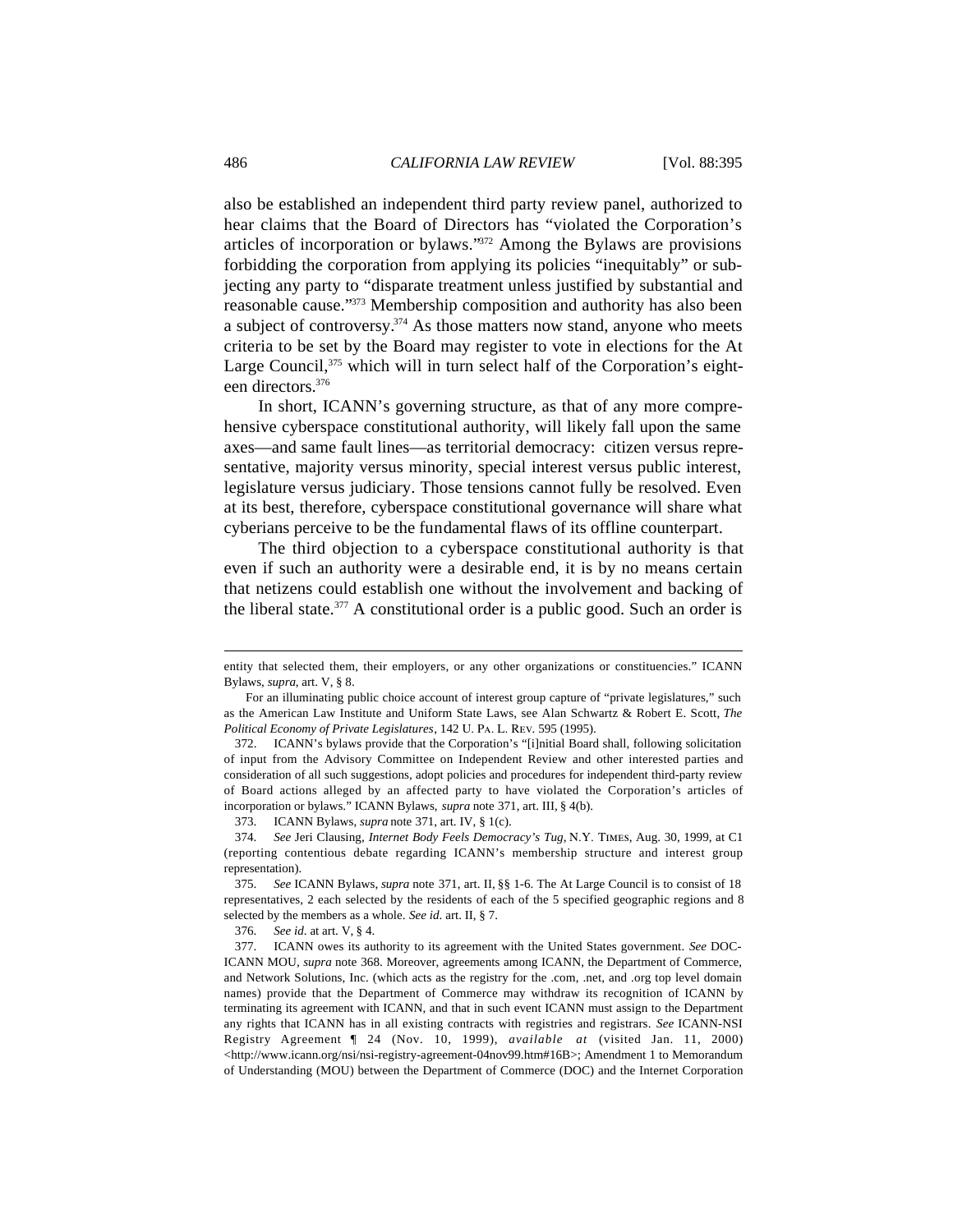also be established an independent third party review panel, authorized to hear claims that the Board of Directors has "violated the Corporation's articles of incorporation or bylaws."[372] Among the Bylaws are provisions forbidding the corporation from applying its policies "inequitably" or subjecting any party to "disparate treatment unless justified by substantial and reasonable cause."[373] Membership composition and authority has also been a subject of controversy.[374] As those matters now stand, anyone who meets criteria to be set by the Board may register to vote in elections for the At Large Council,[375] which will in turn select half of the Corporation's eighteen directors.[376]

In short, ICANN's governing structure, as that of any more comprehensive cyberspace constitutional authority, will likely fall upon the same axes—and same fault lines—as territorial democracy: citizen versus representative, majority versus minority, special interest versus public interest, legislature versus judiciary. Those tensions cannot fully be resolved. Even at its best, therefore, cyberspace constitutional governance will share what cyberians perceive to be the fundamental flaws of its offline counterpart.

The third objection to a cyberspace constitutional authority is that even if such an authority were a desirable end, it is by no means certain that netizens could establish one without the involvement and backing of the liberal state.[377] A constitutional order is a public good. Such an order is

---

entity that selected them, their employers, or any other organizations or constituencies." ICANN Bylaws, *supra*, art. V, § 8.

For an illuminating public choice account of interest group capture of "private legislatures," such as the American Law Institute and Uniform State Laws, see Alan Schwartz & Robert E. Scott, *The Political Economy of Private Legislatures*, 142 U. PA. L. REV. 595 (1995).

372. ICANN's bylaws provide that the Corporation's "[i]nitial Board shall, following solicitation of input from the Advisory Committee on Independent Review and other interested parties and consideration of all such suggestions, adopt policies and procedures for independent third-party review of Board actions alleged by an affected party to have violated the Corporation's articles of incorporation or bylaws." ICANN Bylaws, *supra* note 371, art. III, § 4(b).

373. ICANN Bylaws, *supra* note 371, art. IV, § 1(c).

374. *See* Jeri Clausing, *Internet Body Feels Democracy's Tug*, N.Y. TIMES, Aug. 30, 1999, at C1 (reporting contentious debate regarding ICANN's membership structure and interest group representation).

375. *See* ICANN Bylaws, *supra* note 371, art. II, §§ 1-6. The At Large Council is to consist of 18 representatives, 2 each selected by the residents of each of the 5 specified geographic regions and 8 selected by the members as a whole. *See id.* art. II, § 7.

376. *See id.* at art. V, § 4.

377. ICANN owes its authority to its agreement with the United States government. *See* DOC-ICANN MOU, *supra* note 368. Moreover, agreements among ICANN, the Department of Commerce, and Network Solutions, Inc. (which acts as the registry for the .com, .net, and .org top level domain names) provide that the Department of Commerce may withdraw its recognition of ICANN by terminating its agreement with ICANN, and that in such event ICANN must assign to the Department any rights that ICANN has in all existing contracts with registries and registrars. *See* ICANN-NSI Registry Agreement ¶ 24 (Nov. 10, 1999), *available at* (visited Jan. 11, 2000) <http://www.icann.org/nsi/nsi-registry-agreement-04nov99.htm#16B>; Amendment 1 to Memorandum of Understanding (MOU) between the Department of Commerce (DOC) and the Internet Corporation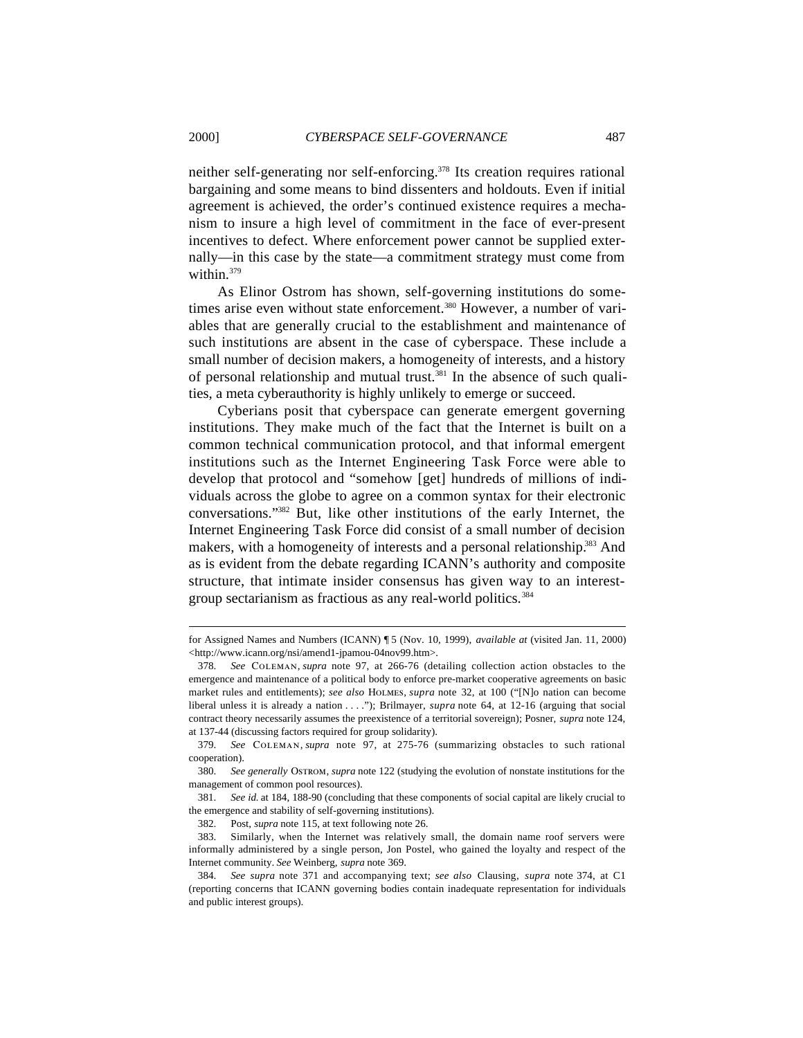neither self-generating nor self-enforcing.[378] Its creation requires rational bargaining and some means to bind dissenters and holdouts. Even if initial agreement is achieved, the order's continued existence requires a mechanism to insure a high level of commitment in the face of ever-present incentives to defect. Where enforcement power cannot be supplied externally—in this case by the state—a commitment strategy must come from within.[379]

As Elinor Ostrom has shown, self-governing institutions do sometimes arise even without state enforcement.[380] However, a number of variables that are generally crucial to the establishment and maintenance of such institutions are absent in the case of cyberspace. These include a small number of decision makers, a homogeneity of interests, and a history of personal relationship and mutual trust.[381] In the absence of such qualities, a meta cyberauthority is highly unlikely to emerge or succeed.

Cyberians posit that cyberspace can generate emergent governing institutions. They make much of the fact that the Internet is built on a common technical communication protocol, and that informal emergent institutions such as the Internet Engineering Task Force were able to develop that protocol and "somehow [get] hundreds of millions of individuals across the globe to agree on a common syntax for their electronic conversations."[382] But, like other institutions of the early Internet, the Internet Engineering Task Force did consist of a small number of decision makers, with a homogeneity of interests and a personal relationship.[383] And as is evident from the debate regarding ICANN's authority and composite structure, that intimate insider consensus has given way to an interest-group sectarianism as fractious as any real-world politics.[384]

---

for Assigned Names and Numbers (ICANN) ¶ 5 (Nov. 10, 1999), *available at* (visited Jan. 11, 2000) <http://www.icann.org/nsi/amend1-jpamou-04nov99.htm>.

378. *See* COLEMAN, *supra* note 97, at 266-76 (detailing collection action obstacles to the emergence and maintenance of a political body to enforce pre-market cooperative agreements on basic market rules and entitlements); *see also* HOLMES, *supra* note 32, at 100 ("[N]o nation can become liberal unless it is already a nation . . . ."); Brilmayer, *supra* note 64, at 12-16 (arguing that social contract theory necessarily assumes the preexistence of a territorial sovereign); Posner, *supra* note 124, at 137-44 (discussing factors required for group solidarity).

379. *See* COLEMAN, *supra* note 97, at 275-76 (summarizing obstacles to such rational cooperation).

380. *See generally* OSTROM, *supra* note 122 (studying the evolution of nonstate institutions for the management of common pool resources).

381. *See id.* at 184, 188-90 (concluding that these components of social capital are likely crucial to the emergence and stability of self-governing institutions).

382. Post, *supra* note 115, at text following note 26.

383. Similarly, when the Internet was relatively small, the domain name roof servers were informally administered by a single person, Jon Postel, who gained the loyalty and respect of the Internet community. *See* Weinberg, *supra* note 369.

384. *See supra* note 371 and accompanying text; *see also* Clausing, *supra* note 374, at C1 (reporting concerns that ICANN governing bodies contain inadequate representation for individuals and public interest groups).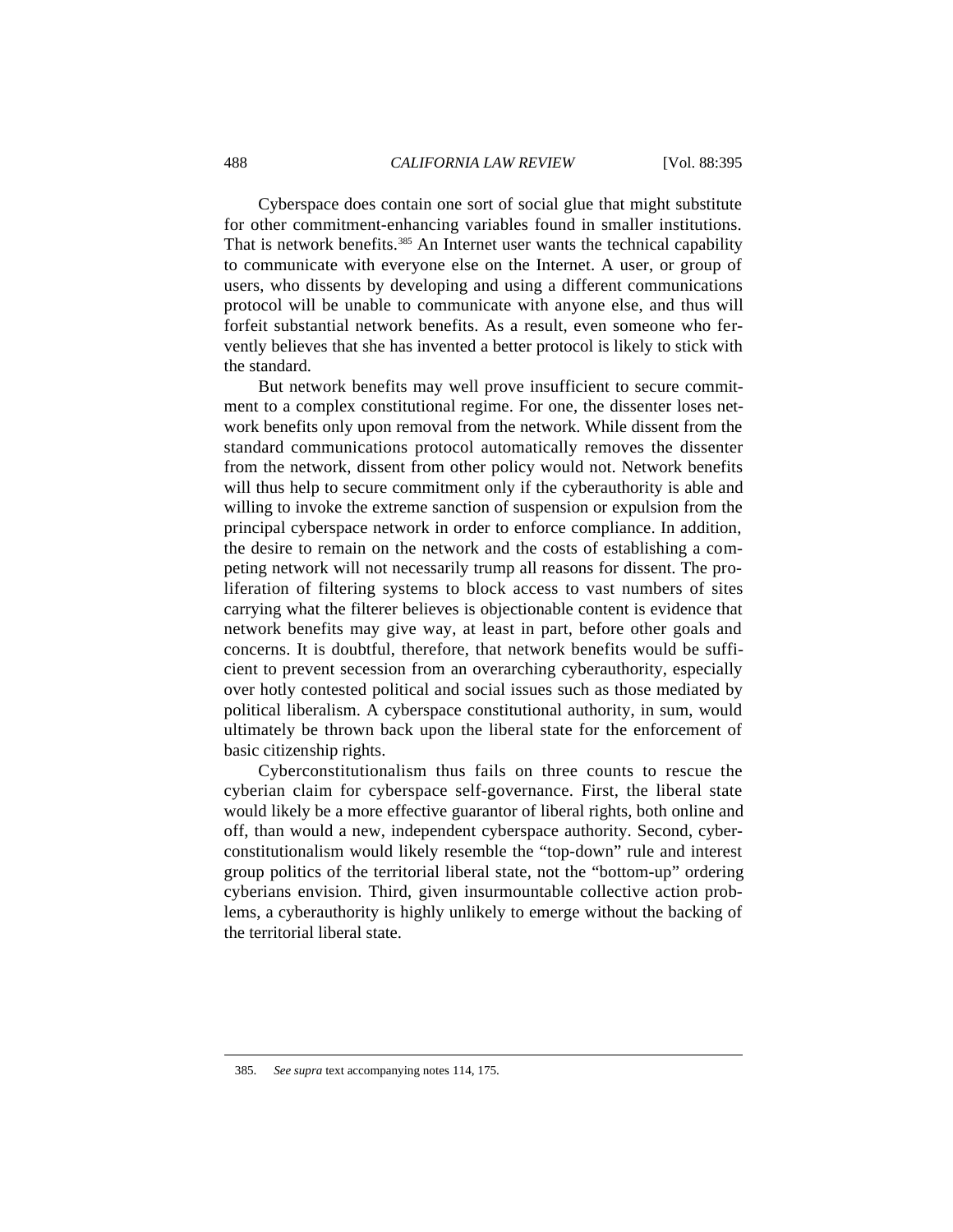Cyberspace does contain one sort of social glue that might substitute for other commitment-enhancing variables found in smaller institutions. That is network benefits.[385] An Internet user wants the technical capability to communicate with everyone else on the Internet. A user, or group of users, who dissents by developing and using a different communications protocol will be unable to communicate with anyone else, and thus will forfeit substantial network benefits. As a result, even someone who fervently believes that she has invented a better protocol is likely to stick with the standard.

But network benefits may well prove insufficient to secure commitment to a complex constitutional regime. For one, the dissenter loses network benefits only upon removal from the network. While dissent from the standard communications protocol automatically removes the dissenter from the network, dissent from other policy would not. Network benefits will thus help to secure commitment only if the cyberauthority is able and willing to invoke the extreme sanction of suspension or expulsion from the principal cyberspace network in order to enforce compliance. In addition, the desire to remain on the network and the costs of establishing a competing network will not necessarily trump all reasons for dissent. The proliferation of filtering systems to block access to vast numbers of sites carrying what the filterer believes is objectionable content is evidence that network benefits may give way, at least in part, before other goals and concerns. It is doubtful, therefore, that network benefits would be sufficient to prevent secession from an overarching cyberauthority, especially over hotly contested political and social issues such as those mediated by political liberalism. A cyberspace constitutional authority, in sum, would ultimately be thrown back upon the liberal state for the enforcement of basic citizenship rights.

Cyberconstitutionalism thus fails on three counts to rescue the cyberian claim for cyberspace self-governance. First, the liberal state would likely be a more effective guarantor of liberal rights, both online and off, than would a new, independent cyberspace authority. Second, cyberconstitutionalism would likely resemble the "top-down" rule and interest group politics of the territorial liberal state, not the "bottom-up" ordering cyberians envision. Third, given insurmountable collective action problems, a cyberauthority is highly unlikely to emerge without the backing of the territorial liberal state.

---

385. *See supra* text accompanying notes 114, 175.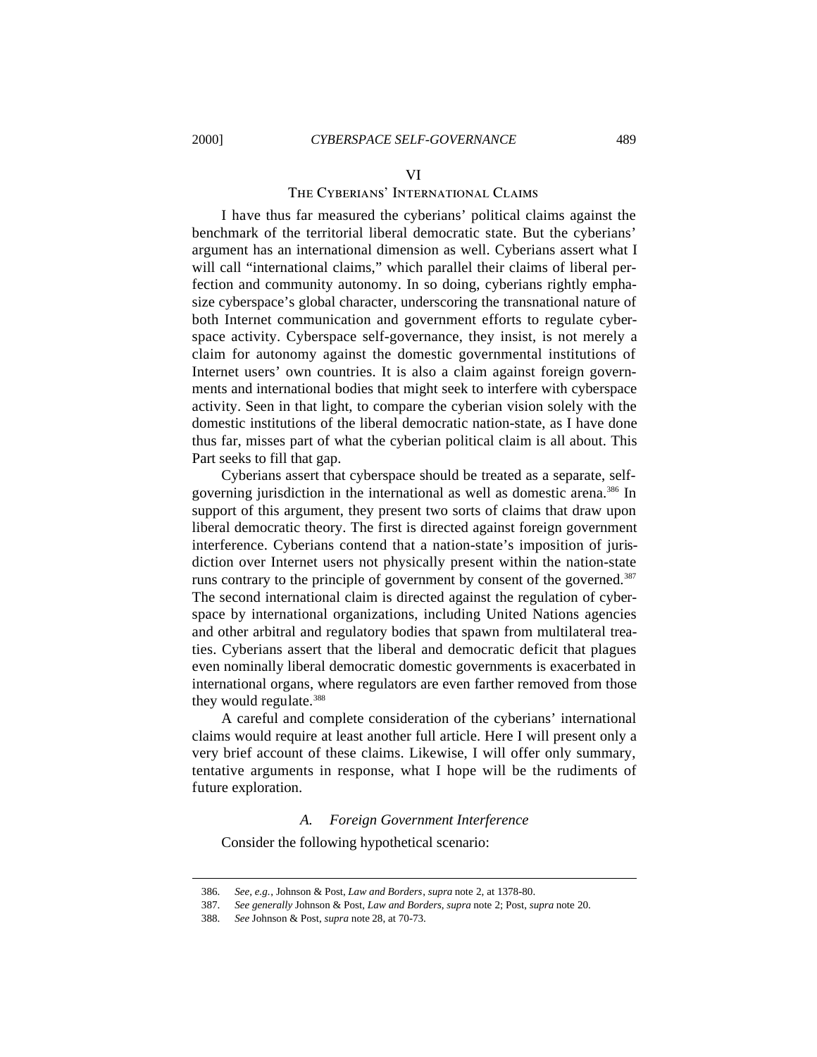## VI

## The Cyberians' International Claims

I have thus far measured the cyberians' political claims against the benchmark of the territorial liberal democratic state. But the cyberians' argument has an international dimension as well. Cyberians assert what I will call "international claims," which parallel their claims of liberal perfection and community autonomy. In so doing, cyberians rightly emphasize cyberspace's global character, underscoring the transnational nature of both Internet communication and government efforts to regulate cyberspace activity. Cyberspace self-governance, they insist, is not merely a claim for autonomy against the domestic governmental institutions of Internet users' own countries. It is also a claim against foreign governments and international bodies that might seek to interfere with cyberspace activity. Seen in that light, to compare the cyberian vision solely with the domestic institutions of the liberal democratic nation-state, as I have done thus far, misses part of what the cyberian political claim is all about. This Part seeks to fill that gap.

Cyberians assert that cyberspace should be treated as a separate, self-governing jurisdiction in the international as well as domestic arena.[386] In support of this argument, they present two sorts of claims that draw upon liberal democratic theory. The first is directed against foreign government interference. Cyberians contend that a nation-state's imposition of jurisdiction over Internet users not physically present within the nation-state runs contrary to the principle of government by consent of the governed.[387] The second international claim is directed against the regulation of cyberspace by international organizations, including United Nations agencies and other arbitral and regulatory bodies that spawn from multilateral treaties. Cyberians assert that the liberal and democratic deficit that plagues even nominally liberal democratic domestic governments is exacerbated in international organs, where regulators are even farther removed from those they would regulate.[388]

A careful and complete consideration of the cyberians' international claims would require at least another full article. Here I will present only a very brief account of these claims. Likewise, I will offer only summary, tentative arguments in response, what I hope will be the rudiments of future exploration.

### *A. Foreign Government Interference*

Consider the following hypothetical scenario:

---

386. *See, e.g.*, Johnson & Post, *Law and Borders*, *supra* note 2, at 1378-80.

387. *See generally* Johnson & Post, *Law and Borders*, *supra* note 2; Post, *supra* note 20.

388. *See* Johnson & Post, *supra* note 28, at 70-73.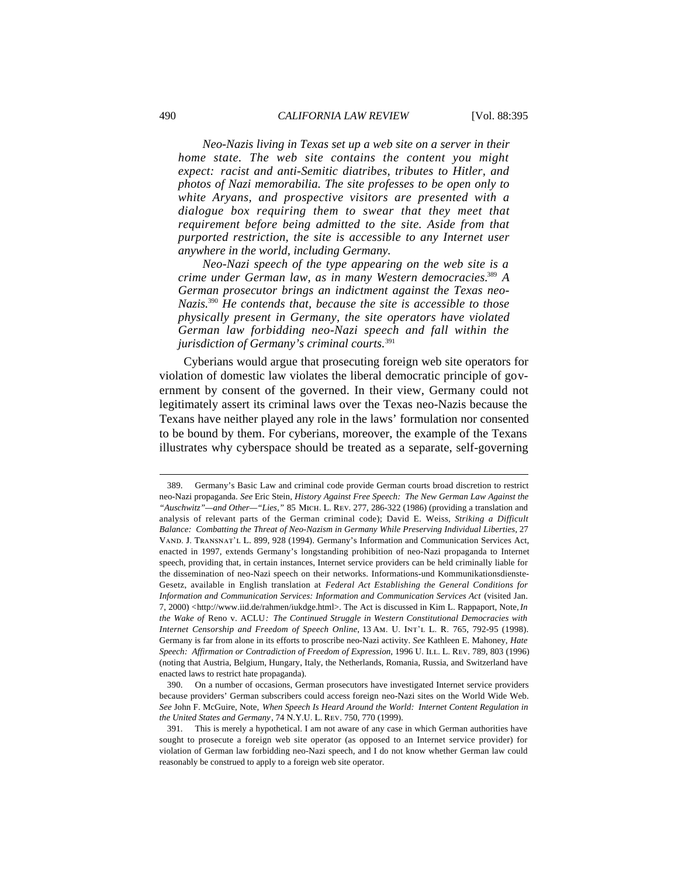*Neo-Nazis living in Texas set up a web site on a server in their home state. The web site contains the content you might expect: racist and anti-Semitic diatribes, tributes to Hitler, and photos of Nazi memorabilia. The site professes to be open only to white Aryans, and prospective visitors are presented with a dialogue box requiring them to swear that they meet that requirement before being admitted to the site. Aside from that purported restriction, the site is accessible to any Internet user anywhere in the world, including Germany.*

*Neo-Nazi speech of the type appearing on the web site is a crime under German law, as in many Western democracies.*[389] *A German prosecutor brings an indictment against the Texas neo-Nazis.*[390] *He contends that, because the site is accessible to those physically present in Germany, the site operators have violated German law forbidding neo-Nazi speech and fall within the jurisdiction of Germany's criminal courts.*[391]

Cyberians would argue that prosecuting foreign web site operators for violation of domestic law violates the liberal democratic principle of government by consent of the governed. In their view, Germany could not legitimately assert its criminal laws over the Texas neo-Nazis because the Texans have neither played any role in the laws' formulation nor consented to be bound by them. For cyberians, moreover, the example of the Texans illustrates why cyberspace should be treated as a separate, self-governing

---

389. Germany's Basic Law and criminal code provide German courts broad discretion to restrict neo-Nazi propaganda. *See* Eric Stein, *History Against Free Speech: The New German Law Against the "Auschwitz"—and Other—"Lies,"* 85 MICH. L. REV. 277, 286-322 (1986) (providing a translation and analysis of relevant parts of the German criminal code); David E. Weiss, *Striking a Difficult Balance: Combatting the Threat of Neo-Nazism in Germany While Preserving Individual Liberties*, 27 VAND. J. TRANSNAT'L L. 899, 928 (1994). Germany's Information and Communication Services Act, enacted in 1997, extends Germany's longstanding prohibition of neo-Nazi propaganda to Internet speech, providing that, in certain instances, Internet service providers can be held criminally liable for the dissemination of neo-Nazi speech on their networks. Informations-und Kommunikationsdienste-Gesetz, available in English translation at *Federal Act Establishing the General Conditions for Information and Communication Services: Information and Communication Services Act* (visited Jan. 7, 2000) <http://www.iid.de/rahmen/iukdge.html>. The Act is discussed in Kim L. Rappaport, Note, *In the Wake of* Reno v. ACLU*: The Continued Struggle in Western Constitutional Democracies with Internet Censorship and Freedom of Speech Online*, 13 AM. U. INT'L L. R. 765, 792-95 (1998). Germany is far from alone in its efforts to proscribe neo-Nazi activity. *See* Kathleen E. Mahoney, *Hate Speech: Affirmation or Contradiction of Freedom of Expression*, 1996 U. ILL. L. REV. 789, 803 (1996) (noting that Austria, Belgium, Hungary, Italy, the Netherlands, Romania, Russia, and Switzerland have enacted laws to restrict hate propaganda).

390. On a number of occasions, German prosecutors have investigated Internet service providers because providers' German subscribers could access foreign neo-Nazi sites on the World Wide Web. *See* John F. McGuire, Note, *When Speech Is Heard Around the World: Internet Content Regulation in the United States and Germany*, 74 N.Y.U. L. REV. 750, 770 (1999).

391. This is merely a hypothetical. I am not aware of any case in which German authorities have sought to prosecute a foreign web site operator (as opposed to an Internet service provider) for violation of German law forbidding neo-Nazi speech, and I do not know whether German law could reasonably be construed to apply to a foreign web site operator.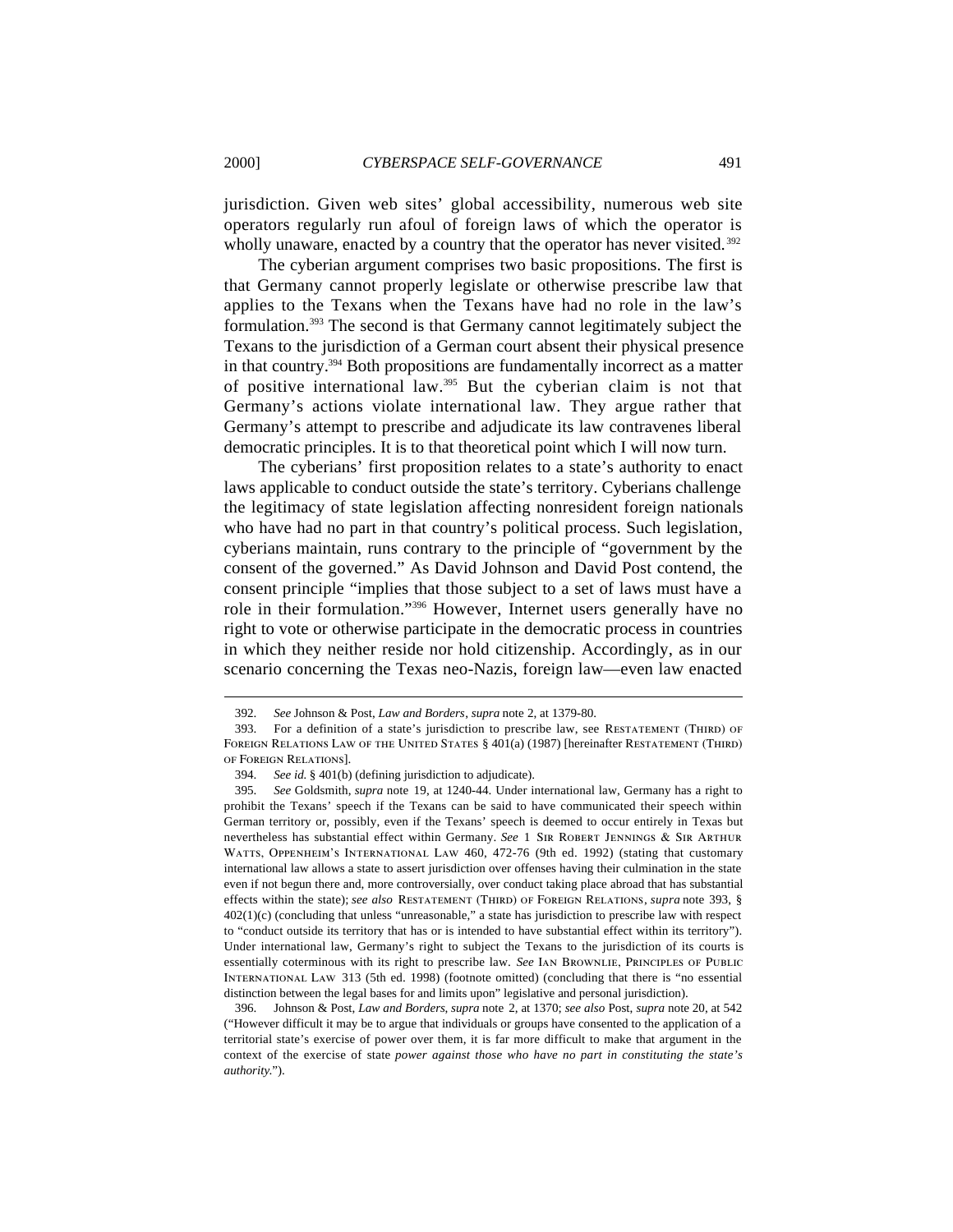jurisdiction. Given web sites' global accessibility, numerous web site operators regularly run afoul of foreign laws of which the operator is wholly unaware, enacted by a country that the operator has never visited.[392]

The cyberian argument comprises two basic propositions. The first is that Germany cannot properly legislate or otherwise prescribe law that applies to the Texans when the Texans have had no role in the law's formulation.[393] The second is that Germany cannot legitimately subject the Texans to the jurisdiction of a German court absent their physical presence in that country.[394] Both propositions are fundamentally incorrect as a matter of positive international law.[395] But the cyberian claim is not that Germany's actions violate international law. They argue rather that Germany's attempt to prescribe and adjudicate its law contravenes liberal democratic principles. It is to that theoretical point which I will now turn.

The cyberians' first proposition relates to a state's authority to enact laws applicable to conduct outside the state's territory. Cyberians challenge the legitimacy of state legislation affecting nonresident foreign nationals who have had no part in that country's political process. Such legislation, cyberians maintain, runs contrary to the principle of "government by the consent of the governed." As David Johnson and David Post contend, the consent principle "implies that those subject to a set of laws must have a role in their formulation."[396] However, Internet users generally have no right to vote or otherwise participate in the democratic process in countries in which they neither reside nor hold citizenship. Accordingly, as in our scenario concerning the Texas neo-Nazis, foreign law—even law enacted

---

392. *See* Johnson & Post, *Law and Borders*, *supra* note 2, at 1379-80.

393. For a definition of a state's jurisdiction to prescribe law, see RESTATEMENT (THIRD) OF FOREIGN RELATIONS LAW OF THE UNITED STATES § 401(a) (1987) [hereinafter RESTATEMENT (THIRD) OF FOREIGN RELATIONS].

394. *See id.* § 401(b) (defining jurisdiction to adjudicate).

395. *See* Goldsmith, *supra* note 19, at 1240-44. Under international law, Germany has a right to prohibit the Texans' speech if the Texans can be said to have communicated their speech within German territory or, possibly, even if the Texans' speech is deemed to occur entirely in Texas but nevertheless has substantial effect within Germany. *See* 1 SIR ROBERT JENNINGS & SIR ARTHUR WATTS, OPPENHEIM'S INTERNATIONAL LAW 460, 472-76 (9th ed. 1992) (stating that customary international law allows a state to assert jurisdiction over offenses having their culmination in the state even if not begun there and, more controversially, over conduct taking place abroad that has substantial effects within the state); *see also* RESTATEMENT (THIRD) OF FOREIGN RELATIONS, *supra* note 393, § 402(1)(c) (concluding that unless "unreasonable," a state has jurisdiction to prescribe law with respect to "conduct outside its territory that has or is intended to have substantial effect within its territory"). Under international law, Germany's right to subject the Texans to the jurisdiction of its courts is essentially coterminous with its right to prescribe law. *See* IAN BROWNLIE, PRINCIPLES OF PUBLIC INTERNATIONAL LAW 313 (5th ed. 1998) (footnote omitted) (concluding that there is "no essential distinction between the legal bases for and limits upon" legislative and personal jurisdiction).

396. Johnson & Post, *Law and Borders*, *supra* note 2, at 1370; *see also* Post, *supra* note 20, at 542 ("However difficult it may be to argue that individuals or groups have consented to the application of a territorial state's exercise of power over them, it is far more difficult to make that argument in the context of the exercise of state *power against those who have no part in constituting the state's authority.*").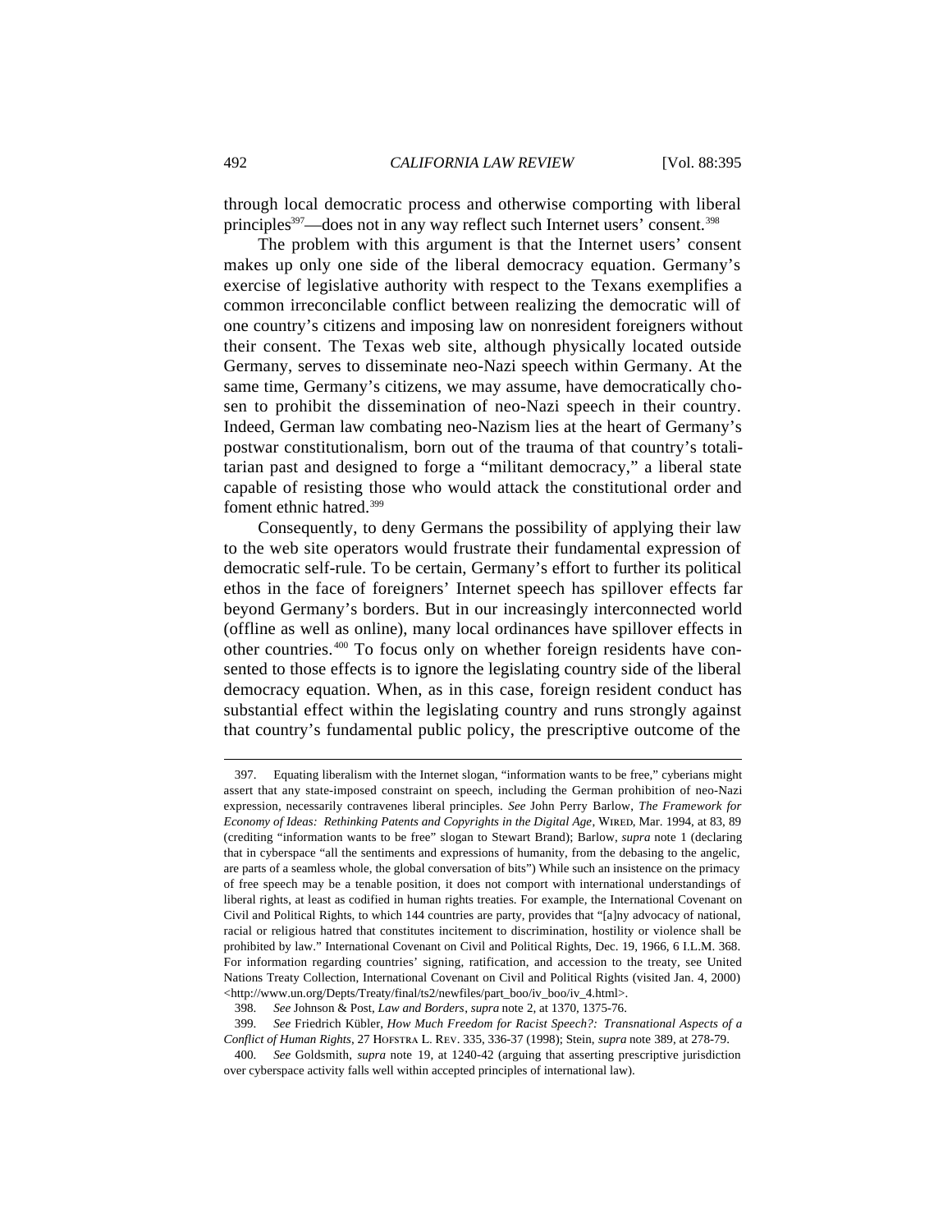through local democratic process and otherwise comporting with liberal principles[397]—does not in any way reflect such Internet users' consent.[398]

The problem with this argument is that the Internet users' consent makes up only one side of the liberal democracy equation. Germany's exercise of legislative authority with respect to the Texans exemplifies a common irreconcilable conflict between realizing the democratic will of one country's citizens and imposing law on nonresident foreigners without their consent. The Texas web site, although physically located outside Germany, serves to disseminate neo-Nazi speech within Germany. At the same time, Germany's citizens, we may assume, have democratically chosen to prohibit the dissemination of neo-Nazi speech in their country. Indeed, German law combating neo-Nazism lies at the heart of Germany's postwar constitutionalism, born out of the trauma of that country's totalitarian past and designed to forge a "militant democracy," a liberal state capable of resisting those who would attack the constitutional order and foment ethnic hatred.[399]

Consequently, to deny Germans the possibility of applying their law to the web site operators would frustrate their fundamental expression of democratic self-rule. To be certain, Germany's effort to further its political ethos in the face of foreigners' Internet speech has spillover effects far beyond Germany's borders. But in our increasingly interconnected world (offline as well as online), many local ordinances have spillover effects in other countries.[400] To focus only on whether foreign residents have consented to those effects is to ignore the legislating country side of the liberal democracy equation. When, as in this case, foreign resident conduct has substantial effect within the legislating country and runs strongly against that country's fundamental public policy, the prescriptive outcome of the

---

397. Equating liberalism with the Internet slogan, "information wants to be free," cyberians might assert that any state-imposed constraint on speech, including the German prohibition of neo-Nazi expression, necessarily contravenes liberal principles. *See* John Perry Barlow, *The Framework for Economy of Ideas: Rethinking Patents and Copyrights in the Digital Age*, WIRED, Mar. 1994, at 83, 89 (crediting "information wants to be free" slogan to Stewart Brand); Barlow, *supra* note 1 (declaring that in cyberspace "all the sentiments and expressions of humanity, from the debasing to the angelic, are parts of a seamless whole, the global conversation of bits") While such an insistence on the primacy of free speech may be a tenable position, it does not comport with international understandings of liberal rights, at least as codified in human rights treaties. For example, the International Covenant on Civil and Political Rights, to which 144 countries are party, provides that "[a]ny advocacy of national, racial or religious hatred that constitutes incitement to discrimination, hostility or violence shall be prohibited by law." International Covenant on Civil and Political Rights, Dec. 19, 1966, 6 I.L.M. 368. For information regarding countries' signing, ratification, and accession to the treaty, see United Nations Treaty Collection, International Covenant on Civil and Political Rights (visited Jan. 4, 2000) <http://www.un.org/Depts/Treaty/final/ts2/newfiles/part_boo/iv_boo/iv_4.html>.

398. *See* Johnson & Post, *Law and Borders*, *supra* note 2, at 1370, 1375-76.

399. *See* Friedrich Kübler, *How Much Freedom for Racist Speech?: Transnational Aspects of a Conflict of Human Rights*, 27 HOFSTRA L. REV. 335, 336-37 (1998); Stein, *supra* note 389, at 278-79.

400. *See* Goldsmith, *supra* note 19, at 1240-42 (arguing that asserting prescriptive jurisdiction over cyberspace activity falls well within accepted principles of international law).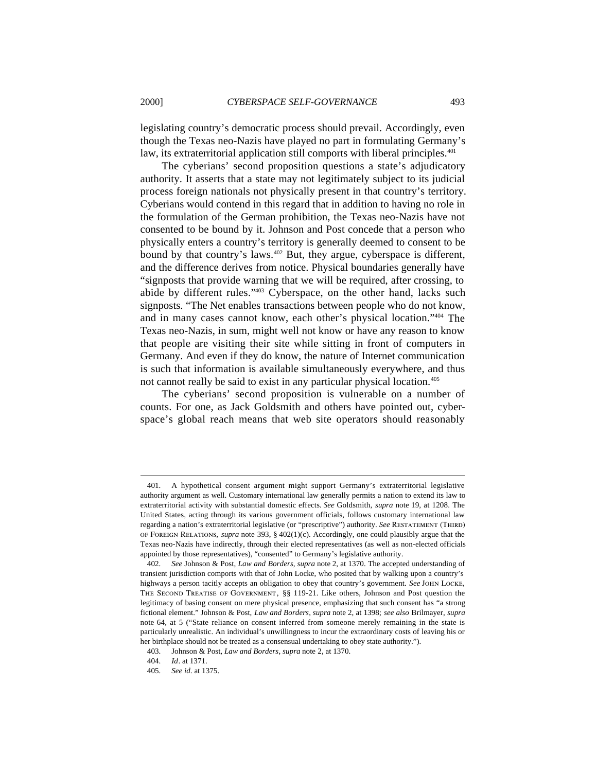legislating country's democratic process should prevail. Accordingly, even though the Texas neo-Nazis have played no part in formulating Germany's law, its extraterritorial application still comports with liberal principles.[401]

The cyberians' second proposition questions a state's adjudicatory authority. It asserts that a state may not legitimately subject to its judicial process foreign nationals not physically present in that country's territory. Cyberians would contend in this regard that in addition to having no role in the formulation of the German prohibition, the Texas neo-Nazis have not consented to be bound by it. Johnson and Post concede that a person who physically enters a country's territory is generally deemed to consent to be bound by that country's laws.[402] But, they argue, cyberspace is different, and the difference derives from notice. Physical boundaries generally have "signposts that provide warning that we will be required, after crossing, to abide by different rules."[403] Cyberspace, on the other hand, lacks such signposts. "The Net enables transactions between people who do not know, and in many cases cannot know, each other's physical location."[404] The Texas neo-Nazis, in sum, might well not know or have any reason to know that people are visiting their site while sitting in front of computers in Germany. And even if they do know, the nature of Internet communication is such that information is available simultaneously everywhere, and thus not cannot really be said to exist in any particular physical location.[405]

The cyberians' second proposition is vulnerable on a number of counts. For one, as Jack Goldsmith and others have pointed out, cyberspace's global reach means that web site operators should reasonably

---

401. A hypothetical consent argument might support Germany's extraterritorial legislative authority argument as well. Customary international law generally permits a nation to extend its law to extraterritorial activity with substantial domestic effects. *See* Goldsmith, *supra* note 19, at 1208. The United States, acting through its various government officials, follows customary international law regarding a nation's extraterritorial legislative (or "prescriptive") authority. *See* RESTATEMENT (THIRD) OF FOREIGN RELATIONS, *supra* note 393, § 402(1)(c). Accordingly, one could plausibly argue that the Texas neo-Nazis have indirectly, through their elected representatives (as well as non-elected officials appointed by those representatives), "consented" to Germany's legislative authority.

402. *See* Johnson & Post, *Law and Borders*, *supra* note 2, at 1370. The accepted understanding of transient jurisdiction comports with that of John Locke, who posited that by walking upon a country's highways a person tacitly accepts an obligation to obey that country's government. *See* JOHN LOCKE, THE SECOND TREATISE OF GOVERNMENT, §§ 119-21. Like others, Johnson and Post question the legitimacy of basing consent on mere physical presence, emphasizing that such consent has "a strong fictional element." Johnson & Post, *Law and Borders*, *supra* note 2, at 1398; *see also* Brilmayer, *supra* note 64, at 5 ("State reliance on consent inferred from someone merely remaining in the state is particularly unrealistic. An individual's unwillingness to incur the extraordinary costs of leaving his or her birthplace should not be treated as a consensual undertaking to obey state authority.").

403. Johnson & Post, *Law and Borders*, *supra* note 2, at 1370.

404. *Id*. at 1371.

405. *See id*. at 1375.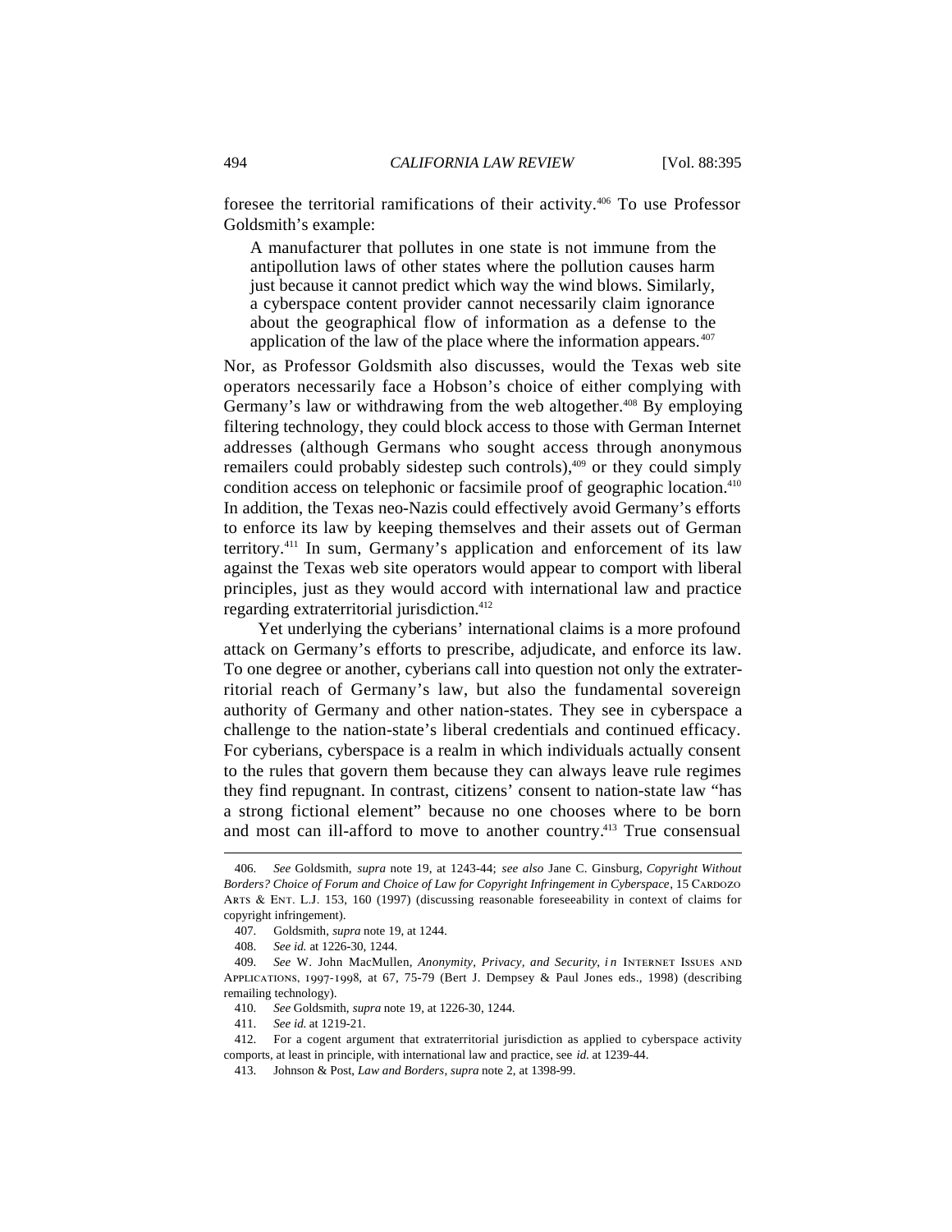foresee the territorial ramifications of their activity.[406] To use Professor Goldsmith's example:

> A manufacturer that pollutes in one state is not immune from the antipollution laws of other states where the pollution causes harm just because it cannot predict which way the wind blows. Similarly, a cyberspace content provider cannot necessarily claim ignorance about the geographical flow of information as a defense to the application of the law of the place where the information appears.[407]

Nor, as Professor Goldsmith also discusses, would the Texas web site operators necessarily face a Hobson's choice of either complying with Germany's law or withdrawing from the web altogether.[408] By employing filtering technology, they could block access to those with German Internet addresses (although Germans who sought access through anonymous remailers could probably sidestep such controls),[409] or they could simply condition access on telephonic or facsimile proof of geographic location.[410] In addition, the Texas neo-Nazis could effectively avoid Germany's efforts to enforce its law by keeping themselves and their assets out of German territory.[411] In sum, Germany's application and enforcement of its law against the Texas web site operators would appear to comport with liberal principles, just as they would accord with international law and practice regarding extraterritorial jurisdiction.[412]

Yet underlying the cyberians' international claims is a more profound attack on Germany's efforts to prescribe, adjudicate, and enforce its law. To one degree or another, cyberians call into question not only the extraterritorial reach of Germany's law, but also the fundamental sovereign authority of Germany and other nation-states. They see in cyberspace a challenge to the nation-state's liberal credentials and continued efficacy. For cyberians, cyberspace is a realm in which individuals actually consent to the rules that govern them because they can always leave rule regimes they find repugnant. In contrast, citizens' consent to nation-state law "has a strong fictional element" because no one chooses where to be born and most can ill-afford to move to another country.[413] True consensual

---

406. *See* Goldsmith, *supra* note 19, at 1243-44; *see also* Jane C. Ginsburg, *Copyright Without Borders? Choice of Forum and Choice of Law for Copyright Infringement in Cyberspace*, 15 Cardozo Arts & Ent. L.J. 153, 160 (1997) (discussing reasonable foreseeability in context of claims for copyright infringement).

407. Goldsmith, *supra* note 19, at 1244.

408. *See id.* at 1226-30, 1244.

409. *See* W. John MacMullen, *Anonymity, Privacy, and Security*, *in* Internet Issues and Applications, 1997-1998, at 67, 75-79 (Bert J. Dempsey & Paul Jones eds., 1998) (describing remailing technology).

410. *See* Goldsmith, *supra* note 19, at 1226-30, 1244.

411. *See id.* at 1219-21.

412. For a cogent argument that extraterritorial jurisdiction as applied to cyberspace activity comports, at least in principle, with international law and practice, see *id.* at 1239-44.

413. Johnson & Post, *Law and Borders*, *supra* note 2, at 1398-99.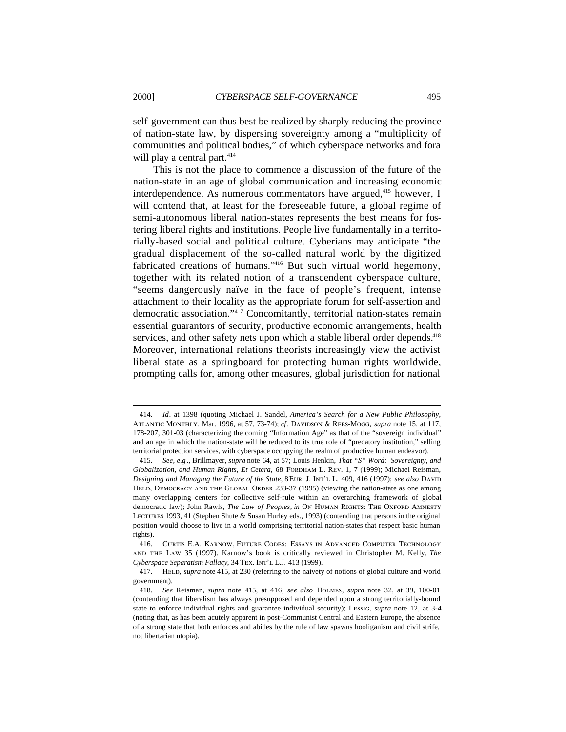self-government can thus best be realized by sharply reducing the province of nation-state law, by dispersing sovereignty among a "multiplicity of communities and political bodies," of which cyberspace networks and fora will play a central part.[414]

This is not the place to commence a discussion of the future of the nation-state in an age of global communication and increasing economic interdependence. As numerous commentators have argued,[415] however, I will contend that, at least for the foreseeable future, a global regime of semi-autonomous liberal nation-states represents the best means for fostering liberal rights and institutions. People live fundamentally in a territorially-based social and political culture. Cyberians may anticipate "the gradual displacement of the so-called natural world by the digitized fabricated creations of humans."[416] But such virtual world hegemony, together with its related notion of a transcendent cyberspace culture, "seems dangerously naïve in the face of people's frequent, intense attachment to their locality as the appropriate forum for self-assertion and democratic association."[417] Concomitantly, territorial nation-states remain essential guarantors of security, productive economic arrangements, health services, and other safety nets upon which a stable liberal order depends.[418] Moreover, international relations theorists increasingly view the activist liberal state as a springboard for protecting human rights worldwide, prompting calls for, among other measures, global jurisdiction for national

---

414. *Id*. at 1398 (quoting Michael J. Sandel, *America's Search for a New Public Philosophy*, ATLANTIC MONTHLY, Mar. 1996, at 57, 73-74); *cf*. DAVIDSON & REES-MOGG, *supra* note 15, at 117, 178-207, 301-03 (characterizing the coming "Information Age" as that of the "sovereign individual" and an age in which the nation-state will be reduced to its true role of "predatory institution," selling territorial protection services, with cyberspace occupying the realm of productive human endeavor).

415. *See, e.g*., Brillmayer, *supra* note 64, at 57; Louis Henkin, *That "S" Word: Sovereignty, and Globalization, and Human Rights, Et Cetera*, 68 FORDHAM L. REV. 1, 7 (1999); Michael Reisman, *Designing and Managing the Future of the State*, 8 EUR. J. INT'L L. 409, 416 (1997); *see also* DAVID HELD, DEMOCRACY AND THE GLOBAL ORDER 233-37 (1995) (viewing the nation-state as one among many overlapping centers for collective self-rule within an overarching framework of global democratic law); John Rawls, *The Law of Peoples*, *in* ON HUMAN RIGHTS: THE OXFORD AMNESTY LECTURES 1993, 41 (Stephen Shute & Susan Hurley eds., 1993) (contending that persons in the original position would choose to live in a world comprising territorial nation-states that respect basic human rights).

416. CURTIS E.A. KARNOW, FUTURE CODES: ESSAYS IN ADVANCED COMPUTER TECHNOLOGY AND THE LAW 35 (1997). Karnow's book is critically reviewed in Christopher M. Kelly, *The Cyberspace Separatism Fallacy*, 34 TEX. INT'L L.J. 413 (1999).

417. HELD, *supra* note 415, at 230 (referring to the naivety of notions of global culture and world government).

418. *See* Reisman, *supra* note 415, at 416; *see also* HOLMES, *supra* note 32, at 39, 100-01 (contending that liberalism has always presupposed and depended upon a strong territorially-bound state to enforce individual rights and guarantee individual security); LESSIG, *supra* note 12, at 3-4 (noting that, as has been acutely apparent in post-Communist Central and Eastern Europe, the absence of a strong state that both enforces and abides by the rule of law spawns hooliganism and civil strife, not libertarian utopia).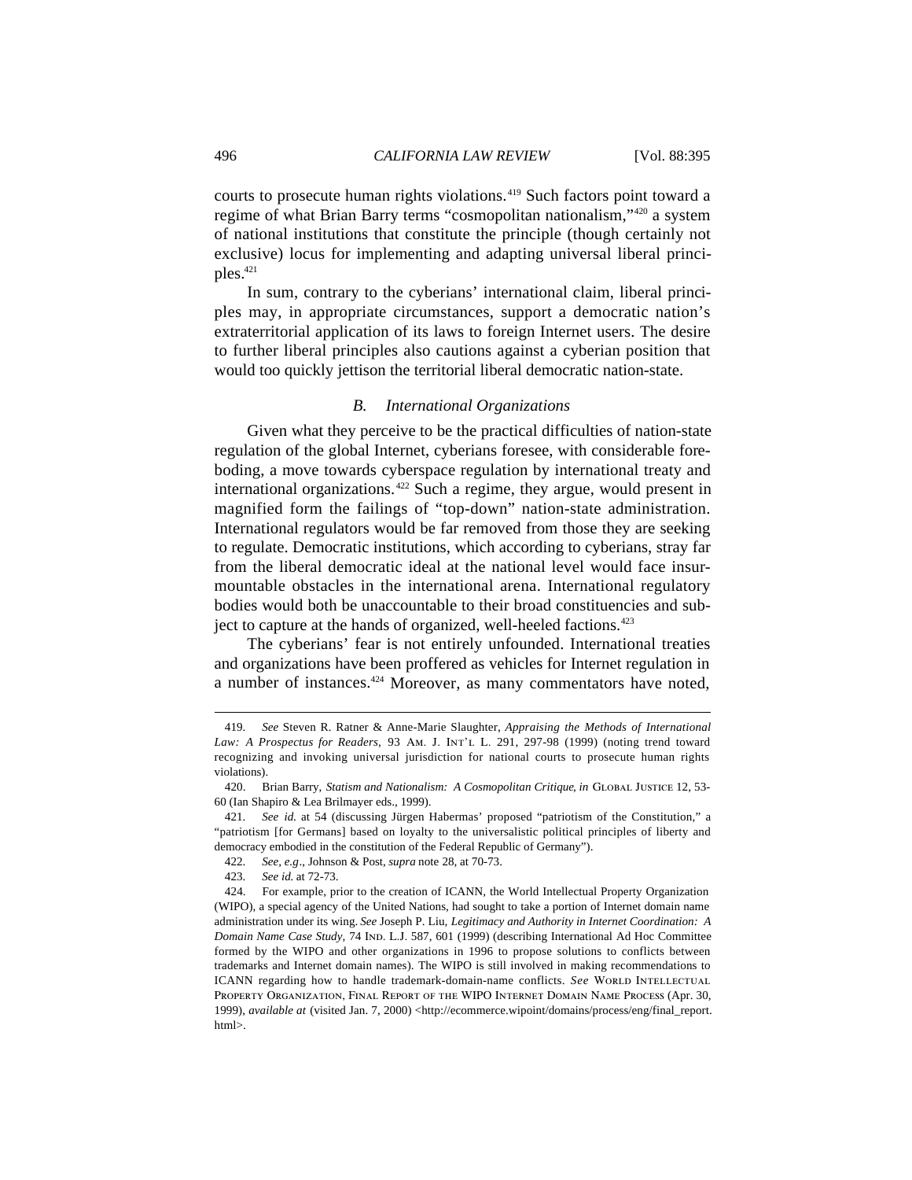courts to prosecute human rights violations.[419] Such factors point toward a regime of what Brian Barry terms "cosmopolitan nationalism,"[420] a system of national institutions that constitute the principle (though certainly not exclusive) locus for implementing and adapting universal liberal principles.[421]

In sum, contrary to the cyberians' international claim, liberal principles may, in appropriate circumstances, support a democratic nation's extraterritorial application of its laws to foreign Internet users. The desire to further liberal principles also cautions against a cyberian position that would too quickly jettison the territorial liberal democratic nation-state.

### *B. International Organizations*

Given what they perceive to be the practical difficulties of nation-state regulation of the global Internet, cyberians foresee, with considerable foreboding, a move towards cyberspace regulation by international treaty and international organizations.[422] Such a regime, they argue, would present in magnified form the failings of "top-down" nation-state administration. International regulators would be far removed from those they are seeking to regulate. Democratic institutions, which according to cyberians, stray far from the liberal democratic ideal at the national level would face insurmountable obstacles in the international arena. International regulatory bodies would both be unaccountable to their broad constituencies and subject to capture at the hands of organized, well-heeled factions.[423]

The cyberians' fear is not entirely unfounded. International treaties and organizations have been proffered as vehicles for Internet regulation in a number of instances.[424] Moreover, as many commentators have noted,

---

419. *See* Steven R. Ratner & Anne-Marie Slaughter, *Appraising the Methods of International Law: A Prospectus for Readers*, 93 Am. J. Int'l L. 291, 297-98 (1999) (noting trend toward recognizing and invoking universal jurisdiction for national courts to prosecute human rights violations).

420. Brian Barry, *Statism and Nationalism: A Cosmopolitan Critique*, *in* Global Justice 12, 53-60 (Ian Shapiro & Lea Brilmayer eds., 1999).

421. *See id.* at 54 (discussing Jürgen Habermas' proposed "patriotism of the Constitution," a "patriotism [for Germans] based on loyalty to the universalistic political principles of liberty and democracy embodied in the constitution of the Federal Republic of Germany").

422. *See, e.g*., Johnson & Post, *supra* note 28, at 70-73.

423. *See id.* at 72-73.

424. For example, prior to the creation of ICANN, the World Intellectual Property Organization (WIPO), a special agency of the United Nations, had sought to take a portion of Internet domain name administration under its wing. *See* Joseph P. Liu, *Legitimacy and Authority in Internet Coordination: A Domain Name Case Study*, 74 Ind. L.J. 587, 601 (1999) (describing International Ad Hoc Committee formed by the WIPO and other organizations in 1996 to propose solutions to conflicts between trademarks and Internet domain names). The WIPO is still involved in making recommendations to ICANN regarding how to handle trademark-domain-name conflicts. *See* World Intellectual Property Organization, Final Report of the WIPO Internet Domain Name Process (Apr. 30, 1999), *available at* (visited Jan. 7, 2000) <http://ecommerce.wipoint/domains/process/eng/final_report.html>.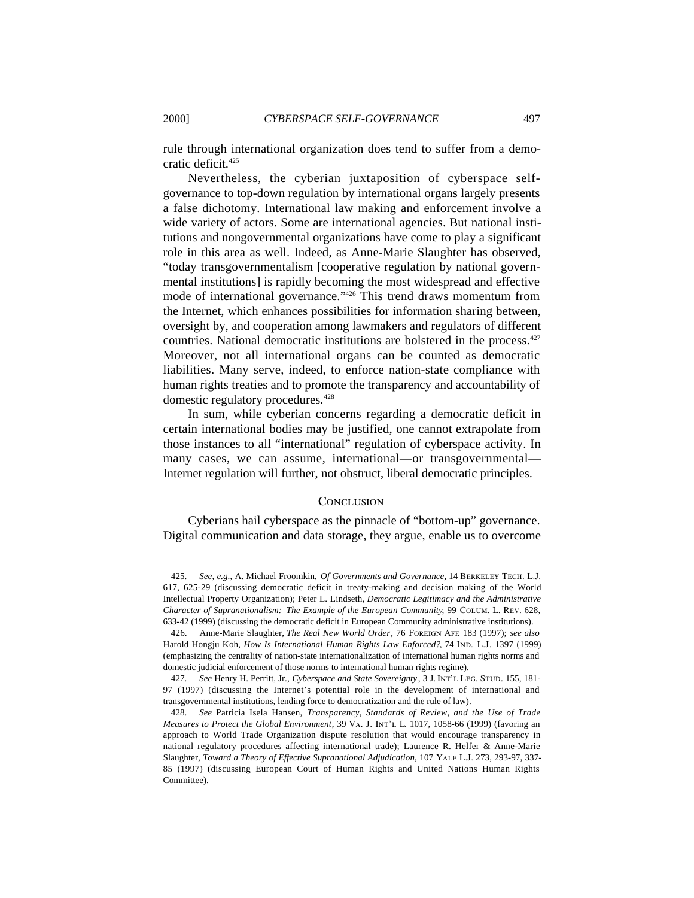rule through international organization does tend to suffer from a democratic deficit.[425]

Nevertheless, the cyberian juxtaposition of cyberspace self-governance to top-down regulation by international organs largely presents a false dichotomy. International law making and enforcement involve a wide variety of actors. Some are international agencies. But national institutions and nongovernmental organizations have come to play a significant role in this area as well. Indeed, as Anne-Marie Slaughter has observed, "today transgovernmentalism [cooperative regulation by national governmental institutions] is rapidly becoming the most widespread and effective mode of international governance."[426] This trend draws momentum from the Internet, which enhances possibilities for information sharing between, oversight by, and cooperation among lawmakers and regulators of different countries. National democratic institutions are bolstered in the process.[427] Moreover, not all international organs can be counted as democratic liabilities. Many serve, indeed, to enforce nation-state compliance with human rights treaties and to promote the transparency and accountability of domestic regulatory procedures.[428]

In sum, while cyberian concerns regarding a democratic deficit in certain international bodies may be justified, one cannot extrapolate from those instances to all "international" regulation of cyberspace activity. In many cases, we can assume, international—or transgovernmental—Internet regulation will further, not obstruct, liberal democratic principles.

## Conclusion

Cyberians hail cyberspace as the pinnacle of "bottom-up" governance. Digital communication and data storage, they argue, enable us to overcome

---

425. *See, e.g.*, A. Michael Froomkin, *Of Governments and Governance*, 14 Berkeley Tech. L.J. 617, 625-29 (discussing democratic deficit in treaty-making and decision making of the World Intellectual Property Organization); Peter L. Lindseth, *Democratic Legitimacy and the Administrative Character of Supranationalism: The Example of the European Community*, 99 Colum. L. Rev. 628, 633-42 (1999) (discussing the democratic deficit in European Community administrative institutions).

426. Anne-Marie Slaughter, *The Real New World Order*, 76 Foreign Aff. 183 (1997); *see also* Harold Hongju Koh, *How Is International Human Rights Law Enforced?*, 74 Ind. L.J. 1397 (1999) (emphasizing the centrality of nation-state internationalization of international human rights norms and domestic judicial enforcement of those norms to international human rights regime).

427. *See* Henry H. Perritt, Jr., *Cyberspace and State Sovereignty*, 3 J. Int'l Leg. Stud. 155, 181-97 (1997) (discussing the Internet's potential role in the development of international and transgovernmental institutions, lending force to democratization and the rule of law).

428. *See* Patricia Isela Hansen, *Transparency, Standards of Review, and the Use of Trade Measures to Protect the Global Environment*, 39 Va. J. Int'l L. 1017, 1058-66 (1999) (favoring an approach to World Trade Organization dispute resolution that would encourage transparency in national regulatory procedures affecting international trade); Laurence R. Helfer & Anne-Marie Slaughter, *Toward a Theory of Effective Supranational Adjudication*, 107 Yale L.J. 273, 293-97, 337-85 (1997) (discussing European Court of Human Rights and United Nations Human Rights Committee).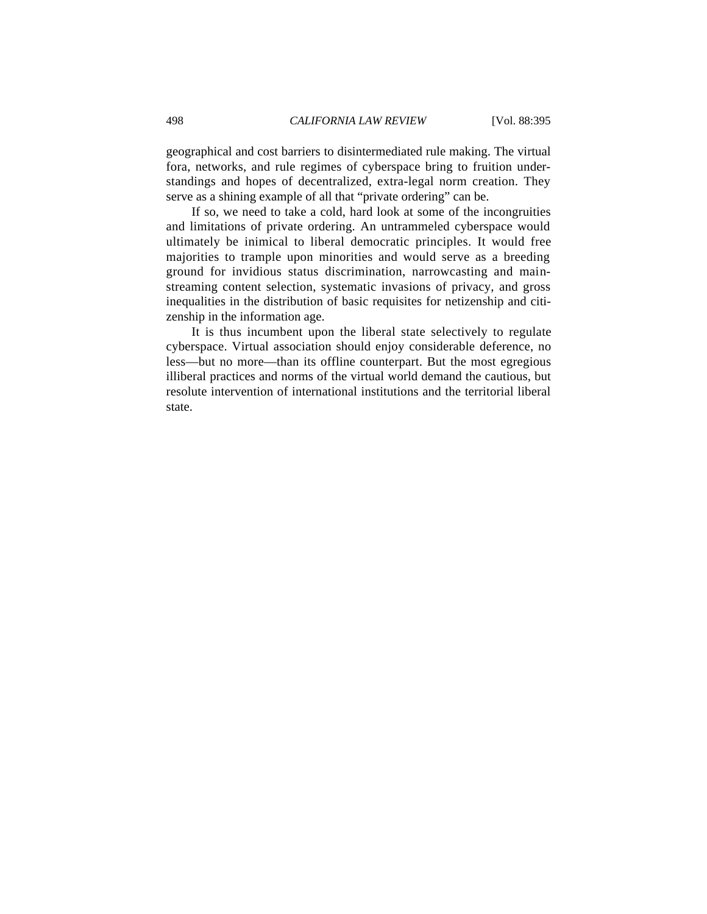geographical and cost barriers to disintermediated rule making. The virtual fora, networks, and rule regimes of cyberspace bring to fruition understandings and hopes of decentralized, extra-legal norm creation. They serve as a shining example of all that "private ordering" can be.

If so, we need to take a cold, hard look at some of the incongruities and limitations of private ordering. An untrammeled cyberspace would ultimately be inimical to liberal democratic principles. It would free majorities to trample upon minorities and would serve as a breeding ground for invidious status discrimination, narrowcasting and mainstreaming content selection, systematic invasions of privacy, and gross inequalities in the distribution of basic requisites for netizenship and citizenship in the information age.

It is thus incumbent upon the liberal state selectively to regulate cyberspace. Virtual association should enjoy considerable deference, no less—but no more—than its offline counterpart. But the most egregious illiberal practices and norms of the virtual world demand the cautious, but resolute intervention of international institutions and the territorial liberal state.